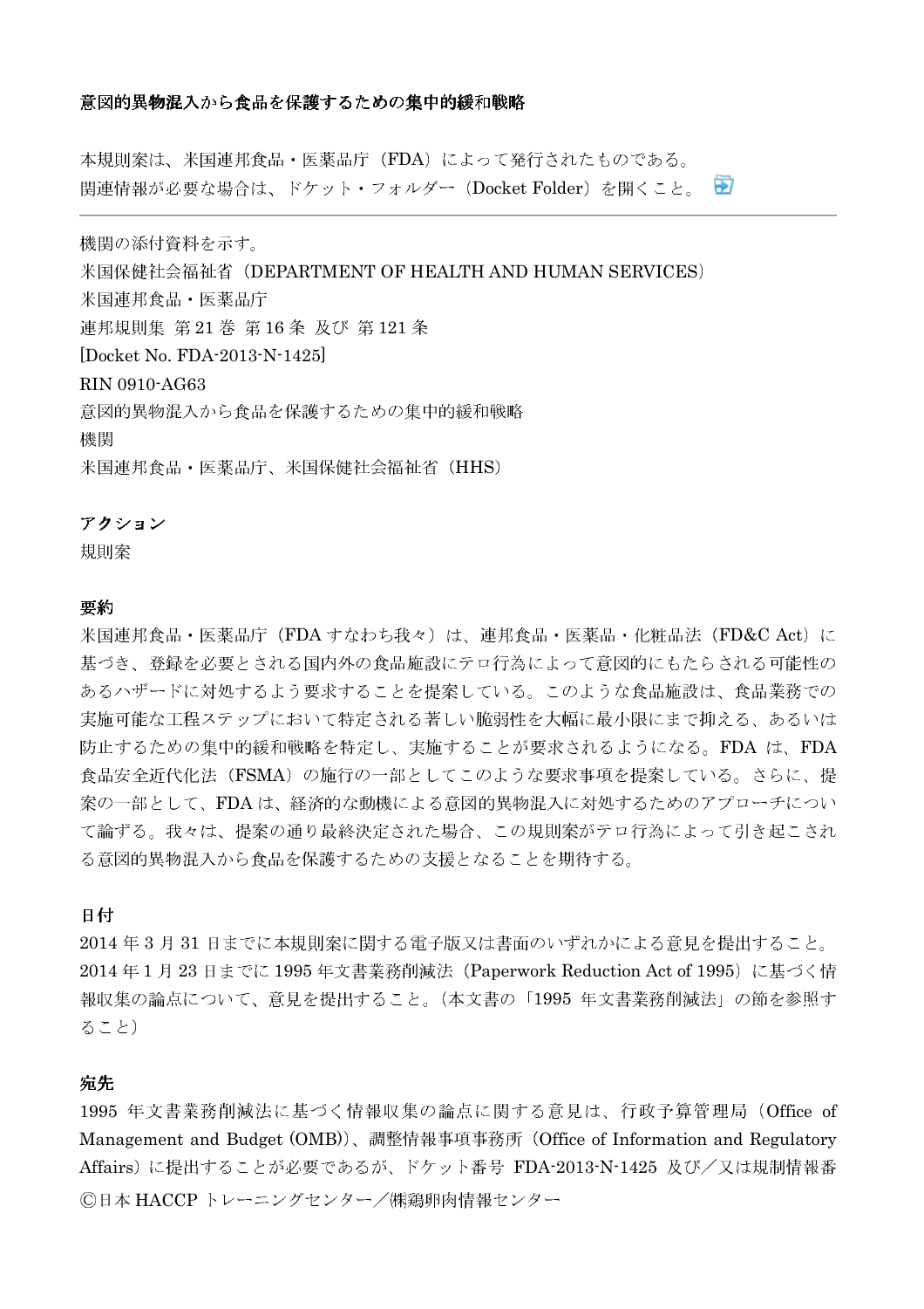**意図的異物混入から食品を保護するための集中的緩和戦略**

本規則案は、米国連邦食品・医薬品庁（FDA）によって発行されたものである。
関連情報が必要な場合は、ドケット・フォルダー（Docket Folder）を開くこと。

---

機関の添付資料を示す。
米国保健社会福祉省（DEPARTMENT OF HEALTH AND HUMAN SERVICES）
米国連邦食品・医薬品庁
連邦規則集 第21巻 第16条 及び 第121条
[Docket No. FDA-2013-N-1425]
RIN 0910-AG63
意図的異物混入から食品を保護するための集中的緩和戦略
機関
米国連邦食品・医薬品庁、米国保健社会福祉省（HHS）

**アクション**

規則案

**要約**

米国連邦食品・医薬品庁（FDA すなわち我々）は、連邦食品・医薬品・化粧品法（FD&C Act）に基づき、登録を必要とされる国内外の食品施設にテロ行為によって意図的にもたらされる可能性のあるハザードに対処するよう要求することを提案している。このような食品施設は、食品業務での実施可能な工程ステップにおいて特定される著しい脆弱性を大幅に最小限にまで抑える、あるいは防止するための集中的緩和戦略を特定し、実施することが要求されるようになる。FDA は、FDA 食品安全近代化法（FSMA）の施行の一部としてこのような要求事項を提案している。さらに、提案の一部として、FDA は、経済的な動機による意図的異物混入に対処するためのアプローチについて論ずる。我々は、提案の通り最終決定された場合、この規則案がテロ行為によって引き起こされる意図的異物混入から食品を保護するための支援となることを期待する。

**日付**

2014 年 3 月 31 日までに本規則案に関する電子版又は書面のいずれかによる意見を提出すること。
2014 年 1 月 23 日までに 1995 年文書業務削減法（Paperwork Reduction Act of 1995）に基づく情報収集の論点について、意見を提出すること。（本文書の「1995 年文書業務削減法」の節を参照すること）

**宛先**

1995 年文書業務削減法に基づく情報収集の論点に関する意見は、行政予算管理局（Office of Management and Budget (OMB)）、調整情報事項事務所（Office of Information and Regulatory Affairs）に提出することが必要であるが、ドケット番号 FDA-2013-N-1425 及び／又は規制情報番

©日本 HACCP トレーニングセンター／㈱鶏卵肉情報センター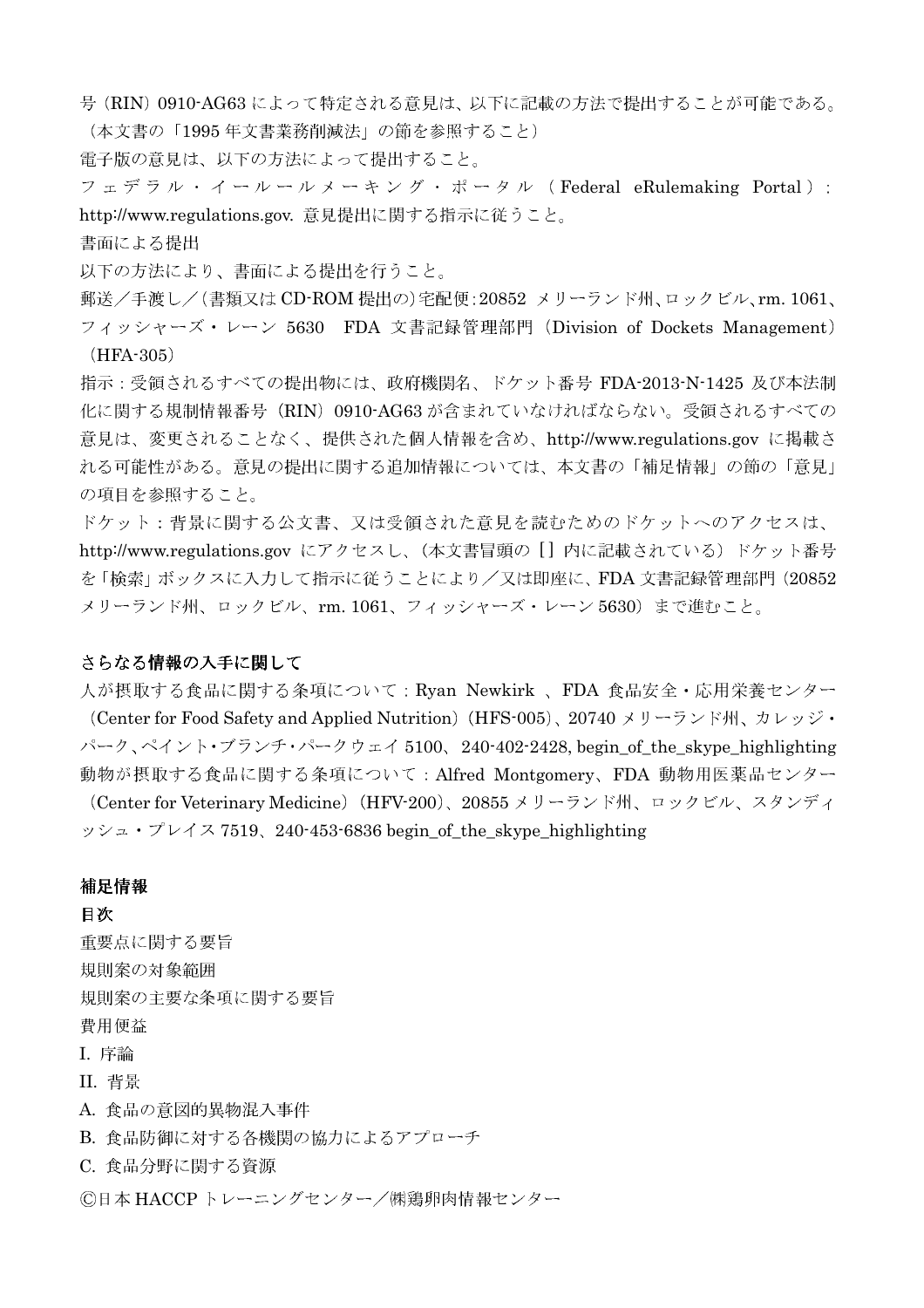号（RIN）0910-AG63 によって特定される意見は、以下に記載の方法で提出することが可能である。（本文書の「1995 年文書業務削減法」の節を参照すること）

電子版の意見は、以下の方法によって提出すること。

フェデラル・イールールメーキング・ポータル（Federal eRulemaking Portal）：http://www.regulations.gov. 意見提出に関する指示に従うこと。

書面による提出

以下の方法により、書面による提出を行うこと。

郵送／手渡し／（書類又は CD-ROM 提出の）宅配便：20852 メリーランド州、ロックビル、rm. 1061、フィッシャーズ・レーン 5630 FDA 文書記録管理部門（Division of Dockets Management）（HFA-305）

指示：受領されるすべての提出物には、政府機関名、ドケット番号 FDA-2013-N-1425 及び本法制化に関する規制情報番号（RIN）0910-AG63 が含まれていなければならない。受領されるすべての意見は、変更されることなく、提供された個人情報を含め、http://www.regulations.gov に掲載される可能性がある。意見の提出に関する追加情報については、本文書の「補足情報」の節の「意見」の項目を参照すること。

ドケット：背景に関する公文書、又は受領された意見を読むためのドケットへのアクセスは、http://www.regulations.gov にアクセスし、（本文書冒頭の［］内に記載されている）ドケット番号を「検索」ボックスに入力して指示に従うことにより／又は即座に、FDA 文書記録管理部門（20852 メリーランド州、ロックビル、rm. 1061、フィッシャーズ・レーン 5630）まで進むこと。

## さらなる情報の入手に関して

人が摂取する食品に関する条項について：Ryan Newkirk 、FDA 食品安全・応用栄養センター（Center for Food Safety and Applied Nutrition）（HFS-005）、20740 メリーランド州、カレッジ・パーク、ペイント・ブランチ・パークウェイ 5100、240-402-2428, begin_of_the_skype_highlighting

動物が摂取する食品に関する条項について：Alfred Montgomery、FDA 動物用医薬品センター（Center for Veterinary Medicine）（HFV-200）、20855 メリーランド州、ロックビル、スタンディッシュ・プレイス 7519、240-453-6836 begin_of_the_skype_highlighting

## 補足情報

**目次**

重要点に関する要旨

規則案の対象範囲

規則案の主要な条項に関する要旨

費用便益

I. 序論

II. 背景

A. 食品の意図的異物混入事件

B. 食品防御に対する各機関の協力によるアプローチ

C. 食品分野に関する資源

Ⓒ日本 HACCP トレーニングセンター／㈱鶏卵肉情報センター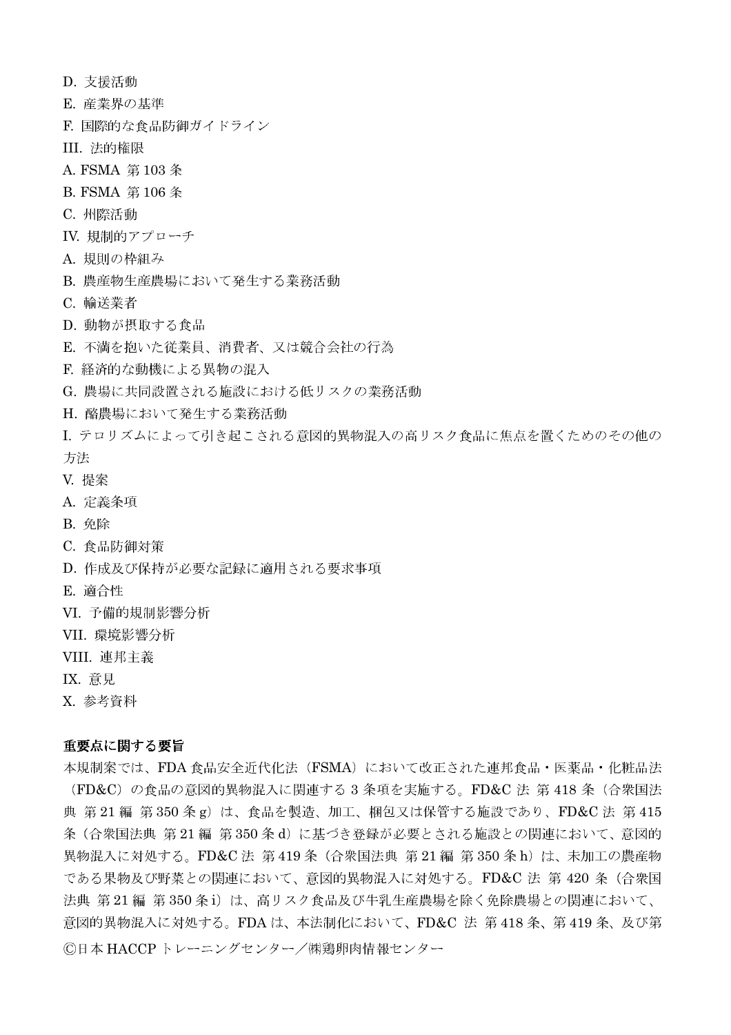D. 支援活動

E. 産業界の基準

F. 国際的な食品防御ガイドライン

III. 法的権限

A. FSMA 第 103 条

B. FSMA 第 106 条

C. 州際活動

IV. 規制的アプローチ

A. 規則の枠組み

B. 農産物生産農場において発生する業務活動

C. 輸送業者

D. 動物が摂取する食品

E. 不満を抱いた従業員、消費者、又は競合会社の行為

F. 経済的な動機による異物の混入

G. 農場に共同設置される施設における低リスクの業務活動

H. 酪農場において発生する業務活動

I. テロリズムによって引き起こされる意図的異物混入の高リスク食品に焦点を置くためのその他の方法

V. 提案

A. 定義条項

B. 免除

C. 食品防御対策

D. 作成及び保持が必要な記録に適用される要求事項

E. 適合性

VI. 予備的規制影響分析

VII. 環境影響分析

VIII. 連邦主義

IX. 意見

X. 参考資料

**重要点に関する要旨**

本規制案では、FDA 食品安全近代化法（FSMA）において改正された連邦食品・医薬品・化粧品法（FD&C）の食品の意図的異物混入に関連する 3 条項を実施する。FD&C 法 第 418 条（合衆国法典 第 21 編 第 350 条 g）は、食品を製造、加工、梱包又は保管する施設であり、FD&C 法 第 415 条（合衆国法典 第 21 編 第 350 条 d）に基づき登録が必要とされる施設との関連において、意図的異物混入に対処する。FD&C 法 第 419 条（合衆国法典 第 21 編 第 350 条 h）は、未加工の農産物である果物及び野菜との関連において、意図的異物混入に対処する。FD&C 法 第 420 条（合衆国法典 第 21 編 第 350 条 i）は、高リスク食品及び牛乳生産農場を除く免除農場との関連において、意図的異物混入に対処する。FDA は、本法制化において、FD&C 法 第 418 条、第 419 条、及び第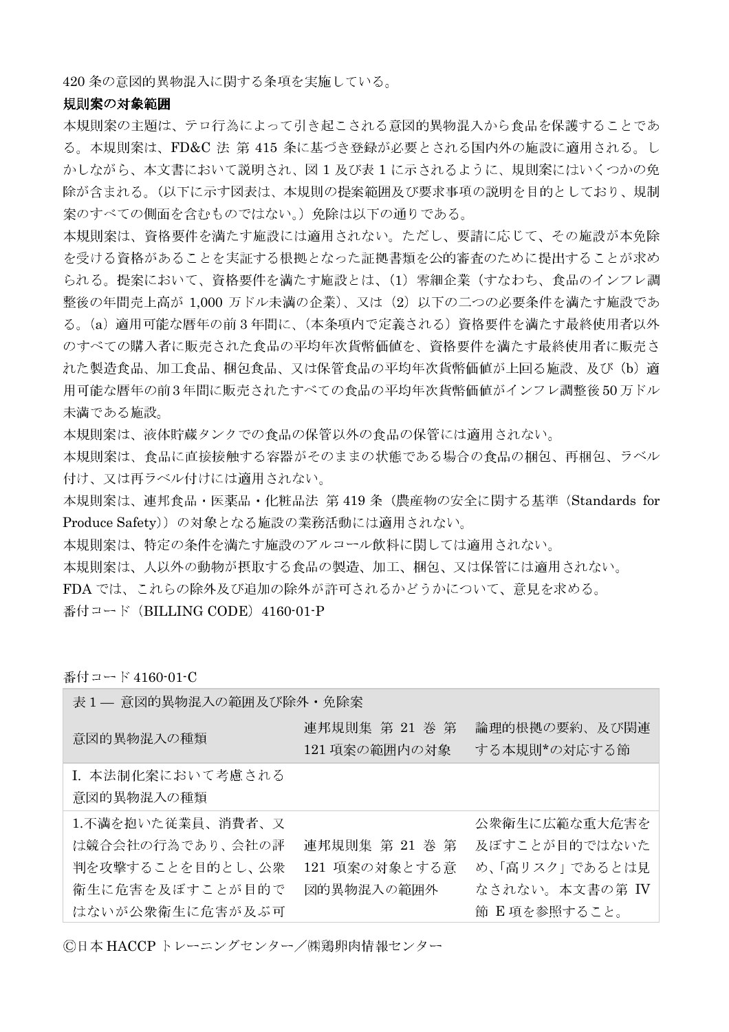420 条の意図的異物混入に関する条項を実施している。

**規則案の対象範囲**

本規則案の主題は、テロ行為によって引き起こされる意図的異物混入から食品を保護することである。本規則案は、FD&C 法 第 415 条に基づき登録が必要とされる国内外の施設に適用される。しかしながら、本文書において説明され、図 1 及び表 1 に示されるように、規則案にはいくつかの免除が含まれる。（以下に示す図表は、本規則の提案範囲及び要求事項の説明を目的としており、規制案のすべての側面を含むものではない。）免除は以下の通りである。

本規則案は、資格要件を満たす施設には適用されない。ただし、要請に応じて、その施設が本免除を受ける資格があることを実証する根拠となった証拠書類を公的審査のために提出することが求められる。提案において、資格要件を満たす施設とは、（1）零細企業（すなわち、食品のインフレ調整後の年間売上高が 1,000 万ドル未満の企業）、又は（2）以下の二つの必要条件を満たす施設である。（a）適用可能な暦年の前 3 年間に、（本条項内で定義される）資格要件を満たす最終使用者以外のすべての購入者に販売された食品の平均年次貨幣価値を、資格要件を満たす最終使用者に販売された製造食品、加工食品、梱包食品、又は保管食品の平均年次貨幣価値が上回る施設、及び（b）適用可能な暦年の前 3 年間に販売されたすべての食品の平均年次貨幣価値がインフレ調整後 50 万ドル未満である施設。

本規則案は、液体貯蔵タンクでの食品の保管以外の食品の保管には適用されない。

本規則案は、食品に直接接触する容器がそのままの状態である場合の食品の梱包、再梱包、ラベル付け、又は再ラベル付けには適用されない。

本規則案は、連邦食品・医薬品・化粧品法 第 419 条（農産物の安全に関する基準（Standards for Produce Safety））の対象となる施設の業務活動には適用されない。

本規則案は、特定の条件を満たす施設のアルコール飲料に関しては適用されない。

本規則案は、人以外の動物が摂取する食品の製造、加工、梱包、又は保管には適用されない。

FDA では、これらの除外及び追加の除外が許可されるかどうかについて、意見を求める。

番付コード（BILLING CODE）4160-01-P

番付コード 4160-01-C

| 表 1 ― 意図的異物混入の範囲及び除外・免除案 | | |
|---|---|---|
| 意図的異物混入の種類 | 連邦規則集 第 21 巻 第 121 項案の範囲内の対象 | 論理的根拠の要約、及び関連する本規則*の対応する節 |
| I. 本法制化案において考慮される意図的異物混入の種類 | | |
| 1.不満を抱いた従業員、消費者、又は競合会社の行為であり、会社の評判を攻撃することを目的とし、公衆衛生に危害を及ぼすことが目的ではないが公衆衛生に危害が及ぶ可 | 連邦規則集 第 21 巻 第 121 項案の対象とする意図的異物混入の範囲外 | 公衆衛生に広範な重大危害を及ぼすことが目的ではないため、「高リスク」であるとは見なされない。本文書の第 IV 節 E 項を参照すること。 |

Ⓒ日本 HACCP トレーニングセンター／㈱鶏卵肉情報センター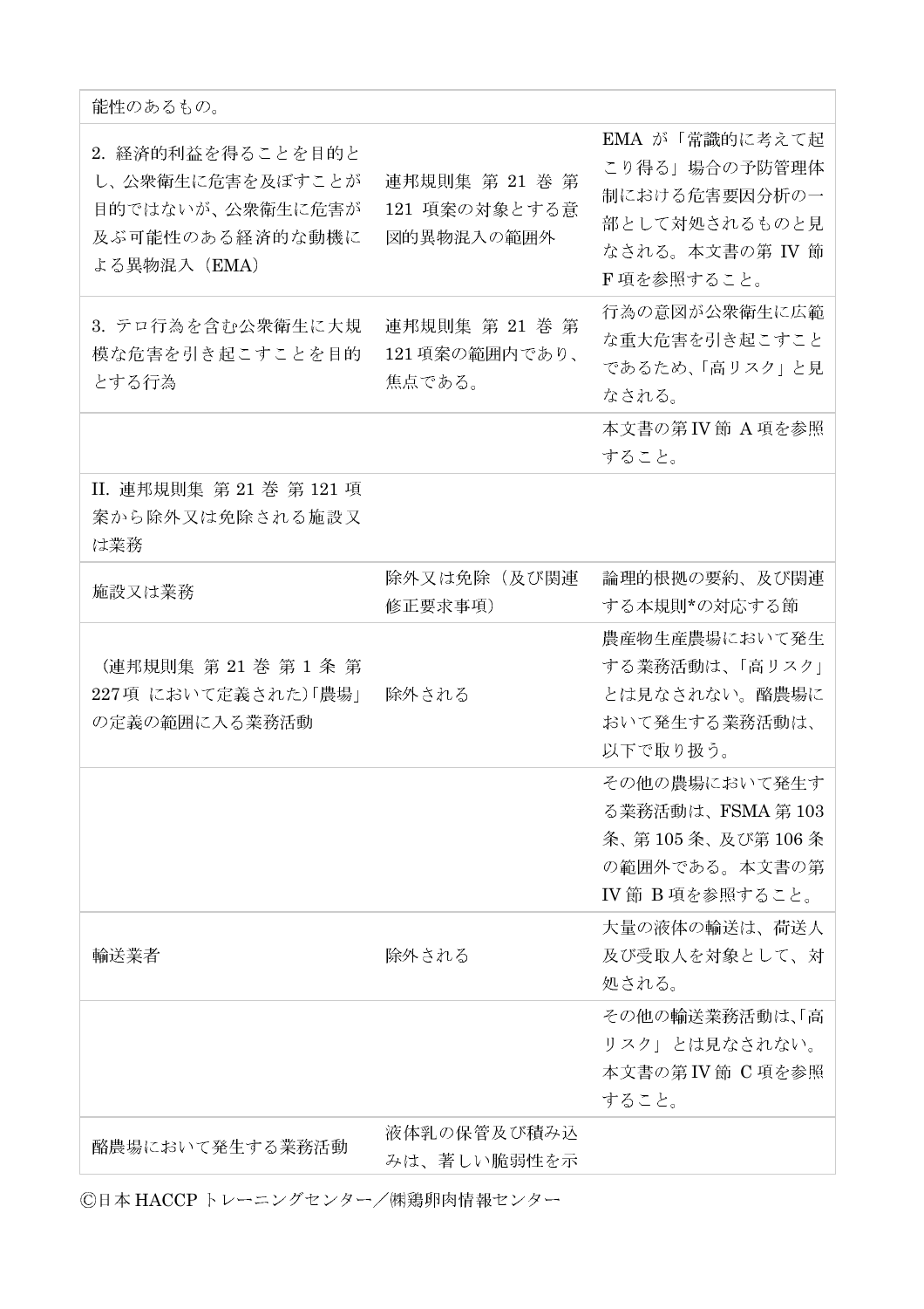| | | |
|---|---|---|
| 能性のあるもの。 | | |
| 2. 経済的利益を得ることを目的とし、公衆衛生に危害を及ぼすことが目的ではないが、公衆衛生に危害が及ぶ可能性のある経済的な動機による異物混入（EMA） | 連邦規則集 第 21 巻 第 121 項案の対象とする意図的異物混入の範囲外 | EMA が「常識的に考えて起こり得る」場合の予防管理体制における危害要因分析の一部として対処されるものと見なされる。本文書の第 IV 節 F 項を参照すること。 |
| 3. テロ行為を含む公衆衛生に大規模な危害を引き起こすことを目的とする行為 | 連邦規則集 第 21 巻 第 121 項案の範囲内であり、焦点である。 | 行為の意図が公衆衛生に広範な重大危害を引き起こすことであるため、「高リスク」と見なされる。 |
| | | 本文書の第Ⅳ節 A 項を参照すること。 |
| II. 連邦規則集 第 21 巻 第 121 項案から除外又は免除される施設又は業務 | | |
| 施設又は業務 | 除外又は免除（及び関連修正要求事項） | 論理的根拠の要約、及び関連する本規則*の対応する節 |
| （連邦規則集 第 21 巻 第 1 条 第 227 項 において定義された)「農場」の定義の範囲に入る業務活動 | 除外される | 農産物生産農場において発生する業務活動は、「高リスク」とは見なされない。酪農場において発生する業務活動は、以下で取り扱う。 |
| | | その他の農場において発生する業務活動は、FSMA 第 103 条、第 105 条、及び第 106 条の範囲外である。本文書の第Ⅳ節 B 項を参照すること。 |
| 輸送業者 | 除外される | 大量の液体の輸送は、荷送人及び受取人を対象として、対処される。 |
| | | その他の輸送業務活動は、「高リスク」とは見なされない。本文書の第Ⅳ節 C 項を参照すること。 |
| 酪農場において発生する業務活動 | 液体乳の保管及び積み込みは、著しい脆弱性を示 | |

Ⓒ日本 HACCP トレーニングセンター／㈱鶏卵肉情報センター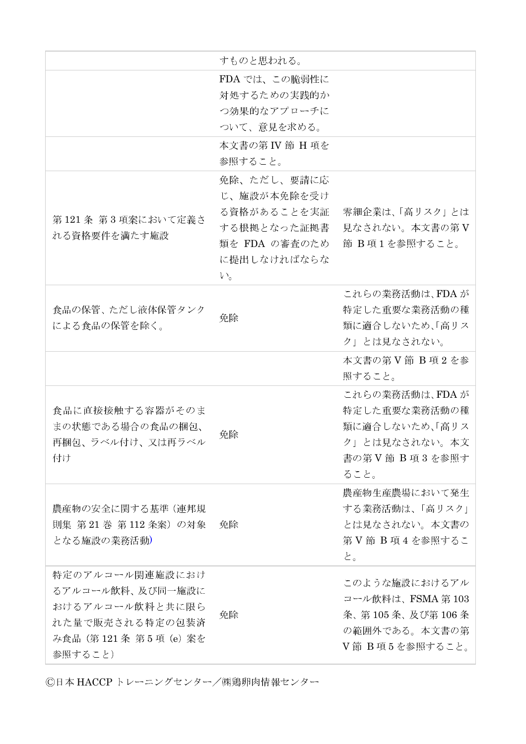| | | |
|---|---|---|
| | すものと思われる。 | |
| | FDA では、この脆弱性に対処するための実践的かつ効果的なアプローチについて、意見を求める。 | |
| | 本文書の第 IV 節 H 項を参照すること。 | |
| 第 121 条 第 3 項案において定義される資格要件を満たす施設 | 免除、ただし、要請に応じ、施設が本免除を受ける資格があることを実証する根拠となった証拠書類を FDA の審査のために提出しなければならない。 | 零細企業は、「高リスク」とは見なされない。本文書の第 V 節 B 項 1 を参照すること。 |
| 食品の保管、ただし液体保管タンクによる食品の保管を除く。 | 免除 | これらの業務活動は、FDA が特定した重要な業務活動の種類に適合しないため、「高リスク」とは見なされない。 |
| | | 本文書の第 V 節 B 項 2 を参照すること。 |
| 食品に直接接触する容器がそのままの状態である場合の食品の梱包、再梱包、ラベル付け、又は再ラベル付け | 免除 | これらの業務活動は、FDA が特定した重要な業務活動の種類に適合しないため、「高リスク」とは見なされない。本文書の第 V 節 B 項 3 を参照すること。 |
| 農産物の安全に関する基準（連邦規則集 第 21 巻 第 112 条案）の対象となる施設の業務活動) | 免除 | 農産物生産農場において発生する業務活動は、「高リスク」とは見なされない。本文書の第 V 節 B 項 4 を参照すること。 |
| 特定のアルコール関連施設におけるアルコール飲料、及び同一施設におけるアルコール飲料と共に限られた量で販売される特定の包装済み食品（第 121 条 第 5 項（e）案を参照すること） | 免除 | このような施設におけるアルコール飲料は、FSMA 第 103 条、第 105 条、及び第 106 条の範囲外である。本文書の第 V 節 B 項 5 を参照すること。 |

Ⓒ日本 HACCP トレーニングセンター／㈱鶏卵肉情報センター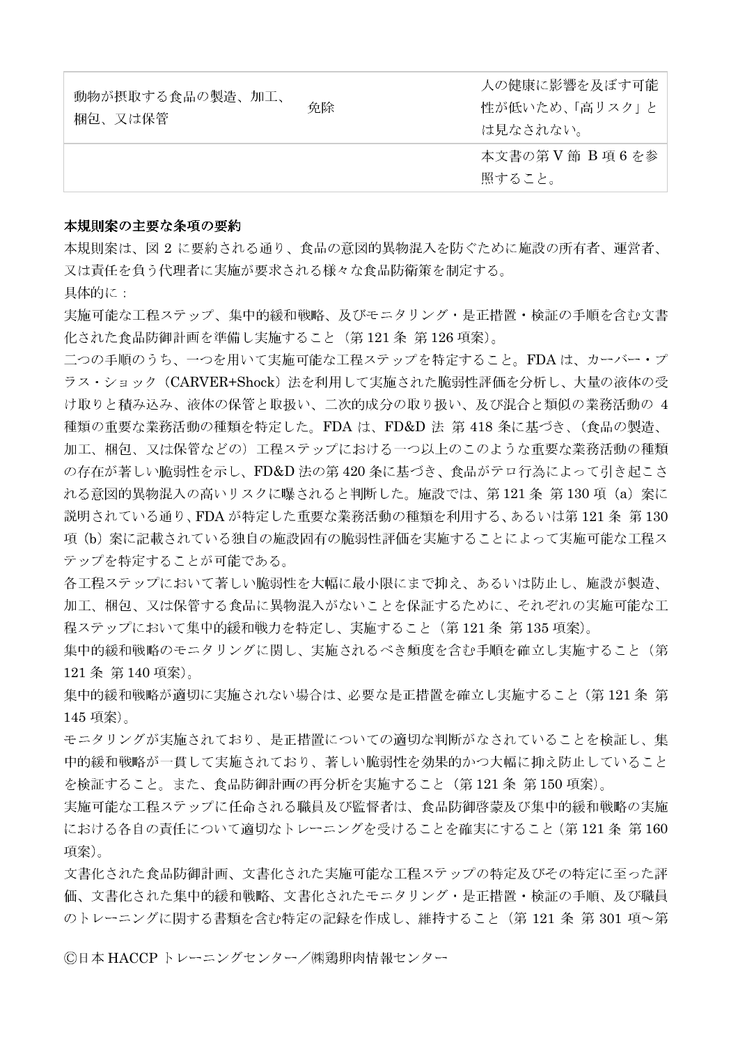| | | |
|---|---|---|
| 動物が摂取する食品の製造、加工、梱包、又は保管 | 免除 | 人の健康に影響を及ぼす可能性が低いため、「高リスク」とは見なされない。 |
| | | 本文書の第Ⅴ節 B 項 6 を参照すること。 |

**本規則案の主要な条項の要約**

本規則案は、図 2 に要約される通り、食品の意図的異物混入を防ぐために施設の所有者、運営者、又は責任を負う代理者に実施が要求される様々な食品防衛策を制定する。

具体的に：

実施可能な工程ステップ、集中的緩和戦略、及びモニタリング・是正措置・検証の手順を含む文書化された食品防御計画を準備し実施すること（第 121 条 第 126 項案）。

二つの手順のうち、一つを用いて実施可能な工程ステップを特定すること。FDA は、カーバー・プラス・ショック（CARVER+Shock）法を利用して実施された脆弱性評価を分析し、大量の液体の受け取りと積み込み、液体の保管と取扱い、二次的成分の取り扱い、及び混合と類似の業務活動の 4 種類の重要な業務活動の種類を特定した。FDA は、FD&D 法 第 418 条に基づき、（食品の製造、加工、梱包、又は保管などの）工程ステップにおける一つ以上のこのような重要な業務活動の種類の存在が著しい脆弱性を示し、FD&D 法の第 420 条に基づき、食品がテロ行為によって引き起こされる意図的異物混入の高いリスクに曝されると判断した。施設では、第 121 条 第 130 項（a）案に説明されている通り、FDA が特定した重要な業務活動の種類を利用する、あるいは第 121 条 第 130 項（b）案に記載されている独自の施設固有の脆弱性評価を実施することによって実施可能な工程ステップを特定することが可能である。

各工程ステップにおいて著しい脆弱性を大幅に最小限にまで抑え、あるいは防止し、施設が製造、加工、梱包、又は保管する食品に異物混入がないことを保証するために、それぞれの実施可能な工程ステップにおいて集中的緩和戦力を特定し、実施すること（第 121 条 第 135 項案）。

集中的緩和戦略のモニタリングに関し、実施されるべき頻度を含む手順を確立し実施すること（第 121 条 第 140 項案）。

集中的緩和戦略が適切に実施されない場合は、必要な是正措置を確立し実施すること（第 121 条 第 145 項案）。

モニタリングが実施されており、是正措置についての適切な判断がなされていることを検証し、集中的緩和戦略が一貫して実施されており、著しい脆弱性を効果的かつ大幅に抑え防止していることを検証すること。また、食品防御計画の再分析を実施すること（第 121 条 第 150 項案）。

実施可能な工程ステップに任命される職員及び監督者は、食品防御啓蒙及び集中的緩和戦略の実施における各自の責任について適切なトレーニングを受けることを確実にすること（第 121 条 第 160 項案）。

文書化された食品防御計画、文書化された実施可能な工程ステップの特定及びその特定に至った評価、文書化された集中的緩和戦略、文書化されたモニタリング・是正措置・検証の手順、及び職員のトレーニングに関する書類を含む特定の記録を作成し、維持すること（第 121 条 第 301 項～第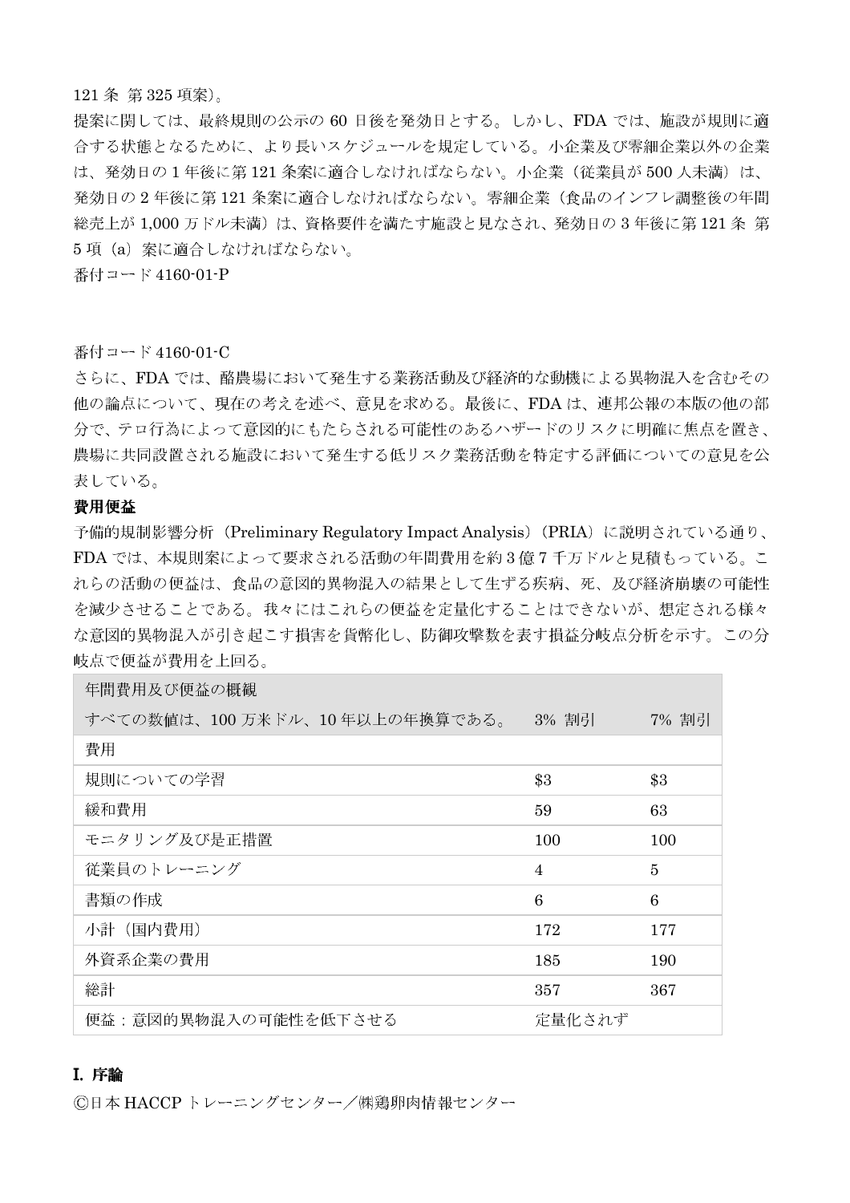121 条 第 325 項案）。

提案に関しては、最終規則の公示の 60 日後を発効日とする。しかし、FDA では、施設が規則に適合する状態となるために、より長いスケジュールを規定している。小企業及び零細企業以外の企業は、発効日の 1 年後に第 121 条案に適合しなければならない。小企業（従業員が 500 人未満）は、発効日の 2 年後に第 121 条案に適合しなければならない。零細企業（食品のインフレ調整後の年間総売上が 1,000 万ドル未満）は、資格要件を満たす施設と見なされ、発効日の 3 年後に第 121 条 第 5 項（a）案に適合しなければならない。

番付コード 4160-01-P

番付コード 4160-01-C

さらに、FDA では、酪農場において発生する業務活動及び経済的な動機による異物混入を含むその他の論点について、現在の考えを述べ、意見を求める。最後に、FDA は、連邦公報の本版の他の部分で、テロ行為によって意図的にもたらされる可能性のあるハザードのリスクに明確に焦点を置き、農場に共同設置される施設において発生する低リスク業務活動を特定する評価についての意見を公表している。

**費用便益**

予備的規制影響分析（Preliminary Regulatory Impact Analysis）（PRIA）に説明されている通り、FDA では、本規則案によって要求される活動の年間費用を約 3 億 7 千万ドルと見積もっている。これらの活動の便益は、食品の意図的異物混入の結果として生ずる疾病、死、及び経済崩壊の可能性を減少させることである。我々にはこれらの便益を定量化することはできないが、想定される様々な意図的異物混入が引き起こす損害を貨幣化し、防御攻撃数を表す損益分岐点分析を示す。この分岐点で便益が費用を上回る。

| 年間費用及び便益の概観<br>すべての数値は、100 万米ドル、10 年以上の年換算である。 | 3% 割引 | 7% 割引 |
|---|---|---|
| 費用 | | |
| 規則についての学習 | $3 | $3 |
| 緩和費用 | 59 | 63 |
| モニタリング及び是正措置 | 100 | 100 |
| 従業員のトレーニング | 4 | 5 |
| 書類の作成 | 6 | 6 |
| 小計（国内費用） | 172 | 177 |
| 外資系企業の費用 | 185 | 190 |
| 総計 | 357 | 367 |
| 便益：意図的異物混入の可能性を低下させる | 定量化されず | |

## I. 序論

Ⓒ日本 HACCP トレーニングセンター／㈱鶏卵肉情報センター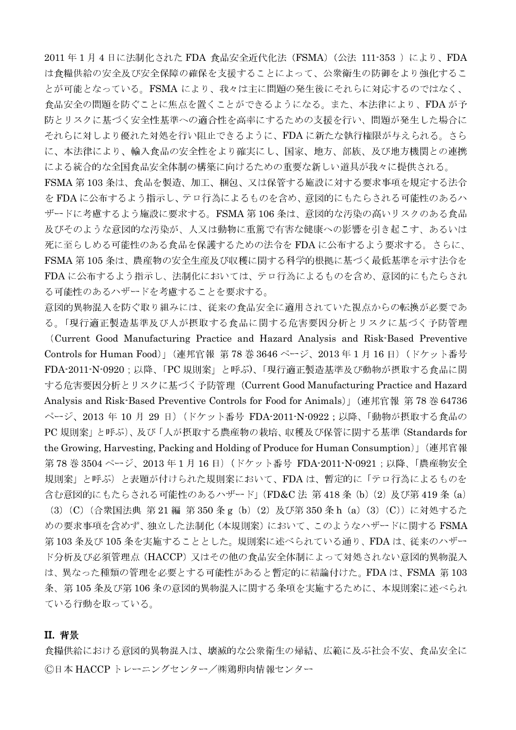2011 年 1 月 4 日に法制化された FDA 食品安全近代化法（FSMA）（公法 111-353 ）により、FDA は食糧供給の安全及び安全保障の確保を支援することによって、公衆衛生の防御をより強化することが可能となっている。FSMA により、我々は主に問題の発生後にそれらに対応するのではなく、食品安全の問題を防ぐことに焦点を置くことができるようになる。また、本法律により、FDA が予防とリスクに基づく安全性基準への適合性を高率にするための支援を行い、問題が発生した場合にそれらに対しより優れた対処を行い阻止できるように、FDA に新たな執行権限が与えられる。さらに、本法律により、輸入食品の安全性をより確実にし、国家、地方、部族、及び地方機関との連携による統合的な全国食品安全体制の構築に向けるための重要な新しい道具が我々に提供される。

FSMA 第 103 条は、食品を製造、加工、梱包、又は保管する施設に対する要求事項を規定する法令を FDA に公布するよう指示し、テロ行為によるものを含め、意図的にもたらされる可能性のあるハザードに考慮するよう施設に要求する。FSMA 第 106 条は、意図的な汚染の高いリスクのある食品及びそのような意図的な汚染が、人又は動物に重篤で有害な健康への影響を引き起こす、あるいは死に至らしめる可能性のある食品を保護するための法令を FDA に公布するよう要求する。さらに、FSMA 第 105 条は、農産物の安全生産及び収穫に関する科学的根拠に基づく最低基準を示す法令を FDA に公布するよう指示し、法制化においては、テロ行為によるものを含め、意図的にもたらされる可能性のあるハザードを考慮することを要求する。

意図的異物混入を防ぐ取り組みには、従来の食品安全に適用されていた視点からの転換が必要である。「現行適正製造基準及び人が摂取する食品に関する危害要因分析とリスクに基づく予防管理（Current Good Manufacturing Practice and Hazard Analysis and Risk-Based Preventive Controls for Human Food）」（連邦官報 第 78 巻 3646 ページ、2013 年 1 月 16 日）（ドケット番号 FDA-2011-N-0920；以降、「PC 規則案」と呼ぶ）、「現行適正製造基準及び動物が摂取する食品に関する危害要因分析とリスクに基づく予防管理（Current Good Manufacturing Practice and Hazard Analysis and Risk-Based Preventive Controls for Food for Animals）」（連邦官報 第 78 巻 64736 ページ、2013 年 10 月 29 日）（ドケット番号 FDA-2011-N-0922；以降、「動物が摂取する食品の PC 規則案」と呼ぶ）、及び「人が摂取する農産物の栽培、収穫及び保管に関する基準（Standards for the Growing, Harvesting, Packing and Holding of Produce for Human Consumption）」（連邦官報 第 78 巻 3504 ページ、2013 年 1 月 16 日）（ドケット番号 FDA-2011-N-0921；以降、「農産物安全規則案」と呼ぶ）と表題が付けられた規則案において、FDA は、暫定的に「テロ行為によるものを含む意図的にもたらされる可能性のあるハザード」（FD&C 法 第 418 条（b）（2）及び第 419 条（a）（3）（C）（合衆国法典 第 21 編 第 350 条 g（b）（2）及び第 350 条 h（a）（3）（C））に対処するための要求事項を含めず、独立した法制化（本規則案）において、このようなハザードに関する FSMA 第 103 条及び 105 条を実施することとした。規則案に述べられている通り、FDA は、従来のハザード分析及び必須管理点（HACCP）又はその他の食品安全体制によって対処されない意図的異物混入は、異なった種類の管理を必要とする可能性があると暫定的に結論付けた。FDA は、FSMA 第 103 条、第 105 条及び第 106 条の意図的異物混入に関する条項を実施するために、本規則案に述べられている行動を取っている。

## II. 背景

食糧供給における意図的異物混入は、壊滅的な公衆衛生の帰結、広範に及ぶ社会不安、食品安全に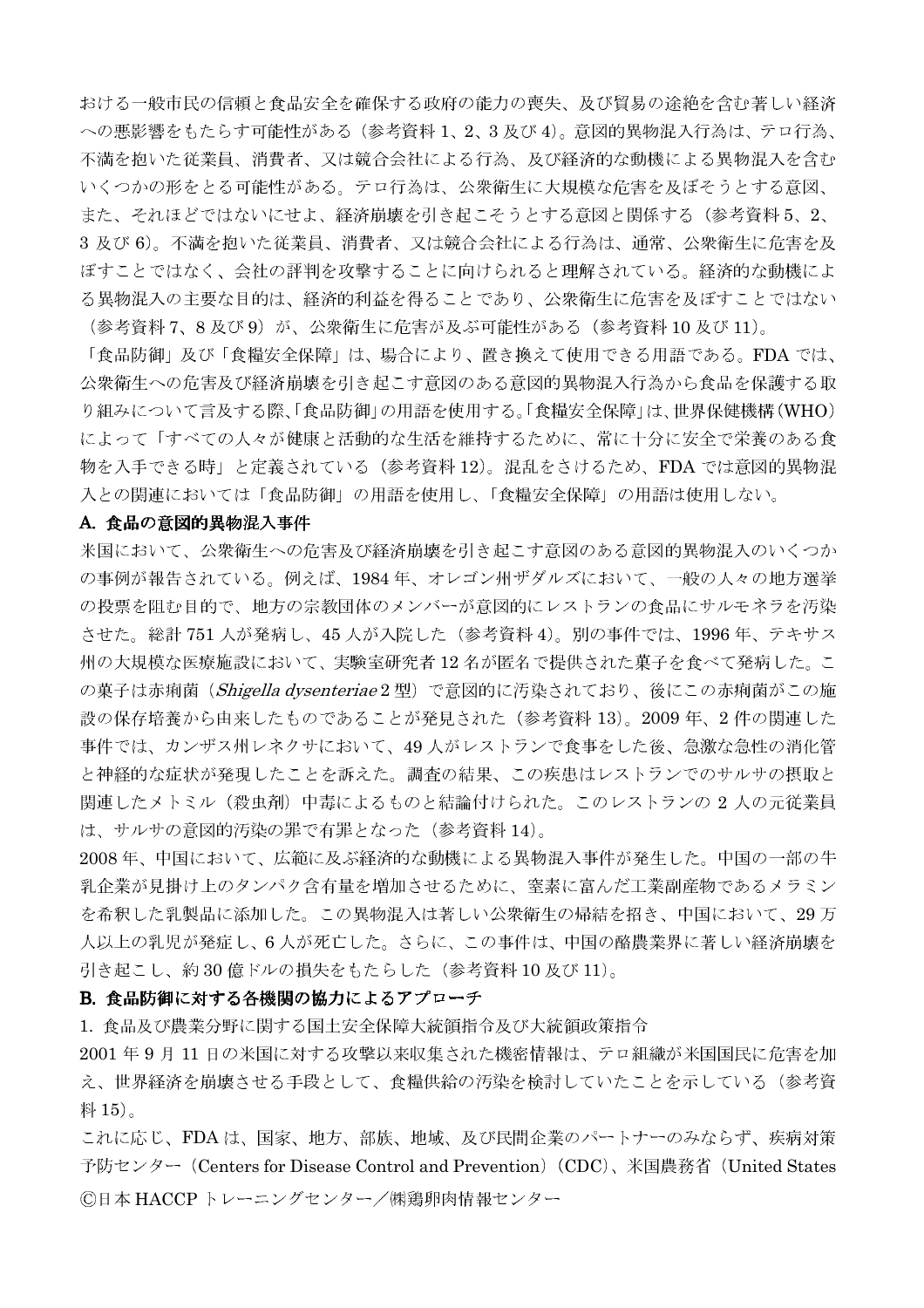における一般市民の信頼と食品安全を確保する政府の能力の喪失、及び貿易の途絶を含む著しい経済への悪影響をもたらす可能性がある（参考資料 1、2、3 及び 4）。意図的異物混入行為は、テロ行為、不満を抱いた従業員、消費者、又は競合会社による行為、及び経済的な動機による異物混入を含むいくつかの形をとる可能性がある。テロ行為は、公衆衛生に大規模な危害を及ぼそうとする意図、また、それほどではないにせよ、経済崩壊を引き起こそうとする意図と関係する（参考資料 5、2、3 及び 6）。不満を抱いた従業員、消費者、又は競合会社による行為は、通常、公衆衛生に危害を及ぼすことではなく、会社の評判を攻撃することに向けられると理解されている。経済的な動機による異物混入の主要な目的は、経済的利益を得ることであり、公衆衛生に危害を及ぼすことではない（参考資料 7、8 及び 9）が、公衆衛生に危害が及ぶ可能性がある（参考資料 10 及び 11）。

「食品防御」及び「食糧安全保障」は、場合により、置き換えて使用できる用語である。FDA では、公衆衛生への危害及び経済崩壊を引き起こす意図のある意図的異物混入行為から食品を保護する取り組みについて言及する際、「食品防御」の用語を使用する。「食糧安全保障」は、世界保健機構（WHO）によって「すべての人々が健康と活動的な生活を維持するために、常に十分に安全で栄養のある食物を入手できる時」と定義されている（参考資料 12）。混乱をさけるため、FDA では意図的異物混入との関連においては「食品防御」の用語を使用し、「食糧安全保障」の用語は使用しない。

**A. 食品の意図的異物混入事件**

米国において、公衆衛生への危害及び経済崩壊を引き起こす意図のある意図的異物混入のいくつかの事例が報告されている。例えば、1984 年、オレゴン州ザダルズにおいて、一般の人々の地方選挙の投票を阻む目的で、地方の宗教団体のメンバーが意図的にレストランの食品にサルモネラを汚染させた。総計 751 人が発病し、45 人が入院した（参考資料 4）。別の事件では、1996 年、テキサス州の大規模な医療施設において、実験室研究者 12 名が匿名で提供された菓子を食べて発病した。この菓子は赤痢菌（*Shigella dysenteriae* 2 型）で意図的に汚染されており、後にこの赤痢菌がこの施設の保存培養から由来したものであることが発見された（参考資料 13）。2009 年、2 件の関連した事件では、カンザス州レネクサにおいて、49 人がレストランで食事をした後、急激な急性の消化管と神経的な症状が発現したことを訴えた。調査の結果、この疾患はレストランでのサルサの摂取と関連したメトミル（殺虫剤）中毒によるものと結論付けられた。このレストランの 2 人の元従業員は、サルサの意図的汚染の罪で有罪となった（参考資料 14）。

2008 年、中国において、広範に及ぶ経済的な動機による異物混入事件が発生した。中国の一部の牛乳企業が見掛け上のタンパク含有量を増加させるために、窒素に富んだ工業副産物であるメラミンを希釈した乳製品に添加した。この異物混入は著しい公衆衛生の帰結を招き、中国において、29 万人以上の乳児が発症し、6 人が死亡した。さらに、この事件は、中国の酪農業界に著しい経済崩壊を引き起こし、約 30 億ドルの損失をもたらした（参考資料 10 及び 11）。

**B. 食品防御に対する各機関の協力によるアプローチ**

1. 食品及び農業分野に関する国土安全保障大統領指令及び大統領政策指令

2001 年 9 月 11 日の米国に対する攻撃以来収集された機密情報は、テロ組織が米国国民に危害を加え、世界経済を崩壊させる手段として、食糧供給の汚染を検討していたことを示している（参考資料 15）。

これに応じ、FDA は、国家、地方、部族、地域、及び民間企業のパートナーのみならず、疾病対策予防センター（Centers for Disease Control and Prevention）（CDC）、米国農務省（United States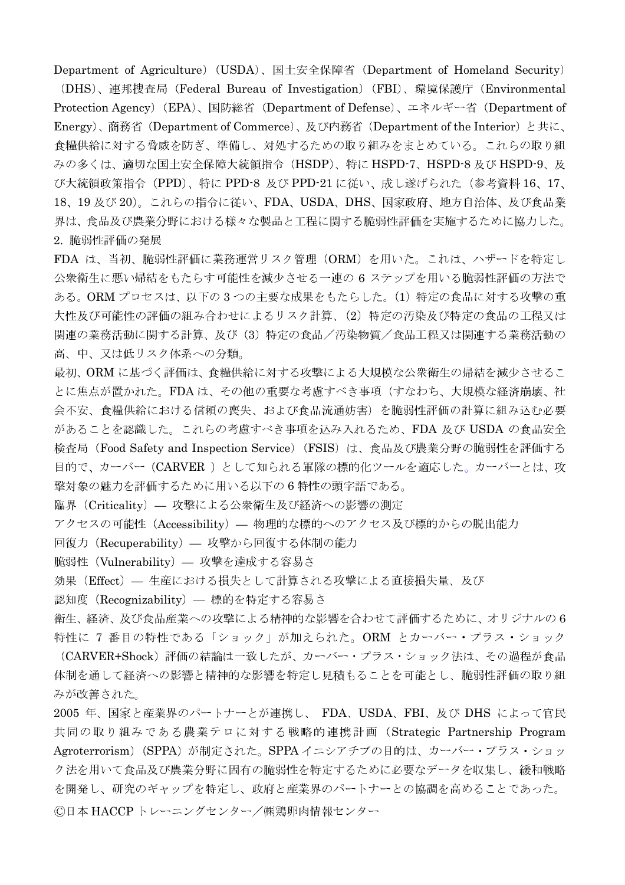Department of Agriculture）（USDA）、国土安全保障省（Department of Homeland Security）（DHS）、連邦捜査局（Federal Bureau of Investigation）（FBI）、環境保護庁（Environmental Protection Agency）（EPA）、国防総省（Department of Defense）、エネルギー省（Department of Energy）、商務省（Department of Commerce）、及び内務省（Department of the Interior）と共に、食糧供給に対する脅威を防ぎ、準備し、対処するための取り組みをまとめている。これらの取り組みの多くは、適切な国土安全保障大統領指令（HSDP）、特に HSPD-7、HSPD-8 及び HSPD-9、及び大統領政策指令（PPD）、特に PPD-8 及び PPD-21 に従い、成し遂げられた（参考資料 16、17、18、19 及び 20）。これらの指令に従い、FDA、USDA、DHS、国家政府、地方自治体、及び食品業界は、食品及び農業分野における様々な製品と工程に関する脆弱性評価を実施するために協力した。

## 2. 脆弱性評価の発展

FDA は、当初、脆弱性評価に業務運営リスク管理（ORM）を用いた。これは、ハザードを特定し公衆衛生に悪い帰結をもたらす可能性を減少させる一連の 6 ステップを用いる脆弱性評価の方法である。ORM プロセスは、以下の 3 つの主要な成果をもたらした。(1) 特定の食品に対する攻撃の重大性及び可能性の評価の組み合わせによるリスク計算、(2) 特定の汚染及び特定の食品の工程又は関連の業務活動に関する計算、及び (3) 特定の食品／汚染物質／食品工程又は関連する業務活動の高、中、又は低リスク体系への分類。

最初、ORM に基づく評価は、食糧供給に対する攻撃による大規模な公衆衛生の帰結を減少させることに焦点が置かれた。FDA は、その他の重要な考慮すべき事項（すなわち、大規模な経済崩壊、社会不安、食糧供給における信頼の喪失、および食品流通妨害）を脆弱性評価の計算に組み込む必要があることを認識した。これらの考慮すべき事項を込み入れるため、FDA 及び USDA の食品安全検査局（Food Safety and Inspection Service）（FSIS）は、食品及び農業分野の脆弱性を評価する目的で、カーバー（CARVER ）として知られる軍隊の標的化ツールを適応した。カーバーとは、攻撃対象の魅力を評価するために用いる以下の 6 特性の頭字語である。

臨界（Criticality）— 攻撃による公衆衛生及び経済への影響の測定

アクセスの可能性（Accessibility）— 物理的な標的へのアクセス及び標的からの脱出能力

回復力（Recuperability）— 攻撃から回復する体制の能力

脆弱性（Vulnerability）— 攻撃を達成する容易さ

効果（Effect）— 生産における損失として計算される攻撃による直接損失量、及び

認知度（Recognizability）— 標的を特定する容易さ

衛生、経済、及び食品産業への攻撃による精神的な影響を合わせて評価するために、オリジナルの 6 特性に 7 番目の特性である「ショック」が加えられた。ORM とカーバー・プラス・ショック（CARVER+Shock）評価の結論は一致したが、カーバー・プラス・ショック法は、その過程が食品体制を通して経済への影響と精神的な影響を特定し見積もることを可能とし、脆弱性評価の取り組みが改善された。

2005 年、国家と産業界のパートナーとが連携し、 FDA、USDA、FBI、及び DHS によって官民共同の取り組みである農業テロに対する戦略的連携計画（Strategic Partnership Program Agroterrorism）（SPPA）が制定された。SPPA イニシアチブの目的は、カーバー・プラス・ショック法を用いて食品及び農業分野に固有の脆弱性を特定するために必要なデータを収集し、緩和戦略を開発し、研究のギャップを特定し、政府と産業界のパートナーとの協調を高めることであった。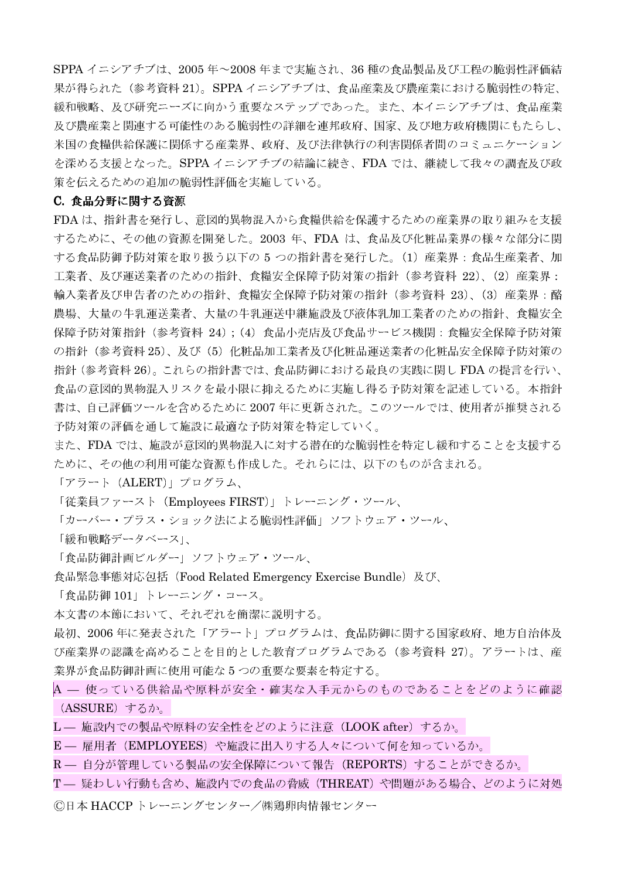SPPA イニシアチブは、2005 年～2008 年まで実施され、36 種の食品製品及び工程の脆弱性評価結果が得られた（参考資料 21）。SPPA イニシアチブは、食品産業及び農産業における脆弱性の特定、緩和戦略、及び研究ニーズに向かう重要なステップであった。また、本イニシアチブは、食品産業及び農産業と関連する可能性のある脆弱性の詳細を連邦政府、国家、及び地方政府機関にもたらし、米国の食糧供給保護に関係する産業界、政府、及び法律執行の利害関係者間のコミュニケーションを深める支援となった。SPPA イニシアチブの結論に続き、FDA では、継続して我々の調査及び政策を伝えるための追加の脆弱性評価を実施している。

### C. 食品分野に関する資源

FDA は、指針書を発行し、意図的異物混入から食糧供給を保護するための産業界の取り組みを支援するために、その他の資源を開発した。2003 年、FDA は、食品及び化粧品業界の様々な部分に関する食品防御予防対策を取り扱う以下の 5 つの指針書を発行した。（1）産業界：食品生産業者、加工業者、及び運送業者のための指針、食糧安全保障予防対策の指針（参考資料 22）、（2）産業界：輸入業者及び申告者のための指針、食糧安全保障予防対策の指針（参考資料 23）、（3）産業界：酪農場、大量の牛乳運送業者、大量の牛乳運送中継施設及び液体乳加工業者のための指針、食糧安全保障予防対策指針（参考資料 24）；（4）食品小売店及び食品サービス機関：食糧安全保障予防対策の指針（参考資料 25）、及び（5）化粧品加工業者及び化粧品運送業者の化粧品安全保障予防対策の指針（参考資料 26）。これらの指針書では、食品防御における最良の実践に関し FDA の提言を行い、食品の意図的異物混入リスクを最小限に抑えるために実施し得る予防対策を記述している。本指針書は、自己評価ツールを含めるために 2007 年に更新された。このツールでは、使用者が推奨される予防対策の評価を通して施設に最適な予防対策を特定していく。

また、FDA では、施設が意図的異物混入に対する潜在的な脆弱性を特定し緩和することを支援するために、その他の利用可能な資源も作成した。それらには、以下のものが含まれる。

「アラート（ALERT）」プログラム、

「従業員ファースト（Employees FIRST）」トレーニング・ツール、

「カーバー・プラス・ショック法による脆弱性評価」ソフトウェア・ツール、

「緩和戦略データベース」、

「食品防御計画ビルダー」ソフトウェア・ツール、

食品緊急事態対応包括（Food Related Emergency Exercise Bundle）及び、

「食品防御 101」トレーニング・コース。

本文書の本節において、それぞれを簡潔に説明する。

最初、2006 年に発表された「アラート」プログラムは、食品防御に関する国家政府、地方自治体及び産業界の認識を高めることを目的とした教育プログラムである（参考資料 27）。アラートは、産業界が食品防御計画に使用可能な 5 つの重要な要素を特定する。

A — 使っている供給品や原料が安全・確実な入手元からのものであることをどのように確認（ASSURE）するか。

L — 施設内での製品や原料の安全性をどのように注意（LOOK after）するか。

E — 雇用者（EMPLOYEES）や施設に出入りする人々について何を知っているか。

R — 自分が管理している製品の安全保障について報告（REPORTS）することができるか。

T — 疑わしい行動も含め、施設内での食品の脅威（THREAT）や問題がある場合、どのように対処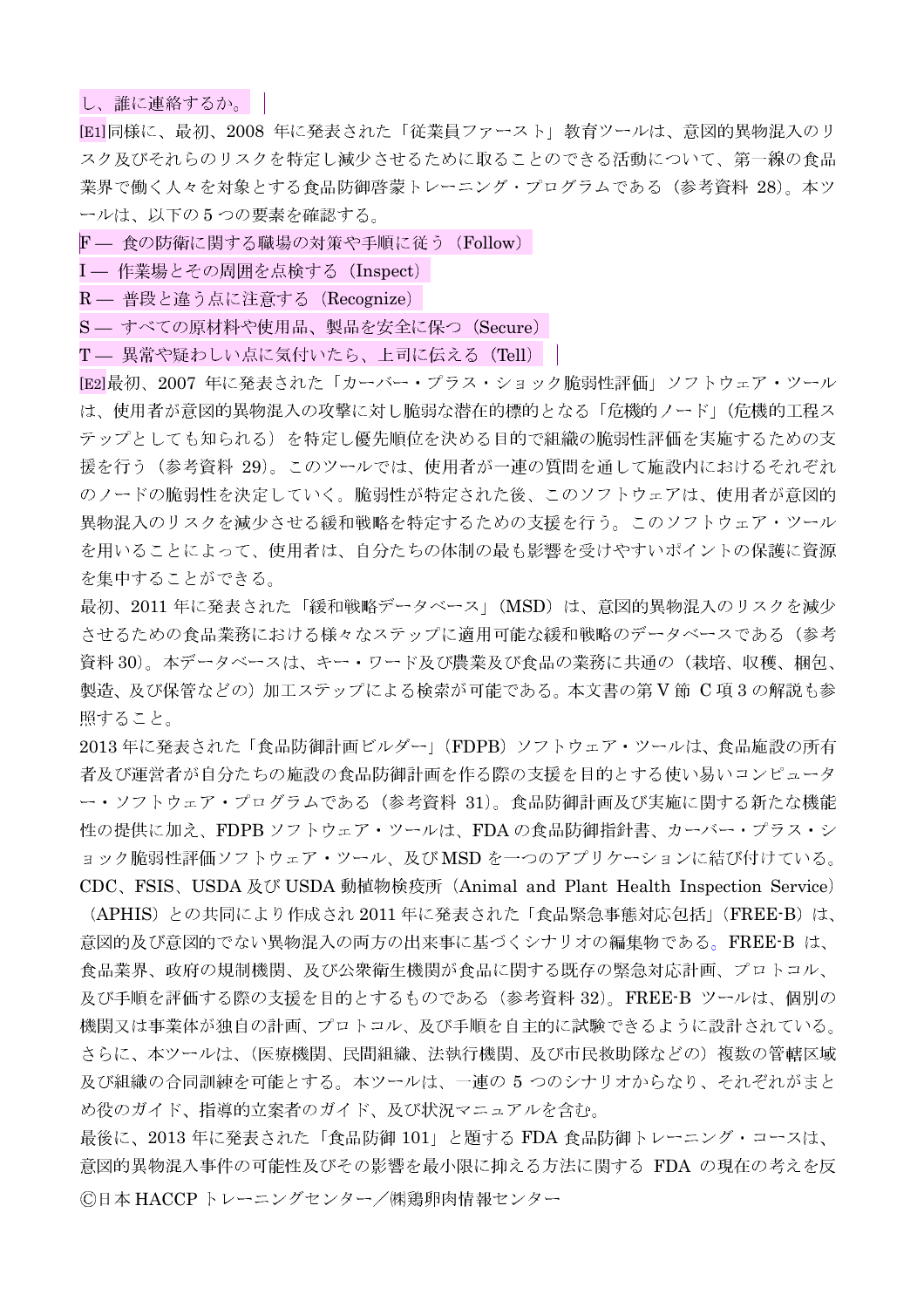し、誰に連絡するか。

[E1]同様に、最初、2008 年に発表された「従業員ファースト」教育ツールは、意図的異物混入のリスク及びそれらのリスクを特定し減少させるために取ることのできる活動について、第一線の食品業界で働く人々を対象とする食品防御啓蒙トレーニング・プログラムである（参考資料 28）。本ツールは、以下の 5 つの要素を確認する。

F — 食の防衛に関する職場の対策や手順に従う（Follow）
I — 作業場とその周囲を点検する（Inspect）
R — 普段と違う点に注意する（Recognize）
S — すべての原材料や使用品、製品を安全に保つ（Secure）
T — 異常や疑わしい点に気付いたら、上司に伝える（Tell）

[E2]最初、2007 年に発表された「カーバー・プラス・ショック脆弱性評価」ソフトウェア・ツールは、使用者が意図的異物混入の攻撃に対し脆弱な潜在的標的となる「危機的ノード」（危機的工程ステップとしても知られる）を特定し優先順位を決める目的で組織の脆弱性評価を実施するための支援を行う（参考資料 29）。このツールでは、使用者が一連の質問を通して施設内におけるそれぞれのノードの脆弱性を決定していく。脆弱性が特定された後、このソフトウェアは、使用者が意図的異物混入のリスクを減少させる緩和戦略を特定するための支援を行う。このソフトウェア・ツールを用いることによって、使用者は、自分たちの体制の最も影響を受けやすいポイントの保護に資源を集中することができる。

最初、2011 年に発表された「緩和戦略データベース」（MSD）は、意図的異物混入のリスクを減少させるための食品業務における様々なステップに適用可能な緩和戦略のデータベースである（参考資料 30）。本データベースは、キー・ワード及び農業及び食品の業務に共通の（栽培、収穫、梱包、製造、及び保管などの）加工ステップによる検索が可能である。本文書の第 V 節 C 項 3 の解説も参照すること。

2013 年に発表された「食品防御計画ビルダー」（FDPB）ソフトウェア・ツールは、食品施設の所有者及び運営者が自分たちの施設の食品防御計画を作る際の支援を目的とする使い易いコンピューター・ソフトウェア・プログラムである（参考資料 31）。食品防御計画及び実施に関する新たな機能性の提供に加え、FDPB ソフトウェア・ツールは、FDA の食品防御指針書、カーバー・プラス・ショック脆弱性評価ソフトウェア・ツール、及び MSD を一つのアプリケーションに結び付けている。

CDC、FSIS、USDA 及び USDA 動植物検疫所（Animal and Plant Health Inspection Service）（APHIS）との共同により作成され 2011 年に発表された「食品緊急事態対応包括」（FREE-B）は、意図的及び意図的でない異物混入の両方の出来事に基づくシナリオの編集物である。FREE-B は、食品業界、政府の規制機関、及び公衆衛生機関が食品に関する既存の緊急対応計画、プロトコル、及び手順を評価する際の支援を目的とするものである（参考資料 32）。FREE-B ツールは、個別の機関又は事業体が独自の計画、プロトコル、及び手順を自主的に試験できるように設計されている。さらに、本ツールは、（医療機関、民間組織、法執行機関、及び市民救助隊などの）複数の管轄区域及び組織の合同訓練を可能とする。本ツールは、一連の 5 つのシナリオからなり、それぞれがまとめ役のガイド、指導的立案者のガイド、及び状況マニュアルを含む。

最後に、2013 年に発表された「食品防御 101」と題する FDA 食品防御トレーニング・コースは、意図的異物混入事件の可能性及びその影響を最小限に抑える方法に関する FDA の現在の考えを反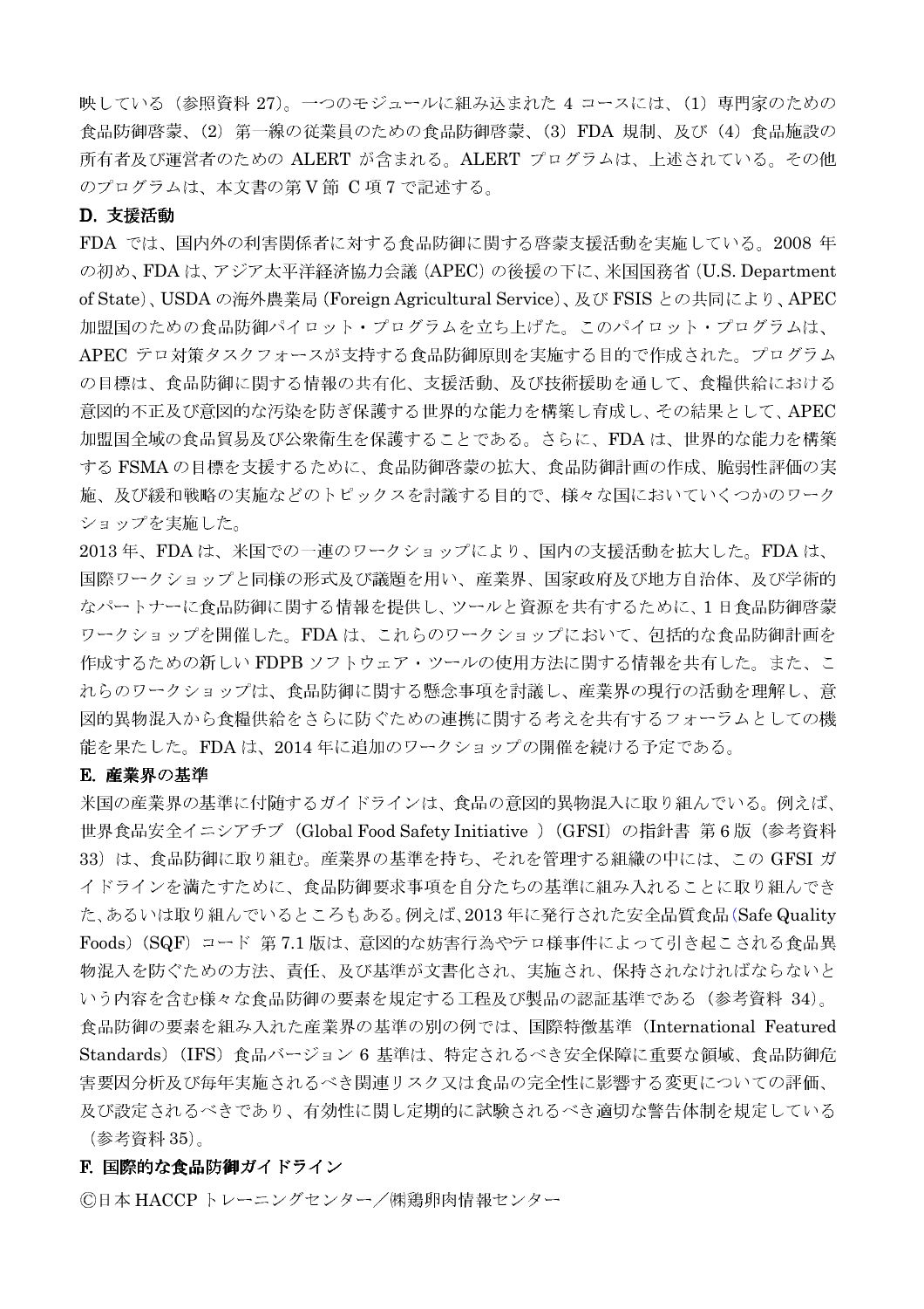映している（参照資料 27）。一つのモジュールに組み込まれた 4 コースには、（1）専門家のための食品防御啓蒙、（2）第一線の従業員のための食品防御啓蒙、（3）FDA 規制、及び（4）食品施設の所有者及び運営者のための ALERT が含まれる。ALERT プログラムは、上述されている。その他のプログラムは、本文書の第Ⅴ節 C 項 7 で記述する。

### D. 支援活動

FDA では、国内外の利害関係者に対する食品防御に関する啓蒙支援活動を実施している。2008 年の初め、FDA は、アジア太平洋経済協力会議（APEC）の後援の下に、米国国務省（U.S. Department of State）、USDA の海外農業局（Foreign Agricultural Service）、及び FSIS との共同により、APEC 加盟国のための食品防御パイロット・プログラムを立ち上げた。このパイロット・プログラムは、APEC テロ対策タスクフォースが支持する食品防御原則を実施する目的で作成された。プログラムの目標は、食品防御に関する情報の共有化、支援活動、及び技術援助を通して、食糧供給における意図的不正及び意図的な汚染を防ぎ保護する世界的な能力を構築し育成し、その結果として、APEC 加盟国全域の食品貿易及び公衆衛生を保護することである。さらに、FDA は、世界的な能力を構築する FSMA の目標を支援するために、食品防御啓蒙の拡大、食品防御計画の作成、脆弱性評価の実施、及び緩和戦略の実施などのトピックスを討議する目的で、様々な国においていくつかのワークショップを実施した。

2013 年、FDA は、米国での一連のワークショップにより、国内の支援活動を拡大した。FDA は、国際ワークショップと同様の形式及び議題を用い、産業界、国家政府及び地方自治体、及び学術的なパートナーに食品防御に関する情報を提供し、ツールと資源を共有するために、1 日食品防御啓蒙ワークショップを開催した。FDA は、これらのワークショップにおいて、包括的な食品防御計画を作成するための新しい FDPB ソフトウェア・ツールの使用方法に関する情報を共有した。また、これらのワークショップは、食品防御に関する懸念事項を討議し、産業界の現行の活動を理解し、意図的異物混入から食糧供給をさらに防ぐための連携に関する考えを共有するフォーラムとしての機能を果たした。FDA は、2014 年に追加のワークショップの開催を続ける予定である。

### E. 産業界の基準

米国の産業界の基準に付随するガイドラインは、食品の意図的異物混入に取り組んでいる。例えば、世界食品安全イニシアチブ（Global Food Safety Initiative ）（GFSI）の指針書 第 6 版（参考資料 33）は、食品防御に取り組む。産業界の基準を持ち、それを管理する組織の中には、この GFSI ガイドラインを満たすために、食品防御要求事項を自分たちの基準に組み入れることに取り組んできた、あるいは取り組んでいるところもある。例えば、2013 年に発行された安全品質食品（Safe Quality Foods）（SQF）コード 第 7.1 版は、意図的な妨害行為やテロ様事件によって引き起こされる食品異物混入を防ぐための方法、責任、及び基準が文書化され、実施され、保持されなければならないという内容を含む様々な食品防御の要素を規定する工程及び製品の認証基準である（参考資料 34）。食品防御の要素を組み入れた産業界の基準の別の例では、国際特徴基準（International Featured Standards）（IFS）食品バージョン 6 基準は、特定されるべき安全保障に重要な領域、食品防御危害要因分析及び毎年実施されるべき関連リスク又は食品の完全性に影響する変更についての評価、及び設定されるべきであり、有効性に関し定期的に試験されるべき適切な警告体制を規定している（参考資料 35）。

### F. 国際的な食品防御ガイドライン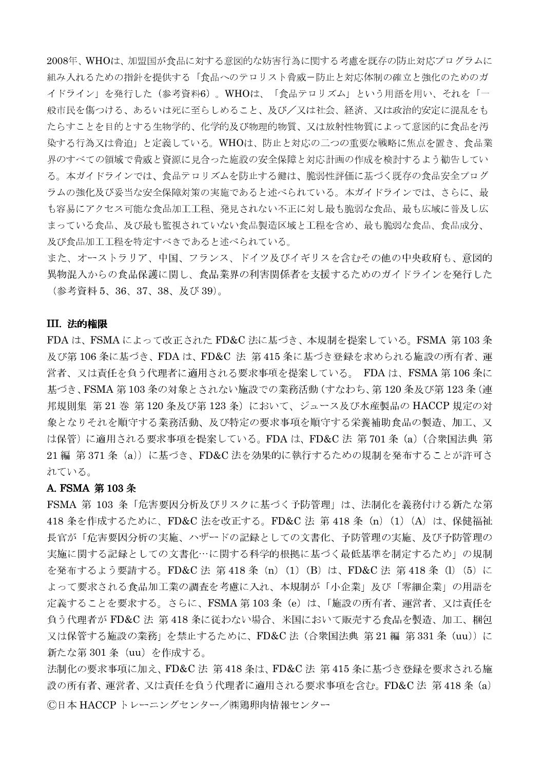2008年、WHOは、加盟国が食品に対する意図的な妨害行為に関する考慮を既存の防止対応プログラムに組み入れるための指針を提供する「食品へのテロリスト脅威－防止と対応体制の確立と強化のためのガイドライン」を発行した（参考資料6）。WHOは、「食品テロリズム」という用語を用い、それを「一般市民を傷つける、あるいは死に至らしめること、及び／又は社会、経済、又は政治的安定に混乱をもたらすことを目的とする生物学的、化学的及び物理的物質、又は放射性物質によって意図的に食品を汚染する行為又は脅迫」と定義している。WHOは、防止と対応の二つの重要な戦略に焦点を置き、食品業界のすべての領域で脅威と資源に見合った施設の安全保障と対応計画の作成を検討するよう勧告している。本ガイドラインでは、食品テロリズムを防止する鍵は、脆弱性評価に基づく既存の食品安全プログラムの強化及び妥当な安全保障対策の実施であると述べられている。本ガイドラインでは、さらに、最も容易にアクセス可能な食品加工工程、発見されない不正に対し最も脆弱な食品、最も広域に普及し広まっている食品、及び最も監視されていない食品製造区域と工程を含め、最も脆弱な食品、食品成分、及び食品加工工程を特定すべきであると述べられている。

また、オーストラリア、中国、フランス、ドイツ及びイギリスを含むその他の中央政府も、意図的異物混入からの食品保護に関し、食品業界の利害関係者を支援するためのガイドラインを発行した（参考資料 5、36、37、38、及び 39）。

## III. 法的権限

FDA は、FSMA によって改正された FD&C 法に基づき、本規制を提案している。FSMA 第 103 条及び第 106 条に基づき、FDA は、FD&C 法 第 415 条に基づき登録を求められる施設の所有者、運営者、又は責任を負う代理者に適用される要求事項を提案している。 FDA は、FSMA 第 106 条に基づき、FSMA 第 103 条の対象とされない施設での業務活動（すなわち、第 120 条及び第 123 条（連邦規則集 第 21 巻 第 120 条及び第 123 条）において、ジュース及び水産製品の HACCP 規定の対象となりそれを順守する業務活動、及び特定の要求事項を順守する栄養補助食品の製造、加工、又は保管）に適用される要求事項を提案している。FDA は、FD&C 法 第 701 条（a）（合衆国法典 第 21 編 第 371 条（a））に基づき、FD&C 法を効果的に執行するための規制を発布することが許可されている。

### A. FSMA 第 103 条

FSMA 第 103 条「危害要因分析及びリスクに基づく予防管理」は、法制化を義務付ける新たな第 418 条を作成するために、FD&C 法を改正する。FD&C 法 第 418 条（n）（1）（A）は、保健福祉長官が「危害要因分析の実施、ハザードの記録としての文書化、予防管理の実施、及び予防管理の実施に関する記録としての文書化…に関する科学的根拠に基づく最低基準を制定するため」の規制を発布するよう要請する。FD&C 法 第 418 条（n）（1）（B）は、FD&C 法 第 418 条（l）（5）によって要求される食品加工業の調査を考慮に入れ、本規制が「小企業」及び「零細企業」の用語を定義することを要求する。さらに、FSMA 第 103 条（e）は、「施設の所有者、運営者、又は責任を負う代理者が FD&C 法 第 418 条に従わない場合、米国において販売する食品を製造、加工、梱包又は保管する施設の業務」を禁止するために、FD&C 法（合衆国法典 第 21 編 第 331 条（uu））に新たな第 301 条（uu）を作成する。

法制化の要求事項に加え、FD&C 法 第 418 条は、FD&C 法 第 415 条に基づき登録を要求される施設の所有者、運営者、又は責任を負う代理者に適用される要求事項を含む。FD&C 法 第 418 条（a）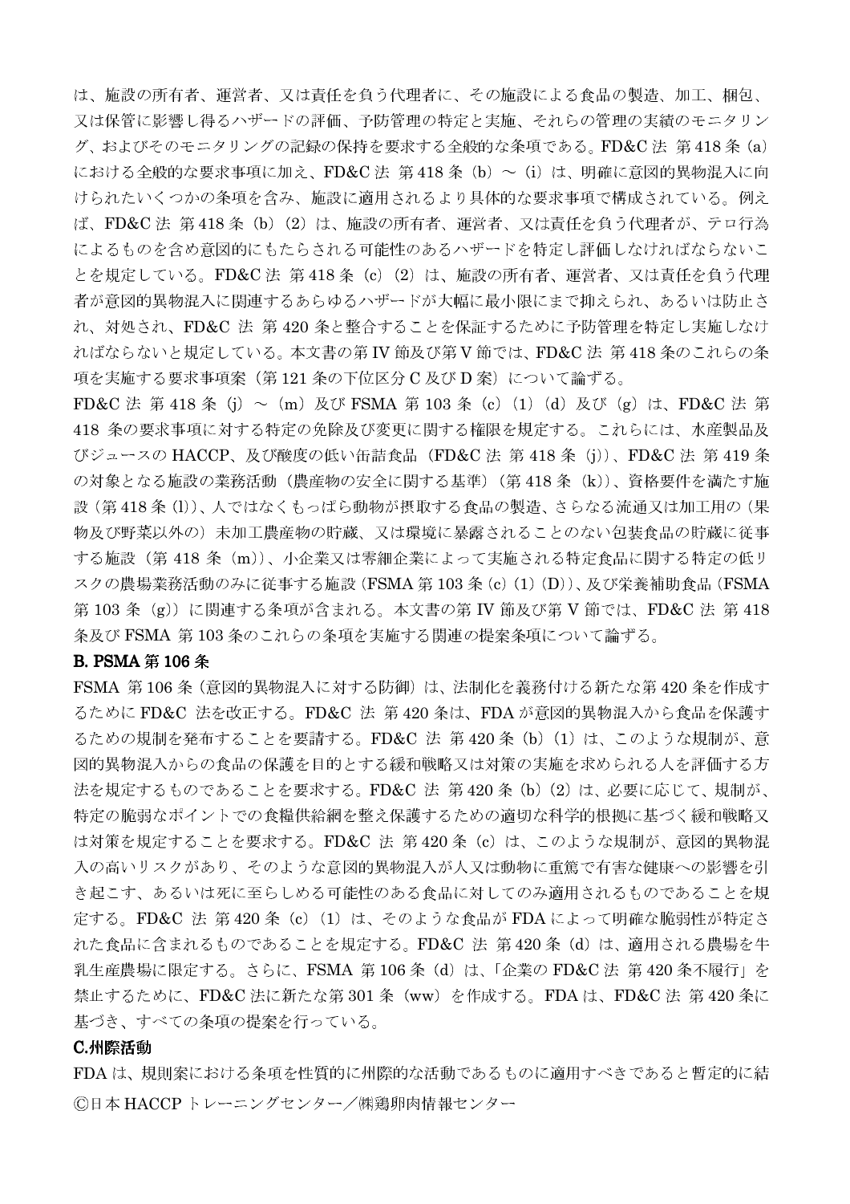は、施設の所有者、運営者、又は責任を負う代理者に、その施設による食品の製造、加工、梱包、又は保管に影響し得るハザードの評価、予防管理の特定と実施、それらの管理の実績のモニタリング、およびそのモニタリングの記録の保持を要求する全般的な条項である。FD&C 法 第 418 条 (a) における全般的な要求事項に加え、FD&C 法 第 418 条 (b) ～ (i) は、明確に意図的異物混入に向けられたいくつかの条項を含み、施設に適用されるより具体的な要求事項で構成されている。例えば、FD&C 法 第 418 条 (b) (2) は、施設の所有者、運営者、又は責任を負う代理者が、テロ行為によるものを含め意図的にもたらされる可能性のあるハザードを特定し評価しなければならないことを規定している。FD&C 法 第 418 条 (c) (2) は、施設の所有者、運営者、又は責任を負う代理者が意図的異物混入に関連するあらゆるハザードが大幅に最小限にまで抑えられ、あるいは防止され、対処され、FD&C 法 第 420 条と整合することを保証するために予防管理を特定し実施しなければならないと規定している。本文書の第 IV 節及び第 V 節では、FD&C 法 第 418 条のこれらの条項を実施する要求事項案（第 121 条の下位区分 C 及び D 案）について論ずる。

FD&C 法 第 418 条 (j) ～ (m) 及び FSMA 第 103 条 (c) (1) (d) 及び (g) は、FD&C 法 第 418 条の要求事項に対する特定の免除及び変更に関する権限を規定する。これらには、水産製品及びジュースの HACCP、及び酸度の低い缶詰食品 (FD&C 法 第 418 条 (j))、FD&C 法 第 419 条の対象となる施設の業務活動（農産物の安全に関する基準）(第 418 条 (k))、資格要件を満たす施設（第 418 条 (l))、人ではなくもっぱら動物が摂取する食品の製造、さらなる流通又は加工用の（果物及び野菜以外の）未加工農産物の貯蔵、又は環境に暴露されることのない包装食品の貯蔵に従事する施設（第 418 条 (m))、小企業又は零細企業によって実施される特定食品に関する特定の低リスクの農場業務活動のみに従事する施設 (FSMA 第 103 条 (c) (1) (D))、及び栄養補助食品 (FSMA 第 103 条 (g)) に関連する条項が含まれる。本文書の第 IV 節及び第 V 節では、FD&C 法 第 418 条及び FSMA 第 103 条のこれらの条項を実施する関連の提案条項について論ずる。

### B. PSMA 第 106 条

FSMA 第 106 条（意図的異物混入に対する防御）は、法制化を義務付ける新たな第 420 条を作成するために FD&C 法を改正する。FD&C 法 第 420 条は、FDA が意図的異物混入から食品を保護するための規制を発布することを要請する。FD&C 法 第 420 条 (b) (1) は、このような規制が、意図的異物混入からの食品の保護を目的とする緩和戦略又は対策の実施を求められる人を評価する方法を規定するものであることを要求する。FD&C 法 第 420 条 (b) (2) は、必要に応じて、規制が、特定の脆弱なポイントでの食糧供給網を整え保護するための適切な科学的根拠に基づく緩和戦略又は対策を規定することを要求する。FD&C 法 第 420 条 (c) は、このような規制が、意図的異物混入の高いリスクがあり、そのような意図的異物混入が人又は動物に重篤で有害な健康への影響を引き起こす、あるいは死に至らしめる可能性のある食品に対してのみ適用されるものであることを規定する。FD&C 法 第 420 条 (c) (1) は、そのような食品が FDA によって明確な脆弱性が特定された食品に含まれるものであることを規定する。FD&C 法 第 420 条 (d) は、適用される農場を牛乳生産農場に限定する。さらに、FSMA 第 106 条 (d) は、「企業の FD&C 法 第 420 条不履行」を禁止するために、FD&C 法に新たな第 301 条 (ww) を作成する。FDA は、FD&C 法 第 420 条に基づき、すべての条項の提案を行っている。

### C.州際活動

FDA は、規則案における条項を性質的に州際的な活動であるものに適用すべきであると暫定的に結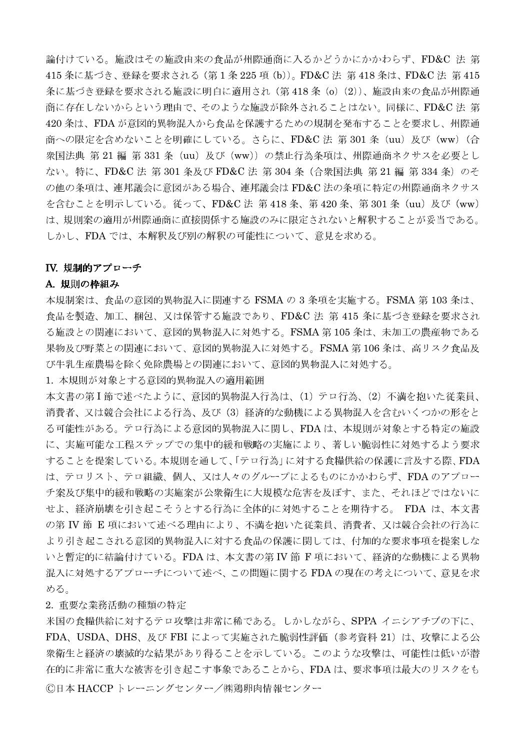論付けている。施設はその施設由来の食品が州際通商に入るかどうかにかかわらず、FD&C 法 第 415 条に基づき、登録を要求される（第 1 条 225 項（b））。FD&C 法 第 418 条は、FD&C 法 第 415 条に基づき登録を要求される施設に明白に適用され（第 418 条（o）（2））、施設由来の食品が州際通商に存在しないからという理由で、そのような施設が除外されることはない。同様に、FD&C 法 第 420 条は、FDA が意図的異物混入から食品を保護するための規制を発布することを要求し、州際通商への限定を含めないことを明確にしている。さらに、FD&C 法 第 301 条（uu）及び（ww）（合衆国法典 第 21 編 第 331 条（uu）及び（ww））の禁止行為条項は、州際通商ネクサスを必要としない。特に、FD&C 法 第 301 条及び FD&C 法 第 304 条（合衆国法典 第 21 編 第 334 条）のその他の条項は、連邦議会に意図がある場合、連邦議会は FD&C 法の条項に特定の州際通商ネクサスを含むことを明示している。従って、FD&C 法 第 418 条、第 420 条、第 301 条（uu）及び（ww）は、規則案の適用が州際通商に直接関係する施設のみに限定されないと解釈することが妥当である。しかし、FDA では、本解釈及び別の解釈の可能性について、意見を求める。

## IV. 規制的アプローチ

### A. 規則の枠組み

本規制案は、食品の意図的異物混入に関連する FSMA の 3 条項を実施する。FSMA 第 103 条は、食品を製造、加工、梱包、又は保管する施設であり、FD&C 法 第 415 条に基づき登録を要求される施設との関連において、意図的異物混入に対処する。FSMA 第 105 条は、未加工の農産物である果物及び野菜との関連において、意図的異物混入に対処する。FSMA 第 106 条は、高リスク食品及び牛乳生産農場を除く免除農場との関連において、意図的異物混入に対処する。

1. 本規則が対象とする意図的異物混入の適用範囲

本文書の第 I 節で述べたように、意図的異物混入行為は、（1）テロ行為、（2）不満を抱いた従業員、消費者、又は競合会社による行為、及び（3）経済的な動機による異物混入を含むいくつかの形をとる可能性がある。テロ行為による意図的異物混入に関し、FDA は、本規則が対象とする特定の施設に、実施可能な工程ステップでの集中的緩和戦略の実施により、著しい脆弱性に対処するよう要求することを提案している。本規則を通して、「テロ行為」に対する食糧供給の保護に言及する際、FDA は、テロリスト、テロ組織、個人、又は人々のグループによるものにかかわらず、FDA のアプローチ案及び集中的緩和戦略の実施案が公衆衛生に大規模な危害を及ぼす、また、それほどではないにせよ、経済崩壊を引き起こそうとする行為に全体的に対処することを期待する。 FDA は、本文書の第 IV 節 E 項において述べる理由により、不満を抱いた従業員、消費者、又は競合会社の行為により引き起こされる意図的異物混入に対する食品の保護に関しては、付加的な要求事項を提案しないと暫定的に結論付けている。FDA は、本文書の第 IV 節 F 項において、経済的な動機による異物混入に対処するアプローチについて述べ、この問題に関する FDA の現在の考えについて、意見を求める。

2. 重要な業務活動の種類の特定

米国の食糧供給に対するテロ攻撃は非常に稀である。しかしながら、SPPA イニシアチブの下に、FDA、USDA、DHS、及び FBI によって実施された脆弱性評価（参考資料 21）は、攻撃による公衆衛生と経済の壊滅的な結果があり得ることを示している。このような攻撃は、可能性は低いが潜在的に非常に重大な被害を引き起こす事象であることから、FDA は、要求事項は最大のリスクをも

Ⓒ日本 HACCP トレーニングセンター／㈱鶏卵肉情報センター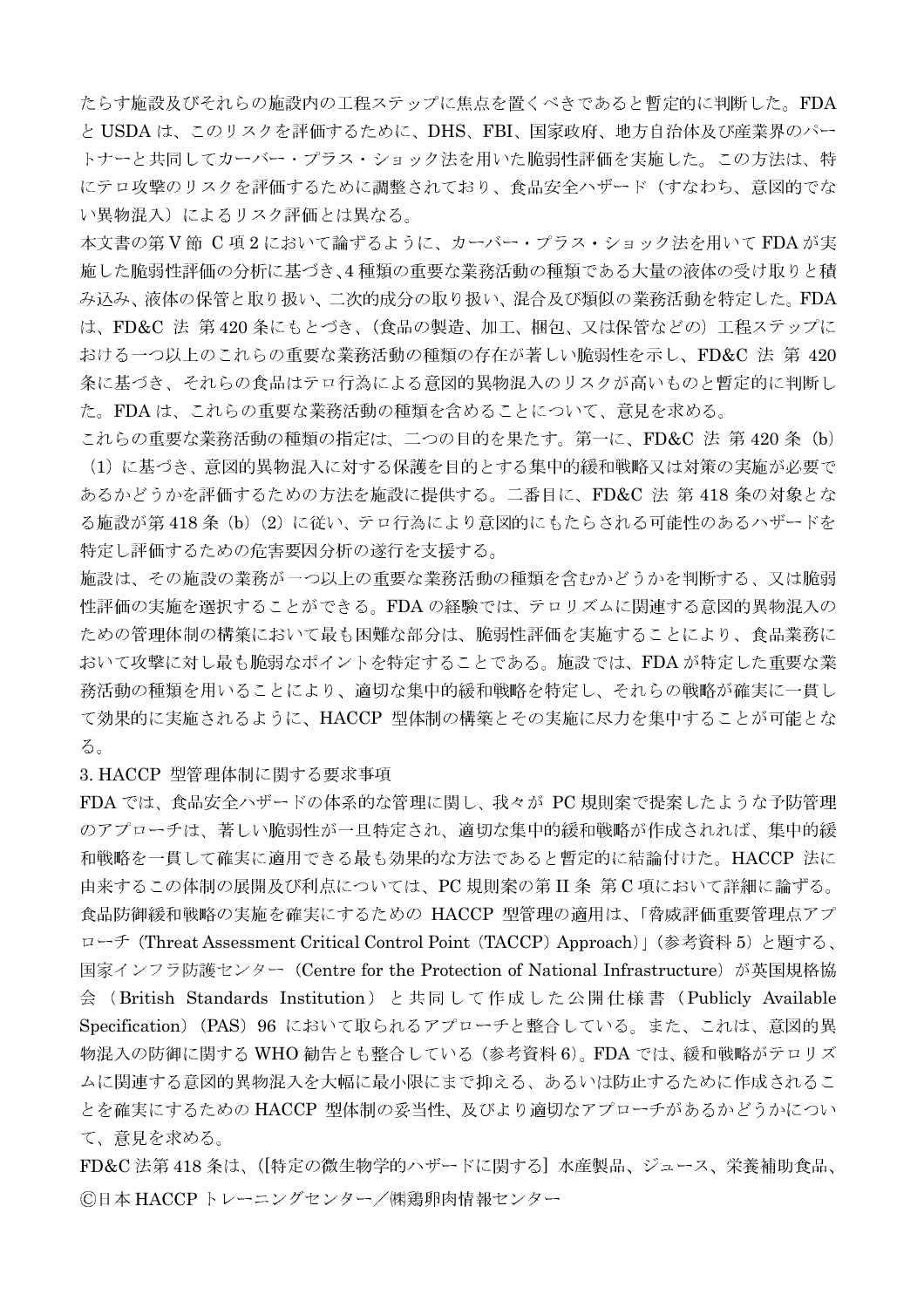たらす施設及びそれらの施設内の工程ステップに焦点を置くべきであると暫定的に判断した。FDA と USDA は、このリスクを評価するために、DHS、FBI、国家政府、地方自治体及び産業界のパートナーと共同してカーバー・プラス・ショック法を用いた脆弱性評価を実施した。この方法は、特にテロ攻撃のリスクを評価するために調整されており、食品安全ハザード（すなわち、意図的でない異物混入）によるリスク評価とは異なる。

本文書の第Ｖ節 C 項 2 において論ずるように、カーバー・プラス・ショック法を用いて FDA が実施した脆弱性評価の分析に基づき、4 種類の重要な業務活動の種類である大量の液体の受け取りと積み込み、液体の保管と取り扱い、二次的成分の取り扱い、混合及び類似の業務活動を特定した。FDA は、FD&C 法 第 420 条にもとづき、（食品の製造、加工、梱包、又は保管などの）工程ステップにおける一つ以上のこれらの重要な業務活動の種類の存在が著しい脆弱性を示し、FD&C 法 第 420 条に基づき、それらの食品はテロ行為による意図的異物混入のリスクが高いものと暫定的に判断した。FDA は、これらの重要な業務活動の種類を含めることについて、意見を求める。

これらの重要な業務活動の種類の指定は、二つの目的を果たす。第一に、FD&C 法 第 420 条（b）（1）に基づき、意図的異物混入に対する保護を目的とする集中的緩和戦略又は対策の実施が必要であるかどうかを評価するための方法を施設に提供する。二番目に、FD&C 法 第 418 条の対象となる施設が第 418 条（b）（2）に従い、テロ行為により意図的にもたらされる可能性のあるハザードを特定し評価するための危害要因分析の遂行を支援する。

施設は、その施設の業務が一つ以上の重要な業務活動の種類を含むかどうかを判断する、又は脆弱性評価の実施を選択することができる。FDA の経験では、テロリズムに関連する意図的異物混入のための管理体制の構築において最も困難な部分は、脆弱性評価を実施することにより、食品業務において攻撃に対し最も脆弱なポイントを特定することである。施設では、FDA が特定した重要な業務活動の種類を用いることにより、適切な集中的緩和戦略を特定し、それらの戦略が確実に一貫して効果的に実施されるように、HACCP 型体制の構築とその実施に尽力を集中することが可能となる。

3. HACCP 型管理体制に関する要求事項

FDA では、食品安全ハザードの体系的な管理に関し、我々が PC 規則案で提案したような予防管理のアプローチは、著しい脆弱性が一旦特定され、適切な集中的緩和戦略が作成されれば、集中的緩和戦略を一貫して確実に適用できる最も効果的な方法であると暫定的に結論付けた。HACCP 法に由来するこの体制の展開及び利点については、PC 規則案の第 II 条 第 C 項において詳細に論ずる。食品防御緩和戦略の実施を確実にするための HACCP 型管理の適用は、「脅威評価重要管理点アプローチ（Threat Assessment Critical Control Point（TACCP）Approach）」（参考資料 5）と題する、国家インフラ防護センター（Centre for the Protection of National Infrastructure）が英国規格協会（British Standards Institution）と共同して作成した公開仕様書（Publicly Available Specification）（PAS）96 において取られるアプローチと整合している。また、これは、意図的異物混入の防御に関する WHO 勧告とも整合している（参考資料 6）。FDA では、緩和戦略がテロリズムに関連する意図的異物混入を大幅に最小限にまで抑える、あるいは防止するために作成されることを確実にするための HACCP 型体制の妥当性、及びより適切なアプローチがあるかどうかについて、意見を求める。

FD&C 法第 418 条は、（[特定の微生物学的ハザードに関する] 水産製品、ジュース、栄養補助食品、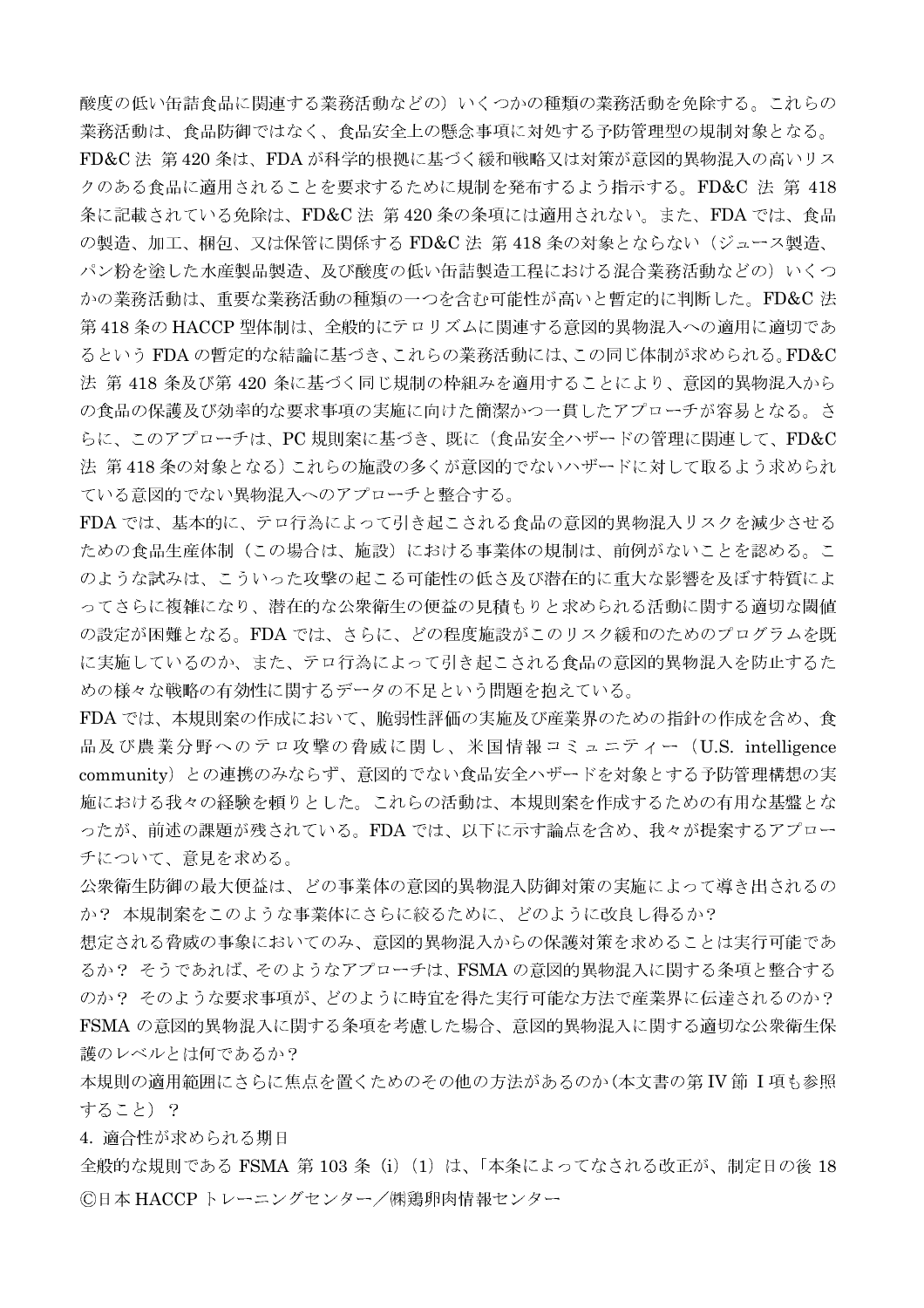酸度の低い缶詰食品に関連する業務活動などの）いくつかの種類の業務活動を免除する。これらの業務活動は、食品防御ではなく、食品安全上の懸念事項に対処する予防管理型の規制対象となる。

FD&C 法 第 420 条は、FDA が科学的根拠に基づく緩和戦略又は対策が意図的異物混入の高いリスクのある食品に適用されることを要求するために規制を発布するよう指示する。FD&C 法 第 418 条に記載されている免除は、FD&C 法 第 420 条の条項には適用されない。また、FDA では、食品の製造、加工、梱包、又は保管に関係する FD&C 法 第 418 条の対象とならない（ジュース製造、パン粉を塗した水産製品製造、及び酸度の低い缶詰製造工程における混合業務活動などの）いくつかの業務活動は、重要な業務活動の種類の一つを含む可能性が高いと暫定的に判断した。FD&C 法 第 418 条の HACCP 型体制は、全般的にテロリズムに関連する意図的異物混入への適用に適切であるという FDA の暫定的な結論に基づき、これらの業務活動には、この同じ体制が求められる。FD&C 法 第 418 条及び第 420 条に基づく同じ規制の枠組みを適用することにより、意図的異物混入からの食品の保護及び効率的な要求事項の実施に向けた簡潔かつ一貫したアプローチが容易となる。さらに、このアプローチは、PC 規則案に基づき、既に（食品安全ハザードの管理に関連して、FD&C 法 第 418 条の対象となる）これらの施設の多くが意図的でないハザードに対して取るよう求められている意図的でない異物混入へのアプローチと整合する。

FDA では、基本的に、テロ行為によって引き起こされる食品の意図的異物混入リスクを減少させるための食品生産体制（この場合は、施設）における事業体の規制は、前例がないことを認める。このような試みは、こういった攻撃の起こる可能性の低さ及び潜在的に重大な影響を及ぼす特質によってさらに複雑になり、潜在的な公衆衛生の便益の見積もりと求められる活動に関する適切な閾値の設定が困難となる。FDA では、さらに、どの程度施設がこのリスク緩和のためのプログラムを既に実施しているのか、また、テロ行為によって引き起こされる食品の意図的異物混入を防止するための様々な戦略の有効性に関するデータの不足という問題を抱えている。

FDA では、本規則案の作成において、脆弱性評価の実施及び産業界のための指針の作成を含め、食品及び農業分野へのテロ攻撃の脅威に関し、米国情報コミュニティー（U.S. intelligence community）との連携のみならず、意図的でない食品安全ハザードを対象とする予防管理構想の実施における我々の経験を頼りとした。これらの活動は、本規則案を作成するための有用な基盤となったが、前述の課題が残されている。FDA では、以下に示す論点を含め、我々が提案するアプローチについて、意見を求める。

公衆衛生防御の最大便益は、どの事業体の意図的異物混入防御対策の実施によって導き出されるのか？ 本規制案をこのような事業体にさらに絞るために、どのように改良し得るか？

想定される脅威の事象においてのみ、意図的異物混入からの保護対策を求めることは実行可能であるか？ そうであれば、そのようなアプローチは、FSMA の意図的異物混入に関する条項と整合するのか？ そのような要求事項が、どのように時宜を得た実行可能な方法で産業界に伝達されるのか？

FSMA の意図的異物混入に関する条項を考慮した場合、意図的異物混入に関する適切な公衆衛生保護のレベルとは何であるか？

本規則の適用範囲にさらに焦点を置くためのその他の方法があるのか（本文書の第 IV 節 I 項も参照すること）？

4. 適合性が求められる期日

全般的な規則である FSMA 第 103 条（i）（1）は、「本条によってなされる改正が、制定日の後 18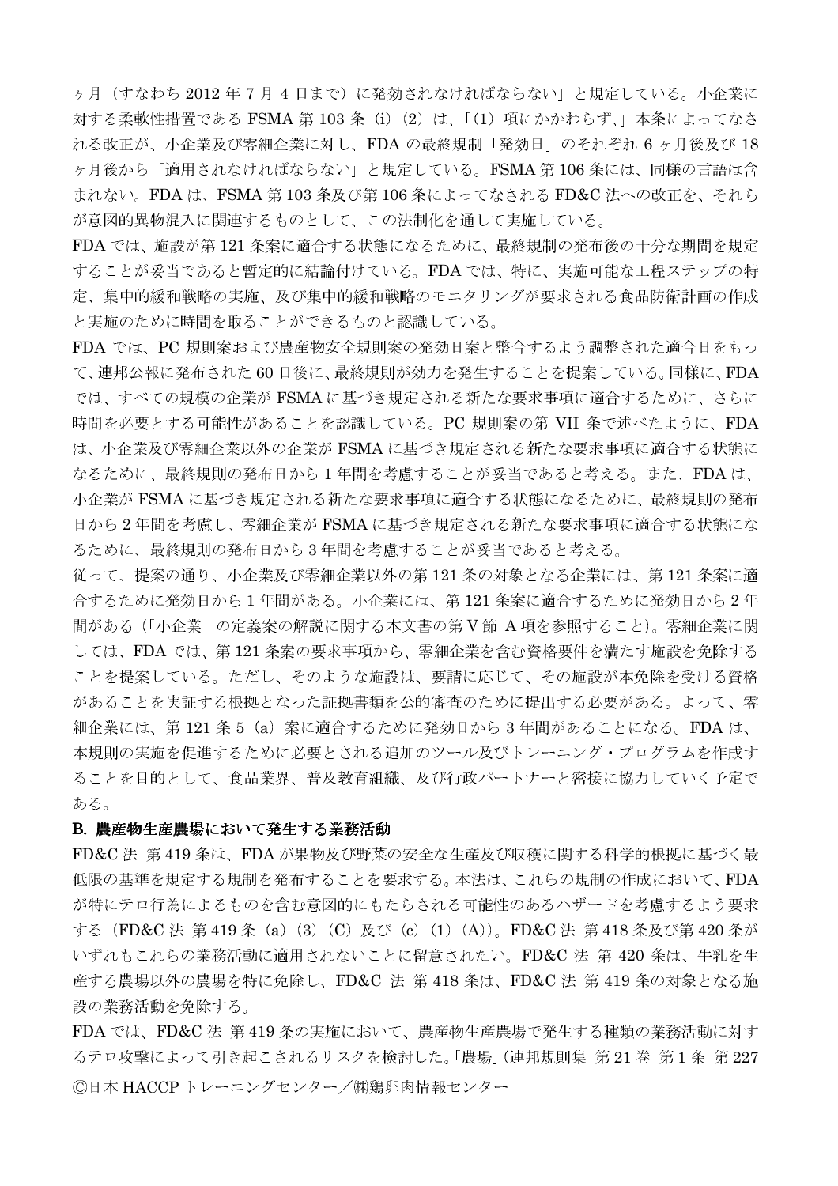ヶ月（すなわち 2012 年 7 月 4 日まで）に発効されなければならない」と規定している。小企業に対する柔軟性措置である FSMA 第 103 条（i）（2）は、「（1）項にかかわらず、」本条によってなされる改正が、小企業及び零細企業に対し、FDA の最終規制「発効日」のそれぞれ 6 ヶ月後及び 18 ヶ月後から「適用されなければならない」と規定している。FSMA 第 106 条には、同様の言語は含まれない。FDA は、FSMA 第 103 条及び第 106 条によってなされる FD&C 法への改正を、それらが意図的異物混入に関連するものとして、この法制化を通して実施している。

FDA では、施設が第 121 条案に適合する状態になるために、最終規制の発布後の十分な期間を規定することが妥当であると暫定的に結論付けている。FDA では、特に、実施可能な工程ステップの特定、集中的緩和戦略の実施、及び集中的緩和戦略のモニタリングが要求される食品防衛計画の作成と実施のために時間を取ることができるものと認識している。

FDA では、PC 規則案および農産物安全規則案の発効日案と整合するよう調整された適合日をもって、連邦公報に発布された 60 日後に、最終規則が効力を発生することを提案している。同様に、FDA では、すべての規模の企業が FSMA に基づき規定される新たな要求事項に適合するために、さらに時間を必要とする可能性があることを認識している。PC 規則案の第 VII 条で述べたように、FDA は、小企業及び零細企業以外の企業が FSMA に基づき規定される新たな要求事項に適合する状態になるために、最終規則の発布日から 1 年間を考慮することが妥当であると考える。また、FDA は、小企業が FSMA に基づき規定される新たな要求事項に適合する状態になるために、最終規則の発布日から 2 年間を考慮し、零細企業が FSMA に基づき規定される新たな要求事項に適合する状態になるために、最終規則の発布日から 3 年間を考慮することが妥当であると考える。

従って、提案の通り、小企業及び零細企業以外の第 121 条の対象となる企業には、第 121 条案に適合するために発効日から 1 年間がある。小企業には、第 121 条案に適合するために発効日から 2 年間がある（「小企業」の定義案の解説に関する本文書の第Ⅴ節 A 項を参照すること）。零細企業に関しては、FDA では、第 121 条案の要求事項から、零細企業を含む資格要件を満たす施設を免除することを提案している。ただし、そのような施設は、要請に応じて、その施設が本免除を受ける資格があることを実証する根拠となった証拠書類を公的審査のために提出する必要がある。よって、零細企業には、第 121 条 5（a）案に適合するために発効日から 3 年間があることになる。FDA は、本規則の実施を促進するために必要とされる追加のツール及びトレーニング・プログラムを作成することを目的として、食品業界、普及教育組織、及び行政パートナーと密接に協力していく予定である。

**B. 農産物生産農場において発生する業務活動**

FD&C 法 第 419 条は、FDA が果物及び野菜の安全な生産及び収穫に関する科学的根拠に基づく最低限の基準を規定する規制を発布することを要求する。本法は、これらの規制の作成において、FDA が特にテロ行為によるものを含む意図的にもたらされる可能性のあるハザードを考慮するよう要求する（FD&C 法 第 419 条（a）（3）（C）及び（c）（1）（A））。FD&C 法 第 418 条及び第 420 条がいずれもこれらの業務活動に適用されないことに留意されたい。FD&C 法 第 420 条は、牛乳を生産する農場以外の農場を特に免除し、FD&C 法 第 418 条は、FD&C 法 第 419 条の対象となる施設の業務活動を免除する。

FDA では、FD&C 法 第 419 条の実施において、農産物生産農場で発生する種類の業務活動に対するテロ攻撃によって引き起こされるリスクを検討した。「農場」（連邦規則集 第 21 巻 第 1 条 第 227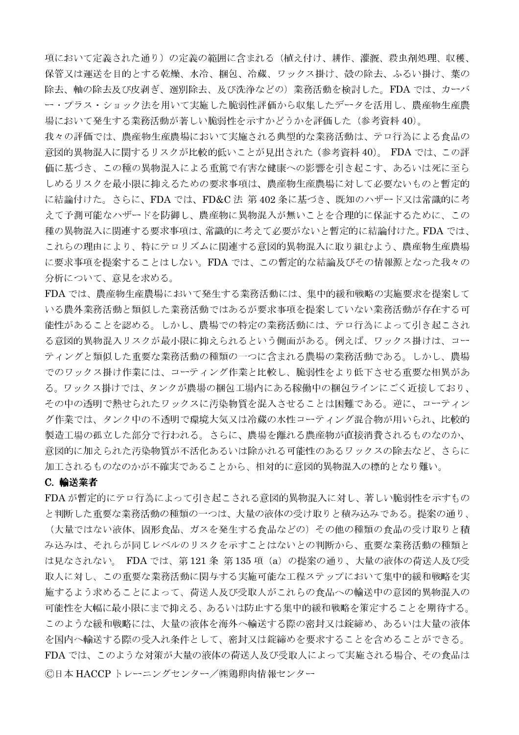項において定義された通り）の定義の範囲に含まれる（植え付け、耕作、灌漑、殺虫剤処理、収穫、保管又は運送を目的とする乾燥、水冷、梱包、冷蔵、ワックス掛け、殻の除去、ふるい掛け、葉の除去、軸の除去及び皮剥ぎ、選別除去、及び洗浄などの）業務活動を検討した。FDA では、カーバー・プラス・ショック法を用いて実施した脆弱性評価から収集したデータを活用し、農産物生産農場において発生する業務活動が著しい脆弱性を示すかどうかを評価した（参考資料 40)。

我々の評価では、農産物生産農場において実施される典型的な業務活動は、テロ行為による食品の意図的異物混入に関するリスクが比較的低いことが見出された（参考資料 40)。 FDA では、この評価に基づき、この種の異物混入による重篤で有害な健康への影響を引き起こす、あるいは死に至らしめるリスクを最小限に抑えるための要求事項は、農産物生産農場に対して必要ないものと暫定的に結論付けた。さらに、FDA では、FD&C 法 第 402 条に基づき、既知のハザード又は常識的に考えて予測可能なハザードを防御し、農産物に異物混入が無いことを合理的に保証するために、この種の異物混入に関連する要求事項は、常識的に考えて必要がないと暫定的に結論付けた。FDA では、これらの理由により、特にテロリズムに関連する意図的異物混入に取り組むよう、農産物生産農場に要求事項を提案することはしない。FDA では、この暫定的な結論及びその情報源となった我々の分析について、意見を求める。

FDA では、農産物生産農場において発生する業務活動には、集中的緩和戦略の実施要求を提案している農外業務活動と類似した業務活動ではあるが要求事項を提案していない業務活動が存在する可能性があることを認める。しかし、農場での特定の業務活動には、テロ行為によって引き起こされる意図的異物混入リスクが最小限に抑えられるという側面がある。例えば、ワックス掛けは、コーティングと類似した重要な業務活動の種類の一つに含まれる農場の業務活動である。しかし、農場でのワックス掛け作業には、コーティング作業と比較し、脆弱性をより低下させる重要な相異がある。ワックス掛けでは、タンクが農場の梱包工場内にある稼働中の梱包ラインにごく近接しており、その中の透明で熱せられたワックスに汚染物質を混入させることは困難である。逆に、コーティング作業では、タンク中の不透明で環境大気又は冷蔵の水性コーティング混合物が用いられ、比較的製造工場の孤立した部分で行われる。さらに、農場を離れる農産物が直接消費されるものなのか、意図的に加えられた汚染物質が不活化あるいは除かれる可能性のあるワックスの除去など、さらに加工されるものなのかが不確実であることから、相対的に意図的異物混入の標的となり難い。

**C. 輸送業者**

FDA が暫定的にテロ行為によって引き起こされる意図的異物混入に対し、著しい脆弱性を示すものと判断した重要な業務活動の種類の一つは、大量の液体の受け取りと積み込みである。提案の通り、（大量ではない液体、固形食品、ガスを発生する食品などの）その他の種類の食品の受け取りと積み込みは、それらが同じレベルのリスクを示すことはないとの判断から、重要な業務活動の種類とは見なされない。 FDA では、第 121 条 第 135 項（a）の提案の通り、大量の液体の荷送人及び受取人に対し、この重要な業務活動に関与する実施可能な工程ステップにおいて集中的緩和戦略を実施するよう求めることによって、荷送人及び受取人がこれらの食品への輸送中の意図的異物混入の可能性を大幅に最小限にまで抑える、あるいは防止する集中的緩和戦略を策定することを期待する。このような緩和戦略には、大量の液体を海外へ輸送する際の密封又は錠締め、あるいは大量の液体を国内へ輸送する際の受入れ条件として、密封又は錠締めを要求することを含めることができる。FDA では、このような対策が大量の液体の荷送人及び受取人によって実施される場合、その食品は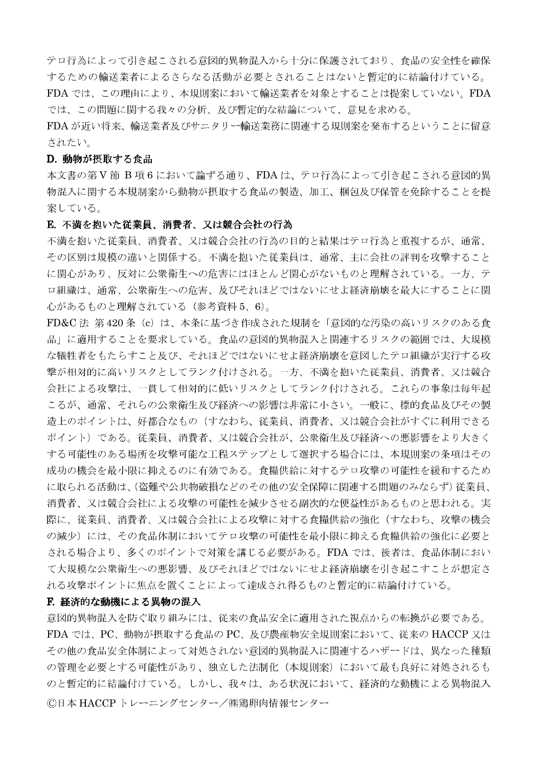テロ行為によって引き起こされる意図的異物混入から十分に保護されており、食品の安全性を確保するための輸送業者によるさらなる活動が必要とされることはないと暫定的に結論付けている。FDA では、この理由により、本規則案において輸送業者を対象とすることは提案していない。FDA では、この問題に関する我々の分析、及び暫定的な結論について、意見を求める。

FDA が近い将来、輸送業者及びサニタリー輸送業務に関連する規則案を発布するということに留意されたい。

**D. 動物が摂取する食品**

本文書の第Ⅴ節 B 項 6 において論ずる通り、FDA は、テロ行為によって引き起こされる意図的異物混入に関する本規制案から動物が摂取する食品の製造、加工、梱包及び保管を免除することを提案している。

**E. 不満を抱いた従業員、消費者、又は競合会社の行為**

不満を抱いた従業員、消費者、又は競合会社の行為の目的と結果はテロ行為と重複するが、通常、その区別は規模の違いと関係する。不満を抱いた従業員は、通常、主に会社の評判を攻撃することに関心があり、反対に公衆衛生への危害にはほとんど関心がないものと理解されている。一方、テロ組織は、通常、公衆衛生への危害、及びそれほどではないにせよ経済崩壊を最大にすることに関心があるものと理解されている（参考資料 5、6）。

FD&C 法 第 420 条（c）は、本条に基づき作成された規制を「意図的な汚染の高いリスクのある食品」に適用することを要求している。食品の意図的異物混入と関連するリスクの範囲では、大規模な犠牲者をもたらすこと及び、それほどではないにせよ経済崩壊を意図したテロ組織が実行する攻撃が相対的に高いリスクとしてランク付けされる。一方、不満を抱いた従業員、消費者、又は競合会社による攻撃は、一貫して相対的に低いリスクとしてランク付けされる。これらの事象は毎年起こるが、通常、それらの公衆衛生及び経済への影響は非常に小さい。一般に、標的食品及びその製造上のポイントは、好都合なもの（すなわち、従業員、消費者、又は競合会社がすぐに利用できるポイント）である。従業員、消費者、又は競合会社が、公衆衛生及び経済への悪影響をより大きくする可能性のある場所を攻撃可能な工程ステップとして選択する場合には、本規則案の条項はその成功の機会を最小限に抑えるのに有効である。食糧供給に対するテロ攻撃の可能性を緩和するために取られる活動は、（盗難や公共物破損などのその他の安全保障に関連する問題のみならず）従業員、消費者、又は競合会社による攻撃の可能性を減少させる副次的な便益性があるものと思われる。実際に、従業員、消費者、又は競合会社による攻撃に対する食糧供給の強化（すなわち、攻撃の機会の減少）には、その食品体制においてテロ攻撃の可能性を最小限に抑える食糧供給の強化に必要とされる場合より、多くのポイントで対策を講じる必要がある。FDA では、後者は、食品体制において大規模な公衆衛生への悪影響、及びそれほどではないにせよ経済崩壊を引き起こすことが想定される攻撃ポイントに焦点を置くことによって達成され得るものと暫定的に結論付けている。

**F. 経済的な動機による異物の混入**

意図的異物混入を防ぐ取り組みには、従来の食品安全に適用された視点からの転換が必要である。FDA では、PC、動物が摂取する食品の PC、及び農産物安全規則案において、従来の HACCP 又はその他の食品安全体制によって対処されない意図的異物混入に関連するハザードは、異なった種類の管理を必要とする可能性があり、独立した法制化（本規則案）において最も良好に対処されるものと暫定的に結論付けている。しかし、我々は、ある状況において、経済的な動機による異物混入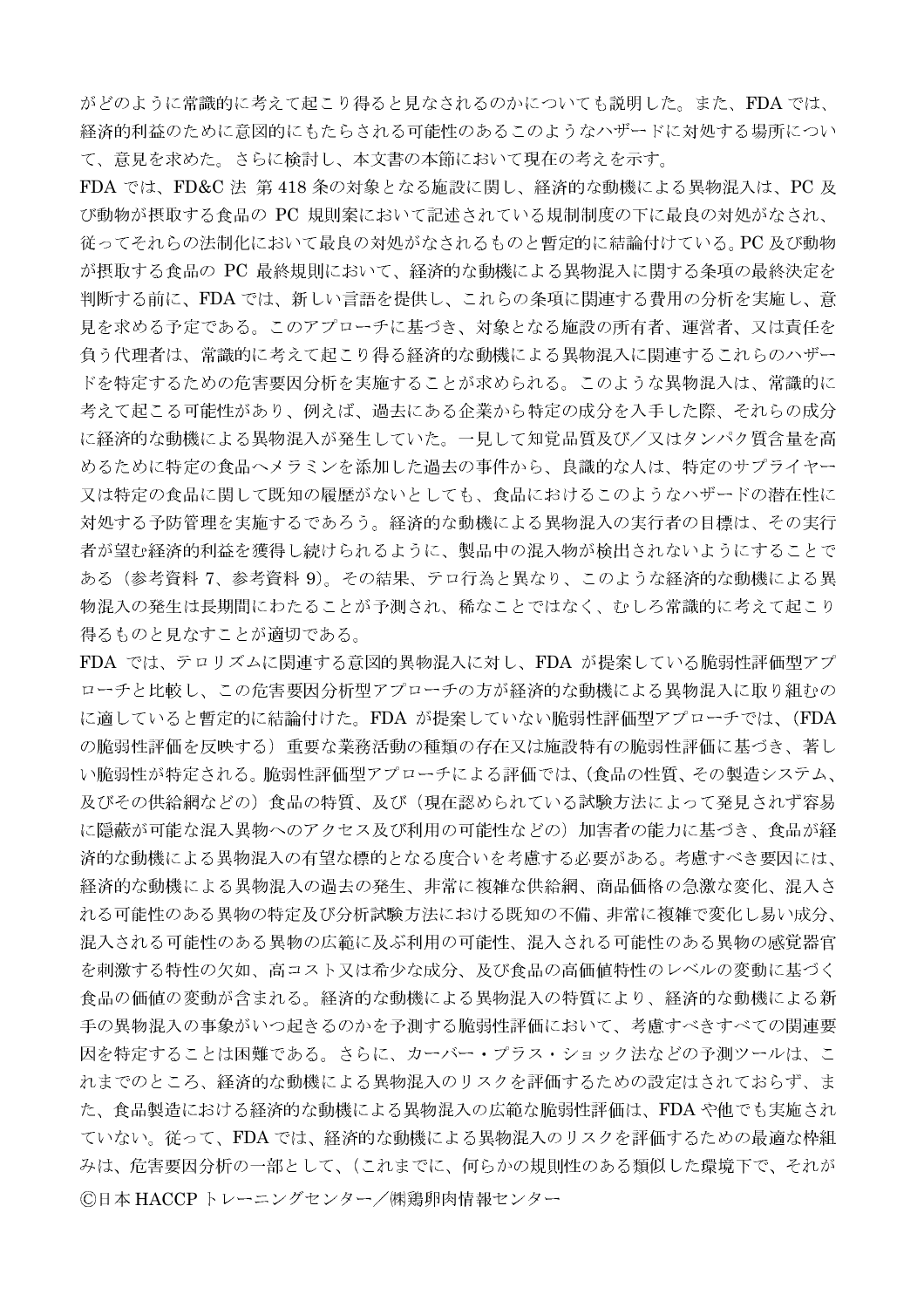がどのように常識的に考えて起こり得ると見なされるのかについても説明した。また、FDA では、経済的利益のために意図的にもたらされる可能性のあるこのようなハザードに対処する場所について、意見を求めた。さらに検討し、本文書の本節において現在の考えを示す。

FDA では、FD&C 法 第 418 条の対象となる施設に関し、経済的な動機による異物混入は、PC 及び動物が摂取する食品の PC 規則案において記述されている規制制度の下に最良の対処がなされ、従ってそれらの法制化において最良の対処がなされるものと暫定的に結論付けている。PC 及び動物が摂取する食品の PC 最終規則において、経済的な動機による異物混入に関する条項の最終決定を判断する前に、FDA では、新しい言語を提供し、これらの条項に関連する費用の分析を実施し、意見を求める予定である。このアプローチに基づき、対象となる施設の所有者、運営者、又は責任を負う代理者は、常識的に考えて起こり得る経済的な動機による異物混入に関連するこれらのハザードを特定するための危害要因分析を実施することが求められる。このような異物混入は、常識的に考えて起こる可能性があり、例えば、過去にある企業から特定の成分を入手した際、それらの成分に経済的な動機による異物混入が発生していた。一見して知覚品質及び／又はタンパク質含量を高めるために特定の食品へメラミンを添加した過去の事件から、良識的な人は、特定のサプライヤー又は特定の食品に関して既知の履歴がないとしても、食品におけるこのようなハザードの潜在性に対処する予防管理を実施するであろう。経済的な動機による異物混入の実行者の目標は、その実行者が望む経済的利益を獲得し続けられるように、製品中の混入物が検出されないようにすることである（参考資料 7、参考資料 9）。その結果、テロ行為と異なり、このような経済的な動機による異物混入の発生は長期間にわたることが予測され、稀なことではなく、むしろ常識的に考えて起こり得るものと見なすことが適切である。

FDA では、テロリズムに関連する意図的異物混入に対し、FDA が提案している脆弱性評価型アプローチと比較し、この危害要因分析型アプローチの方が経済的な動機による異物混入に取り組むのに適していると暫定的に結論付けた。FDA が提案していない脆弱性評価型アプローチでは、（FDA の脆弱性評価を反映する）重要な業務活動の種類の存在又は施設特有の脆弱性評価に基づき、著しい脆弱性が特定される。脆弱性評価型アプローチによる評価では、（食品の性質、その製造システム、及びその供給網などの）食品の特質、及び（現在認められている試験方法によって発見されず容易に隠蔽が可能な混入異物へのアクセス及び利用の可能性などの）加害者の能力に基づき、食品が経済的な動機による異物混入の有望な標的となる度合いを考慮する必要がある。考慮すべき要因には、経済的な動機による異物混入の過去の発生、非常に複雑な供給網、商品価格の急激な変化、混入される可能性のある異物の特定及び分析試験方法における既知の不備、非常に複雑で変化し易い成分、混入される可能性のある異物の広範に及ぶ利用の可能性、混入される可能性のある異物の感覚器官を刺激する特性の欠如、高コスト又は希少な成分、及び食品の高価値特性のレベルの変動に基づく食品の価値の変動が含まれる。経済的な動機による異物混入の特質により、経済的な動機による新手の異物混入の事象がいつ起きるのかを予測する脆弱性評価において、考慮すべきすべての関連要因を特定することは困難である。さらに、カーバー・プラス・ショック法などの予測ツールは、これまでのところ、経済的な動機による異物混入のリスクを評価するための設定はされておらず、また、食品製造における経済的な動機による異物混入の広範な脆弱性評価は、FDA や他でも実施されていない。従って、FDA では、経済的な動機による異物混入のリスクを評価するための最適な枠組みは、危害要因分析の一部として、（これまでに、何らかの規則性のある類似した環境下で、それが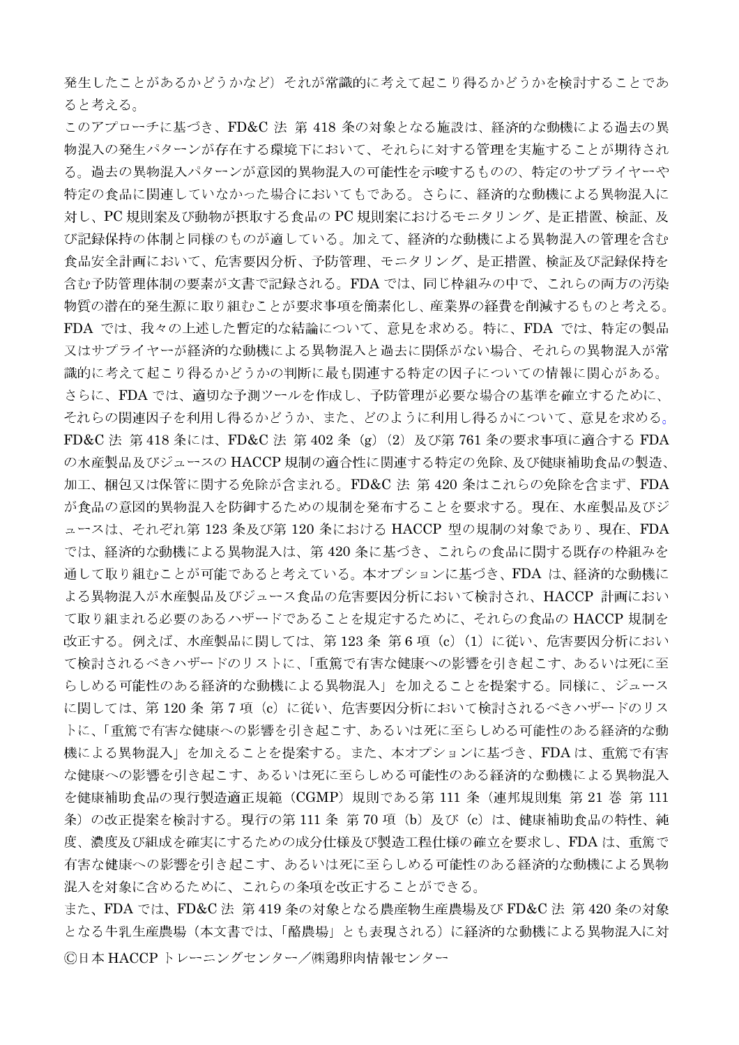発生したことがあるかどうかなど）それが常識的に考えて起こり得るかどうかを検討することであると考える。

このアプローチに基づき、FD&C 法 第 418 条の対象となる施設は、経済的な動機による過去の異物混入の発生パターンが存在する環境下において、それらに対する管理を実施することが期待される。過去の異物混入パターンが意図的異物混入の可能性を示唆するものの、特定のサプライヤーや特定の食品に関連していなかった場合においてもである。さらに、経済的な動機による異物混入に対し、PC 規則案及び動物が摂取する食品の PC 規則案におけるモニタリング、是正措置、検証、及び記録保持の体制と同様のものが適している。加えて、経済的な動機による異物混入の管理を含む食品安全計画において、危害要因分析、予防管理、モニタリング、是正措置、検証及び記録保持を含む予防管理体制の要素が文書で記録される。FDA では、同じ枠組みの中で、これらの両方の汚染物質の潜在的発生源に取り組むことが要求事項を簡素化し、産業界の経費を削減するものと考える。FDA では、我々の上述した暫定的な結論について、意見を求める。特に、FDA では、特定の製品又はサプライヤーが経済的な動機による異物混入と過去に関係がない場合、それらの異物混入が常識的に考えて起こり得るかどうかの判断に最も関連する特定の因子についての情報に関心がある。さらに、FDA では、適切な予測ツールを作成し、予防管理が必要な場合の基準を確立するために、それらの関連因子を利用し得るかどうか、また、どのように利用し得るかについて、意見を求める。

FD&C 法 第 418 条には、FD&C 法 第 402 条（g）（2）及び第 761 条の要求事項に適合する FDA の水産製品及びジュースの HACCP 規制の適合性に関連する特定の免除、及び健康補助食品の製造、加工、梱包又は保管に関する免除が含まれる。FD&C 法 第 420 条はこれらの免除を含まず、FDA が食品の意図的異物混入を防御するための規制を発布することを要求する。現在、水産製品及びジュースは、それぞれ第 123 条及び第 120 条における HACCP 型の規制の対象であり、現在、FDA では、経済的な動機による異物混入は、第 420 条に基づき、これらの食品に関する既存の枠組みを通して取り組むことが可能であると考えている。本オプションに基づき、FDA は、経済的な動機による異物混入が水産製品及びジュース食品の危害要因分析において検討され、HACCP 計画において取り組まれる必要のあるハザードであることを規定するために、それらの食品の HACCP 規制を改正する。例えば、水産製品に関しては、第 123 条 第 6 項（c）（1）に従い、危害要因分析において検討されるべきハザードのリストに、「重篤で有害な健康への影響を引き起こす、あるいは死に至らしめる可能性のある経済的な動機による異物混入」を加えることを提案する。同様に、ジュースに関しては、第 120 条 第 7 項（c）に従い、危害要因分析において検討されるべきハザードのリストに、「重篤で有害な健康への影響を引き起こす、あるいは死に至らしめる可能性のある経済的な動機による異物混入」を加えることを提案する。また、本オプションに基づき、FDA は、重篤で有害な健康への影響を引き起こす、あるいは死に至らしめる可能性のある経済的な動機による異物混入を健康補助食品の現行製造適正規範（CGMP）規則である第 111 条（連邦規則集 第 21 巻 第 111 条）の改正提案を検討する。現行の第 111 条 第 70 項（b）及び（c）は、健康補助食品の特性、純度、濃度及び組成を確実にするための成分仕様及び製造工程仕様の確立を要求し、FDA は、重篤で有害な健康への影響を引き起こす、あるいは死に至らしめる可能性のある経済的な動機による異物混入を対象に含めるために、これらの条項を改正することができる。

また、FDA では、FD&C 法 第 419 条の対象となる農産物生産農場及び FD&C 法 第 420 条の対象となる牛乳生産農場（本文書では、「酪農場」とも表現される）に経済的な動機による異物混入に対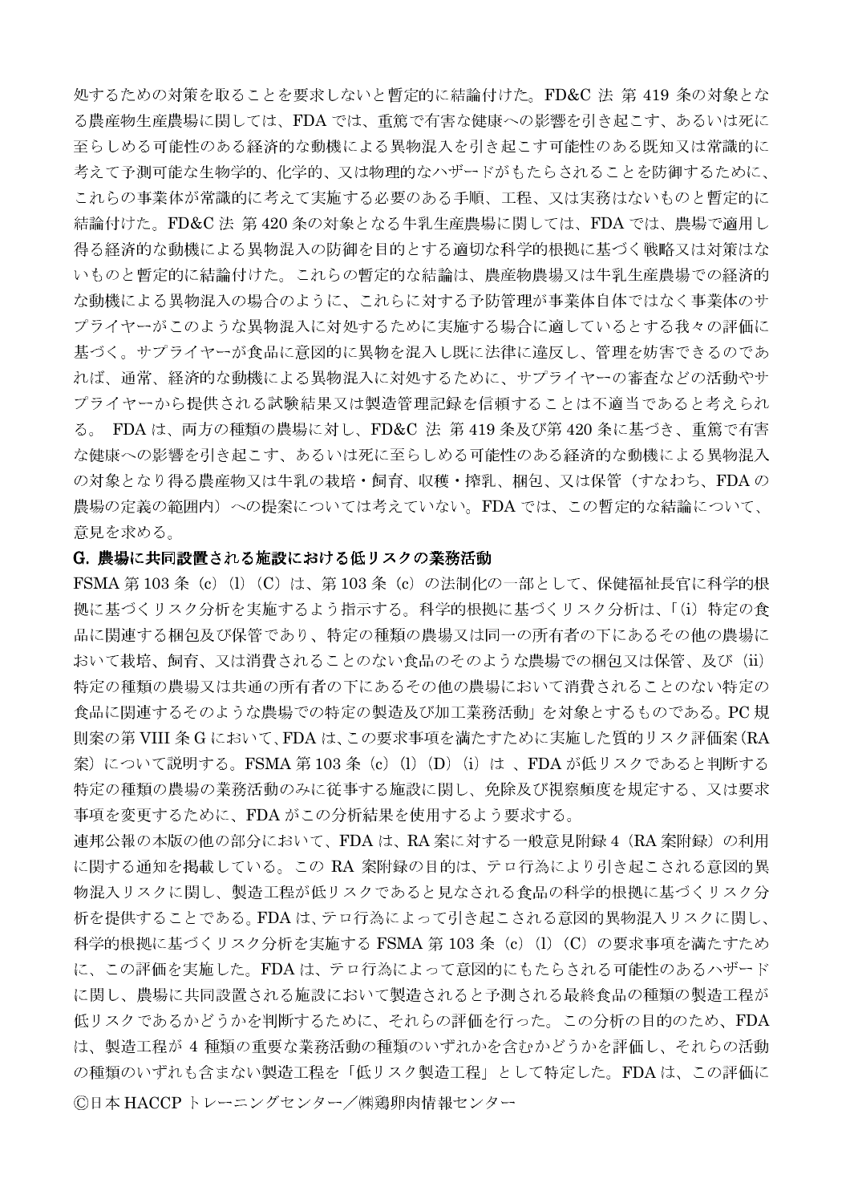処するための対策を取ることを要求しないと暫定的に結論付けた。FD&C 法 第 419 条の対象となる農産物生産農場に関しては、FDA では、重篤で有害な健康への影響を引き起こす、あるいは死に至らしめる可能性のある経済的な動機による異物混入を引き起こす可能性のある既知又は常識的に考えて予測可能な生物学的、化学的、又は物理的なハザードがもたらされることを防御するために、これらの事業体が常識的に考えて実施する必要のある手順、工程、又は実務はないものと暫定的に結論付けた。FD&C 法 第 420 条の対象となる牛乳生産農場に関しては、FDA では、農場で適用し得る経済的な動機による異物混入の防御を目的とする適切な科学的根拠に基づく戦略又は対策はないものと暫定的に結論付けた。これらの暫定的な結論は、農産物農場又は牛乳生産農場での経済的な動機による異物混入の場合のように、これらに対する予防管理が事業体自体ではなく事業体のサプライヤーがこのような異物混入に対処するために実施する場合に適しているとする我々の評価に基づく。サプライヤーが食品に意図的に異物を混入し既に法律に違反し、管理を妨害できるのであれば、通常、経済的な動機による異物混入に対処するために、サプライヤーの審査などの活動やサプライヤーから提供される試験結果又は製造管理記録を信頼することは不適当であると考えられる。 FDA は、両方の種類の農場に対し、FD&C 法 第 419 条及び第 420 条に基づき、重篤で有害な健康への影響を引き起こす、あるいは死に至らしめる可能性のある経済的な動機による異物混入の対象となり得る農産物又は牛乳の栽培・飼育、収穫・搾乳、梱包、又は保管（すなわち、FDA の農場の定義の範囲内）への提案については考えていない。FDA では、この暫定的な結論について、意見を求める。

### G. 農場に共同設置される施設における低リスクの業務活動

FSMA 第 103 条（c）(l)（C）は、第 103 条（c）の法制化の一部として、保健福祉長官に科学的根拠に基づくリスク分析を実施するよう指示する。科学的根拠に基づくリスク分析は、「(i) 特定の食品に関連する梱包及び保管であり、特定の種類の農場又は同一の所有者の下にあるその他の農場において栽培、飼育、又は消費されることのない食品のそのような農場での梱包又は保管、及び (ii) 特定の種類の農場又は共通の所有者の下にあるその他の農場において消費されることのない特定の食品に関連するそのような農場での特定の製造及び加工業務活動」を対象とするものである。PC 規則案の第 VIII 条 G において、FDA は、この要求事項を満たすために実施した質的リスク評価案（RA 案）について説明する。FSMA 第 103 条（c）(l)（D）(i) は 、FDA が低リスクであると判断する特定の種類の農場の業務活動のみに従事する施設に関し、免除及び視察頻度を規定する、又は要求事項を変更するために、FDA がこの分析結果を使用するよう要求する。

連邦公報の本版の他の部分において、FDA は、RA 案に対する一般意見附録 4（RA 案附録）の利用に関する通知を掲載している。この RA 案附録の目的は、テロ行為により引き起こされる意図的異物混入リスクに関し、製造工程が低リスクであると見なされる食品の科学的根拠に基づくリスク分析を提供することである。FDA は、テロ行為によって引き起こされる意図的異物混入リスクに関し、科学的根拠に基づくリスク分析を実施する FSMA 第 103 条（c）(l)（C）の要求事項を満たすために、この評価を実施した。FDA は、テロ行為によって意図的にもたらされる可能性のあるハザードに関し、農場に共同設置される施設において製造されると予測される最終食品の種類の製造工程が低リスクであるかどうかを判断するために、それらの評価を行った。この分析の目的のため、FDA は、製造工程が 4 種類の重要な業務活動の種類のいずれかを含むかどうかを評価し、それらの活動の種類のいずれも含まない製造工程を「低リスク製造工程」として特定した。FDA は、この評価に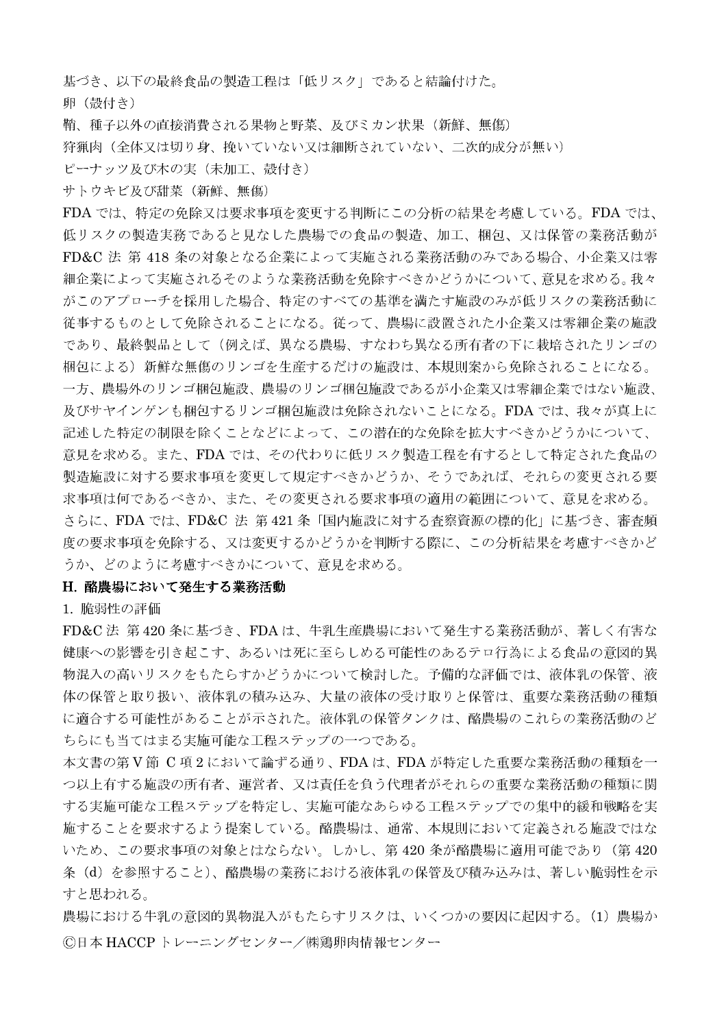基づき、以下の最終食品の製造工程は「低リスク」であると結論付けた。

卵（殻付き）

鞘、種子以外の直接消費される果物と野菜、及びミカン状果（新鮮、無傷）

狩猟肉（全体又は切り身、挽いていない又は細断されていない、二次的成分が無い）

ピーナッツ及び木の実（未加工、殻付き）

サトウキビ及び甜菜（新鮮、無傷）

FDA では、特定の免除又は要求事項を変更する判断にこの分析の結果を考慮している。FDA では、低リスクの製造実務であると見なした農場での食品の製造、加工、梱包、又は保管の業務活動が FD&C 法 第 418 条の対象となる企業によって実施される業務活動のみである場合、小企業又は零細企業によって実施されるそのような業務活動を免除すべきかどうかについて、意見を求める。我々がこのアプローチを採用した場合、特定のすべての基準を満たす施設のみが低リスクの業務活動に従事するものとして免除されることになる。従って、農場に設置された小企業又は零細企業の施設であり、最終製品として（例えば、異なる農場、すなわち異なる所有者の下に栽培されたリンゴの梱包による）新鮮な無傷のリンゴを生産するだけの施設は、本規則案から免除されることになる。一方、農場外のリンゴ梱包施設、農場のリンゴ梱包施設であるが小企業又は零細企業ではない施設、及びサヤインゲンも梱包するリンゴ梱包施設は免除されないことになる。FDA では、我々が真上に記述した特定の制限を除くことなどによって、この潜在的な免除を拡大すべきかどうかについて、意見を求める。また、FDA では、その代わりに低リスク製造工程を有するとして特定された食品の製造施設に対する要求事項を変更して規定すべきかどうか、そうであれば、それらの変更される要求事項は何であるべきか、また、その変更される要求事項の適用の範囲について、意見を求める。さらに、FDA では、FD&C 法 第 421 条「国内施設に対する査察資源の標的化」に基づき、審査頻度の要求事項を免除する、又は変更するかどうかを判断する際に、この分析結果を考慮すべきかどうか、どのように考慮すべきかについて、意見を求める。

**H. 酪農場において発生する業務活動**

1. 脆弱性の評価

FD&C 法 第 420 条に基づき、FDA は、牛乳生産農場において発生する業務活動が、著しく有害な健康への影響を引き起こす、あるいは死に至らしめる可能性のあるテロ行為による食品の意図的異物混入の高いリスクをもたらすかどうかについて検討した。予備的な評価では、液体乳の保管、液体の保管と取り扱い、液体乳の積み込み、大量の液体の受け取りと保管は、重要な業務活動の種類に適合する可能性があることが示された。液体乳の保管タンクは、酪農場のこれらの業務活動のどちらにも当てはまる実施可能な工程ステップの一つである。

本文書の第Ⅴ節 C 項 2 において論ずる通り、FDA は、FDA が特定した重要な業務活動の種類を一つ以上有する施設の所有者、運営者、又は責任を負う代理者がそれらの重要な業務活動の種類に関する実施可能な工程ステップを特定し、実施可能なあらゆる工程ステップでの集中的緩和戦略を実施することを要求するよう提案している。酪農場は、通常、本規則において定義される施設ではないため、この要求事項の対象とはならない。しかし、第 420 条が酪農場に適用可能であり（第 420 条（d）を参照すること）、酪農場の業務における液体乳の保管及び積み込みは、著しい脆弱性を示すと思われる。

農場における牛乳の意図的異物混入がもたらすリスクは、いくつかの要因に起因する。（1）農場か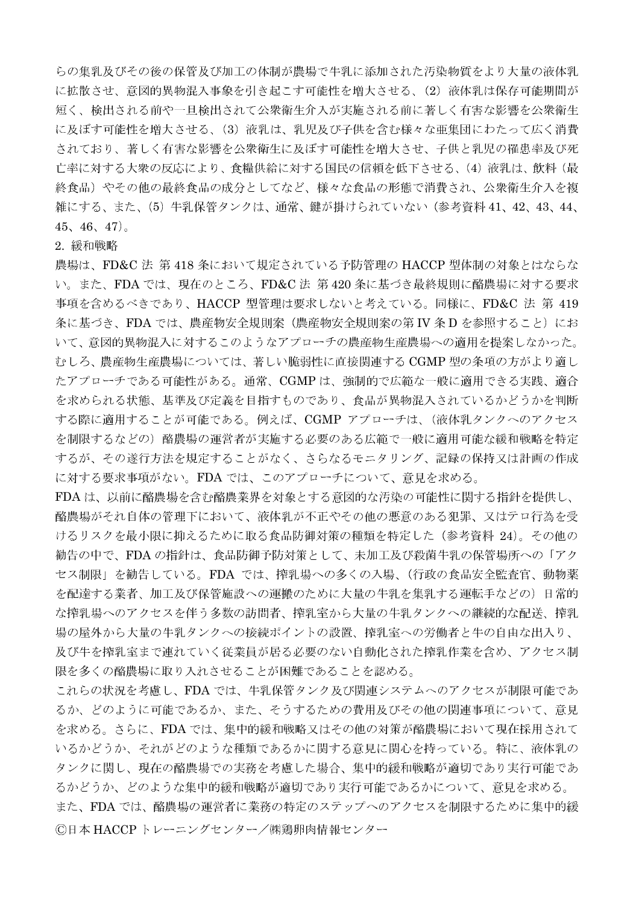らの集乳及びその後の保管及び加工の体制が農場で牛乳に添加された汚染物質をより大量の液体乳に拡散させ、意図的異物混入事象を引き起こす可能性を増大させる、(2) 液体乳は保存可能期間が短く、検出される前や一旦検出されて公衆衛生介入が実施される前に著しく有害な影響を公衆衛生に及ぼす可能性を増大させる、(3) 液乳は、乳児及び子供を含む様々な亜集団にわたって広く消費されており、著しく有害な影響を公衆衛生に及ぼす可能性を増大させ、子供と乳児の罹患率及び死亡率に対する大衆の反応により、食糧供給に対する国民の信頼を低下させる、(4) 液乳は、飲料（最終食品）やその他の最終食品の成分としてなど、様々な食品の形態で消費され、公衆衛生介入を複雑にする、また、(5) 牛乳保管タンクは、通常、鍵が掛けられていない（参考資料 41、42、43、44、45、46、47)。

2. 緩和戦略

農場は、FD&C 法 第 418 条において規定されている予防管理の HACCP 型体制の対象とはならない。また、FDA では、現在のところ、FD&C 法 第 420 条に基づき最終規則に酪農場に対する要求事項を含めるべきであり、HACCP 型管理は要求しないと考えている。同様に、FD&C 法 第 419 条に基づき、FDA では、農産物安全規則案（農産物安全規則案の第 IV 条 D を参照すること）において、意図的異物混入に対するこのようなアプローチの農産物生産農場への適用を提案しなかった。むしろ、農産物生産農場については、著しい脆弱性に直接関連する CGMP 型の条項の方がより適したアプローチである可能性がある。通常、CGMP は、強制的で広範な一般に適用できる実践、適合を求められる状態、基準及び定義を目指すものであり、食品が異物混入されているかどうかを判断する際に適用することが可能である。例えば、CGMP アプローチは、（液体乳タンクへのアクセスを制限するなどの）酪農場の運営者が実施する必要のある広範で一般に適用可能な緩和戦略を特定するが、その遂行方法を規定することがなく、さらなるモニタリング、記録の保持又は計画の作成に対する要求事項がない。FDA では、このアプローチについて、意見を求める。

FDA は、以前に酪農場を含む酪農業界を対象とする意図的な汚染の可能性に関する指針を提供し、酪農場がそれ自体の管理下において、液体乳が不正やその他の悪意のある犯罪、又はテロ行為を受けるリスクを最小限に抑えるために取る食品防御対策の種類を特定した（参考資料 24)。その他の勧告の中で、FDA の指針は、食品防御予防対策として、未加工及び殺菌牛乳の保管場所への「アクセス制限」を勧告している。FDA では、搾乳場への多くの入場、（行政の食品安全監査官、動物薬を配達する業者、加工及び保管施設への運搬のために大量の牛乳を集乳する運転手などの）日常的な搾乳場へのアクセスを伴う多数の訪問者、搾乳室から大量の牛乳タンクへの継続的な配送、搾乳場の屋外から大量の牛乳タンクへの接続ポイントの設置、搾乳室への労働者と牛の自由な出入り、及び牛を搾乳室まで連れていく従業員が居る必要のない自動化された搾乳作業を含め、アクセス制限を多くの酪農場に取り入れさせることが困難であることを認める。

これらの状況を考慮し、FDA では、牛乳保管タンク及び関連システムへのアクセスが制限可能であるか、どのように可能であるか、また、そうするための費用及びその他の関連事項について、意見を求める。さらに、FDA では、集中的緩和戦略又はその他の対策が酪農場において現在採用されているかどうか、それがどのような種類であるかに関する意見に関心を持っている。特に、液体乳のタンクに関し、現在の酪農場での実務を考慮した場合、集中的緩和戦略が適切であり実行可能であるかどうか、どのような集中的緩和戦略が適切であり実行可能であるかについて、意見を求める。また、FDA では、酪農場の運営者に業務の特定のステップへのアクセスを制限するために集中的緩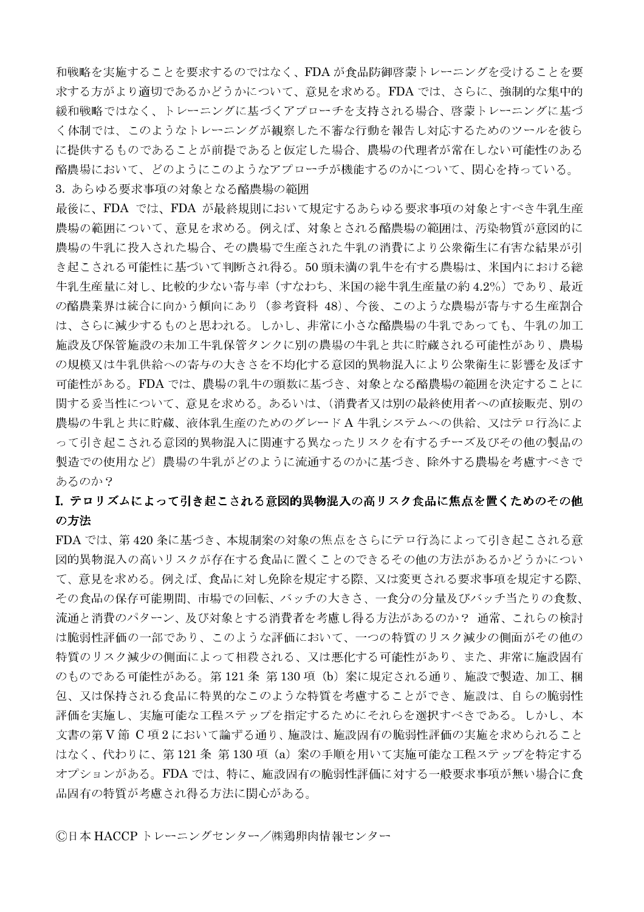和戦略を実施することを要求するのではなく、FDA が食品防御啓蒙トレーニングを受けることを要求する方がより適切であるかどうかについて、意見を求める。FDA では、さらに、強制的な集中的緩和戦略ではなく、トレーニングに基づくアプローチを支持される場合、啓蒙トレーニングに基づく体制では、このようなトレーニングが観察した不審な行動を報告し対応するためのツールを彼らに提供するものであることが前提であると仮定した場合、農場の代理者が常在しない可能性のある酪農場において、どのようにこのようなアプローチが機能するのかについて、関心を持っている。

3. あらゆる要求事項の対象となる酪農場の範囲

最後に、FDA では、FDA が最終規則において規定するあらゆる要求事項の対象とすべき牛乳生産農場の範囲について、意見を求める。例えば、対象とされる酪農場の範囲は、汚染物質が意図的に農場の牛乳に投入された場合、その農場で生産された牛乳の消費により公衆衛生に有害な結果が引き起こされる可能性に基づいて判断され得る。50 頭未満の乳牛を有する農場は、米国内における総牛乳生産量に対し、比較的少ない寄与率（すなわち、米国の総牛乳生産量の約 4.2%）であり、最近の酪農業界は統合に向かう傾向にあり（参考資料 48）、今後、このような農場が寄与する生産割合は、さらに減少するものと思われる。しかし、非常に小さな酪農場の牛乳であっても、牛乳の加工施設及び保管施設の未加工牛乳保管タンクに別の農場の牛乳と共に貯蔵される可能性があり、農場の規模又は牛乳供給への寄与の大きさを不均化する意図的異物混入により公衆衛生に影響を及ぼす可能性がある。FDA では、農場の乳牛の頭数に基づき、対象となる酪農場の範囲を決定することに関する妥当性について、意見を求める。あるいは、（消費者又は別の最終使用者への直接販売、別の農場の牛乳と共に貯蔵、液体乳生産のためのグレード A 牛乳システムへの供給、又はテロ行為によって引き起こされる意図的異物混入に関連する異なったリスクを有するチーズ及びその他の製品の製造での使用など）農場の牛乳がどのように流通するのかに基づき、除外する農場を考慮すべきであるのか？

**I. テロリズムによって引き起こされる意図的異物混入の高リスク食品に焦点を置くためのその他の方法**

FDA では、第 420 条に基づき、本規制案の対象の焦点をさらにテロ行為によって引き起こされる意図的異物混入の高いリスクが存在する食品に置くことのできるその他の方法があるかどうかについて、意見を求める。例えば、食品に対し免除を規定する際、又は変更される要求事項を規定する際、その食品の保存可能期間、市場での回転、バッチの大きさ、一食分の分量及びバッチ当たりの食数、流通と消費のパターン、及び対象とする消費者を考慮し得る方法があるのか？ 通常、これらの検討は脆弱性評価の一部であり、このような評価において、一つの特質のリスク減少の側面がその他の特質のリスク減少の側面によって相殺される、又は悪化する可能性があり、また、非常に施設固有のものである可能性がある。第 121 条 第 130 項（b）案に規定される通り、施設で製造、加工、梱包、又は保持される食品に特異的なこのような特質を考慮することができ、施設は、自らの脆弱性評価を実施し、実施可能な工程ステップを指定するためにそれらを選択すべきである。しかし、本文書の第 V 節 C 項 2 において論ずる通り、施設は、施設固有の脆弱性評価の実施を求められることはなく、代わりに、第 121 条 第 130 項（a）案の手順を用いて実施可能な工程ステップを特定するオプションがある。FDA では、特に、施設固有の脆弱性評価に対する一般要求事項が無い場合に食品固有の特質が考慮され得る方法に関心がある。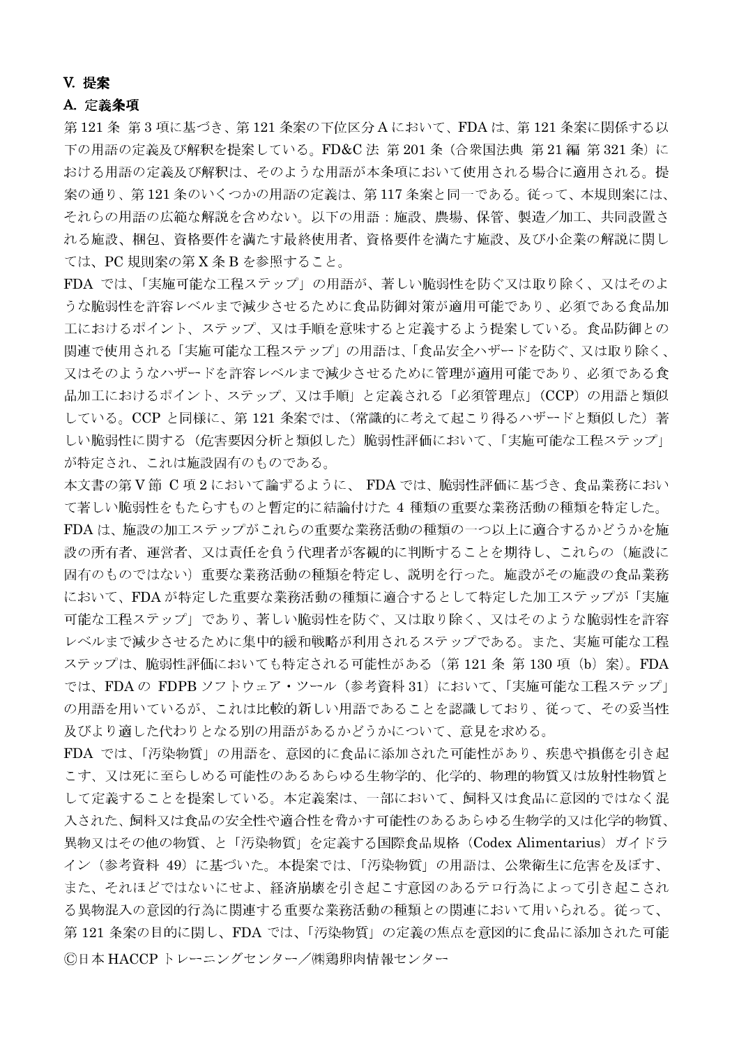## V. 提案

### A. 定義条項

第121条 第3項に基づき、第121条案の下位区分Aにおいて、FDAは、第121条案に関係する以下の用語の定義及び解釈を提案している。FD&C法 第201条（合衆国法典 第21編 第321条）における用語の定義及び解釈は、そのような用語が本条項において使用される場合に適用される。提案の通り、第121条のいくつかの用語の定義は、第117条案と同一である。従って、本規則案には、それらの用語の広範な解説を含めない。以下の用語：施設、農場、保管、製造／加工、共同設置される施設、梱包、資格要件を満たす最終使用者、資格要件を満たす施設、及び小企業の解説に関しては、PC規則案の第X条Bを参照すること。

FDAでは、「実施可能な工程ステップ」の用語が、著しい脆弱性を防ぐ又は取り除く、又はそのような脆弱性を許容レベルまで減少させるために食品防御対策が適用可能であり、必須である食品加工におけるポイント、ステップ、又は手順を意味すると定義するよう提案している。食品防御との関連で使用される「実施可能な工程ステップ」の用語は、「食品安全ハザードを防ぐ、又は取り除く、又はそのようなハザードを許容レベルまで減少させるために管理が適用可能であり、必須である食品加工におけるポイント、ステップ、又は手順」と定義される「必須管理点」（CCP）の用語と類似している。CCPと同様に、第121条案では、（常識的に考えて起こり得るハザードと類似した）著しい脆弱性に関する（危害要因分析と類似した）脆弱性評価において、「実施可能な工程ステップ」が特定され、これは施設固有のものである。

本文書の第V節 C項2において論ずるように、 FDAでは、脆弱性評価に基づき、食品業務において著しい脆弱性をもたらすものと暫定的に結論付けた4種類の重要な業務活動の種類を特定した。FDAは、施設の加工ステップがこれらの重要な業務活動の種類の一つ以上に適合するかどうかを施設の所有者、運営者、又は責任を負う代理者が客観的に判断することを期待し、これらの（施設に固有のものではない）重要な業務活動の種類を特定し、説明を行った。施設がその施設の食品業務において、FDAが特定した重要な業務活動の種類に適合するとして特定した加工ステップが「実施可能な工程ステップ」であり、著しい脆弱性を防ぐ、又は取り除く、又はそのような脆弱性を許容レベルまで減少させるために集中的緩和戦略が利用されるステップである。また、実施可能な工程ステップは、脆弱性評価においても特定される可能性がある（第121条 第130項（b）案）。FDAでは、FDAの FDPBソフトウェア・ツール（参考資料31）において、「実施可能な工程ステップ」の用語を用いているが、これは比較的新しい用語であることを認識しており、従って、その妥当性及びより適した代わりとなる別の用語があるかどうかについて、意見を求める。

FDAでは、「汚染物質」の用語を、意図的に食品に添加された可能性があり、疾患や損傷を引き起こす、又は死に至らしめる可能性のあるあらゆる生物学的、化学的、物理的物質又は放射性物質として定義することを提案している。本定義案は、一部において、飼料又は食品に意図的ではなく混入された、飼料又は食品の安全性や適合性を脅かす可能性のあるあらゆる生物学的又は化学的物質、異物又はその他の物質、と「汚染物質」を定義する国際食品規格（Codex Alimentarius）ガイドライン（参考資料49）に基づいた。本提案では、「汚染物質」の用語は、公衆衛生に危害を及ぼす、また、それほどではないにせよ、経済崩壊を引き起こす意図のあるテロ行為によって引き起こされる異物混入の意図的行為に関連する重要な業務活動の種類との関連において用いられる。従って、第121条案の目的に関し、FDAでは、「汚染物質」の定義の焦点を意図的に食品に添加された可能

©日本HACCPトレーニングセンター／㈱鶏卵肉情報センター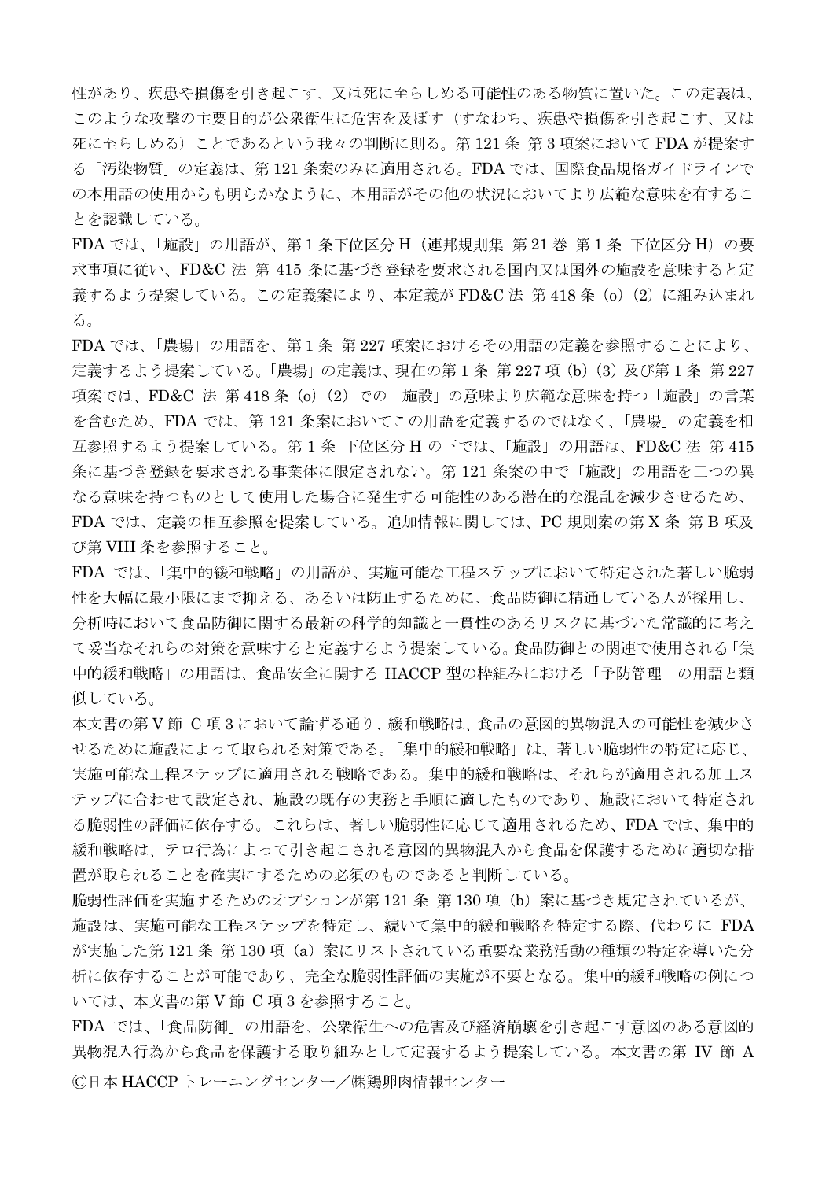性があり、疾患や損傷を引き起こす、又は死に至らしめる可能性のある物質に置いた。この定義は、このような攻撃の主要目的が公衆衛生に危害を及ぼす（すなわち、疾患や損傷を引き起こす、又は死に至らしめる）ことであるという我々の判断に則る。第 121 条 第 3 項案において FDA が提案する「汚染物質」の定義は、第 121 条案のみに適用される。FDA では、国際食品規格ガイドラインでの本用語の使用からも明らかなように、本用語がその他の状況においてより広範な意味を有することを認識している。

FDA では、「施設」の用語が、第 1 条下位区分 H（連邦規則集 第 21 巻 第 1 条 下位区分 H）の要求事項に従い、FD&C 法 第 415 条に基づき登録を要求される国内又は国外の施設を意味すると定義するよう提案している。この定義案により、本定義が FD&C 法 第 418 条（o）（2）に組み込まれる。

FDA では、「農場」の用語を、第 1 条 第 227 項案におけるその用語の定義を参照することにより、定義するよう提案している。「農場」の定義は、現在の第 1 条 第 227 項（b）（3）及び第 1 条 第 227 項案では、FD&C 法 第 418 条（o）（2）での「施設」の意味より広範な意味を持つ「施設」の言葉を含むため、FDA では、第 121 条案においてこの用語を定義するのではなく、「農場」の定義を相互参照するよう提案している。第 1 条 下位区分 H の下では、「施設」の用語は、FD&C 法 第 415 条に基づき登録を要求される事業体に限定されない。第 121 条案の中で「施設」の用語を二つの異なる意味を持つものとして使用した場合に発生する可能性のある潜在的な混乱を減少させるため、FDA では、定義の相互参照を提案している。追加情報に関しては、PC 規則案の第 X 条 第 B 項及び第 VIII 条を参照すること。

FDA では、「集中的緩和戦略」の用語が、実施可能な工程ステップにおいて特定された著しい脆弱性を大幅に最小限にまで抑える、あるいは防止するために、食品防御に精通している人が採用し、分析時において食品防御に関する最新の科学的知識と一貫性のあるリスクに基づいた常識的に考えて妥当なそれらの対策を意味すると定義するよう提案している。食品防御との関連で使用される「集中的緩和戦略」の用語は、食品安全に関する HACCP 型の枠組みにおける「予防管理」の用語と類似している。

本文書の第 V 節 C 項 3 において論ずる通り、緩和戦略は、食品の意図的異物混入の可能性を減少させるために施設によって取られる対策である。「集中的緩和戦略」は、著しい脆弱性の特定に応じ、実施可能な工程ステップに適用される戦略である。集中的緩和戦略は、それらが適用される加工ステップに合わせて設定され、施設の既存の実務と手順に適したものであり、施設において特定される脆弱性の評価に依存する。これらは、著しい脆弱性に応じて適用されるため、FDA では、集中的緩和戦略は、テロ行為によって引き起こされる意図的異物混入から食品を保護するために適切な措置が取られることを確実にするための必須のものであると判断している。

脆弱性評価を実施するためのオプションが第 121 条 第 130 項（b）案に基づき規定されているが、施設は、実施可能な工程ステップを特定し、続いて集中的緩和戦略を特定する際、代わりに FDA が実施した第 121 条 第 130 項（a）案にリストされている重要な業務活動の種類の特定を導いた分析に依存することが可能であり、完全な脆弱性評価の実施が不要となる。集中的緩和戦略の例については、本文書の第 V 節 C 項 3 を参照すること。

FDA では、「食品防御」の用語を、公衆衛生への危害及び経済崩壊を引き起こす意図のある意図的異物混入行為から食品を保護する取り組みとして定義するよう提案している。本文書の第 IV 節 A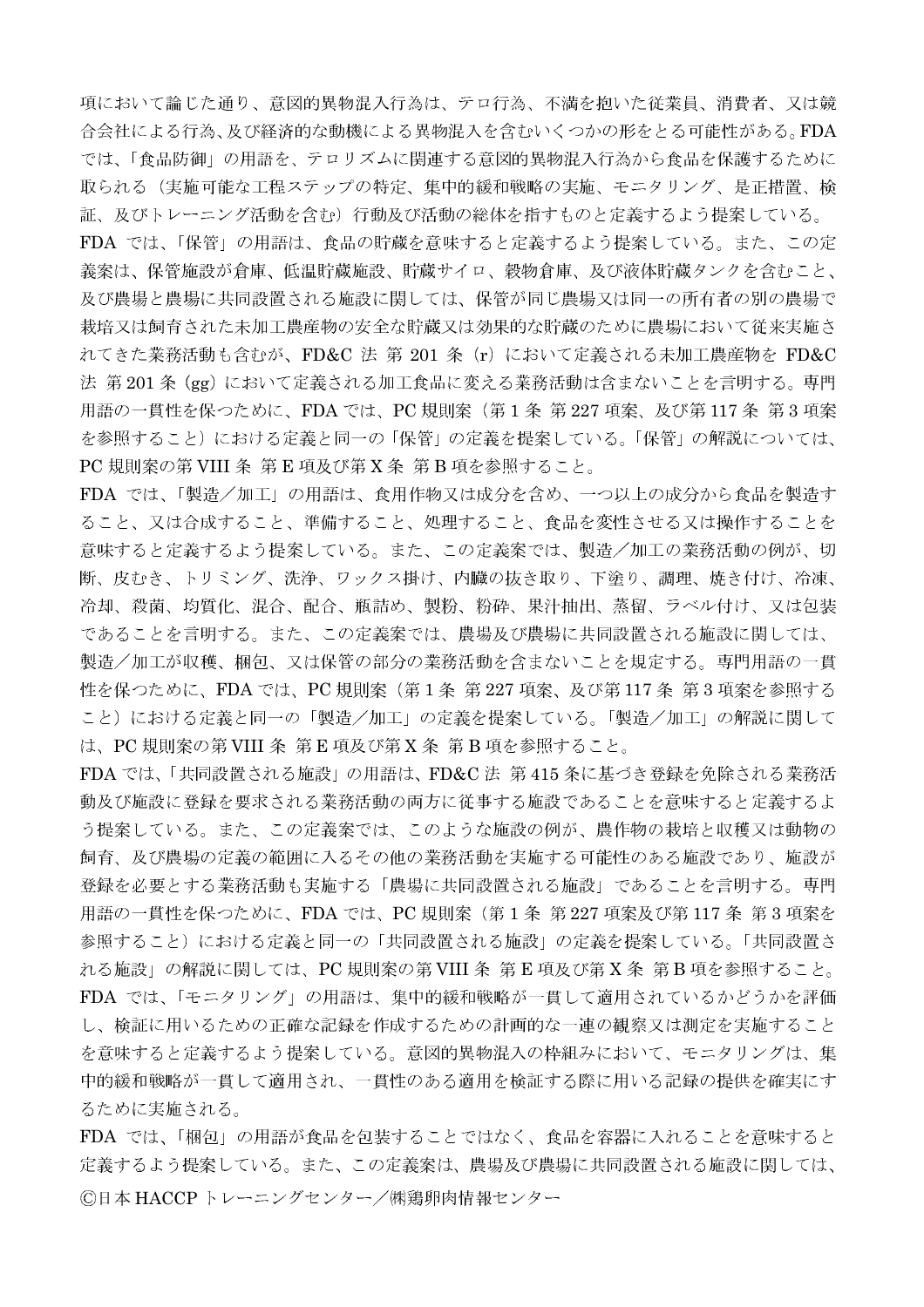項において論じた通り、意図的異物混入行為は、テロ行為、不満を抱いた従業員、消費者、又は競合会社による行為、及び経済的な動機による異物混入を含むいくつかの形をとる可能性がある。FDAでは、「食品防御」の用語を、テロリズムに関連する意図的異物混入行為から食品を保護するために取られる（実施可能な工程ステップの特定、集中的緩和戦略の実施、モニタリング、是正措置、検証、及びトレーニング活動を含む）行動及び活動の総体を指すものと定義するよう提案している。

FDA では、「保管」の用語は、食品の貯蔵を意味すると定義するよう提案している。また、この定義案は、保管施設が倉庫、低温貯蔵施設、貯蔵サイロ、穀物倉庫、及び液体貯蔵タンクを含むこと、及び農場と農場に共同設置される施設に関しては、保管が同じ農場又は同一の所有者の別の農場で栽培又は飼育された未加工農産物の安全な貯蔵又は効果的な貯蔵のために農場において従来実施されてきた業務活動も含むが、FD&C 法 第 201 条（r）において定義される未加工農産物を FD&C 法 第 201 条（gg）において定義される加工食品に変える業務活動は含まないことを言明する。専門用語の一貫性を保つために、FDA では、PC 規則案（第 1 条 第 227 項案、及び第 117 条 第 3 項案を参照すること）における定義と同一の「保管」の定義を提案している。「保管」の解説については、PC 規則案の第 VIII 条 第 E 項及び第 X 条 第 B 項を参照すること。

FDA では、「製造／加工」の用語は、食用作物又は成分を含め、一つ以上の成分から食品を製造すること、又は合成すること、準備すること、処理すること、食品を変性させる又は操作することを意味すると定義するよう提案している。また、この定義案では、製造／加工の業務活動の例が、切断、皮むき、トリミング、洗浄、ワックス掛け、内臓の抜き取り、下塗り、調理、焼き付け、冷凍、冷却、殺菌、均質化、混合、配合、瓶詰め、製粉、粉砕、果汁抽出、蒸留、ラベル付け、又は包装であることを言明する。また、この定義案では、農場及び農場に共同設置される施設に関しては、製造／加工が収穫、梱包、又は保管の部分の業務活動を含まないことを規定する。専門用語の一貫性を保つために、FDA では、PC 規則案（第 1 条 第 227 項案、及び第 117 条 第 3 項案を参照すること）における定義と同一の「製造／加工」の定義を提案している。「製造／加工」の解説に関しては、PC 規則案の第 VIII 条 第 E 項及び第 X 条 第 B 項を参照すること。

FDA では、「共同設置される施設」の用語は、FD&C 法 第 415 条に基づき登録を免除される業務活動及び施設に登録を要求される業務活動の両方に従事する施設であることを意味すると定義するよう提案している。また、この定義案では、このような施設の例が、農作物の栽培と収穫又は動物の飼育、及び農場の定義の範囲に入るその他の業務活動を実施する可能性のある施設であり、施設が登録を必要とする業務活動も実施する「農場に共同設置される施設」であることを言明する。専門用語の一貫性を保つために、FDA では、PC 規則案（第 1 条 第 227 項案及び第 117 条 第 3 項案を参照すること）における定義と同一の「共同設置される施設」の定義を提案している。「共同設置される施設」の解説に関しては、PC 規則案の第 VIII 条 第 E 項及び第 X 条 第 B 項を参照すること。

FDA では、「モニタリング」の用語は、集中的緩和戦略が一貫して適用されているかどうかを評価し、検証に用いるための正確な記録を作成するための計画的な一連の観察又は測定を実施することを意味すると定義するよう提案している。意図的異物混入の枠組みにおいて、モニタリングは、集中的緩和戦略が一貫して適用され、一貫性のある適用を検証する際に用いる記録の提供を確実にするために実施される。

FDA では、「梱包」の用語が食品を包装することではなく、食品を容器に入れることを意味すると定義するよう提案している。また、この定義案は、農場及び農場に共同設置される施設に関しては、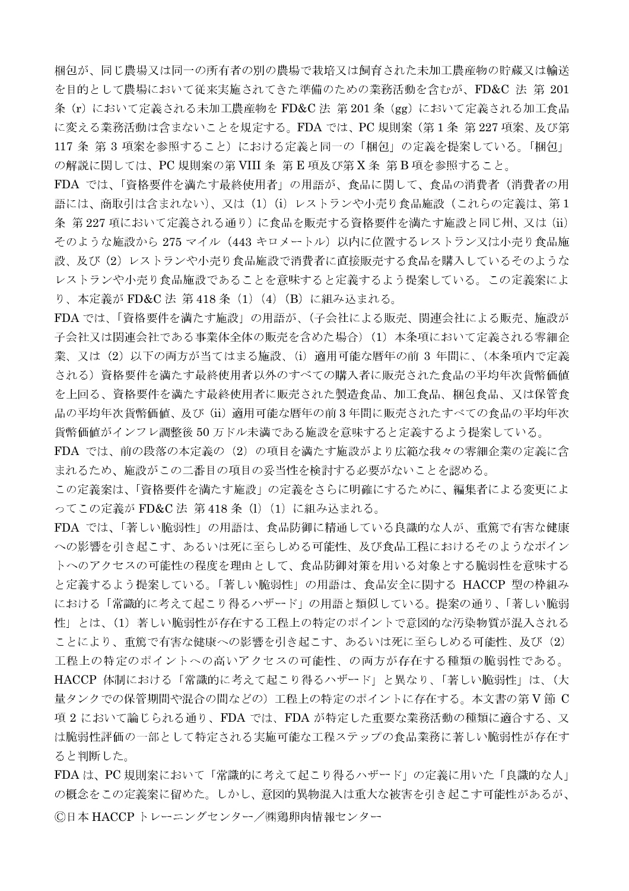梱包が、同じ農場又は同一の所有者の別の農場で栽培又は飼育された未加工農産物の貯蔵又は輸送を目的として農場において従来実施されてきた準備のための業務活動を含むが、FD&C 法 第 201 条（r）において定義される未加工農産物を FD&C 法 第 201 条（gg）において定義される加工食品に変える業務活動は含まないことを規定する。FDA では、PC 規則案（第 1 条 第 227 項案、及び第 117 条 第 3 項案を参照すること）における定義と同一の「梱包」の定義を提案している。「梱包」の解説に関しては、PC 規則案の第 VIII 条 第 E 項及び第 X 条 第 B 項を参照すること。

FDA では、「資格要件を満たす最終使用者」の用語が、食品に関して、食品の消費者（消費者の用語には、商取引は含まれない）、又は（1）（i）レストランや小売り食品施設（これらの定義は、第 1 条 第 227 項において定義される通り）に食品を販売する資格要件を満たす施設と同じ州、又は（ii）そのような施設から 275 マイル（443 キロメートル）以内に位置するレストラン又は小売り食品施設、及び（2）レストランや小売り食品施設で消費者に直接販売する食品を購入しているそのようなレストランや小売り食品施設であることを意味すると定義するよう提案している。この定義案により、本定義が FD&C 法 第 418 条（l）（4）（B）に組み込まれる。

FDA では、「資格要件を満たす施設」の用語が、（子会社による販売、関連会社による販売、施設が子会社又は関連会社である事業体全体の販売を含めた場合）（1）本条項において定義される零細企業、又は（2）以下の両方が当てはまる施設、（i）適用可能な暦年の前 3 年間に、（本条項内で定義される）資格要件を満たす最終使用者以外のすべての購入者に販売された食品の平均年次貨幣価値を上回る、資格要件を満たす最終使用者に販売された製造食品、加工食品、梱包食品、又は保管食品の平均年次貨幣価値、及び（ii）適用可能な暦年の前 3 年間に販売されたすべての食品の平均年次貨幣価値がインフレ調整後 50 万ドル未満である施設を意味すると定義するよう提案している。

FDA では、前の段落の本定義の（2）の項目を満たす施設がより広範な我々の零細企業の定義に含まれるため、施設がこの二番目の項目の妥当性を検討する必要がないことを認める。

この定義案は、「資格要件を満たす施設」の定義をさらに明確にするために、編集者による変更によってこの定義が FD&C 法 第 418 条（l）（1）に組み込まれる。

FDA では、「著しい脆弱性」の用語は、食品防御に精通している良識的な人が、重篤で有害な健康への影響を引き起こす、あるいは死に至らしめる可能性、及び食品工程におけるそのようなポイントへのアクセスの可能性の程度を理由として、食品防御対策を用いる対象とする脆弱性を意味すると定義するよう提案している。「著しい脆弱性」の用語は、食品安全に関する HACCP 型の枠組みにおける「常識的に考えて起こり得るハザード」の用語と類似している。提案の通り、「著しい脆弱性」とは、（1）著しい脆弱性が存在する工程上の特定のポイントで意図的な汚染物質が混入されることにより、重篤で有害な健康への影響を引き起こす、あるいは死に至らしめる可能性、及び（2）工程上の特定のポイントへの高いアクセスの可能性、の両方が存在する種類の脆弱性である。HACCP 体制における「常識的に考えて起こり得るハザード」と異なり、「著しい脆弱性」は、（大量タンクでの保管期間や混合の間などの）工程上の特定のポイントに存在する。本文書の第 V 節 C 項 2 において論じられる通り、FDA では、FDA が特定した重要な業務活動の種類に適合する、又は脆弱性評価の一部として特定される実施可能な工程ステップの食品業務に著しい脆弱性が存在すると判断した。

FDA は、PC 規則案において「常識的に考えて起こり得るハザード」の定義に用いた「良識的な人」の概念をこの定義案に留めた。しかし、意図的異物混入は重大な被害を引き起こす可能性があるが、

Ⓒ日本 HACCP トレーニングセンター／㈱鶏卵肉情報センター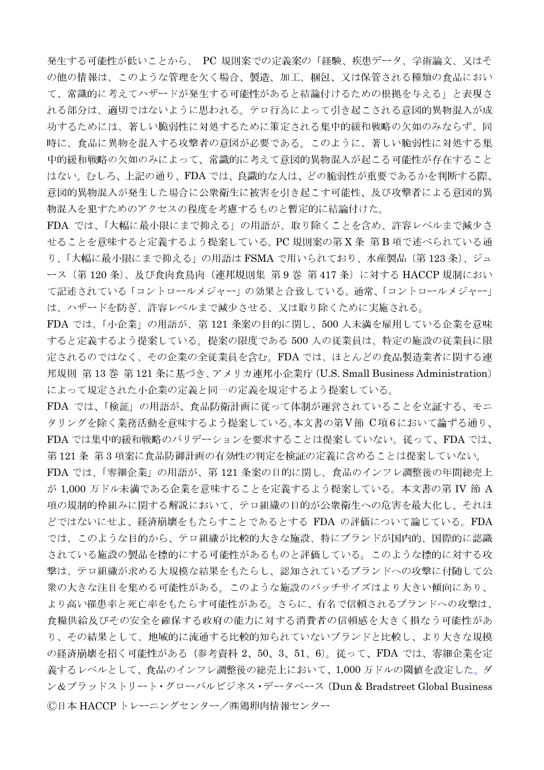発生する可能性が低いことから、 PC 規則案での定義案の「経験、疾患データ、学術論文、又はその他の情報は、このような管理を欠く場合、製造、加工、梱包、又は保管される種類の食品において、常識的に考えてハザードが発生する可能性があると結論付けるための根拠を与える」と表現される部分は、適切ではないように思われる。テロ行為によって引き起こされる意図的異物混入が成功するためには、著しい脆弱性に対処するために策定される集中的緩和戦略の欠如のみならず、同時に、食品に異物を混入する攻撃者の意図が必要である。このように、著しい脆弱性に対処する集中的緩和戦略の欠如のみによって、常識的に考えて意図的異物混入が起こる可能性が存在することはない。むしろ、上記の通り、FDA では、良識的な人は、どの脆弱性が重要であるかを判断する際、意図的異物混入が発生した場合に公衆衛生に被害を引き起こす可能性、及び攻撃者による意図的異物混入を犯すためのアクセスの程度を考慮するものと暫定的に結論付けた。

FDA では、「大幅に最小限にまで抑える」の用語が、取り除くことを含め、許容レベルまで減少させることを意味すると定義するよう提案している。PC 規則案の第 X 条 第 B 項で述べられている通り、「大幅に最小限にまで抑える」の用語は FSMA で用いられており、水産製品（第 123 条）、ジュース（第 120 条）、及び食肉食鳥肉（連邦規則集 第 9 巻 第 417 条）に対する HACCP 規制において記述されている「コントロールメジャー」の効果と合致している。通常、「コントロールメジャー」は、ハザードを防ぎ、許容レベルまで減少させる、又は取り除くために実施される。

FDA では、「小企業」の用語が、第 121 条案の目的に関し、500 人未満を雇用している企業を意味すると定義するよう提案している。提案の限度である 500 人の従業員は、特定の施設の従業員に限定されるのではなく、その企業の全従業員を含む。FDA では、ほとんどの食品製造業者に関する連邦規則 第 13 巻 第 121 条に基づき、アメリカ連邦小企業庁（U.S. Small Business Administration）によって規定された小企業の定義と同一の定義を規定するよう提案している。

FDA では、「検証」の用語が、食品防衛計画に従って体制が運営されていることを立証する、モニタリングを除く業務活動を意味するよう提案している。本文書の第Ⅴ節 C項6において論ずる通り、FDA では集中的緩和戦略のバリデーションを要求することは提案していない。従って、FDA では、第 121 条 第 3 項案に食品防御計画の有効性の判定を検証の定義に含めることは提案していない。

FDA では、「零細企業」の用語が、第 121 条案の目的に関し、食品のインフレ調整後の年間総売上が 1,000 万ドル未満である企業を意味することを定義するよう提案している。本文書の第 IV 節 A 項の規制的枠組みに関する解説において、テロ組織の目的が公衆衛生への危害を最大化し、それほどではないにせよ、経済崩壊をもたらすことであるとする FDA の評価について論じている。FDA では、このような目的から、テロ組織が比較的大きな施設、特にブランドが国内的、国際的に認識されている施設の製品を標的にする可能性があるものと評価している。このような標的に対する攻撃は、テロ組織が求める大規模な結果をもたらし、認知されているブランドへの攻撃に付随して公衆の大きな注目を集める可能性がある。このような施設のバッチサイズはより大きい傾向にあり、より高い罹患率と死亡率をもたらす可能性がある。さらに、有名で信頼されるブランドへの攻撃は、食糧供給及びその安全を確保する政府の能力に対する消費者の信頼感を大きく損なう可能性があり、その結果として、地域的に流通する比較的知られていないブランドと比較し、より大きな規模の経済崩壊を招く可能性がある（参考資料 2、50、3、51、6）。従って、FDA では、零細企業を定義するレベルとして、食品のインフレ調整後の総売上において、1,000 万ドルの閾値を設定した。ダン＆ブラッドストリート・グローバルビジネス・データベース（Dun & Bradstreet Global Business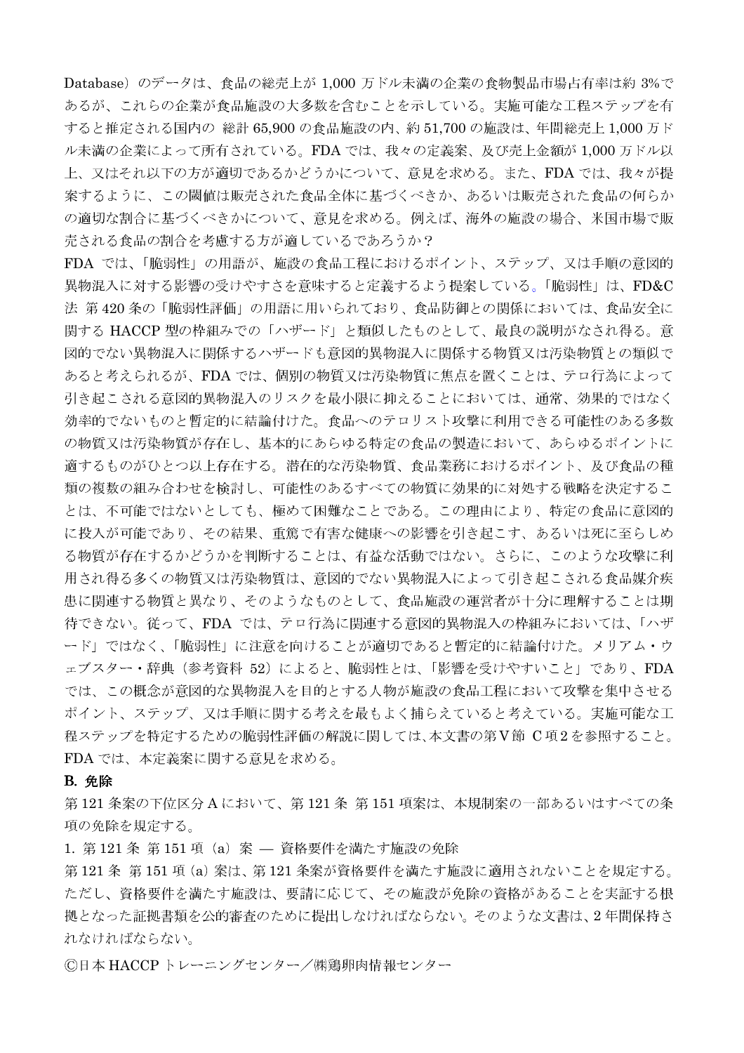Database）のデータは、食品の総売上が 1,000 万ドル未満の企業の食物製品市場占有率は約 3%であるが、これらの企業が食品施設の大多数を含むことを示している。実施可能な工程ステップを有すると推定される国内の 総計 65,900 の食品施設の内、約 51,700 の施設は、年間総売上 1,000 万ドル未満の企業によって所有されている。FDA では、我々の定義案、及び売上金額が 1,000 万ドル以上、又はそれ以下の方が適切であるかどうかについて、意見を求める。また、FDA では、我々が提案するように、この閾値は販売された食品全体に基づくべきか、あるいは販売された食品の何らかの適切な割合に基づくべきかについて、意見を求める。例えば、海外の施設の場合、米国市場で販売される食品の割合を考慮する方が適しているであろうか？

FDA では、「脆弱性」の用語が、施設の食品工程におけるポイント、ステップ、又は手順の意図的異物混入に対する影響の受けやすさを意味すると定義するよう提案している。「脆弱性」は、FD&C 法 第 420 条の「脆弱性評価」の用語に用いられており、食品防御との関係においては、食品安全に関する HACCP 型の枠組みでの「ハザード」と類似したものとして、最良の説明がなされ得る。意図的でない異物混入に関係するハザードも意図的異物混入に関係する物質又は汚染物質との類似であると考えられるが、FDA では、個別の物質又は汚染物質に焦点を置くことは、テロ行為によって引き起こされる意図的異物混入のリスクを最小限に抑えることにおいては、通常、効果的ではなく効率的でないものと暫定的に結論付けた。食品へのテロリスト攻撃に利用できる可能性のある多数の物質又は汚染物質が存在し、基本的にあらゆる特定の食品の製造において、あらゆるポイントに適するものがひとつ以上存在する。潜在的な汚染物質、食品業務におけるポイント、及び食品の種類の複数の組み合わせを検討し、可能性のあるすべての物質に効果的に対処する戦略を決定することは、不可能ではないとしても、極めて困難なことである。この理由により、特定の食品に意図的に投入が可能であり、その結果、重篤で有害な健康への影響を引き起こす、あるいは死に至らしめる物質が存在するかどうかを判断することは、有益な活動ではない。さらに、このような攻撃に利用され得る多くの物質又は汚染物質は、意図的でない異物混入によって引き起こされる食品媒介疾患に関連する物質と異なり、そのようなものとして、食品施設の運営者が十分に理解することは期待できない。従って、FDA では、テロ行為に関連する意図的異物混入の枠組みにおいては、「ハザード」ではなく、「脆弱性」に注意を向けることが適切であると暫定的に結論付けた。メリアム・ウェブスター・辞典（参考資料 52）によると、脆弱性とは、「影響を受けやすいこと」であり、FDA では、この概念が意図的な異物混入を目的とする人物が施設の食品工程において攻撃を集中させるポイント、ステップ、又は手順に関する考えを最もよく捕らえていると考えている。実施可能な工程ステップを特定するための脆弱性評価の解説に関しては、本文書の第Ⅴ節 C 項 2 を参照すること。FDA では、本定義案に関する意見を求める。

**B. 免除**

第 121 条案の下位区分 A において、第 121 条 第 151 項案は、本規制案の一部あるいはすべての条項の免除を規定する。

1. 第 121 条 第 151 項（a）案 ― 資格要件を満たす施設の免除

第 121 条 第 151 項 (a) 案は、第 121 条案が資格要件を満たす施設に適用されないことを規定する。ただし、資格要件を満たす施設は、要請に応じて、その施設が免除の資格があることを実証する根拠となった証拠書類を公的審査のために提出しなければならない。そのような文書は、2 年間保持されなければならない。

Ⓒ日本 HACCP トレーニングセンター／㈱鶏卵肉情報センター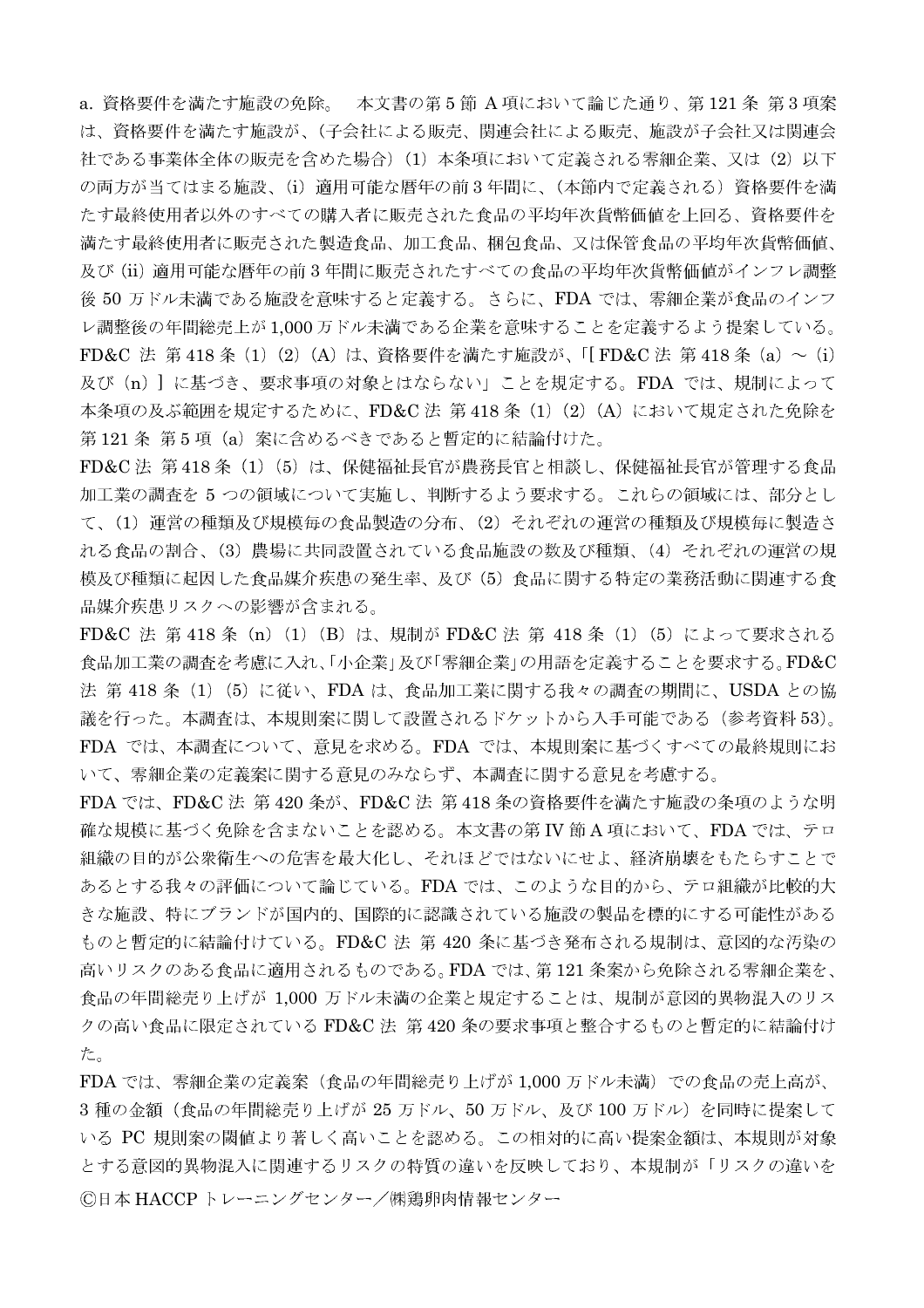a. 資格要件を満たす施設の免除。　本文書の第 5 節 A 項において論じた通り、第 121 条 第 3 項案は、資格要件を満たす施設が、（子会社による販売、関連会社による販売、施設が子会社又は関連会社である事業体全体の販売を含めた場合）（1）本条項において定義される零細企業、又は（2）以下の両方が当てはまる施設、（i）適用可能な暦年の前 3 年間に、（本節内で定義される）資格要件を満たす最終使用者以外のすべての購入者に販売された食品の平均年次貨幣価値を上回る、資格要件を満たす最終使用者に販売された製造食品、加工食品、梱包食品、又は保管食品の平均年次貨幣価値、及び（ii）適用可能な暦年の前 3 年間に販売されたすべての食品の平均年次貨幣価値がインフレ調整後 50 万ドル未満である施設を意味すると定義する。さらに、FDA では、零細企業が食品のインフレ調整後の年間総売上が 1,000 万ドル未満である企業を意味することを定義するよう提案している。FD&C 法 第 418 条（l）（2）（A）は、資格要件を満たす施設が、「[ FD&C 法 第 418 条（a）～（i）及び（n）] に基づき、要求事項の対象とはならない」ことを規定する。FDA では、規制によって本条項の及ぶ範囲を規定するために、FD&C 法 第 418 条（l）（2）（A）において規定された免除を第 121 条 第 5 項（a）案に含めるべきであると暫定的に結論付けた。

FD&C 法 第 418 条（l）（5）は、保健福祉長官が農務長官と相談し、保健福祉長官が管理する食品加工業の調査を 5 つの領域について実施し、判断するよう要求する。これらの領域には、部分として、（1）運営の種類及び規模毎の食品製造の分布、（2）それぞれの運営の種類及び規模毎に製造される食品の割合、（3）農場に共同設置されている食品施設の数及び種類、（4）それぞれの運営の規模及び種類に起因した食品媒介疾患の発生率、及び（5）食品に関する特定の業務活動に関連する食品媒介疾患リスクへの影響が含まれる。

FD&C 法 第 418 条（n）（1）（B）は、規制が FD&C 法 第 418 条（l）（5）によって要求される食品加工業の調査を考慮に入れ、「小企業」及び「零細企業」の用語を定義することを要求する。FD&C 法 第 418 条（l）（5）に従い、FDA は、食品加工業に関する我々の調査の期間に、USDA との協議を行った。本調査は、本規則案に関して設置されるドケットから入手可能である（参考資料 53）。FDA では、本調査について、意見を求める。FDA では、本規則案に基づくすべての最終規則において、零細企業の定義案に関する意見のみならず、本調査に関する意見を考慮する。

FDA では、FD&C 法 第 420 条が、FD&C 法 第 418 条の資格要件を満たす施設の条項のような明確な規模に基づく免除を含まないことを認める。本文書の第 IV 節 A 項において、FDA では、テロ組織の目的が公衆衛生への危害を最大化し、それほどではないにせよ、経済崩壊をもたらすことであるとする我々の評価について論じている。FDA では、このような目的から、テロ組織が比較的大きな施設、特にブランドが国内的、国際的に認識されている施設の製品を標的にする可能性があるものと暫定的に結論付けている。FD&C 法 第 420 条に基づき発布される規制は、意図的な汚染の高いリスクのある食品に適用されるものである。FDA では、第 121 条案から免除される零細企業を、食品の年間総売り上げが 1,000 万ドル未満の企業と規定することは、規制が意図的異物混入のリスクの高い食品に限定されている FD&C 法 第 420 条の要求事項と整合するものと暫定的に結論付けた。

FDA では、零細企業の定義案（食品の年間総売り上げが 1,000 万ドル未満）での食品の売上高が、3 種の金額（食品の年間総売り上げが 25 万ドル、50 万ドル、及び 100 万ドル）を同時に提案している PC 規則案の閾値より著しく高いことを認める。この相対的に高い提案金額は、本規則が対象とする意図的異物混入に関連するリスクの特質の違いを反映しており、本規制が「リスクの違いを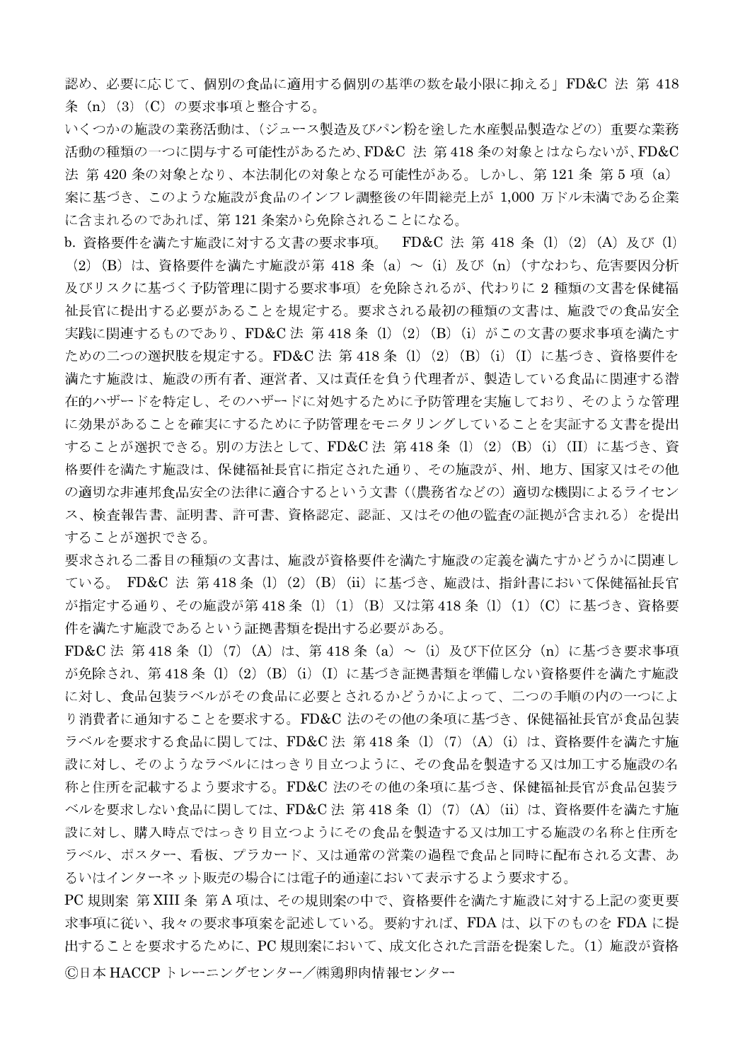認め、必要に応じて、個別の食品に適用する個別の基準の数を最小限に抑える」FD&C 法 第 418 条（n）（3）（C）の要求事項と整合する。

いくつかの施設の業務活動は、（ジュース製造及びパン粉を塗した水産製品製造などの）重要な業務活動の種類の一つに関与する可能性があるため、FD&C 法 第418条の対象とはならないが、FD&C 法 第420条の対象となり、本法制化の対象となる可能性がある。しかし、第121条 第5項（a）案に基づき、このような施設が食品のインフレ調整後の年間総売上が 1,000 万ドル未満である企業に含まれるのであれば、第121条案から免除されることになる。

b. 資格要件を満たす施設に対する文書の要求事項。　FD&C 法 第 418 条（l）（2）（A）及び（l）（2）（B）は、資格要件を満たす施設が第 418 条（a）～（i）及び（n）（すなわち、危害要因分析及びリスクに基づく予防管理に関する要求事項）を免除されるが、代わりに 2 種類の文書を保健福祉長官に提出する必要があることを規定する。要求される最初の種類の文書は、施設での食品安全実践に関連するものであり、FD&C 法 第 418 条（l）（2）（B）（i）がこの文書の要求事項を満たすための二つの選択肢を規定する。FD&C 法 第 418 条（l）（2）（B）（i）（I）に基づき、資格要件を満たす施設は、施設の所有者、運営者、又は責任を負う代理者が、製造している食品に関連する潜在的ハザードを特定し、そのハザードに対処するために予防管理を実施しており、そのような管理に効果があることを確実にするために予防管理をモニタリングしていることを実証する文書を提出することが選択できる。別の方法として、FD&C 法 第 418 条（l）（2）（B）（i）（II）に基づき、資格要件を満たす施設は、保健福祉長官に指定された通り、その施設が、州、地方、国家又はその他の適切な非連邦食品安全の法律に適合するという文書（（農務省などの）適切な機関によるライセンス、検査報告書、証明書、許可書、資格認定、認証、又はその他の監査の証拠が含まれる）を提出することが選択できる。

要求される二番目の種類の文書は、施設が資格要件を満たす施設の定義を満たすかどうかに関連している。 FD&C 法 第 418 条（l）（2）（B）（ii）に基づき、施設は、指針書において保健福祉長官が指定する通り、その施設が第 418 条（l）（1）（B）又は第 418 条（l）（1）（C）に基づき、資格要件を満たす施設であるという証拠書類を提出する必要がある。

FD&C 法 第 418 条（l）（7）（A）は、第 418 条（a）～（i）及び下位区分（n）に基づき要求事項が免除され、第 418 条（l）（2）（B）（i）（I）に基づき証拠書類を準備しない資格要件を満たす施設に対し、食品包装ラベルがその食品に必要とされるかどうかによって、二つの手順の内の一つにより消費者に通知することを要求する。FD&C 法のその他の条項に基づき、保健福祉長官が食品包装ラベルを要求する食品に関しては、FD&C 法 第 418 条（l）（7）（A）（i）は、資格要件を満たす施設に対し、そのようなラベルにはっきり目立つように、その食品を製造する又は加工する施設の名称と住所を記載するよう要求する。FD&C 法のその他の条項に基づき、保健福祉長官が食品包装ラベルを要求しない食品に関しては、FD&C 法 第 418 条（l）（7）（A）（ii）は、資格要件を満たす施設に対し、購入時点ではっきり目立つようにその食品を製造する又は加工する施設の名称と住所をラベル、ポスター、看板、プラカード、又は通常の営業の過程で食品と同時に配布される文書、あるいはインターネット販売の場合には電子的通達において表示するよう要求する。

PC 規則案 第 XIII 条 第 A 項は、その規則案の中で、資格要件を満たす施設に対する上記の変更要求事項に従い、我々の要求事項案を記述している。要約すれば、FDA は、以下のものを FDA に提出することを要求するために、PC 規則案において、成文化された言語を提案した。（1）施設が資格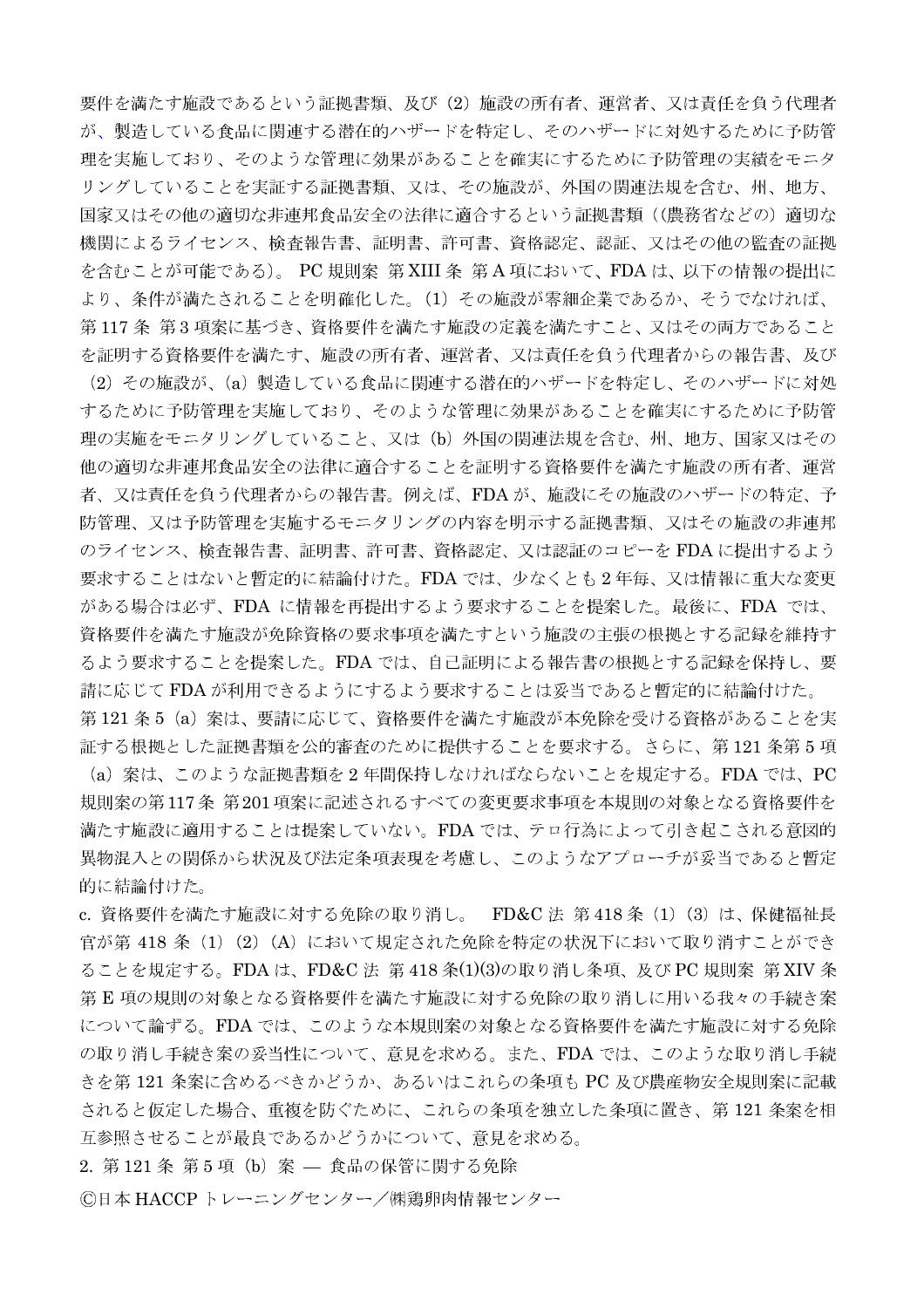要件を満たす施設であるという証拠書類、及び（2）施設の所有者、運営者、又は責任を負う代理者が、製造している食品に関連する潜在的ハザードを特定し、そのハザードに対処するために予防管理を実施しており、そのような管理に効果があることを確実にするために予防管理の実績をモニタリングしていることを実証する証拠書類、又は、その施設が、外国の関連法規を含む、州、地方、国家又はその他の適切な非連邦食品安全の法律に適合するという証拠書類（（農務省などの）適切な機関によるライセンス、検査報告書、証明書、許可書、資格認定、認証、又はその他の監査の証拠を含むことが可能である）。 PC 規則案 第 XIII 条 第 A 項において、FDA は、以下の情報の提出により、条件が満たされることを明確化した。（1）その施設が零細企業であるか、そうでなければ、第 117 条 第 3 項案に基づき、資格要件を満たす施設の定義を満たすこと、又はその両方であることを証明する資格要件を満たす、施設の所有者、運営者、又は責任を負う代理者からの報告書、及び（2）その施設が、（a）製造している食品に関連する潜在的ハザードを特定し、そのハザードに対処するために予防管理を実施しており、そのような管理に効果があることを確実にするために予防管理の実施をモニタリングしていること、又は（b）外国の関連法規を含む、州、地方、国家又はその他の適切な非連邦食品安全の法律に適合することを証明する資格要件を満たす施設の所有者、運営者、又は責任を負う代理者からの報告書。例えば、FDA が、施設にその施設のハザードの特定、予防管理、又は予防管理を実施するモニタリングの内容を明示する証拠書類、又はその施設の非連邦のライセンス、検査報告書、証明書、許可書、資格認定、又は認証のコピーを FDA に提出するよう要求することはないと暫定的に結論付けた。FDA では、少なくとも 2 年毎、又は情報に重大な変更がある場合は必ず、FDA に情報を再提出するよう要求することを提案した。最後に、FDA では、資格要件を満たす施設が免除資格の要求事項を満たすという施設の主張の根拠とする記録を維持するよう要求することを提案した。FDA では、自己証明による報告書の根拠とする記録を保持し、要請に応じて FDA が利用できるようにするよう要求することは妥当であると暫定的に結論付けた。

第 121 条 5（a）案は、要請に応じて、資格要件を満たす施設が本免除を受ける資格があることを実証する根拠とした証拠書類を公的審査のために提供することを要求する。さらに、第 121 条第 5 項（a）案は、このような証拠書類を 2 年間保持しなければならないことを規定する。FDA では、PC 規則案の第 117 条 第 201 項案に記述されるすべての変更要求事項を本規則の対象となる資格要件を満たす施設に適用することは提案していない。FDA では、テロ行為によって引き起こされる意図的異物混入との関係から状況及び法定条項表現を考慮し、このようなアプローチが妥当であると暫定的に結論付けた。

c. 資格要件を満たす施設に対する免除の取り消し。　FD&C 法 第 418 条（1）（3）は、保健福祉長官が第 418 条（1）（2）（A）において規定された免除を特定の状況下において取り消すことができることを規定する。FDA は、FD&C 法 第 418 条(1)(3)の取り消し条項、及び PC 規則案 第 XIV 条 第 E 項の規則の対象となる資格要件を満たす施設に対する免除の取り消しに用いる我々の手続き案について論ずる。FDA では、このような本規則案の対象となる資格要件を満たす施設に対する免除の取り消し手続き案の妥当性について、意見を求める。また、FDA では、このような取り消し手続きを第 121 条案に含めるべきかどうか、あるいはこれらの条項も PC 及び農産物安全規則案に記載されると仮定した場合、重複を防ぐために、これらの条項を独立した条項に置き、第 121 条案を相互参照させることが最良であるかどうかについて、意見を求める。

2. 第 121 条 第 5 項（b）案 ― 食品の保管に関する免除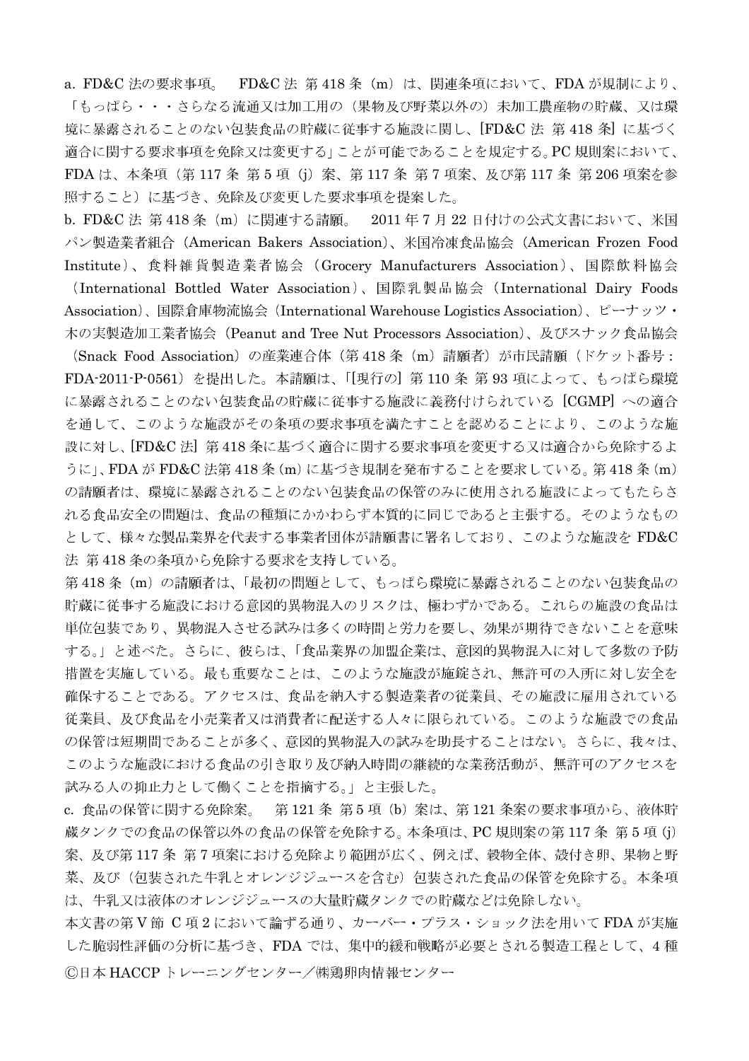a. FD&C 法の要求事項。　FD&C 法 第 418 条（m）は、関連条項において、FDA が規制により、「もっぱら・・・さらなる流通又は加工用の（果物及び野菜以外の）未加工農産物の貯蔵、又は環境に暴露されることのない包装食品の貯蔵に従事する施設に関し、[FD&C 法 第 418 条] に基づく適合に関する要求事項を免除又は変更する」ことが可能であることを規定する。PC 規則案において、FDA は、本条項（第 117 条 第 5 項（j）案、第 117 条 第 7 項案、及び第 117 条 第 206 項案を参照すること）に基づき、免除及び変更した要求事項を提案した。

b. FD&C 法 第 418 条（m）に関連する請願。　2011 年 7 月 22 日付けの公式文書において、米国パン製造業者組合（American Bakers Association）、米国冷凍食品協会（American Frozen Food Institute）、食料雑貨製造業者協会（Grocery Manufacturers Association）、国際飲料協会（International Bottled Water Association）、国際乳製品協会（International Dairy Foods Association）、国際倉庫物流協会（International Warehouse Logistics Association）、ピーナッツ・木の実製造加工業者協会（Peanut and Tree Nut Processors Association）、及びスナック食品協会（Snack Food Association）の産業連合体（第 418 条（m）請願者）が市民請願（ドケット番号：FDA-2011-P-0561）を提出した。本請願は、「[現行の] 第 110 条 第 93 項によって、もっぱら環境に暴露されることのない包装食品の貯蔵に従事する施設に義務付けられている [CGMP] への適合を通して、このような施設がその条項の要求事項を満たすことを認めることにより、このような施設に対し、[FD&C 法] 第 418 条に基づく適合に関する要求事項を変更する又は適合から免除するように」、FDA が FD&C 法第 418 条（m）に基づき規制を発布することを要求している。第 418 条（m）の請願者は、環境に暴露されることのない包装食品の保管のみに使用される施設によってもたらされる食品安全の問題は、食品の種類にかかわらず本質的に同じであると主張する。そのようなものとして、様々な製品業界を代表する事業者団体が請願書に署名しており、このような施設を FD&C 法 第 418 条の条項から免除する要求を支持している。

第 418 条（m）の請願者は、「最初の問題として、もっぱら環境に暴露されることのない包装食品の貯蔵に従事する施設における意図的異物混入のリスクは、極わずかである。これらの施設の食品は単位包装であり、異物混入させる試みは多くの時間と労力を要し、効果が期待できないことを意味する。」と述べた。さらに、彼らは、「食品業界の加盟企業は、意図的異物混入に対して多数の予防措置を実施している。最も重要なことは、このような施設が施錠され、無許可の入所に対し安全を確保することである。アクセスは、食品を納入する製造業者の従業員、その施設に雇用されている従業員、及び食品を小売業者又は消費者に配送する人々に限られている。このような施設での食品の保管は短期間であることが多く、意図的異物混入の試みを助長することはない。さらに、我々は、このような施設における食品の引き取り及び納入時間の継続的な業務活動が、無許可のアクセスを試みる人の抑止力として働くことを指摘する。」と主張した。

c. 食品の保管に関する免除案。　第 121 条 第 5 項（b）案は、第 121 条案の要求事項から、液体貯蔵タンクでの食品の保管以外の食品の保管を免除する。本条項は、PC 規則案の第 117 条 第 5 項（j）案、及び第 117 条 第 7 項案における免除より範囲が広く、例えば、穀物全体、殻付き卵、果物と野菜、及び（包装された牛乳とオレンジジュースを含む）包装された食品の保管を免除する。本条項は、牛乳又は液体のオレンジジュースの大量貯蔵タンクでの貯蔵などは免除しない。

本文書の第Ⅴ節 C 項 2 において論ずる通り、カーバー・プラス・ショック法を用いて FDA が実施した脆弱性評価の分析に基づき、FDA では、集中的緩和戦略が必要とされる製造工程として、4 種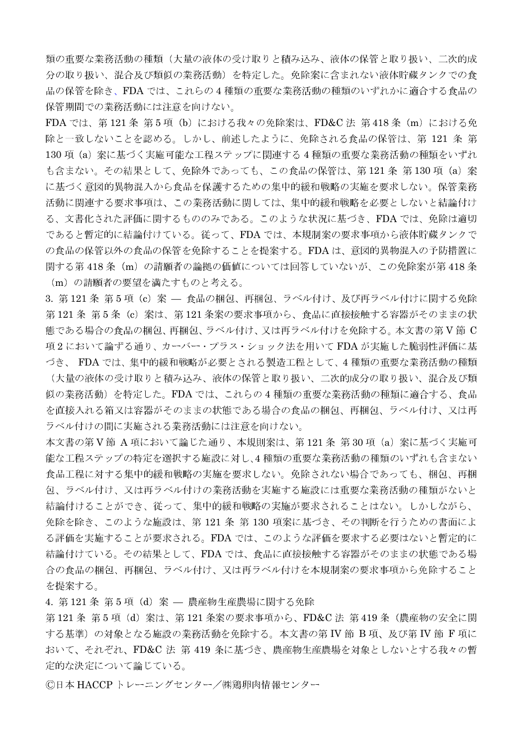類の重要な業務活動の種類（大量の液体の受け取りと積み込み、液体の保管と取り扱い、二次的成分の取り扱い、混合及び類似の業務活動）を特定した。免除案に含まれない液体貯蔵タンクでの食品の保管を除き、FDA では、これらの 4 種類の重要な業務活動の種類のいずれかに適合する食品の保管期間での業務活動には注意を向けない。

FDA では、第 121 条 第 5 項（b）における我々の免除案は、FD&C 法 第 418 条（m）における免除と一致しないことを認める。しかし、前述したように、免除される食品の保管は、第 121 条 第 130 項（a）案に基づく実施可能な工程ステップに関連する 4 種類の重要な業務活動の種類をいずれも含まない。その結果として、免除外であっても、この食品の保管は、第 121 条 第 130 項（a）案に基づく意図的異物混入から食品を保護するための集中的緩和戦略の実施を要求しない。保管業務活動に関連する要求事項は、この業務活動に関しては、集中的緩和戦略を必要としないと結論付ける、文書化された評価に関するもののみである。このような状況に基づき、FDA では、免除は適切であると暫定的に結論付けている。従って、FDA では、本規制案の要求事項から液体貯蔵タンクでの食品の保管以外の食品の保管を免除することを提案する。FDA は、意図的異物混入の予防措置に関する第 418 条（m）の請願者の論拠の価値については回答していないが、この免除案が第 418 条（m）の請願者の要望を満たすものと考える。

3. 第 121 条 第 5 項（c）案 — 食品の梱包、再梱包、ラベル付け、及び再ラベル付けに関する免除

第 121 条 第 5 条（c）案は、第 121 条案の要求事項から、食品に直接接触する容器がそのままの状態である場合の食品の梱包、再梱包、ラベル付け、又は再ラベル付けを免除する。本文書の第 V 節 C 項 2 において論ずる通り、カーバー・プラス・ショック法を用いて FDA が実施した脆弱性評価に基づき、 FDA では、集中的緩和戦略が必要とされる製造工程として、4 種類の重要な業務活動の種類（大量の液体の受け取りと積み込み、液体の保管と取り扱い、二次的成分の取り扱い、混合及び類似の業務活動）を特定した。FDA では、これらの 4 種類の重要な業務活動の種類に適合する、食品を直接入れる箱又は容器がそのままの状態である場合の食品の梱包、再梱包、ラベル付け、又は再ラベル付けの間に実施される業務活動には注意を向けない。

本文書の第 V 節 A 項において論じた通り、本規則案は、第 121 条 第 30 項（a）案に基づく実施可能な工程ステップの特定を選択する施設に対し、4 種類の重要な業務活動の種類のいずれも含まない食品工程に対する集中的緩和戦略の実施を要求しない。免除されない場合であっても、梱包、再梱包、ラベル付け、又は再ラベル付けの業務活動を実施する施設には重要な業務活動の種類がないと結論付けることができ、従って、集中的緩和戦略の実施が要求されることはない。しかしながら、免除を除き、このような施設は、第 121 条 第 130 項案に基づき、その判断を行うための書面による評価を実施することが要求される。FDA では、このような評価を要求する必要はないと暫定的に結論付けている。その結果として、FDA では、食品に直接接触する容器がそのままの状態である場合の食品の梱包、再梱包、ラベル付け、又は再ラベル付けを本規制案の要求事項から免除することを提案する。

4. 第 121 条 第 5 項（d）案 — 農産物生産農場に関する免除

第 121 条 第 5 項（d）案は、第 121 条案の要求事項から、FD&C 法 第 419 条（農産物の安全に関する基準）の対象となる施設の業務活動を免除する。本文書の第 IV 節 B 項、及び第 IV 節 F 項において、それぞれ、FD&C 法 第 419 条に基づき、農産物生産農場を対象としないとする我々の暫定的な決定について論じている。

Ⓒ日本 HACCP トレーニングセンター／㈱鶏卵肉情報センター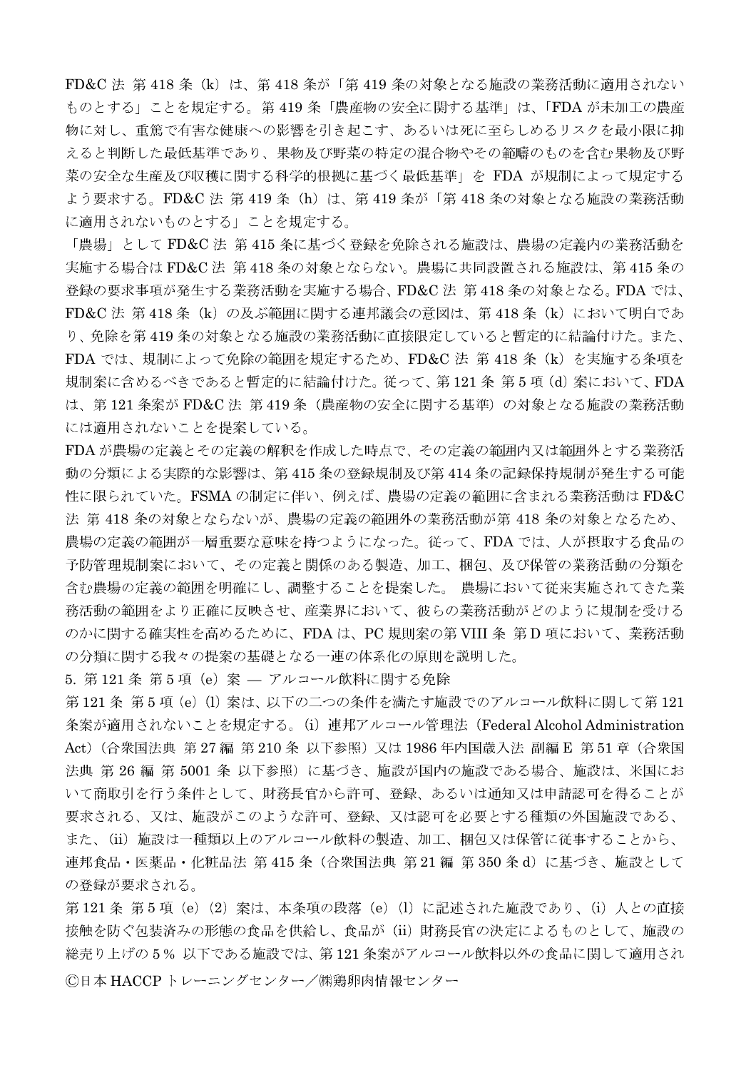FD&C 法 第 418 条（k）は、第 418 条が「第 419 条の対象となる施設の業務活動に適用されないものとする」ことを規定する。第 419 条「農産物の安全に関する基準」は、「FDA が未加工の農産物に対し、重篤で有害な健康への影響を引き起こす、あるいは死に至らしめるリスクを最小限に抑えると判断した最低基準であり、果物及び野菜の特定の混合物やその範疇のものを含む果物及び野菜の安全な生産及び収穫に関する科学的根拠に基づく最低基準」を FDA が規制によって規定するよう要求する。FD&C 法 第 419 条（h）は、第 419 条が「第 418 条の対象となる施設の業務活動に適用されないものとする」ことを規定する。

「農場」として FD&C 法 第 415 条に基づく登録を免除される施設は、農場の定義内の業務活動を実施する場合は FD&C 法 第 418 条の対象とならない。農場に共同設置される施設は、第 415 条の登録の要求事項が発生する業務活動を実施する場合、FD&C 法 第 418 条の対象となる。FDA では、FD&C 法 第 418 条（k）の及ぶ範囲に関する連邦議会の意図は、第 418 条（k）において明白であり、免除を第 419 条の対象となる施設の業務活動に直接限定していると暫定的に結論付けた。また、FDA では、規制によって免除の範囲を規定するため、FD&C 法 第 418 条（k）を実施する条項を規制案に含めるべきであると暫定的に結論付けた。従って、第 121 条 第 5 項（d）案において、FDA は、第 121 条案が FD&C 法 第 419 条（農産物の安全に関する基準）の対象となる施設の業務活動には適用されないことを提案している。

FDA が農場の定義とその定義の解釈を作成した時点で、その定義の範囲内又は範囲外とする業務活動の分類による実際的な影響は、第 415 条の登録規制及び第 414 条の記録保持規制が発生する可能性に限られていた。FSMA の制定に伴い、例えば、農場の定義の範囲に含まれる業務活動は FD&C 法 第 418 条の対象とならないが、農場の定義の範囲外の業務活動が第 418 条の対象となるため、農場の定義の範囲が一層重要な意味を持つようになった。従って、FDA では、人が摂取する食品の予防管理規制案において、その定義と関係のある製造、加工、梱包、及び保管の業務活動の分類を含む農場の定義の範囲を明確にし、調整することを提案した。 農場において従来実施されてきた業務活動の範囲をより正確に反映させ、産業界において、彼らの業務活動がどのように規制を受けるのかに関する確実性を高めるために、FDA は、PC 規則案の第 VIII 条 第 D 項において、業務活動の分類に関する我々の提案の基礎となる一連の体系化の原則を説明した。

5. 第 121 条 第 5 項（e）案 ― アルコール飲料に関する免除

第 121 条 第 5 項（e）(l) 案は、以下の二つの条件を満たす施設でのアルコール飲料に関して第 121 条案が適用されないことを規定する。(i) 連邦アルコール管理法（Federal Alcohol Administration Act）（合衆国法典 第 27 編 第 210 条 以下参照）又は 1986 年内国歳入法 副編 E 第 51 章（合衆国法典 第 26 編 第 5001 条 以下参照）に基づき、施設が国内の施設である場合、施設は、米国において商取引を行う条件として、財務長官から許可、登録、あるいは通知又は申請認可を得ることが要求される、又は、施設がこのような許可、登録、又は認可を必要とする種類の外国施設である、また、(ii) 施設は一種類以上のアルコール飲料の製造、加工、梱包又は保管に従事することから、連邦食品・医薬品・化粧品法 第 415 条（合衆国法典 第 21 編 第 350 条 d）に基づき、施設としての登録が要求される。

第 121 条 第 5 項（e）(2) 案は、本条項の段落（e）(l) に記述された施設であり、(i) 人との直接接触を防ぐ包装済みの形態の食品を供給し、食品が (ii) 財務長官の決定によるものとして、施設の総売り上げの 5％ 以下である施設では、第 121 条案がアルコール飲料以外の食品に関して適用され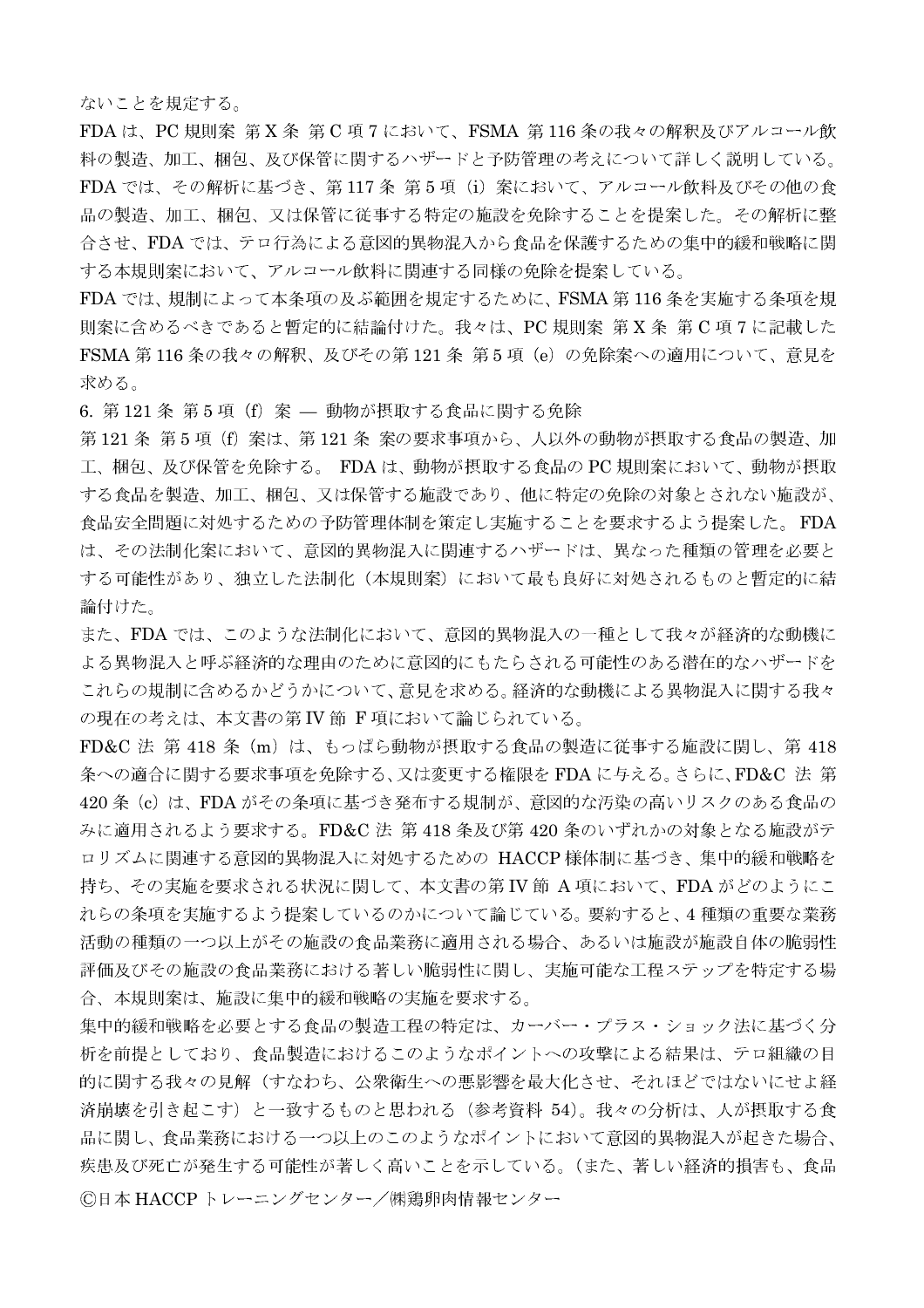ないことを規定する。

FDA は、PC 規則案 第 X 条 第 C 項 7 において、FSMA 第 116 条の我々の解釈及びアルコール飲料の製造、加工、梱包、及び保管に関するハザードと予防管理の考えについて詳しく説明している。FDA では、その解析に基づき、第 117 条 第 5 項（i）案において、アルコール飲料及びその他の食品の製造、加工、梱包、又は保管に従事する特定の施設を免除することを提案した。その解析に整合させ、FDA では、テロ行為による意図的異物混入から食品を保護するための集中的緩和戦略に関する本規則案において、アルコール飲料に関連する同様の免除を提案している。

FDA では、規制によって本条項の及ぶ範囲を規定するために、FSMA 第 116 条を実施する条項を規則案に含めるべきであると暫定的に結論付けた。我々は、PC 規則案 第 X 条 第 C 項 7 に記載した FSMA 第 116 条の我々の解釈、及びその第 121 条 第 5 項（e）の免除案への適用について、意見を求める。

6. 第 121 条 第 5 項（f）案 — 動物が摂取する食品に関する免除

第 121 条 第 5 項（f）案は、第 121 条 案の要求事項から、人以外の動物が摂取する食品の製造、加工、梱包、及び保管を免除する。 FDA は、動物が摂取する食品の PC 規則案において、動物が摂取する食品を製造、加工、梱包、又は保管する施設であり、他に特定の免除の対象とされない施設が、食品安全問題に対処するための予防管理体制を策定し実施することを要求するよう提案した。 FDA は、その法制化案において、意図的異物混入に関連するハザードは、異なった種類の管理を必要とする可能性があり、独立した法制化（本規則案）において最も良好に対処されるものと暫定的に結論付けた。

また、FDA では、このような法制化において、意図的異物混入の一種として我々が経済的な動機による異物混入と呼ぶ経済的な理由のために意図的にもたらされる可能性のある潜在的なハザードをこれらの規制に含めるかどうかについて、意見を求める。経済的な動機による異物混入に関する我々の現在の考えは、本文書の第 IV 節 F 項において論じられている。

FD&C 法 第 418 条（m）は、もっぱら動物が摂取する食品の製造に従事する施設に関し、第 418 条への適合に関する要求事項を免除する、又は変更する権限を FDA に与える。さらに、FD&C 法 第 420 条（c）は、FDA がその条項に基づき発布する規制が、意図的な汚染の高いリスクのある食品のみに適用されるよう要求する。FD&C 法 第 418 条及び第 420 条のいずれかの対象となる施設がテロリズムに関連する意図的異物混入に対処するための HACCP 様体制に基づき、集中的緩和戦略を持ち、その実施を要求される状況に関して、本文書の第 IV 節 A 項において、FDA がどのようにこれらの条項を実施するよう提案しているのかについて論じている。要約すると、4 種類の重要な業務活動の種類の一つ以上がその施設の食品業務に適用される場合、あるいは施設が施設自体の脆弱性評価及びその施設の食品業務における著しい脆弱性に関し、実施可能な工程ステップを特定する場合、本規則案は、施設に集中的緩和戦略の実施を要求する。

集中的緩和戦略を必要とする食品の製造工程の特定は、カーバー・プラス・ショック法に基づく分析を前提としており、食品製造におけるこのようなポイントへの攻撃による結果は、テロ組織の目的に関する我々の見解（すなわち、公衆衛生への悪影響を最大化させ、それほどではないにせよ経済崩壊を引き起こす）と一致するものと思われる（参考資料 54）。我々の分析は、人が摂取する食品に関し、食品業務における一つ以上のこのようなポイントにおいて意図的異物混入が起きた場合、疾患及び死亡が発生する可能性が著しく高いことを示している。（また、著しい経済的損害も、食品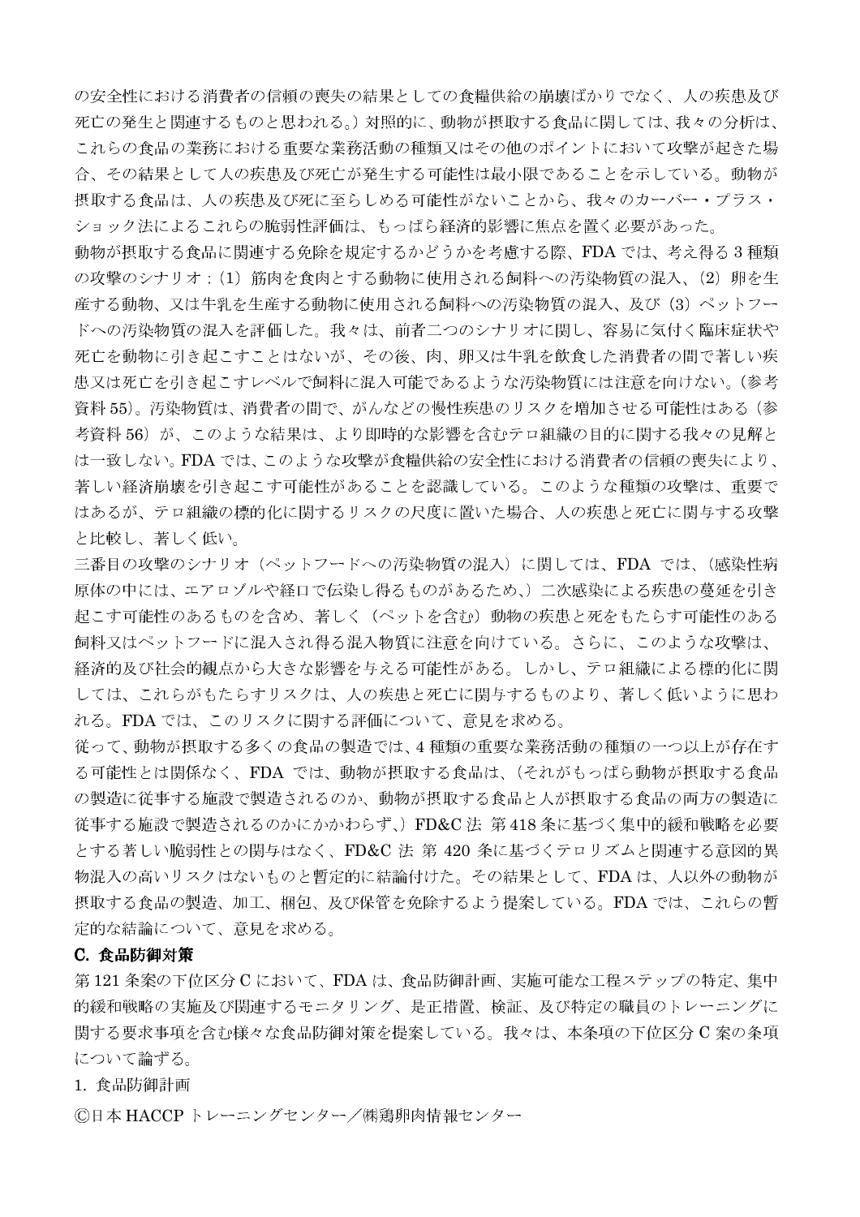の安全性における消費者の信頼の喪失の結果としての食糧供給の崩壊ばかりでなく、人の疾患及び死亡の発生と関連するものと思われる。）対照的に、動物が摂取する食品に関しては、我々の分析は、これらの食品の業務における重要な業務活動の種類又はその他のポイントにおいて攻撃が起きた場合、その結果として人の疾患及び死亡が発生する可能性は最小限であることを示している。動物が摂取する食品は、人の疾患及び死に至らしめる可能性がないことから、我々のカーバー・プラス・ショック法によるこれらの脆弱性評価は、もっぱら経済的影響に焦点を置く必要があった。

動物が摂取する食品に関連する免除を規定するかどうかを考慮する際、FDA では、考え得る 3 種類の攻撃のシナリオ：（1）筋肉を食肉とする動物に使用される飼料への汚染物質の混入、（2）卵を生産する動物、又は牛乳を生産する動物に使用される飼料への汚染物質の混入、及び（3）ペットフードへの汚染物質の混入を評価した。我々は、前者二つのシナリオに関し、容易に気付く臨床症状や死亡を動物に引き起こすことはないが、その後、肉、卵又は牛乳を飲食した消費者の間で著しい疾患又は死亡を引き起こすレベルで飼料に混入可能であるような汚染物質には注意を向けない。（参考資料 55）。汚染物質は、消費者の間で、がんなどの慢性疾患のリスクを増加させる可能性はある（参考資料 56）が、このような結果は、より即時的な影響を含むテロ組織の目的に関する我々の見解とは一致しない。FDA では、このような攻撃が食糧供給の安全性における消費者の信頼の喪失により、著しい経済崩壊を引き起こす可能性があることを認識している。このような種類の攻撃は、重要ではあるが、テロ組織の標的化に関するリスクの尺度に置いた場合、人の疾患と死亡に関与する攻撃と比較し、著しく低い。

三番目の攻撃のシナリオ（ペットフードへの汚染物質の混入）に関しては、FDA では、（感染性病原体の中には、エアロゾルや経口で伝染し得るものがあるため、）二次感染による疾患の蔓延を引き起こす可能性のあるものを含め、著しく（ペットを含む）動物の疾患と死をもたらす可能性のある飼料又はペットフードに混入され得る混入物質に注意を向けている。さらに、このような攻撃は、経済的及び社会的観点から大きな影響を与える可能性がある。しかし、テロ組織による標的化に関しては、これらがもたらすリスクは、人の疾患と死亡に関与するものより、著しく低いように思われる。FDA では、このリスクに関する評価について、意見を求める。

従って、動物が摂取する多くの食品の製造では、4 種類の重要な業務活動の種類の一つ以上が存在する可能性とは関係なく、FDA では、動物が摂取する食品は、（それがもっぱら動物が摂取する食品の製造に従事する施設で製造されるのか、動物が摂取する食品と人が摂取する食品の両方の製造に従事する施設で製造されるのかにかかわらず、）FD&C 法 第 418 条に基づく集中的緩和戦略を必要とする著しい脆弱性との関与はなく、FD&C 法 第 420 条に基づくテロリズムと関連する意図的異物混入の高いリスクはないものと暫定的に結論付けた。その結果として、FDA は、人以外の動物が摂取する食品の製造、加工、梱包、及び保管を免除するよう提案している。FDA では、これらの暫定的な結論について、意見を求める。

### C. 食品防御対策

第 121 条案の下位区分 C において、FDA は、食品防御計画、実施可能な工程ステップの特定、集中的緩和戦略の実施及び関連するモニタリング、是正措置、検証、及び特定の職員のトレーニングに関する要求事項を含む様々な食品防御対策を提案している。我々は、本条項の下位区分 C 案の条項について論ずる。

1. 食品防御計画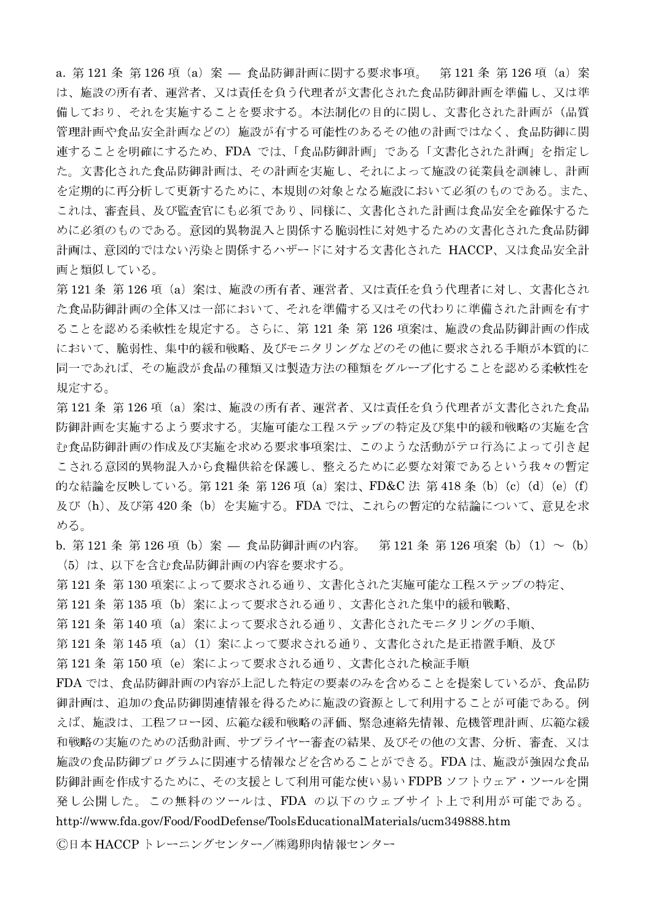a. 第 121 条 第 126 項（a）案 — 食品防御計画に関する要求事項。　第 121 条 第 126 項（a）案は、施設の所有者、運営者、又は責任を負う代理者が文書化された食品防御計画を準備し、又は準備しており、それを実施することを要求する。本法制化の目的に関し、文書化された計画が（品質管理計画や食品安全計画などの）施設が有する可能性のあるその他の計画ではなく、食品防御に関連することを明確にするため、FDA では、「食品防御計画」である「文書化された計画」を指定した。文書化された食品防御計画は、その計画を実施し、それによって施設の従業員を訓練し、計画を定期的に再分析して更新するために、本規則の対象となる施設において必須のものである。また、これは、審査員、及び監査官にも必須であり、同様に、文書化された計画は食品安全を確保するために必須のものである。意図的異物混入と関係する脆弱性に対処するための文書化された食品防御計画は、意図的ではない汚染と関係するハザードに対する文書化された HACCP、又は食品安全計画と類似している。

第 121 条 第 126 項（a）案は、施設の所有者、運営者、又は責任を負う代理者に対し、文書化された食品防御計画の全体又は一部において、それを準備する又はその代わりに準備された計画を有することを認める柔軟性を規定する。さらに、第 121 条 第 126 項案は、施設の食品防御計画の作成において、脆弱性、集中的緩和戦略、及びモニタリングなどのその他に要求される手順が本質的に同一であれば、その施設が食品の種類又は製造方法の種類をグループ化することを認める柔軟性を規定する。

第 121 条 第 126 項（a）案は、施設の所有者、運営者、又は責任を負う代理者が文書化された食品防御計画を実施するよう要求する。実施可能な工程ステップの特定及び集中的緩和戦略の実施を含む食品防御計画の作成及び実施を求める要求事項案は、このような活動がテロ行為によって引き起こされる意図的異物混入から食糧供給を保護し、整えるために必要な対策であるという我々の暫定的な結論を反映している。第 121 条 第 126 項（a）案は、FD&C 法 第 418 条（b）（c）（d）（e）（f）及び（h）、及び第 420 条（b）を実施する。FDA では、これらの暫定的な結論について、意見を求める。

b. 第 121 条 第 126 項（b）案 — 食品防御計画の内容。　第 121 条 第 126 項案（b）（1）～（b）（5）は、以下を含む食品防御計画の内容を要求する。

第 121 条 第 130 項案によって要求される通り、文書化された実施可能な工程ステップの特定、

第 121 条 第 135 項（b）案によって要求される通り、文書化された集中的緩和戦略、

第 121 条 第 140 項（a）案によって要求される通り、文書化されたモニタリングの手順、

第 121 条 第 145 項（a）（1）案によって要求される通り、文書化された是正措置手順、及び

第 121 条 第 150 項（e）案によって要求される通り、文書化された検証手順

FDA では、食品防御計画の内容が上記した特定の要素のみを含めることを提案しているが、食品防御計画は、追加の食品防御関連情報を得るために施設の資源として利用することが可能である。例えば、施設は、工程フロー図、広範な緩和戦略の評価、緊急連絡先情報、危機管理計画、広範な緩和戦略の実施のための活動計画、サプライヤー審査の結果、及びその他の文書、分析、審査、又は施設の食品防御プログラムに関連する情報などを含めることができる。FDA は、施設が強固な食品防御計画を作成するために、その支援として利用可能な使い易い FDPB ソフトウェア・ツールを開発し公開した。この無料のツールは、FDA の以下のウェブサイト上で利用が可能である。
http://www.fda.gov/Food/FoodDefense/ToolsEducationalMaterials/ucm349888.htm

©日本 HACCP トレーニングセンター／㈱鶏卵肉情報センター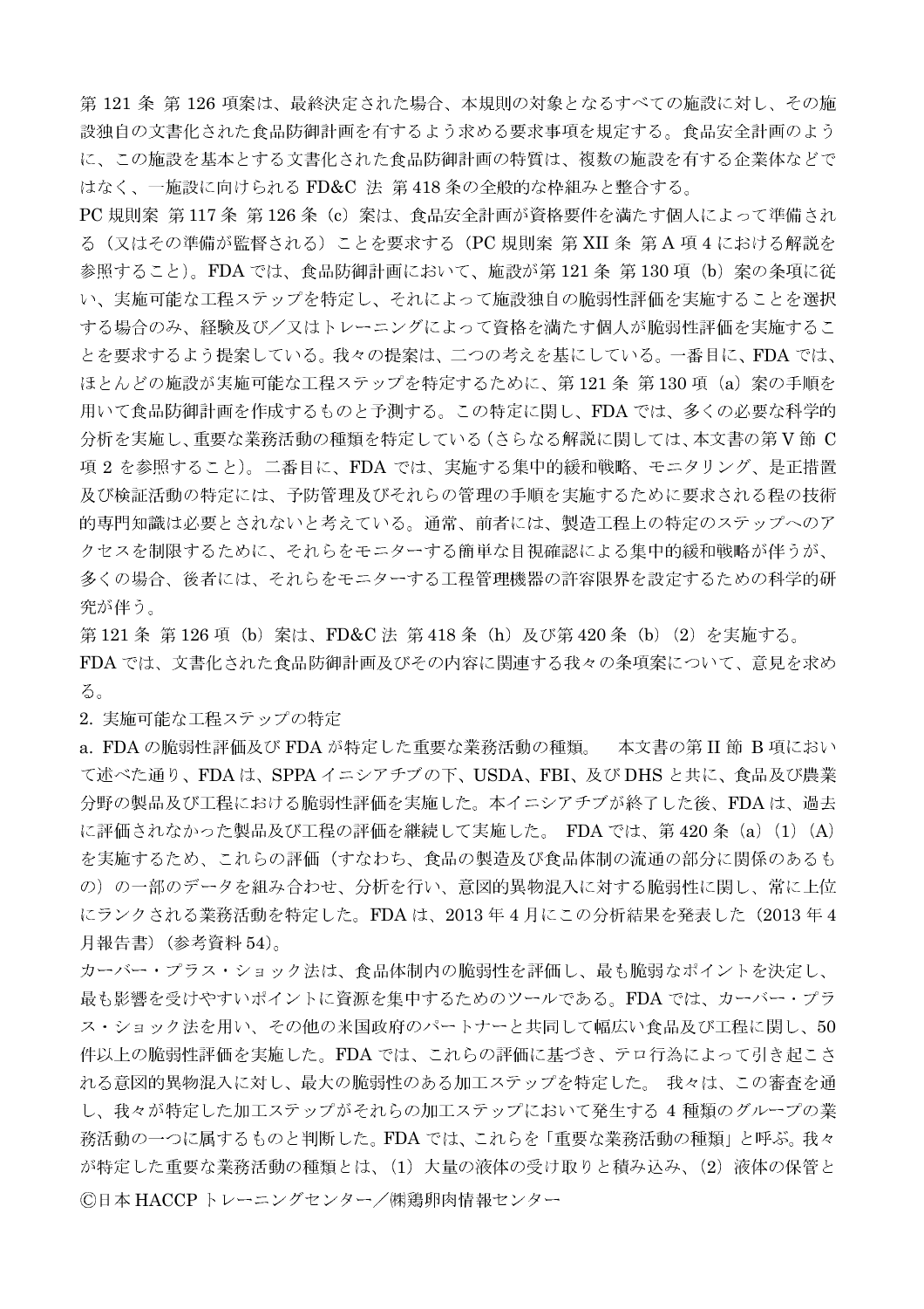第 121 条 第 126 項案は、最終決定された場合、本規則の対象となるすべての施設に対し、その施設独自の文書化された食品防御計画を有するよう求める要求事項を規定する。食品安全計画のように、この施設を基本とする文書化された食品防御計画の特質は、複数の施設を有する企業体などではなく、一施設に向けられる FD&C 法 第 418 条の全般的な枠組みと整合する。

PC 規則案 第 117 条 第 126 条（c）案は、食品安全計画が資格要件を満たす個人によって準備される（又はその準備が監督される）ことを要求する（PC 規則案 第 XII 条 第 A 項 4 における解説を参照すること）。FDA では、食品防御計画において、施設が第 121 条 第 130 項（b）案の条項に従い、実施可能な工程ステップを特定し、それによって施設独自の脆弱性評価を実施することを選択する場合のみ、経験及び／又はトレーニングによって資格を満たす個人が脆弱性評価を実施することを要求するよう提案している。我々の提案は、二つの考えを基にしている。一番目に、FDA では、ほとんどの施設が実施可能な工程ステップを特定するために、第 121 条 第 130 項（a）案の手順を用いて食品防御計画を作成するものと予測する。この特定に関し、FDA では、多くの必要な科学的分析を実施し、重要な業務活動の種類を特定している（さらなる解説に関しては、本文書の第 V 節 C 項 2 を参照すること）。二番目に、FDA では、実施する集中的緩和戦略、モニタリング、是正措置及び検証活動の特定には、予防管理及びそれらの管理の手順を実施するために要求される程の技術的専門知識は必要とされないと考えている。通常、前者には、製造工程上の特定のステップへのアクセスを制限するために、それらをモニターする簡単な目視確認による集中的緩和戦略が伴うが、多くの場合、後者には、それらをモニターする工程管理機器の許容限界を設定するための科学的研究が伴う。

第 121 条 第 126 項（b）案は、FD&C 法 第 418 条（h）及び第 420 条（b）（2）を実施する。

FDA では、文書化された食品防御計画及びその内容に関連する我々の条項案について、意見を求める。

2. 実施可能な工程ステップの特定

a. FDA の脆弱性評価及び FDA が特定した重要な業務活動の種類。　本文書の第 II 節 B 項において述べた通り、FDA は、SPPA イニシアチブの下、USDA、FBI、及び DHS と共に、食品及び農業分野の製品及び工程における脆弱性評価を実施した。本イニシアチブが終了した後、FDA は、過去に評価されなかった製品及び工程の評価を継続して実施した。 FDA では、第 420 条（a）（1）（A）を実施するため、これらの評価（すなわち、食品の製造及び食品体制の流通の部分に関係のあるもの）の一部のデータを組み合わせ、分析を行い、意図的異物混入に対する脆弱性に関し、常に上位にランクされる業務活動を特定した。FDA は、2013 年 4 月にこの分析結果を発表した（2013 年 4 月報告書）（参考資料 54）。

カーバー・プラス・ショック法は、食品体制内の脆弱性を評価し、最も脆弱なポイントを決定し、最も影響を受けやすいポイントに資源を集中するためのツールである。FDA では、カーバー・プラス・ショック法を用い、その他の米国政府のパートナーと共同して幅広い食品及び工程に関し、50 件以上の脆弱性評価を実施した。FDA では、これらの評価に基づき、テロ行為によって引き起こされる意図的異物混入に対し、最大の脆弱性のある加工ステップを特定した。 我々は、この審査を通し、我々が特定した加工ステップがそれらの加工ステップにおいて発生する 4 種類のグループの業務活動の一つに属するものと判断した。FDA では、これらを「重要な業務活動の種類」と呼ぶ。我々が特定した重要な業務活動の種類とは、（1）大量の液体の受け取りと積み込み、（2）液体の保管と

Ⓒ日本 HACCP トレーニングセンター／㈱鶏卵肉情報センター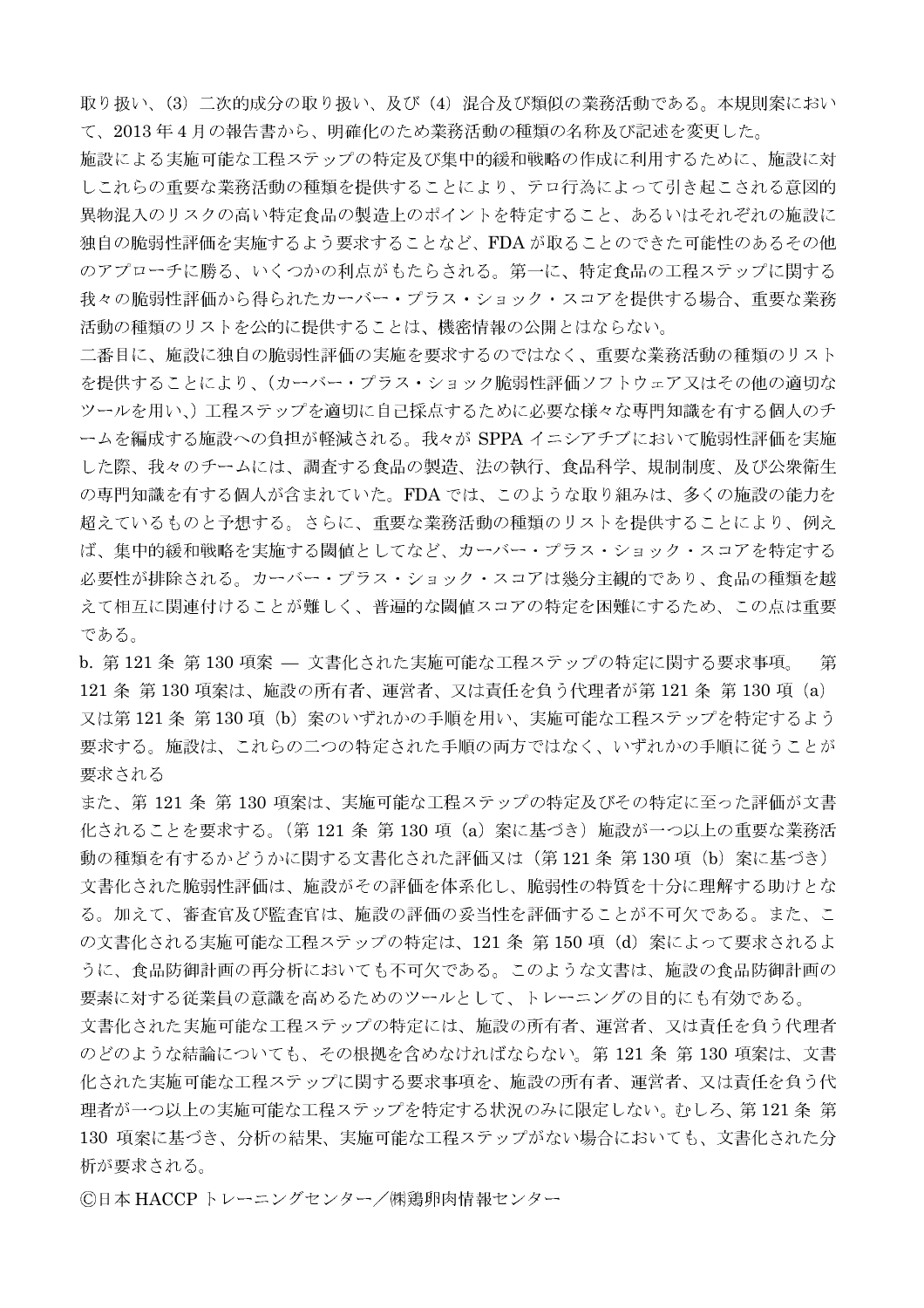取り扱い、(3) 二次的成分の取り扱い、及び (4) 混合及び類似の業務活動である。本規則案において、2013 年 4 月の報告書から、明確化のため業務活動の種類の名称及び記述を変更した。

施設による実施可能な工程ステップの特定及び集中的緩和戦略の作成に利用するために、施設に対しこれらの重要な業務活動の種類を提供することにより、テロ行為によって引き起こされる意図的異物混入のリスクの高い特定食品の製造上のポイントを特定すること、あるいはそれぞれの施設に独自の脆弱性評価を実施するよう要求することなど、FDA が取ることのできた可能性のあるその他のアプローチに勝る、いくつかの利点がもたらされる。第一に、特定食品の工程ステップに関する我々の脆弱性評価から得られたカーバー・プラス・ショック・スコアを提供する場合、重要な業務活動の種類のリストを公的に提供することは、機密情報の公開とはならない。

二番目に、施設に独自の脆弱性評価の実施を要求するのではなく、重要な業務活動の種類のリストを提供することにより、(カーバー・プラス・ショック脆弱性評価ソフトウェア又はその他の適切なツールを用い、) 工程ステップを適切に自己採点するために必要な様々な専門知識を有する個人のチームを編成する施設への負担が軽減される。我々が SPPA イニシアチブにおいて脆弱性評価を実施した際、我々のチームには、調査する食品の製造、法の執行、食品科学、規制制度、及び公衆衛生の専門知識を有する個人が含まれていた。FDA では、このような取り組みは、多くの施設の能力を超えているものと予想する。さらに、重要な業務活動の種類のリストを提供することにより、例えば、集中的緩和戦略を実施する閾値としてなど、カーバー・プラス・ショック・スコアを特定する必要性が排除される。カーバー・プラス・ショック・スコアは幾分主観的であり、食品の種類を越えて相互に関連付けることが難しく、普遍的な閾値スコアの特定を困難にするため、この点は重要である。

b. 第 121 条 第 130 項案 ― 文書化された実施可能な工程ステップの特定に関する要求事項。　第 121 条 第 130 項案は、施設の所有者、運営者、又は責任を負う代理者が第 121 条 第 130 項 (a) 又は第 121 条 第 130 項 (b) 案のいずれかの手順を用い、実施可能な工程ステップを特定するよう要求する。施設は、これらの二つの特定された手順の両方ではなく、いずれかの手順に従うことが要求される

また、第 121 条 第 130 項案は、実施可能な工程ステップの特定及びその特定に至った評価が文書化されることを要求する。(第 121 条 第 130 項 (a) 案に基づき) 施設が一つ以上の重要な業務活動の種類を有するかどうかに関する文書化された評価又は (第 121 条 第 130 項 (b) 案に基づき) 文書化された脆弱性評価は、施設がその評価を体系化し、脆弱性の特質を十分に理解する助けとなる。加えて、審査官及び監査官は、施設の評価の妥当性を評価することが不可欠である。また、この文書化される実施可能な工程ステップの特定は、121 条 第 150 項 (d) 案によって要求されるように、食品防御計画の再分析においても不可欠である。このような文書は、施設の食品防御計画の要素に対する従業員の意識を高めるためのツールとして、トレーニングの目的にも有効である。

文書化された実施可能な工程ステップの特定には、施設の所有者、運営者、又は責任を負う代理者のどのような結論についても、その根拠を含めなければならない。第 121 条 第 130 項案は、文書化された実施可能な工程ステップに関する要求事項を、施設の所有者、運営者、又は責任を負う代理者が一つ以上の実施可能な工程ステップを特定する状況のみに限定しない。むしろ、第 121 条 第 130 項案に基づき、分析の結果、実施可能な工程ステップがない場合においても、文書化された分析が要求される。

Ⓒ日本 HACCP トレーニングセンター／㈱鶏卵肉情報センター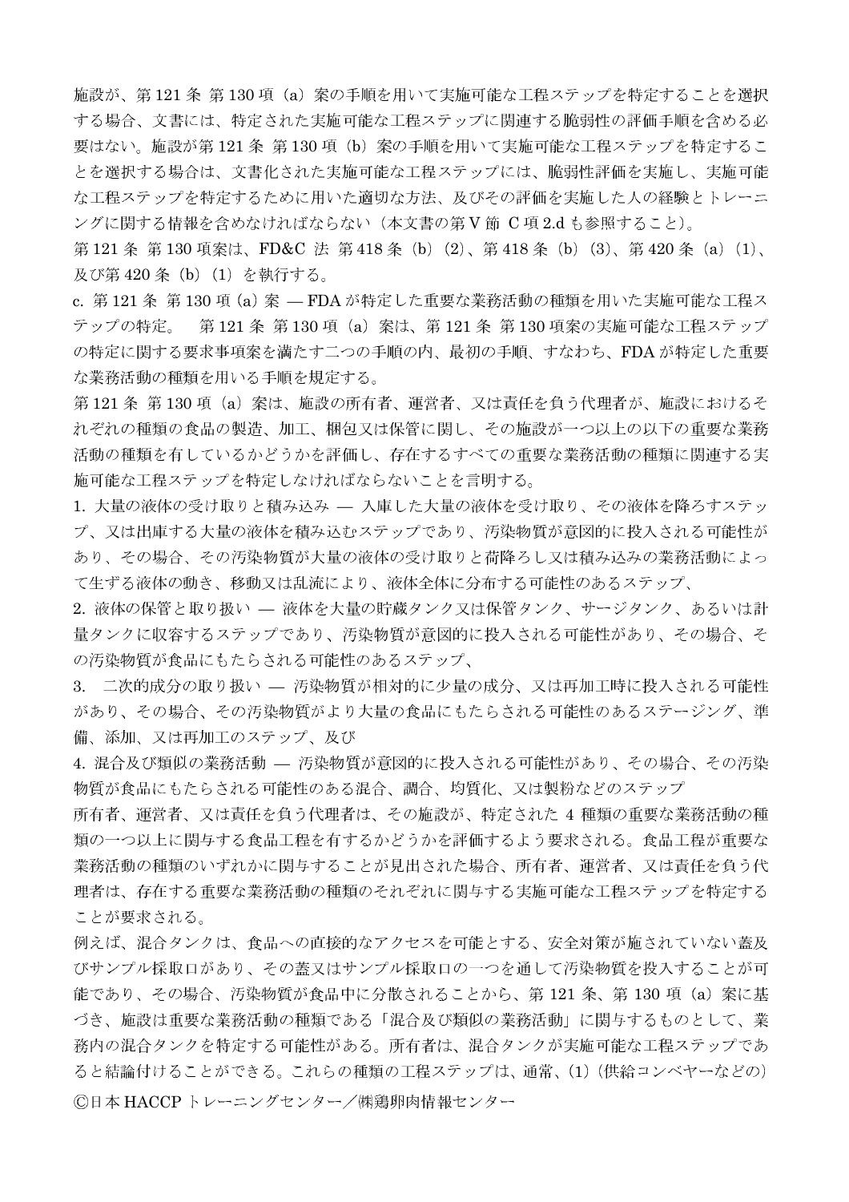施設が、第121条 第130項（a）案の手順を用いて実施可能な工程ステップを特定することを選択する場合、文書には、特定された実施可能な工程ステップに関連する脆弱性の評価手順を含める必要はない。施設が第121条 第130項（b）案の手順を用いて実施可能な工程ステップを特定することを選択する場合は、文書化された実施可能な工程ステップには、脆弱性評価を実施し、実施可能な工程ステップを特定するために用いた適切な方法、及びその評価を実施した人の経験とトレーニングに関する情報を含めなければならない（本文書の第Ⅴ節 C項2.dも参照すること）。

第121条 第130項案は、FD&C 法 第418条（b）（2）、第418条（b）（3）、第420条（a）（1）、及び第420条（b）（1）を執行する。

c. 第121条 第130項（a）案 ― FDAが特定した重要な業務活動の種類を用いた実施可能な工程ステップの特定。　第121条 第130項（a）案は、第121条 第130項案の実施可能な工程ステップの特定に関する要求事項案を満たす二つの手順の内、最初の手順、すなわち、FDAが特定した重要な業務活動の種類を用いる手順を規定する。

第121条 第130項（a）案は、施設の所有者、運営者、又は責任を負う代理者が、施設におけるそれぞれの種類の食品の製造、加工、梱包又は保管に関し、その施設が一つ以上の以下の重要な業務活動の種類を有しているかどうかを評価し、存在するすべての重要な業務活動の種類に関連する実施可能な工程ステップを特定しなければならないことを言明する。

1. 大量の液体の受け取りと積み込み ― 入庫した大量の液体を受け取り、その液体を降ろすステップ、又は出庫する大量の液体を積み込むステップであり、汚染物質が意図的に投入される可能性があり、その場合、その汚染物質が大量の液体の受け取りと荷降ろし又は積み込みの業務活動によって生ずる液体の動き、移動又は乱流により、液体全体に分布する可能性のあるステップ、
2. 液体の保管と取り扱い ― 液体を大量の貯蔵タンク又は保管タンク、サージタンク、あるいは計量タンクに収容するステップであり、汚染物質が意図的に投入される可能性があり、その場合、その汚染物質が食品にもたらされる可能性のあるステップ、
3. 二次的成分の取り扱い ― 汚染物質が相対的に少量の成分、又は再加工時に投入される可能性があり、その場合、その汚染物質がより大量の食品にもたらされる可能性のあるステージング、準備、添加、又は再加工のステップ、及び
4. 混合及び類似の業務活動 ― 汚染物質が意図的に投入される可能性があり、その場合、その汚染物質が食品にもたらされる可能性のある混合、調合、均質化、又は製粉などのステップ

所有者、運営者、又は責任を負う代理者は、その施設が、特定された4種類の重要な業務活動の種類の一つ以上に関与する食品工程を有するかどうかを評価するよう要求される。食品工程が重要な業務活動の種類のいずれかに関与することが見出された場合、所有者、運営者、又は責任を負う代理者は、存在する重要な業務活動の種類のそれぞれに関与する実施可能な工程ステップを特定することが要求される。

例えば、混合タンクは、食品への直接的なアクセスを可能とする、安全対策が施されていない蓋及びサンプル採取口があり、その蓋又はサンプル採取口の一つを通して汚染物質を投入することが可能であり、その場合、汚染物質が食品中に分散されることから、第121条、第130項（a）案に基づき、施設は重要な業務活動の種類である「混合及び類似の業務活動」に関与するものとして、業務内の混合タンクを特定する可能性がある。所有者は、混合タンクが実施可能な工程ステップであると結論付けることができる。これらの種類の工程ステップは、通常、(1)（供給コンベヤーなどの）

Ⓒ日本HACCPトレーニングセンター／㈱鶏卵肉情報センター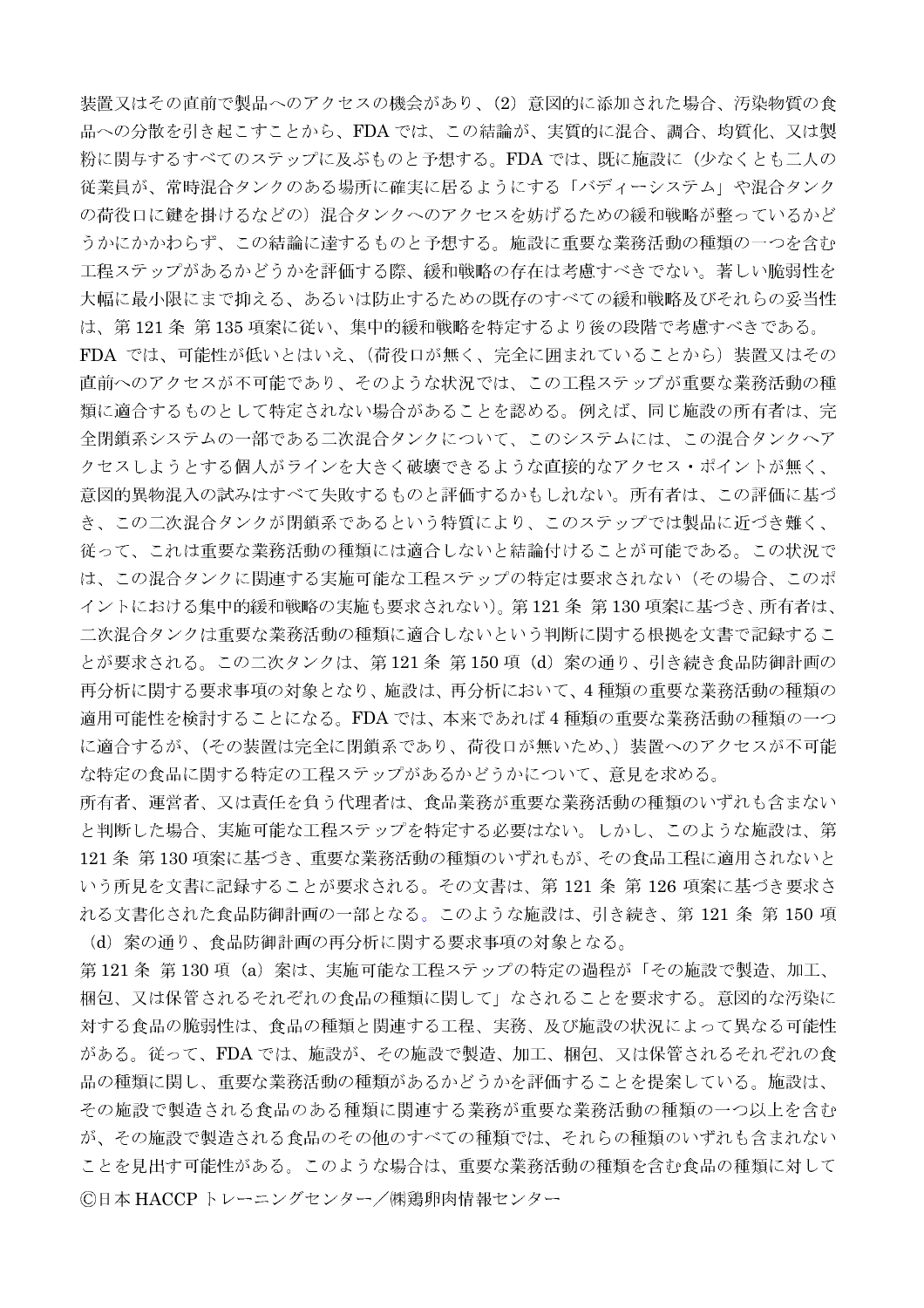装置又はその直前で製品へのアクセスの機会があり、（2）意図的に添加された場合、汚染物質の食品への分散を引き起こすことから、FDA では、この結論が、実質的に混合、調合、均質化、又は製粉に関与するすべてのステップに及ぶものと予想する。FDA では、既に施設に（少なくとも二人の従業員が、常時混合タンクのある場所に確実に居るようにする「バディーシステム」や混合タンクの荷役口に鍵を掛けるなどの）混合タンクへのアクセスを妨げるための緩和戦略が整っているかどうかにかかわらず、この結論に達するものと予想する。施設に重要な業務活動の種類の一つを含む工程ステップがあるかどうかを評価する際、緩和戦略の存在は考慮すべきでない。著しい脆弱性を大幅に最小限にまで抑える、あるいは防止するための既存のすべての緩和戦略及びそれらの妥当性は、第 121 条 第 135 項案に従い、集中的緩和戦略を特定するより後の段階で考慮すべきである。

FDA では、可能性が低いとはいえ、（荷役口が無く、完全に囲まれていることから）装置又はその直前へのアクセスが不可能であり、そのような状況では、この工程ステップが重要な業務活動の種類に適合するものとして特定されない場合があることを認める。例えば、同じ施設の所有者は、完全閉鎖系システムの一部である二次混合タンクについて、このシステムには、この混合タンクへアクセスしようとする個人がラインを大きく破壊できるような直接的なアクセス・ポイントが無く、意図的異物混入の試みはすべて失敗するものと評価するかもしれない。所有者は、この評価に基づき、この二次混合タンクが閉鎖系であるという特質により、このステップでは製品に近づき難く、従って、これは重要な業務活動の種類には適合しないと結論付けることが可能である。この状況では、この混合タンクに関連する実施可能な工程ステップの特定は要求されない（その場合、このポイントにおける集中的緩和戦略の実施も要求されない）。第 121 条 第 130 項案に基づき、所有者は、二次混合タンクは重要な業務活動の種類に適合しないという判断に関する根拠を文書で記録することが要求される。この二次タンクは、第 121 条 第 150 項（d）案の通り、引き続き食品防御計画の再分析に関する要求事項の対象となり、施設は、再分析において、4 種類の重要な業務活動の種類の適用可能性を検討することになる。FDA では、本来であれば 4 種類の重要な業務活動の種類の一つに適合するが、（その装置は完全に閉鎖系であり、荷役口が無いため、）装置へのアクセスが不可能な特定の食品に関する特定の工程ステップがあるかどうかについて、意見を求める。

所有者、運営者、又は責任を負う代理者は、食品業務が重要な業務活動の種類のいずれも含まないと判断した場合、実施可能な工程ステップを特定する必要はない。しかし、このような施設は、第 121 条 第 130 項案に基づき、重要な業務活動の種類のいずれもが、その食品工程に適用されないという所見を文書に記録することが要求される。その文書は、第 121 条 第 126 項案に基づき要求される文書化された食品防御計画の一部となる。このような施設は、引き続き、第 121 条 第 150 項（d）案の通り、食品防御計画の再分析に関する要求事項の対象となる。

第 121 条 第 130 項（a）案は、実施可能な工程ステップの特定の過程が「その施設で製造、加工、梱包、又は保管されるそれぞれの食品の種類に関して」なされることを要求する。意図的な汚染に対する食品の脆弱性は、食品の種類と関連する工程、実務、及び施設の状況によって異なる可能性がある。従って、FDA では、施設が、その施設で製造、加工、梱包、又は保管されるそれぞれの食品の種類に関し、重要な業務活動の種類があるかどうかを評価することを提案している。施設は、その施設で製造される食品のある種類に関連する業務が重要な業務活動の種類の一つ以上を含むが、その施設で製造される食品のその他のすべての種類では、それらの種類のいずれも含まれないことを見出す可能性がある。このような場合は、重要な業務活動の種類を含む食品の種類に対して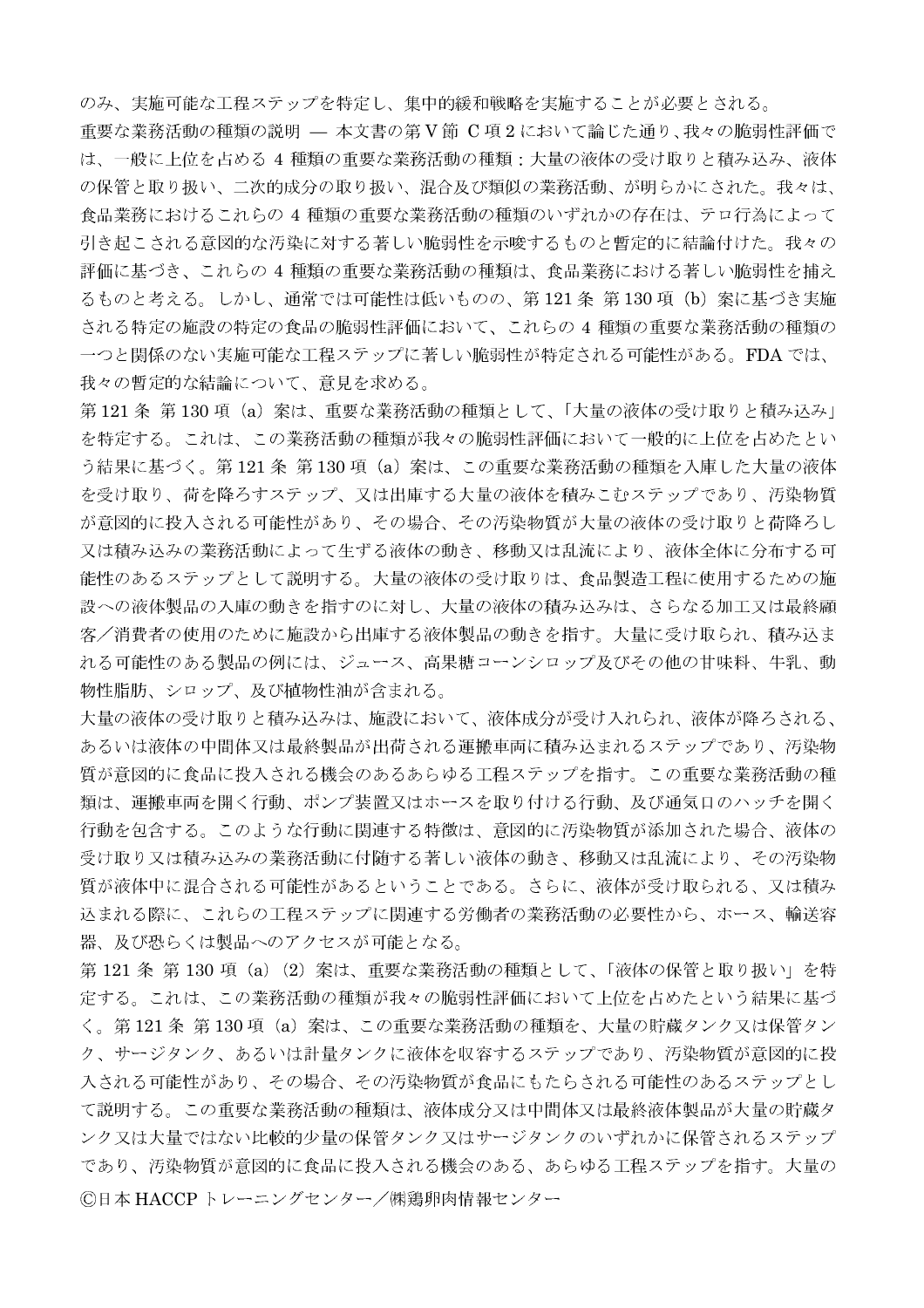のみ、実施可能な工程ステップを特定し、集中的緩和戦略を実施することが必要とされる。

重要な業務活動の種類の説明 ― 本文書の第Ⅴ節 C 項 2 において論じた通り、我々の脆弱性評価では、一般に上位を占める 4 種類の重要な業務活動の種類：大量の液体の受け取りと積み込み、液体の保管と取り扱い、二次的成分の取り扱い、混合及び類似の業務活動、が明らかにされた。我々は、食品業務におけるこれらの 4 種類の重要な業務活動の種類のいずれかの存在は、テロ行為によって引き起こされる意図的な汚染に対する著しい脆弱性を示唆するものと暫定的に結論付けた。我々の評価に基づき、これらの 4 種類の重要な業務活動の種類は、食品業務における著しい脆弱性を捕えるものと考える。しかし、通常では可能性は低いものの、第 121 条 第 130 項（b）案に基づき実施される特定の施設の特定の食品の脆弱性評価において、これらの 4 種類の重要な業務活動の種類の一つと関係のない実施可能な工程ステップに著しい脆弱性が特定される可能性がある。FDA では、我々の暫定的な結論について、意見を求める。

第 121 条 第 130 項（a）案は、重要な業務活動の種類として、「大量の液体の受け取りと積み込み」を特定する。これは、この業務活動の種類が我々の脆弱性評価において一般的に上位を占めたという結果に基づく。第 121 条 第 130 項（a）案は、この重要な業務活動の種類を入庫した大量の液体を受け取り、荷を降ろすステップ、又は出庫する大量の液体を積みこむステップであり、汚染物質が意図的に投入される可能性があり、その場合、その汚染物質が大量の液体の受け取りと荷降ろし又は積み込みの業務活動によって生ずる液体の動き、移動又は乱流により、液体全体に分布する可能性のあるステップとして説明する。大量の液体の受け取りは、食品製造工程に使用するための施設への液体製品の入庫の動きを指すのに対し、大量の液体の積み込みは、さらなる加工又は最終顧客／消費者の使用のために施設から出庫する液体製品の動きを指す。大量に受け取られ、積み込まれる可能性のある製品の例には、ジュース、高果糖コーンシロップ及びその他の甘味料、牛乳、動物性脂肪、シロップ、及び植物性油が含まれる。

大量の液体の受け取りと積み込みは、施設において、液体成分が受け入れられ、液体が降ろされる、あるいは液体の中間体又は最終製品が出荷される運搬車両に積み込まれるステップであり、汚染物質が意図的に食品に投入される機会のあるあらゆる工程ステップを指す。この重要な業務活動の種類は、運搬車両を開く行動、ポンプ装置又はホースを取り付ける行動、及び通気口のハッチを開く行動を包含する。このような行動に関連する特徴は、意図的に汚染物質が添加された場合、液体の受け取り又は積み込みの業務活動に付随する著しい液体の動き、移動又は乱流により、その汚染物質が液体中に混合される可能性があるということである。さらに、液体が受け取られる、又は積み込まれる際に、これらの工程ステップに関連する労働者の業務活動の必要性から、ホース、輸送容器、及び恐らくは製品へのアクセスが可能となる。

第 121 条 第 130 項（a）（2）案は、重要な業務活動の種類として、「液体の保管と取り扱い」を特定する。これは、この業務活動の種類が我々の脆弱性評価において上位を占めたという結果に基づく。第 121 条 第 130 項（a）案は、この重要な業務活動の種類を、大量の貯蔵タンク又は保管タンク、サージタンク、あるいは計量タンクに液体を収容するステップであり、汚染物質が意図的に投入される可能性があり、その場合、その汚染物質が食品にもたらされる可能性のあるステップとして説明する。この重要な業務活動の種類は、液体成分又は中間体又は最終液体製品が大量の貯蔵タンク又は大量ではない比較的少量の保管タンク又はサージタンクのいずれかに保管されるステップであり、汚染物質が意図的に食品に投入される機会のある、あらゆる工程ステップを指す。大量の

Ⓒ日本 HACCP トレーニングセンター／㈱鶏卵肉情報センター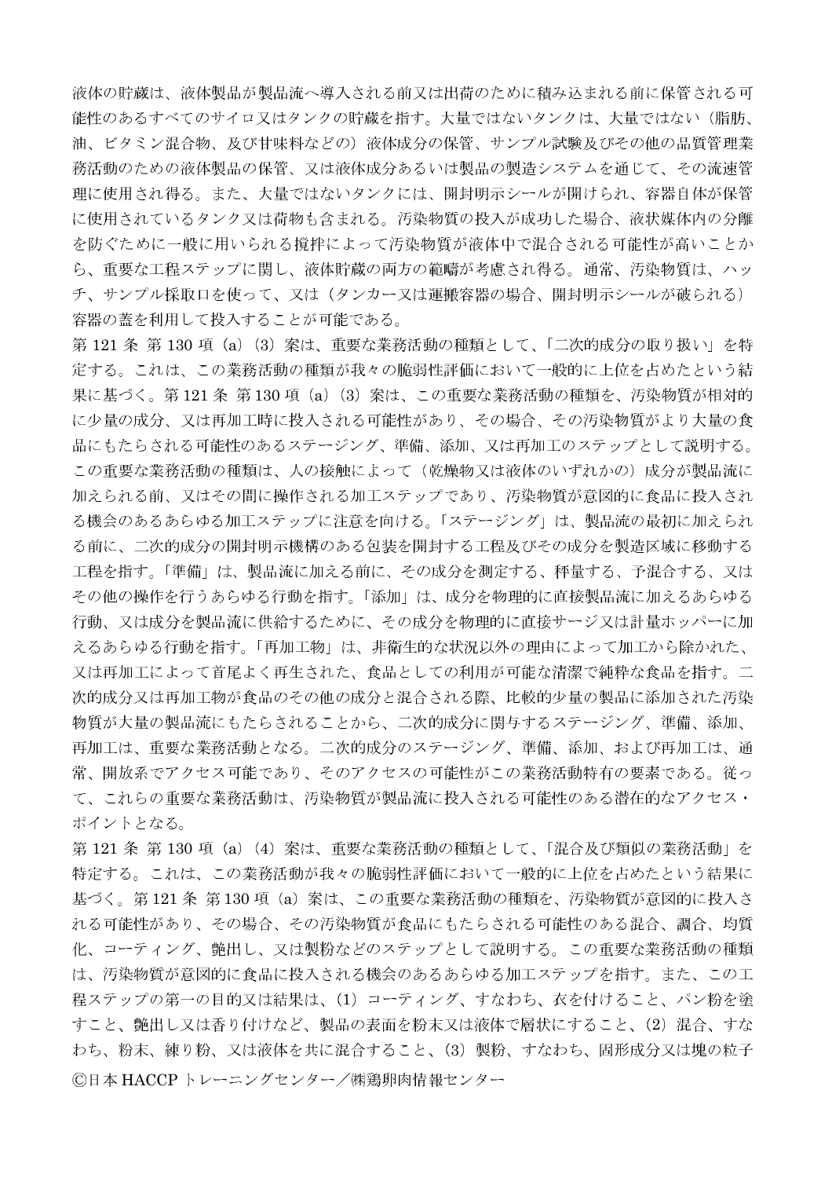液体の貯蔵は、液体製品が製品流へ導入される前又は出荷のために積み込まれる前に保管される可能性のあるすべてのサイロ又はタンクの貯蔵を指す。大量ではないタンクは、大量ではない（脂肪、油、ビタミン混合物、及び甘味料などの）液体成分の保管、サンプル試験及びその他の品質管理業務活動のための液体製品の保管、又は液体成分あるいは製品の製造システムを通じて、その流速管理に使用され得る。また、大量ではないタンクには、開封明示シールが開けられ、容器自体が保管に使用されているタンク又は荷物も含まれる。汚染物質の投入が成功した場合、液状媒体内の分離を防ぐために一般に用いられる撹拌によって汚染物質が液体中で混合される可能性が高いことから、重要な工程ステップに関し、液体貯蔵の両方の範疇が考慮され得る。通常、汚染物質は、ハッチ、サンプル採取口を使って、又は（タンカー又は運搬容器の場合、開封明示シールが破られる）容器の蓋を利用して投入することが可能である。

第 121 条 第 130 項（a）（3）案は、重要な業務活動の種類として、「二次的成分の取り扱い」を特定する。これは、この業務活動の種類が我々の脆弱性評価において一般的に上位を占めたという結果に基づく。第 121 条 第 130 項（a）（3）案は、この重要な業務活動の種類を、汚染物質が相対的に少量の成分、又は再加工時に投入される可能性があり、その場合、その汚染物質がより大量の食品にもたらされる可能性のあるステージング、準備、添加、又は再加工のステップとして説明する。この重要な業務活動の種類は、人の接触によって（乾燥物又は液体のいずれかの）成分が製品流に加えられる前、又はその間に操作される加工ステップであり、汚染物質が意図的に食品に投入される機会のあるあらゆる加工ステップに注意を向ける。「ステージング」は、製品流の最初に加えられる前に、二次的成分の開封明示機構のある包装を開封する工程及びその成分を製造区域に移動する工程を指す。「準備」は、製品流に加える前に、その成分を測定する、秤量する、予混合する、又はその他の操作を行うあらゆる行動を指す。「添加」は、成分を物理的に直接製品流に加えるあらゆる行動、又は成分を製品流に供給するために、その成分を物理的に直接サージ又は計量ホッパーに加えるあらゆる行動を指す。「再加工物」は、非衛生的な状況以外の理由によって加工から除かれた、又は再加工によって首尾よく再生された、食品としての利用が可能な清潔で純粋な食品を指す。二次的成分又は再加工物が食品のその他の成分と混合される際、比較的少量の製品に添加された汚染物質が大量の製品流にもたらされることから、二次的成分に関与するステージング、準備、添加、再加工は、重要な業務活動となる。二次的成分のステージング、準備、添加、および再加工は、通常、開放系でアクセス可能であり、そのアクセスの可能性がこの業務活動特有の要素である。従って、これらの重要な業務活動は、汚染物質が製品流に投入される可能性のある潜在的なアクセス・ポイントとなる。

第 121 条 第 130 項（a）（4）案は、重要な業務活動の種類として、「混合及び類似の業務活動」を特定する。これは、この業務活動が我々の脆弱性評価において一般的に上位を占めたという結果に基づく。第 121 条 第 130 項（a）案は、この重要な業務活動の種類を、汚染物質が意図的に投入される可能性があり、その場合、その汚染物質が食品にもたらされる可能性のある混合、調合、均質化、コーティング、艶出し、又は製粉などのステップとして説明する。この重要な業務活動の種類は、汚染物質が意図的に食品に投入される機会のあるあらゆる加工ステップを指す。また、この工程ステップの第一の目的又は結果は、（1）コーティング、すなわち、衣を付けること、パン粉を塗すこと、艶出し又は香り付けなど、製品の表面を粉末又は液体で層状にすること、（2）混合、すなわち、粉末、練り粉、又は液体を共に混合すること、（3）製粉、すなわち、固形成分又は塊の粒子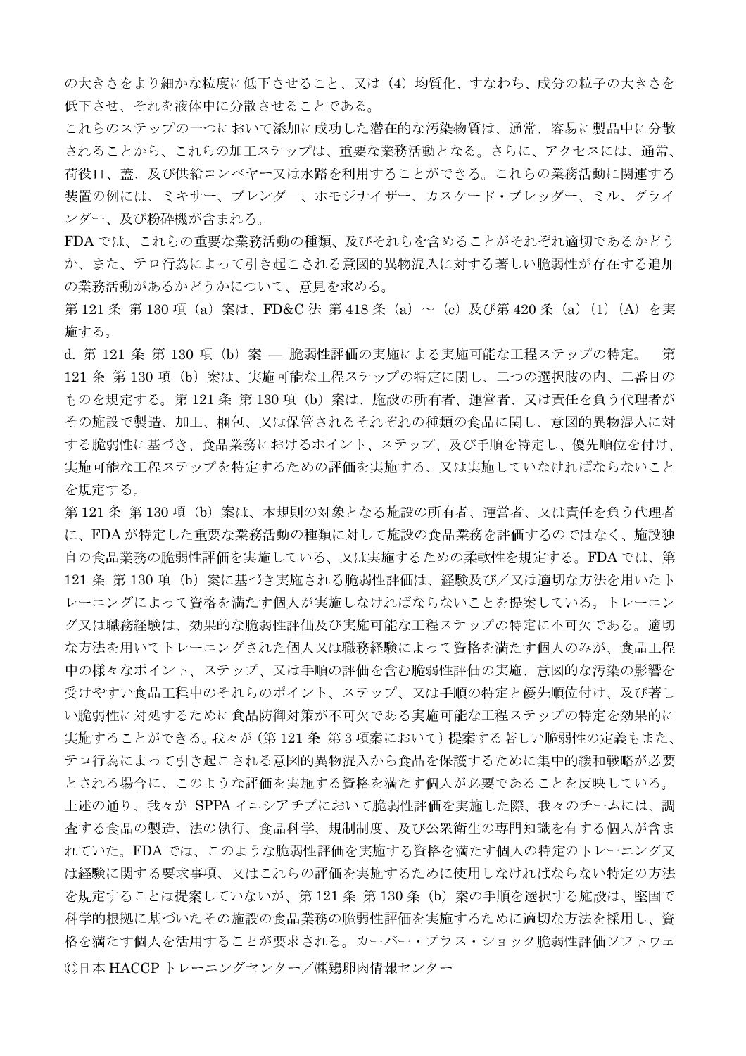の大きさをより細かな粒度に低下させること、又は（4）均質化、すなわち、成分の粒子の大きさを低下させ、それを液体中に分散させることである。

これらのステップの一つにおいて添加に成功した潜在的な汚染物質は、通常、容易に製品中に分散されることから、これらの加工ステップは、重要な業務活動となる。さらに、アクセスには、通常、荷役口、蓋、及び供給コンベヤー又は水路を利用することができる。これらの業務活動に関連する装置の例には、ミキサー、ブレンダー、ホモジナイザー、カスケード・ブレッダー、ミル、グラインダー、及び粉砕機が含まれる。

FDA では、これらの重要な業務活動の種類、及びそれらを含めることがそれぞれ適切であるかどうか、また、テロ行為によって引き起こされる意図的異物混入に対する著しい脆弱性が存在する追加の業務活動があるかどうかについて、意見を求める。

第 121 条 第 130 項（a）案は、FD&C 法 第 418 条（a）～（c）及び第 420 条（a）（1）（A）を実施する。

d. 第 121 条 第 130 項（b）案 — 脆弱性評価の実施による実施可能な工程ステップの特定。　第 121 条 第 130 項（b）案は、実施可能な工程ステップの特定に関し、二つの選択肢の内、二番目のものを規定する。第 121 条 第 130 項（b）案は、施設の所有者、運営者、又は責任を負う代理者がその施設で製造、加工、梱包、又は保管されるそれぞれの種類の食品に関し、意図的異物混入に対する脆弱性に基づき、食品業務におけるポイント、ステップ、及び手順を特定し、優先順位を付け、実施可能な工程ステップを特定するための評価を実施する、又は実施していなければならないことを規定する。

第 121 条 第 130 項（b）案は、本規則の対象となる施設の所有者、運営者、又は責任を負う代理者に、FDA が特定した重要な業務活動の種類に対して施設の食品業務を評価するのではなく、施設独自の食品業務の脆弱性評価を実施している、又は実施するための柔軟性を規定する。FDA では、第 121 条 第 130 項（b）案に基づき実施される脆弱性評価は、経験及び／又は適切な方法を用いたトレーニングによって資格を満たす個人が実施しなければならないことを提案している。トレーニング又は職務経験は、効果的な脆弱性評価及び実施可能な工程ステップの特定に不可欠である。適切な方法を用いてトレーニングされた個人又は職務経験によって資格を満たす個人のみが、食品工程中の様々なポイント、ステップ、又は手順の評価を含む脆弱性評価の実施、意図的な汚染の影響を受けやすい食品工程中のそれらのポイント、ステップ、又は手順の特定と優先順位付け、及び著しい脆弱性に対処するために食品防御対策が不可欠である実施可能な工程ステップの特定を効果的に実施することができる。我々が（第 121 条 第 3 項案において）提案する著しい脆弱性の定義もまた、テロ行為によって引き起こされる意図的異物混入から食品を保護するために集中的緩和戦略が必要とされる場合に、このような評価を実施する資格を満たす個人が必要であることを反映している。

上述の通り、我々が SPPA イニシアチブにおいて脆弱性評価を実施した際、我々のチームには、調査する食品の製造、法の執行、食品科学、規制制度、及び公衆衛生の専門知識を有する個人が含まれていた。FDA では、このような脆弱性評価を実施する資格を満たす個人の特定のトレーニング又は経験に関する要求事項、又はこれらの評価を実施するために使用しなければならない特定の方法を規定することは提案していないが、第 121 条 第 130 条（b）案の手順を選択する施設は、堅固で科学的根拠に基づいたその施設の食品業務の脆弱性評価を実施するために適切な方法を採用し、資格を満たす個人を活用することが要求される。カーバー・プラス・ショック脆弱性評価ソフトウェ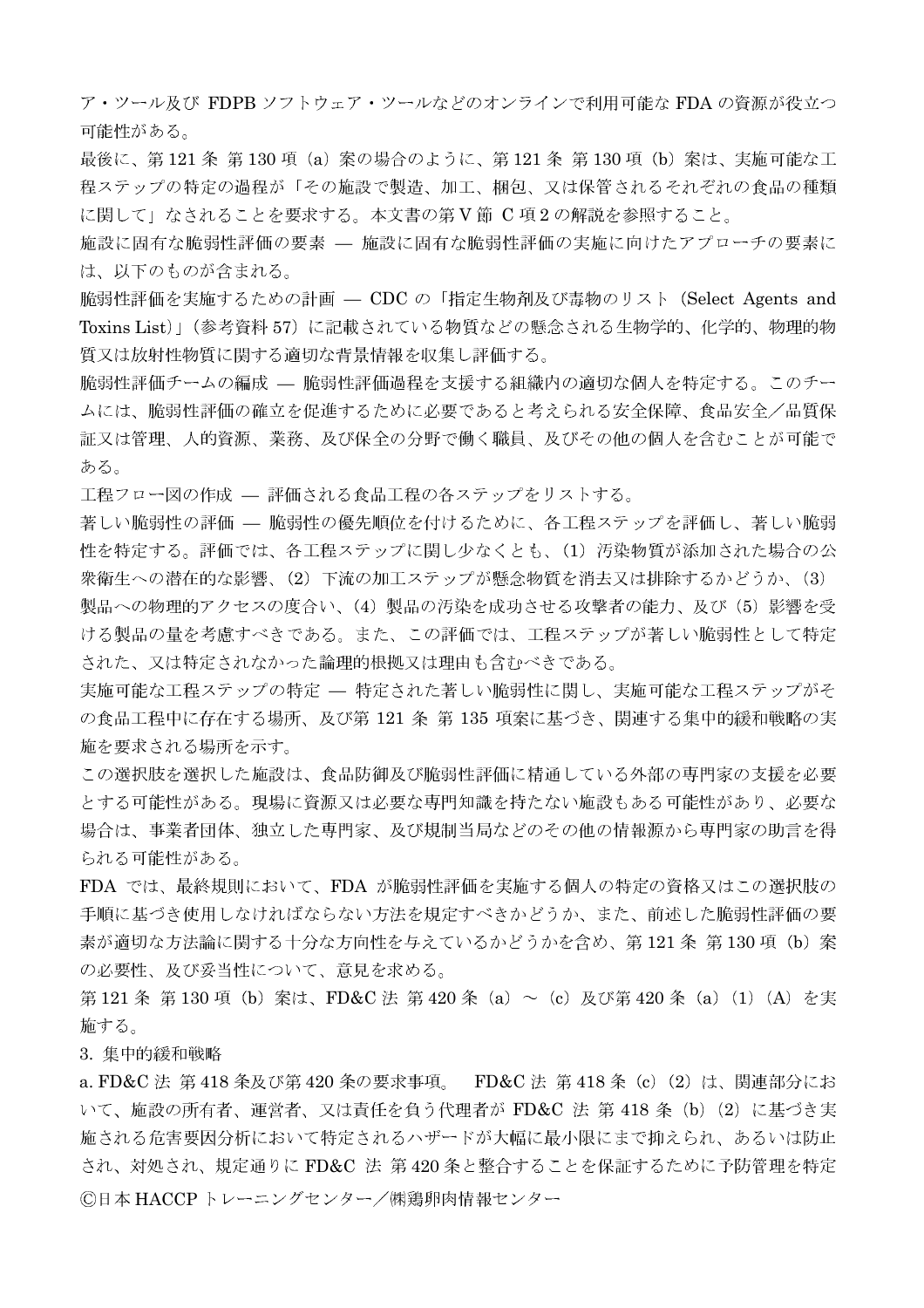ア・ツール及び FDPB ソフトウェア・ツールなどのオンラインで利用可能な FDA の資源が役立つ可能性がある。

最後に、第 121 条 第 130 項（a）案の場合のように、第 121 条 第 130 項（b）案は、実施可能な工程ステップの特定の過程が「その施設で製造、加工、梱包、又は保管されるそれぞれの食品の種類に関して」なされることを要求する。本文書の第 V 節 C 項 2 の解説を参照すること。

施設に固有な脆弱性評価の要素 — 施設に固有な脆弱性評価の実施に向けたアプローチの要素には、以下のものが含まれる。

脆弱性評価を実施するための計画 — CDC の「指定生物剤及び毒物のリスト（Select Agents and Toxins List）」（参考資料 57）に記載されている物質などの懸念される生物学的、化学的、物理的物質又は放射性物質に関する適切な背景情報を収集し評価する。

脆弱性評価チームの編成 — 脆弱性評価過程を支援する組織内の適切な個人を特定する。このチームには、脆弱性評価の確立を促進するために必要であると考えられる安全保障、食品安全／品質保証又は管理、人的資源、業務、及び保全の分野で働く職員、及びその他の個人を含むことが可能である。

工程フロー図の作成 — 評価される食品工程の各ステップをリストする。

著しい脆弱性の評価 — 脆弱性の優先順位を付けるために、各工程ステップを評価し、著しい脆弱性を特定する。評価では、各工程ステップに関し少なくとも、（1）汚染物質が添加された場合の公衆衛生への潜在的な影響、（2）下流の加工ステップが懸念物質を消去又は排除するかどうか、（3）製品への物理的アクセスの度合い、（4）製品の汚染を成功させる攻撃者の能力、及び（5）影響を受ける製品の量を考慮すべきである。また、この評価では、工程ステップが著しい脆弱性として特定された、又は特定されなかった論理的根拠又は理由も含むべきである。

実施可能な工程ステップの特定 — 特定された著しい脆弱性に関し、実施可能な工程ステップがその食品工程中に存在する場所、及び第 121 条 第 135 項案に基づき、関連する集中的緩和戦略の実施を要求される場所を示す。

この選択肢を選択した施設は、食品防御及び脆弱性評価に精通している外部の専門家の支援を必要とする可能性がある。現場に資源又は必要な専門知識を持たない施設もある可能性があり、必要な場合は、事業者団体、独立した専門家、及び規制当局などのその他の情報源から専門家の助言を得られる可能性がある。

FDA では、最終規則において、FDA が脆弱性評価を実施する個人の特定の資格又はこの選択肢の手順に基づき使用しなければならない方法を規定すべきかどうか、また、前述した脆弱性評価の要素が適切な方法論に関する十分な方向性を与えているかどうかを含め、第 121 条 第 130 項（b）案の必要性、及び妥当性について、意見を求める。

第 121 条 第 130 項（b）案は、FD&C 法 第 420 条（a）～（c）及び第 420 条（a）（1）（A）を実施する。

3. 集中的緩和戦略

a. FD&C 法 第 418 条及び第 420 条の要求事項。　FD&C 法 第 418 条（c）（2）は、関連部分において、施設の所有者、運営者、又は責任を負う代理者が FD&C 法 第 418 条（b）（2）に基づき実施される危害要因分析において特定されるハザードが大幅に最小限にまで抑えられ、あるいは防止され、対処され、規定通りに FD&C 法 第 420 条と整合することを保証するために予防管理を特定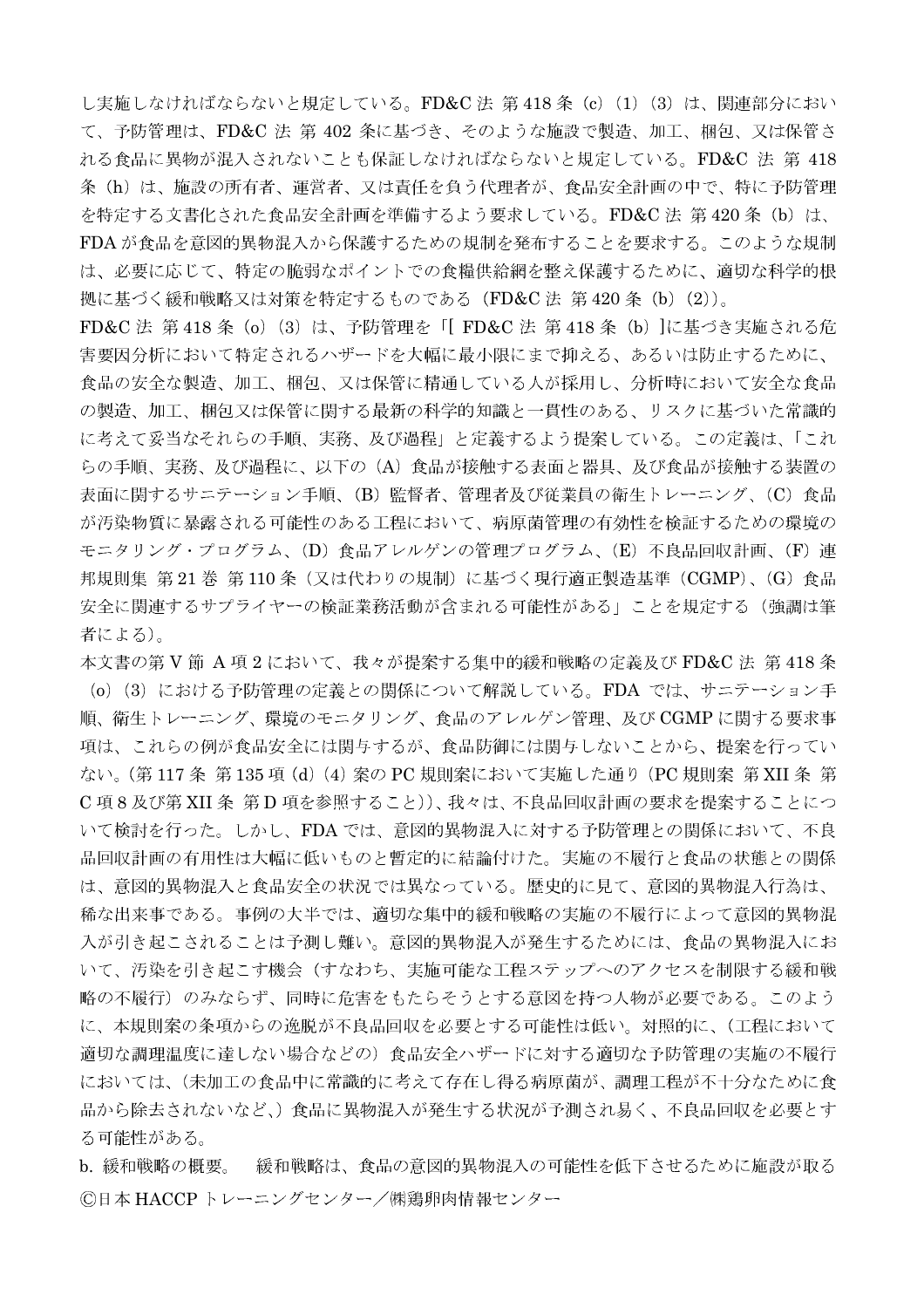し実施しなければならないと規定している。FD&C 法 第 418 条（c）（1）（3）は、関連部分において、予防管理は、FD&C 法 第 402 条に基づき、そのような施設で製造、加工、梱包、又は保管される食品に異物が混入されないことも保証しなければならないと規定している。FD&C 法 第 418 条（h）は、施設の所有者、運営者、又は責任を負う代理者が、食品安全計画の中で、特に予防管理を特定する文書化された食品安全計画を準備するよう要求している。FD&C 法 第 420 条（b）は、FDA が食品を意図的異物混入から保護するための規制を発布することを要求する。このような規制は、必要に応じて、特定の脆弱なポイントでの食糧供給網を整え保護するために、適切な科学的根拠に基づく緩和戦略又は対策を特定するものである（FD&C 法 第 420 条（b）（2））。

FD&C 法 第 418 条（o）（3）は、予防管理を「[ FD&C 法 第 418 条（b）]に基づき実施される危害要因分析において特定されるハザードを大幅に最小限にまで抑える、あるいは防止するために、食品の安全な製造、加工、梱包、又は保管に精通している人が採用し、分析時において安全な食品の製造、加工、梱包又は保管に関する最新の科学的知識と一貫性のある、リスクに基づいた常識的に考えて妥当なそれらの手順、実務、及び過程」と定義するよう提案している。この定義は、「これらの手順、実務、及び過程に、以下の（A）食品が接触する表面と器具、及び食品が接触する装置の表面に関するサニテーション手順、（B）監督者、管理者及び従業員の衛生トレーニング、（C）食品が汚染物質に暴露される可能性のある工程において、病原菌管理の有効性を検証するための環境のモニタリング・プログラム、（D）食品アレルゲンの管理プログラム、（E）不良品回収計画、（F）連邦規則集 第 21 巻 第 110 条（又は代わりの規制）に基づく現行適正製造基準（CGMP）、（G）食品安全に関連するサプライヤーの検証業務活動が含まれる可能性がある」ことを規定する（強調は筆者による）。

本文書の第 V 節 A 項 2 において、我々が提案する集中的緩和戦略の定義及び FD&C 法 第 418 条（o）（3）における予防管理の定義との関係について解説している。FDA では、サニテーション手順、衛生トレーニング、環境のモニタリング、食品のアレルゲン管理、及び CGMP に関する要求事項は、これらの例が食品安全には関与するが、食品防御には関与しないことから、提案を行っていない。（第 117 条 第 135 項（d）（4）案の PC 規則案において実施した通り（PC 規則案 第 XII 条 第 C 項 8 及び第 XII 条 第 D 項を参照すること））、我々は、不良品回収計画の要求を提案することについて検討を行った。しかし、FDA では、意図的異物混入に対する予防管理との関係において、不良品回収計画の有用性は大幅に低いものと暫定的に結論付けた。実施の不履行と食品の状態との関係は、意図的異物混入と食品安全の状況では異なっている。歴史的に見て、意図的異物混入行為は、稀な出来事である。事例の大半では、適切な集中的緩和戦略の実施の不履行によって意図的異物混入が引き起こされることは予測し難い。意図的異物混入が発生するためには、食品の異物混入において、汚染を引き起こす機会（すなわち、実施可能な工程ステップへのアクセスを制限する緩和戦略の不履行）のみならず、同時に危害をもたらそうとする意図を持つ人物が必要である。このように、本規則案の条項からの逸脱が不良品回収を必要とする可能性は低い。対照的に、（工程において適切な調理温度に達しない場合などの）食品安全ハザードに対する適切な予防管理の実施の不履行においては、（未加工の食品中に常識的に考えて存在し得る病原菌が、調理工程が不十分なために食品から除去されないなど、）食品に異物混入が発生する状況が予測され易く、不良品回収を必要とする可能性がある。

b. 緩和戦略の概要。　緩和戦略は、食品の意図的異物混入の可能性を低下させるために施設が取る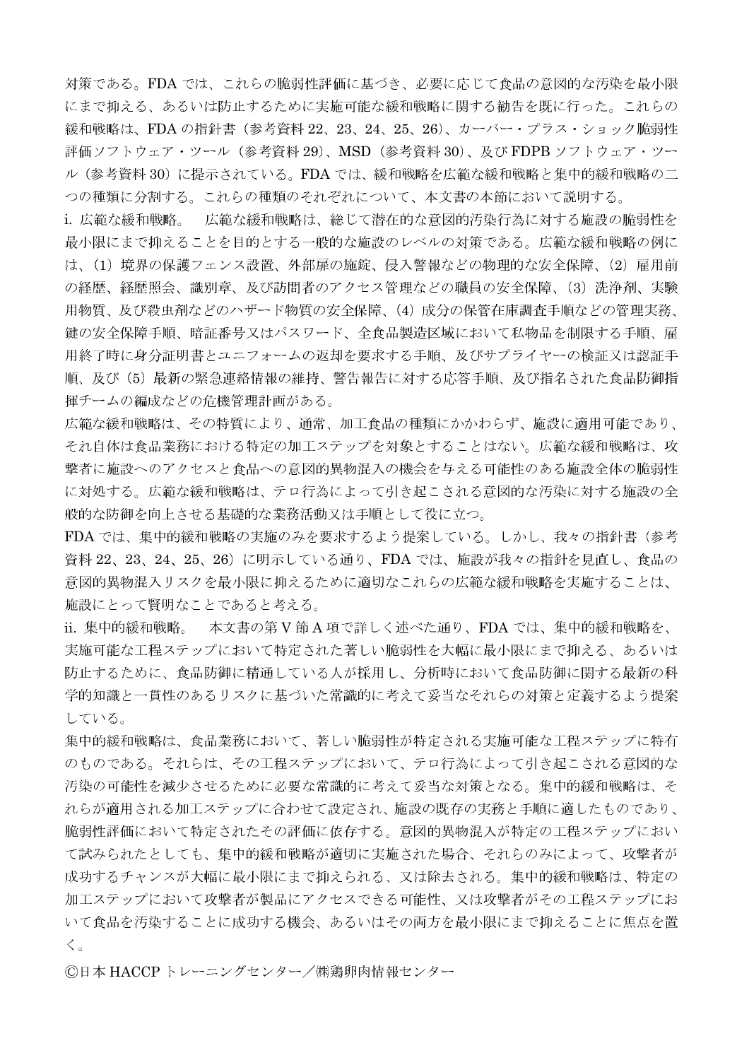対策である。FDA では、これらの脆弱性評価に基づき、必要に応じて食品の意図的な汚染を最小限にまで抑える、あるいは防止するために実施可能な緩和戦略に関する勧告を既に行った。これらの緩和戦略は、FDA の指針書（参考資料 22、23、24、25、26）、カーバー・プラス・ショック脆弱性評価ソフトウェア・ツール（参考資料 29）、MSD（参考資料 30）、及び FDPB ソフトウェア・ツール（参考資料 30）に提示されている。FDA では、緩和戦略を広範な緩和戦略と集中的緩和戦略の二つの種類に分割する。これらの種類のそれぞれについて、本文書の本節において説明する。

i. 広範な緩和戦略。　広範な緩和戦略は、総じて潜在的な意図的汚染行為に対する施設の脆弱性を最小限にまで抑えることを目的とする一般的な施設のレベルの対策である。広範な緩和戦略の例には、（1）境界の保護フェンス設置、外部扉の施錠、侵入警報などの物理的な安全保障、（2）雇用前の経歴、経歴照会、識別章、及び訪問者のアクセス管理などの職員の安全保障、（3）洗浄剤、実験用物質、及び殺虫剤などのハザード物質の安全保障、（4）成分の保管在庫調査手順などの管理実務、鍵の安全保障手順、暗証番号又はパスワード、全食品製造区域において私物品を制限する手順、雇用終了時に身分証明書とユニフォームの返却を要求する手順、及びサプライヤーの検証又は認証手順、及び（5）最新の緊急連絡情報の維持、警告報告に対する応答手順、及び指名された食品防御指揮チームの編成などの危機管理計画がある。

広範な緩和戦略は、その特質により、通常、加工食品の種類にかかわらず、施設に適用可能であり、それ自体は食品業務における特定の加工ステップを対象とすることはない。広範な緩和戦略は、攻撃者に施設へのアクセスと食品への意図的異物混入の機会を与える可能性のある施設全体の脆弱性に対処する。広範な緩和戦略は、テロ行為によって引き起こされる意図的な汚染に対する施設の全般的な防御を向上させる基礎的な業務活動又は手順として役に立つ。

FDA では、集中的緩和戦略の実施のみを要求するよう提案している。しかし、我々の指針書（参考資料 22、23、24、25、26）に明示している通り、FDA では、施設が我々の指針を見直し、食品の意図的異物混入リスクを最小限に抑えるために適切なこれらの広範な緩和戦略を実施することは、施設にとって賢明なことであると考える。

ii. 集中的緩和戦略。　本文書の第 V 節 A 項で詳しく述べた通り、FDA では、集中的緩和戦略を、実施可能な工程ステップにおいて特定された著しい脆弱性を大幅に最小限にまで抑える、あるいは防止するために、食品防御に精通している人が採用し、分析時において食品防御に関する最新の科学的知識と一貫性のあるリスクに基づいた常識的に考えて妥当なそれらの対策と定義するよう提案している。

集中的緩和戦略は、食品業務において、著しい脆弱性が特定される実施可能な工程ステップに特有のものである。それらは、その工程ステップにおいて、テロ行為によって引き起こされる意図的な汚染の可能性を減少させるために必要な常識的に考えて妥当な対策となる。集中的緩和戦略は、それらが適用される加工ステップに合わせて設定され、施設の既存の実務と手順に適したものであり、脆弱性評価において特定されたその評価に依存する。意図的異物混入が特定の工程ステップにおいて試みられたとしても、集中的緩和戦略が適切に実施された場合、それらのみによって、攻撃者が成功するチャンスが大幅に最小限にまで抑えられる、又は除去される。集中的緩和戦略は、特定の加工ステップにおいて攻撃者が製品にアクセスできる可能性、又は攻撃者がその工程ステップにおいて食品を汚染することに成功する機会、あるいはその両方を最小限にまで抑えることに焦点を置く。

Ⓒ日本 HACCP トレーニングセンター／㈱鶏卵肉情報センター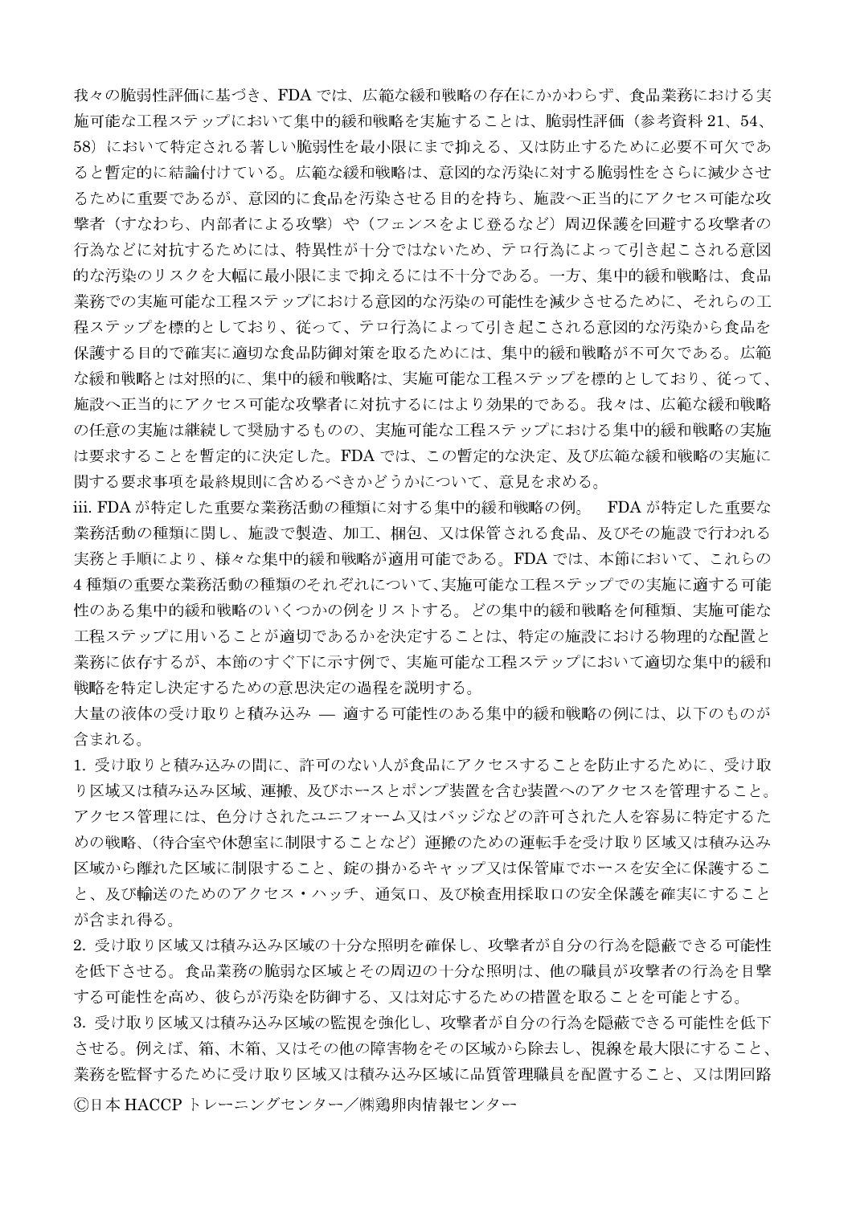我々の脆弱性評価に基づき、FDA では、広範な緩和戦略の存在にかかわらず、食品業務における実施可能な工程ステップにおいて集中的緩和戦略を実施することは、脆弱性評価（参考資料 21、54、58）において特定される著しい脆弱性を最小限にまで抑える、又は防止するために必要不可欠であると暫定的に結論付けている。広範な緩和戦略は、意図的な汚染に対する脆弱性をさらに減少させるために重要であるが、意図的に食品を汚染させる目的を持ち、施設へ正当的にアクセス可能な攻撃者（すなわち、内部者による攻撃）や（フェンスをよじ登るなど）周辺保護を回避する攻撃者の行為などに対抗するためには、特異性が十分ではないため、テロ行為によって引き起こされる意図的な汚染のリスクを大幅に最小限にまで抑えるには不十分である。一方、集中的緩和戦略は、食品業務での実施可能な工程ステップにおける意図的な汚染の可能性を減少させるために、それらの工程ステップを標的としており、従って、テロ行為によって引き起こされる意図的な汚染から食品を保護する目的で確実に適切な食品防御対策を取るためには、集中的緩和戦略が不可欠である。広範な緩和戦略とは対照的に、集中的緩和戦略は、実施可能な工程ステップを標的としており、従って、施設へ正当的にアクセス可能な攻撃者に対抗するにはより効果的である。我々は、広範な緩和戦略の任意の実施は継続して奨励するものの、実施可能な工程ステップにおける集中的緩和戦略の実施は要求することを暫定的に決定した。FDA では、この暫定的な決定、及び広範な緩和戦略の実施に関する要求事項を最終規則に含めるべきかどうかについて、意見を求める。

iii. FDA が特定した重要な業務活動の種類に対する集中的緩和戦略の例。　FDA が特定した重要な業務活動の種類に関し、施設で製造、加工、梱包、又は保管される食品、及びその施設で行われる実務と手順により、様々な集中的緩和戦略が適用可能である。FDA では、本節において、これらの 4 種類の重要な業務活動の種類のそれぞれについて、実施可能な工程ステップでの実施に適する可能性のある集中的緩和戦略のいくつかの例をリストする。どの集中的緩和戦略を何種類、実施可能な工程ステップに用いることが適切であるかを決定することは、特定の施設における物理的な配置と業務に依存するが、本節のすぐ下に示す例で、実施可能な工程ステップにおいて適切な集中的緩和戦略を特定し決定するための意思決定の過程を説明する。

大量の液体の受け取りと積み込み ― 適する可能性のある集中的緩和戦略の例には、以下のものが含まれる。

1. 受け取りと積み込みの間に、許可のない人が食品にアクセスすることを防止するために、受け取り区域又は積み込み区域、運搬、及びホースとポンプ装置を含む装置へのアクセスを管理すること。アクセス管理には、色分けされたユニフォーム又はバッジなどの許可された人を容易に特定するための戦略、（待合室や休憩室に制限することなど）運搬のための運転手を受け取り区域又は積み込み区域から離れた区域に制限すること、錠の掛かるキャップ又は保管庫でホースを安全に保護すること、及び輸送のためのアクセス・ハッチ、通気口、及び検査用採取口の安全保護を確実にすることが含まれ得る。

2. 受け取り区域又は積み込み区域の十分な照明を確保し、攻撃者が自分の行為を隠蔽できる可能性を低下させる。食品業務の脆弱な区域とその周辺の十分な照明は、他の職員が攻撃者の行為を目撃する可能性を高め、彼らが汚染を防御する、又は対応するための措置を取ることを可能とする。

3. 受け取り区域又は積み込み区域の監視を強化し、攻撃者が自分の行為を隠蔽できる可能性を低下させる。例えば、箱、木箱、又はその他の障害物をその区域から除去し、視線を最大限にすること、業務を監督するために受け取り区域又は積み込み区域に品質管理職員を配置すること、又は閉回路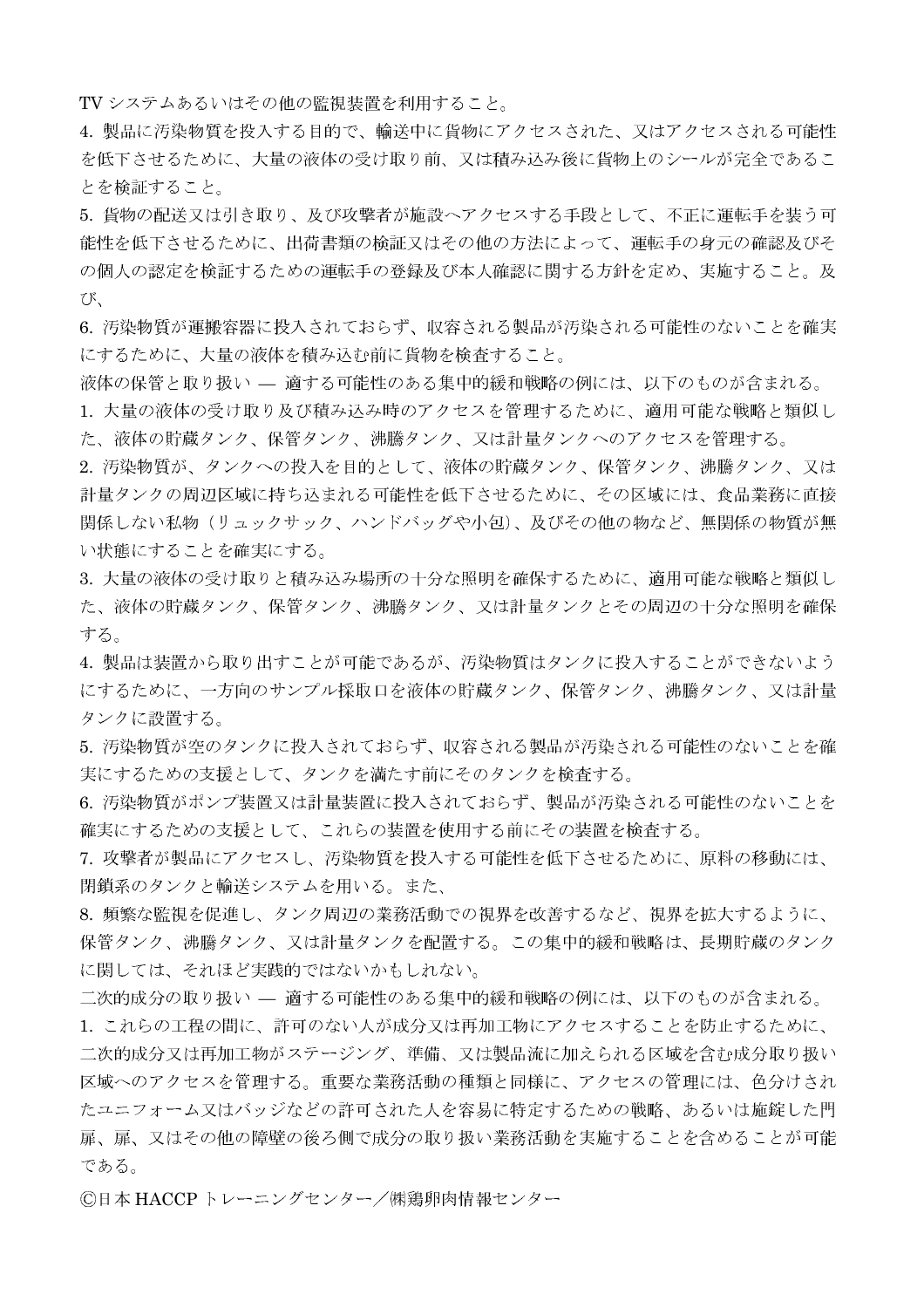TV システムあるいはその他の監視装置を利用すること。

4. 製品に汚染物質を投入する目的で、輸送中に貨物にアクセスされた、又はアクセスされる可能性を低下させるために、大量の液体の受け取り前、又は積み込み後に貨物上のシールが完全であることを検証すること。

5. 貨物の配送又は引き取り、及び攻撃者が施設へアクセスする手段として、不正に運転手を装う可能性を低下させるために、出荷書類の検証又はその他の方法によって、運転手の身元の確認及びその個人の認定を検証するための運転手の登録及び本人確認に関する方針を定め、実施すること。及び、

6. 汚染物質が運搬容器に投入されておらず、収容される製品が汚染される可能性のないことを確実にするために、大量の液体を積み込む前に貨物を検査すること。

液体の保管と取り扱い ― 適する可能性のある集中的緩和戦略の例には、以下のものが含まれる。

1. 大量の液体の受け取り及び積み込み時のアクセスを管理するために、適用可能な戦略と類似した、液体の貯蔵タンク、保管タンク、沸騰タンク、又は計量タンクへのアクセスを管理する。

2. 汚染物質が、タンクへの投入を目的として、液体の貯蔵タンク、保管タンク、沸騰タンク、又は計量タンクの周辺区域に持ち込まれる可能性を低下させるために、その区域には、食品業務に直接関係しない私物（リュックサック、ハンドバッグや小包）、及びその他の物など、無関係の物質が無い状態にすることを確実にする。

3. 大量の液体の受け取りと積み込み場所の十分な照明を確保するために、適用可能な戦略と類似した、液体の貯蔵タンク、保管タンク、沸騰タンク、又は計量タンクとその周辺の十分な照明を確保する。

4. 製品は装置から取り出すことが可能であるが、汚染物質はタンクに投入することができないようにするために、一方向のサンプル採取口を液体の貯蔵タンク、保管タンク、沸騰タンク、又は計量タンクに設置する。

5. 汚染物質が空のタンクに投入されておらず、収容される製品が汚染される可能性のないことを確実にするための支援として、タンクを満たす前にそのタンクを検査する。

6. 汚染物質がポンプ装置又は計量装置に投入されておらず、製品が汚染される可能性のないことを確実にするための支援として、これらの装置を使用する前にその装置を検査する。

7. 攻撃者が製品にアクセスし、汚染物質を投入する可能性を低下させるために、原料の移動には、閉鎖系のタンクと輸送システムを用いる。また、

8. 頻繁な監視を促進し、タンク周辺の業務活動での視界を改善するなど、視界を拡大するように、保管タンク、沸騰タンク、又は計量タンクを配置する。この集中的緩和戦略は、長期貯蔵のタンクに関しては、それほど実践的ではないかもしれない。

二次的成分の取り扱い ― 適する可能性のある集中的緩和戦略の例には、以下のものが含まれる。

1. これらの工程の間に、許可のない人が成分又は再加工物にアクセスすることを防止するために、二次的成分又は再加工物がステージング、準備、又は製品流に加えられる区域を含む成分取り扱い区域へのアクセスを管理する。重要な業務活動の種類と同様に、アクセスの管理には、色分けされたユニフォーム又はバッジなどの許可された人を容易に特定するための戦略、あるいは施錠した門扉、扉、又はその他の障壁の後ろ側で成分の取り扱い業務活動を実施することを含めることが可能である。

Ⓒ日本 HACCP トレーニングセンター／㈱鶏卵肉情報センター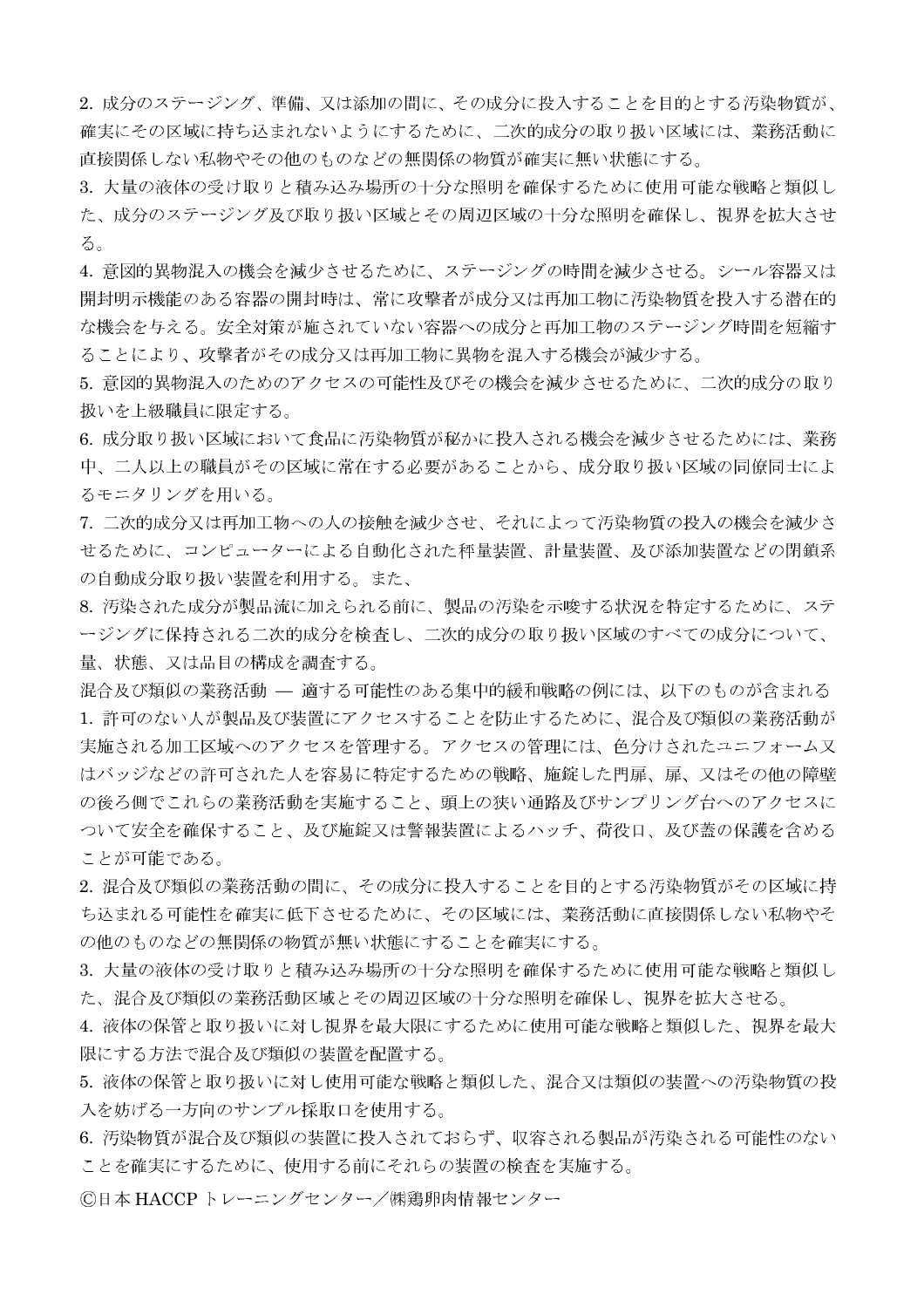2. 成分のステージング、準備、又は添加の間に、その成分に投入することを目的とする汚染物質が、確実にその区域に持ち込まれないようにするために、二次的成分の取り扱い区域には、業務活動に直接関係しない私物やその他のものなどの無関係の物質が確実に無い状態にする。

3. 大量の液体の受け取りと積み込み場所の十分な照明を確保するために使用可能な戦略と類似した、成分のステージング及び取り扱い区域とその周辺区域の十分な照明を確保し、視界を拡大させる。

4. 意図的異物混入の機会を減少させるために、ステージングの時間を減少させる。シール容器又は開封明示機能のある容器の開封時は、常に攻撃者が成分又は再加工物に汚染物質を投入する潜在的な機会を与える。安全対策が施されていない容器への成分と再加工物のステージング時間を短縮することにより、攻撃者がその成分又は再加工物に異物を混入する機会が減少する。

5. 意図的異物混入のためのアクセスの可能性及びその機会を減少させるために、二次的成分の取り扱いを上級職員に限定する。

6. 成分取り扱い区域において食品に汚染物質が秘かに投入される機会を減少させるためには、業務中、二人以上の職員がその区域に常在する必要があることから、成分取り扱い区域の同僚同士によるモニタリングを用いる。

7. 二次的成分又は再加工物への人の接触を減少させ、それによって汚染物質の投入の機会を減少させるために、コンピューターによる自動化された秤量装置、計量装置、及び添加装置などの閉鎖系の自動成分取り扱い装置を利用する。また、

8. 汚染された成分が製品流に加えられる前に、製品の汚染を示唆する状況を特定するために、ステージングに保持される二次的成分を検査し、二次的成分の取り扱い区域のすべての成分について、量、状態、又は品目の構成を調査する。

混合及び類似の業務活動 — 適する可能性のある集中的緩和戦略の例には、以下のものが含まれる

1. 許可のない人が製品及び装置にアクセスすることを防止するために、混合及び類似の業務活動が実施される加工区域へのアクセスを管理する。アクセスの管理には、色分けされたユニフォーム又はバッジなどの許可された人を容易に特定するための戦略、施錠した門扉、扉、又はその他の障壁の後ろ側でこれらの業務活動を実施すること、頭上の狭い通路及びサンプリング台へのアクセスについて安全を確保すること、及び施錠又は警報装置によるハッチ、荷役口、及び蓋の保護を含めることが可能である。

2. 混合及び類似の業務活動の間に、その成分に投入することを目的とする汚染物質がその区域に持ち込まれる可能性を確実に低下させるために、その区域には、業務活動に直接関係しない私物やその他のものなどの無関係の物質が無い状態にすることを確実にする。

3. 大量の液体の受け取りと積み込み場所の十分な照明を確保するために使用可能な戦略と類似した、混合及び類似の業務活動区域とその周辺区域の十分な照明を確保し、視界を拡大させる。

4. 液体の保管と取り扱いに対し視界を最大限にするために使用可能な戦略と類似した、視界を最大限にする方法で混合及び類似の装置を配置する。

5. 液体の保管と取り扱いに対し使用可能な戦略と類似した、混合又は類似の装置への汚染物質の投入を妨げる一方向のサンプル採取口を使用する。

6. 汚染物質が混合及び類似の装置に投入されておらず、収容される製品が汚染される可能性のないことを確実にするために、使用する前にそれらの装置の検査を実施する。

Ⓒ日本 HACCP トレーニングセンター／㈱鶏卵肉情報センター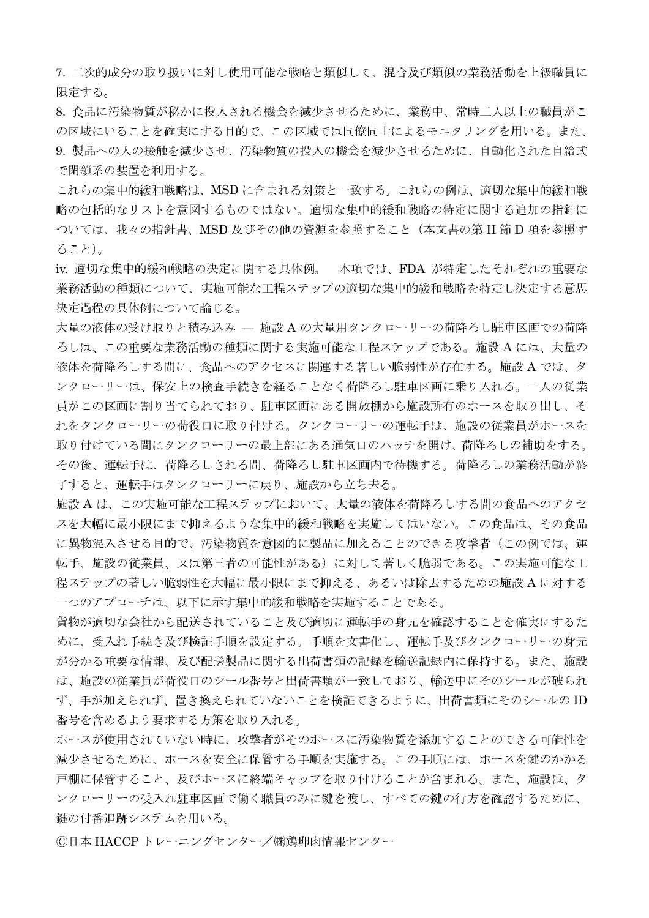7. 二次的成分の取り扱いに対し使用可能な戦略と類似して、混合及び類似の業務活動を上級職員に限定する。

8. 食品に汚染物質が秘かに投入される機会を減少させるために、業務中、常時二人以上の職員がこの区域にいることを確実にする目的で、この区域では同僚同士によるモニタリングを用いる。また、

9. 製品への人の接触を減少させ、汚染物質の投入の機会を減少させるために、自動化された自給式で閉鎖系の装置を利用する。

これらの集中的緩和戦略は、MSD に含まれる対策と一致する。これらの例は、適切な集中的緩和戦略の包括的なリストを意図するものではない。適切な集中的緩和戦略の特定に関する追加の指針については、我々の指針書、MSD 及びその他の資源を参照すること（本文書の第 II 節 D 項を参照すること）。

iv. 適切な集中的緩和戦略の決定に関する具体例。　本項では、FDA が特定したそれぞれの重要な業務活動の種類について、実施可能な工程ステップの適切な集中的緩和戦略を特定し決定する意思決定過程の具体例について論じる。

大量の液体の受け取りと積み込み ― 施設 A の大量用タンクローリーの荷降ろし駐車区画での荷降ろしは、この重要な業務活動の種類に関する実施可能な工程ステップである。施設 A には、大量の液体を荷降ろしする間に、食品へのアクセスに関連する著しい脆弱性が存在する。施設 A では、タンクローリーは、保安上の検査手続きを経ることなく荷降ろし駐車区画に乗り入れる。一人の従業員がこの区画に割り当てられており、駐車区画にある開放棚から施設所有のホースを取り出し、それをタンクローリーの荷役口に取り付ける。タンクローリーの運転手は、施設の従業員がホースを取り付けている間にタンクローリーの最上部にある通気口のハッチを開け、荷降ろしの補助をする。その後、運転手は、荷降ろしされる間、荷降ろし駐車区画内で待機する。荷降ろしの業務活動が終了すると、運転手はタンクローリーに戻り、施設から立ち去る。

施設 A は、この実施可能な工程ステップにおいて、大量の液体を荷降ろしする間の食品へのアクセスを大幅に最小限にまで抑えるような集中的緩和戦略を実施してはいない。この食品は、その食品に異物混入させる目的で、汚染物質を意図的に製品に加えることのできる攻撃者（この例では、運転手、施設の従業員、又は第三者の可能性がある）に対して著しく脆弱である。この実施可能な工程ステップの著しい脆弱性を大幅に最小限にまで抑える、あるいは除去するための施設 A に対する一つのアプローチは、以下に示す集中的緩和戦略を実施することである。

貨物が適切な会社から配送されていること及び適切に運転手の身元を確認することを確実にするために、受入れ手続き及び検証手順を設定する。手順を文書化し、運転手及びタンクローリーの身元が分かる重要な情報、及び配送製品に関する出荷書類の記録を輸送記録内に保持する。また、施設は、施設の従業員が荷役口のシール番号と出荷書類が一致しており、輸送中にそのシールが破られず、手が加えられず、置き換えられていないことを検証できるように、出荷書類にそのシールの ID 番号を含めるよう要求する方策を取り入れる。

ホースが使用されていない時に、攻撃者がそのホースに汚染物質を添加することのできる可能性を減少させるために、ホースを安全に保管する手順を実施する。この手順には、ホースを鍵のかかる戸棚に保管すること、及びホースに終端キャップを取り付けることが含まれる。また、施設は、タンクローリーの受入れ駐車区画で働く職員のみに鍵を渡し、すべての鍵の行方を確認するために、鍵の付番追跡システムを用いる。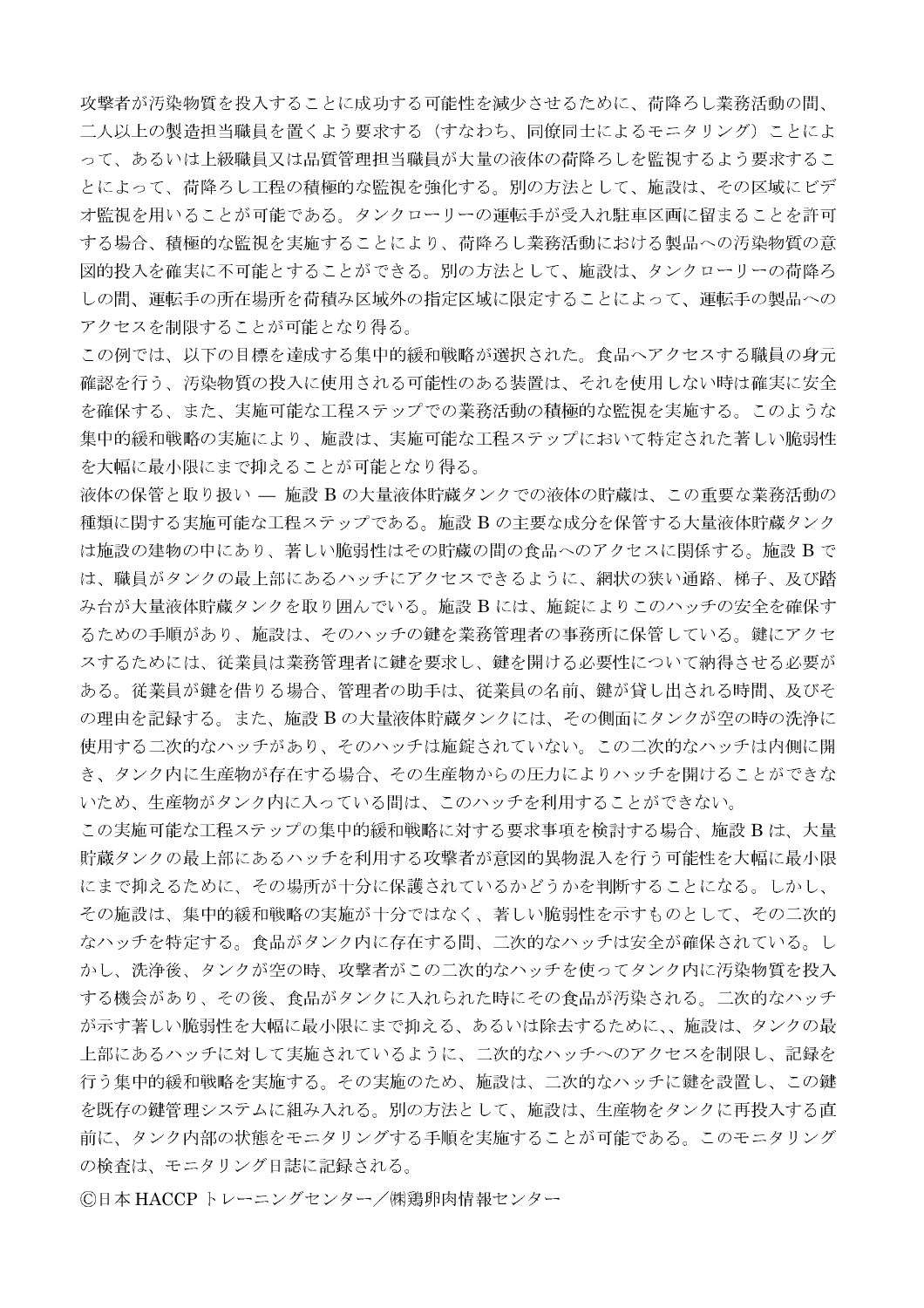攻撃者が汚染物質を投入することに成功する可能性を減少させるために、荷降ろし業務活動の間、二人以上の製造担当職員を置くよう要求する（すなわち、同僚同士によるモニタリング）ことによって、あるいは上級職員又は品質管理担当職員が大量の液体の荷降ろしを監視するよう要求することによって、荷降ろし工程の積極的な監視を強化する。別の方法として、施設は、その区域にビデオ監視を用いることが可能である。タンクローリーの運転手が受入れ駐車区画に留まることを許可する場合、積極的な監視を実施することにより、荷降ろし業務活動における製品への汚染物質の意図的投入を確実に不可能とすることができる。別の方法として、施設は、タンクローリーの荷降ろしの間、運転手の所在場所を荷積み区域外の指定区域に限定することによって、運転手の製品へのアクセスを制限することが可能となり得る。

この例では、以下の目標を達成する集中的緩和戦略が選択された。食品へアクセスする職員の身元確認を行う、汚染物質の投入に使用される可能性のある装置は、それを使用しない時は確実に安全を確保する、また、実施可能な工程ステップでの業務活動の積極的な監視を実施する。このような集中的緩和戦略の実施により、施設は、実施可能な工程ステップにおいて特定された著しい脆弱性を大幅に最小限にまで抑えることが可能となり得る。

液体の保管と取り扱い — 施設 B の大量液体貯蔵タンクでの液体の貯蔵は、この重要な業務活動の種類に関する実施可能な工程ステップである。施設 B の主要な成分を保管する大量液体貯蔵タンクは施設の建物の中にあり、著しい脆弱性はその貯蔵の間の食品へのアクセスに関係する。施設 B では、職員がタンクの最上部にあるハッチにアクセスできるように、網状の狭い通路、梯子、及び踏み台が大量液体貯蔵タンクを取り囲んでいる。施設 B には、施錠によりこのハッチの安全を確保するための手順があり、施設は、そのハッチの鍵を業務管理者の事務所に保管している。鍵にアクセスするためには、従業員は業務管理者に鍵を要求し、鍵を開ける必要性について納得させる必要がある。従業員が鍵を借りる場合、管理者の助手は、従業員の名前、鍵が貸し出される時間、及びその理由を記録する。また、施設 B の大量液体貯蔵タンクには、その側面にタンクが空の時の洗浄に使用する二次的なハッチがあり、そのハッチは施錠されていない。この二次的なハッチは内側に開き、タンク内に生産物が存在する場合、その生産物からの圧力によりハッチを開けることができないため、生産物がタンク内に入っている間は、このハッチを利用することができない。

この実施可能な工程ステップの集中的緩和戦略に対する要求事項を検討する場合、施設 B は、大量貯蔵タンクの最上部にあるハッチを利用する攻撃者が意図的異物混入を行う可能性を大幅に最小限にまで抑えるために、その場所が十分に保護されているかどうかを判断することになる。しかし、その施設は、集中的緩和戦略の実施が十分ではなく、著しい脆弱性を示すものとして、その二次的なハッチを特定する。食品がタンク内に存在する間、二次的なハッチは安全が確保されている。しかし、洗浄後、タンクが空の時、攻撃者がこの二次的なハッチを使ってタンク内に汚染物質を投入する機会があり、その後、食品がタンクに入れられた時にその食品が汚染される。二次的なハッチが示す著しい脆弱性を大幅に最小限にまで抑える、あるいは除去するために、、施設は、タンクの最上部にあるハッチに対して実施されているように、二次的なハッチへのアクセスを制限し、記録を行う集中的緩和戦略を実施する。その実施のため、施設は、二次的なハッチに鍵を設置し、この鍵を既存の鍵管理システムに組み入れる。別の方法として、施設は、生産物をタンクに再投入する直前に、タンク内部の状態をモニタリングする手順を実施することが可能である。このモニタリングの検査は、モニタリング日誌に記録される。

Ⓒ日本 HACCP トレーニングセンター／㈱鶏卵肉情報センター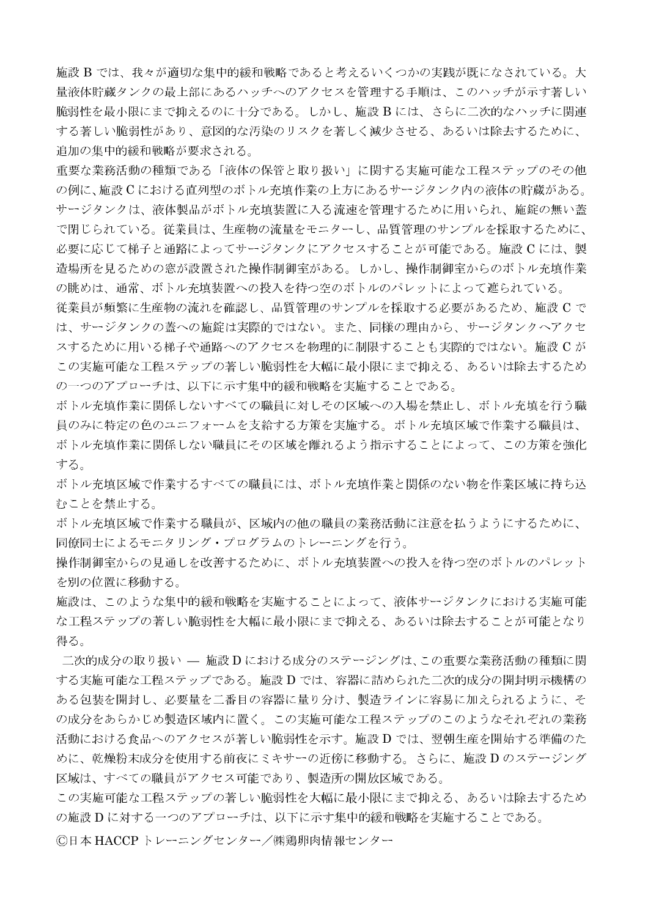施設 B では、我々が適切な集中的緩和戦略であると考えるいくつかの実践が既になされている。大量液体貯蔵タンクの最上部にあるハッチへのアクセスを管理する手順は、このハッチが示す著しい脆弱性を最小限にまで抑えるのに十分である。しかし、施設 B には、さらに二次的なハッチに関連する著しい脆弱性があり、意図的な汚染のリスクを著しく減少させる、あるいは除去するために、追加の集中的緩和戦略が要求される。

重要な業務活動の種類である「液体の保管と取り扱い」に関する実施可能な工程ステップのその他の例に、施設 C における直列型のボトル充填作業の上方にあるサージタンク内の液体の貯蔵がある。サージタンクは、液体製品がボトル充填装置に入る流速を管理するために用いられ、施錠の無い蓋で閉じられている。従業員は、生産物の流量をモニターし、品質管理のサンプルを採取するために、必要に応じて梯子と通路によってサージタンクにアクセスすることが可能である。施設 C には、製造場所を見るための窓が設置された操作制御室がある。しかし、操作制御室からのボトル充填作業の眺めは、通常、ボトル充填装置への投入を待つ空のボトルのパレットによって遮られている。

従業員が頻繁に生産物の流れを確認し、品質管理のサンプルを採取する必要があるため、施設 C では、サージタンクの蓋への施錠は実際的ではない。また、同様の理由から、サージタンクへアクセスするために用いる梯子や通路へのアクセスを物理的に制限することも実際的ではない。施設 C がこの実施可能な工程ステップの著しい脆弱性を大幅に最小限にまで抑える、あるいは除去するための一つのアプローチは、以下に示す集中的緩和戦略を実施することである。

ボトル充填作業に関係しないすべての職員に対しその区域への入場を禁止し、ボトル充填を行う職員のみに特定の色のユニフォームを支給する方策を実施する。ボトル充填区域で作業する職員は、ボトル充填作業に関係しない職員にその区域を離れるよう指示することによって、この方策を強化する。

ボトル充填区域で作業するすべての職員には、ボトル充填作業と関係のない物を作業区域に持ち込むことを禁止する。

ボトル充填区域で作業する職員が、区域内の他の職員の業務活動に注意を払うようにするために、同僚同士によるモニタリング・プログラムのトレーニングを行う。

操作制御室からの見通しを改善するために、ボトル充填装置への投入を待つ空のボトルのパレットを別の位置に移動する。

施設は、このような集中的緩和戦略を実施することによって、液体サージタンクにおける実施可能な工程ステップの著しい脆弱性を大幅に最小限にまで抑える、あるいは除去することが可能となり得る。

二次的成分の取り扱い ― 施設 D における成分のステージングは、この重要な業務活動の種類に関する実施可能な工程ステップである。施設 D では、容器に詰められた二次的成分の開封明示機構のある包装を開封し、必要量を二番目の容器に量り分け、製造ラインに容易に加えられるように、その成分をあらかじめ製造区域内に置く。この実施可能な工程ステップのこのようなそれぞれの業務活動における食品へのアクセスが著しい脆弱性を示す。施設 D では、翌朝生産を開始する準備のために、乾燥粉末成分を使用する前夜にミキサーの近傍に移動する。さらに、施設 D のステージング区域は、すべての職員がアクセス可能であり、製造所の開放区域である。

この実施可能な工程ステップの著しい脆弱性を大幅に最小限にまで抑える、あるいは除去するための施設 D に対する一つのアプローチは、以下に示す集中的緩和戦略を実施することである。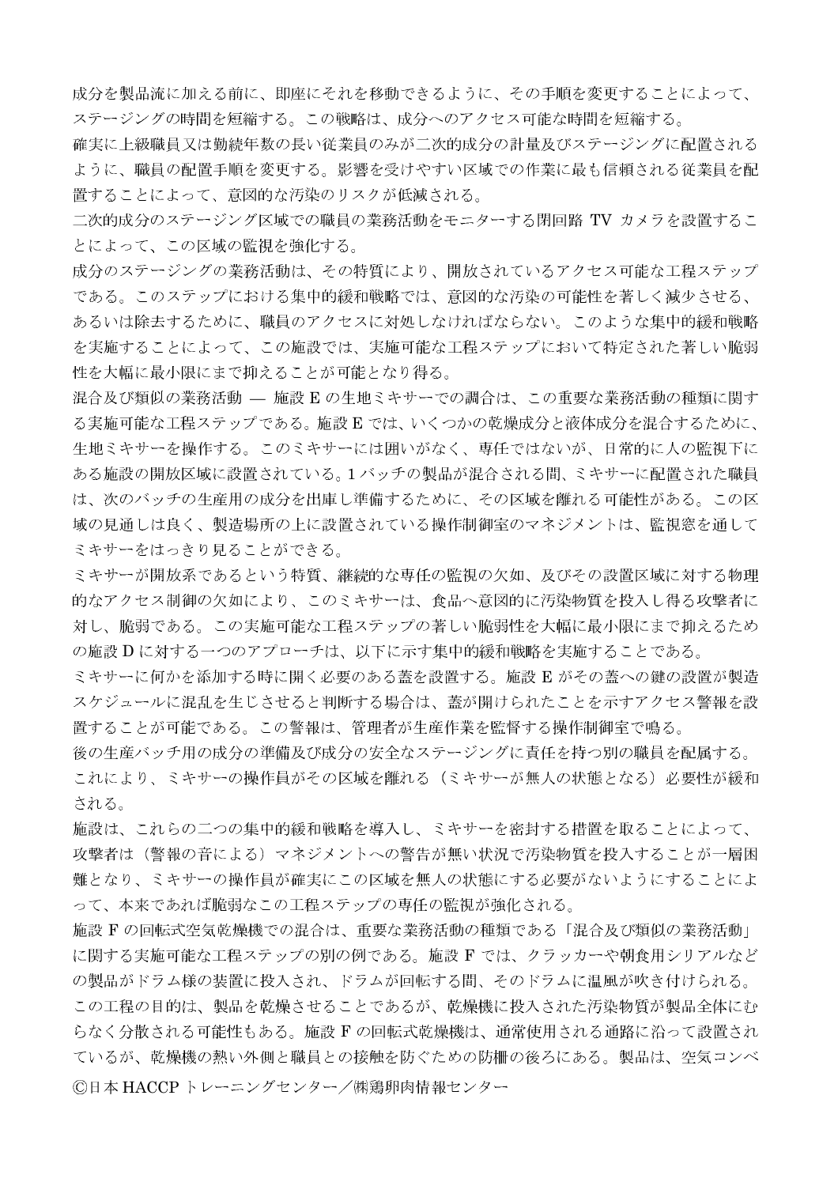成分を製品流に加える前に、即座にそれを移動できるように、その手順を変更することによって、ステージングの時間を短縮する。この戦略は、成分へのアクセス可能な時間を短縮する。

確実に上級職員又は勤続年数の長い従業員のみが二次的成分の計量及びステージングに配置されるように、職員の配置手順を変更する。影響を受けやすい区域での作業に最も信頼される従業員を配置することによって、意図的な汚染のリスクが低減される。

二次的成分のステージング区域での職員の業務活動をモニターする閉回路 TV カメラを設置することによって、この区域の監視を強化する。

成分のステージングの業務活動は、その特質により、開放されているアクセス可能な工程ステップである。このステップにおける集中的緩和戦略では、意図的な汚染の可能性を著しく減少させる、あるいは除去するために、職員のアクセスに対処しなければならない。このような集中的緩和戦略を実施することによって、この施設では、実施可能な工程ステップにおいて特定された著しい脆弱性を大幅に最小限にまで抑えることが可能となり得る。

混合及び類似の業務活動 ― 施設 E の生地ミキサーでの調合は、この重要な業務活動の種類に関する実施可能な工程ステップである。施設 E では、いくつかの乾燥成分と液体成分を混合するために、生地ミキサーを操作する。このミキサーには囲いがなく、専任ではないが、日常的に人の監視下にある施設の開放区域に設置されている。1 バッチの製品が混合される間、ミキサーに配置された職員は、次のバッチの生産用の成分を出庫し準備するために、その区域を離れる可能性がある。この区域の見通しは良く、製造場所の上に設置されている操作制御室のマネジメントは、監視窓を通してミキサーをはっきり見ることができる。

ミキサーが開放系であるという特質、継続的な専任の監視の欠如、及びその設置区域に対する物理的なアクセス制御の欠如により、このミキサーは、食品へ意図的に汚染物質を投入し得る攻撃者に対し、脆弱である。この実施可能な工程ステップの著しい脆弱性を大幅に最小限にまで抑えるための施設 D に対する一つのアプローチは、以下に示す集中的緩和戦略を実施することである。

ミキサーに何かを添加する時に開く必要のある蓋を設置する。施設 E がその蓋への鍵の設置が製造スケジュールに混乱を生じさせると判断する場合は、蓋が開けられたことを示すアクセス警報を設置することが可能である。この警報は、管理者が生産作業を監督する操作制御室で鳴る。

後の生産バッチ用の成分の準備及び成分の安全なステージングに責任を持つ別の職員を配属する。これにより、ミキサーの操作員がその区域を離れる（ミキサーが無人の状態となる）必要性が緩和される。

施設は、これらの二つの集中的緩和戦略を導入し、ミキサーを密封する措置を取ることによって、攻撃者は（警報の音による）マネジメントへの警告が無い状況で汚染物質を投入することが一層困難となり、ミキサーの操作員が確実にこの区域を無人の状態にする必要がないようにすることによって、本来であれば脆弱なこの工程ステップの専任の監視が強化される。

施設 F の回転式空気乾燥機での混合は、重要な業務活動の種類である「混合及び類似の業務活動」に関する実施可能な工程ステップの別の例である。施設 F では、クラッカーや朝食用シリアルなどの製品がドラム様の装置に投入され、ドラムが回転する間、そのドラムに温風が吹き付けられる。この工程の目的は、製品を乾燥させることであるが、乾燥機に投入された汚染物質が製品全体にむらなく分散される可能性もある。施設 F の回転式乾燥機は、通常使用される通路に沿って設置されているが、乾燥機の熱い外側と職員との接触を防ぐための防柵の後ろにある。製品は、空気コンベ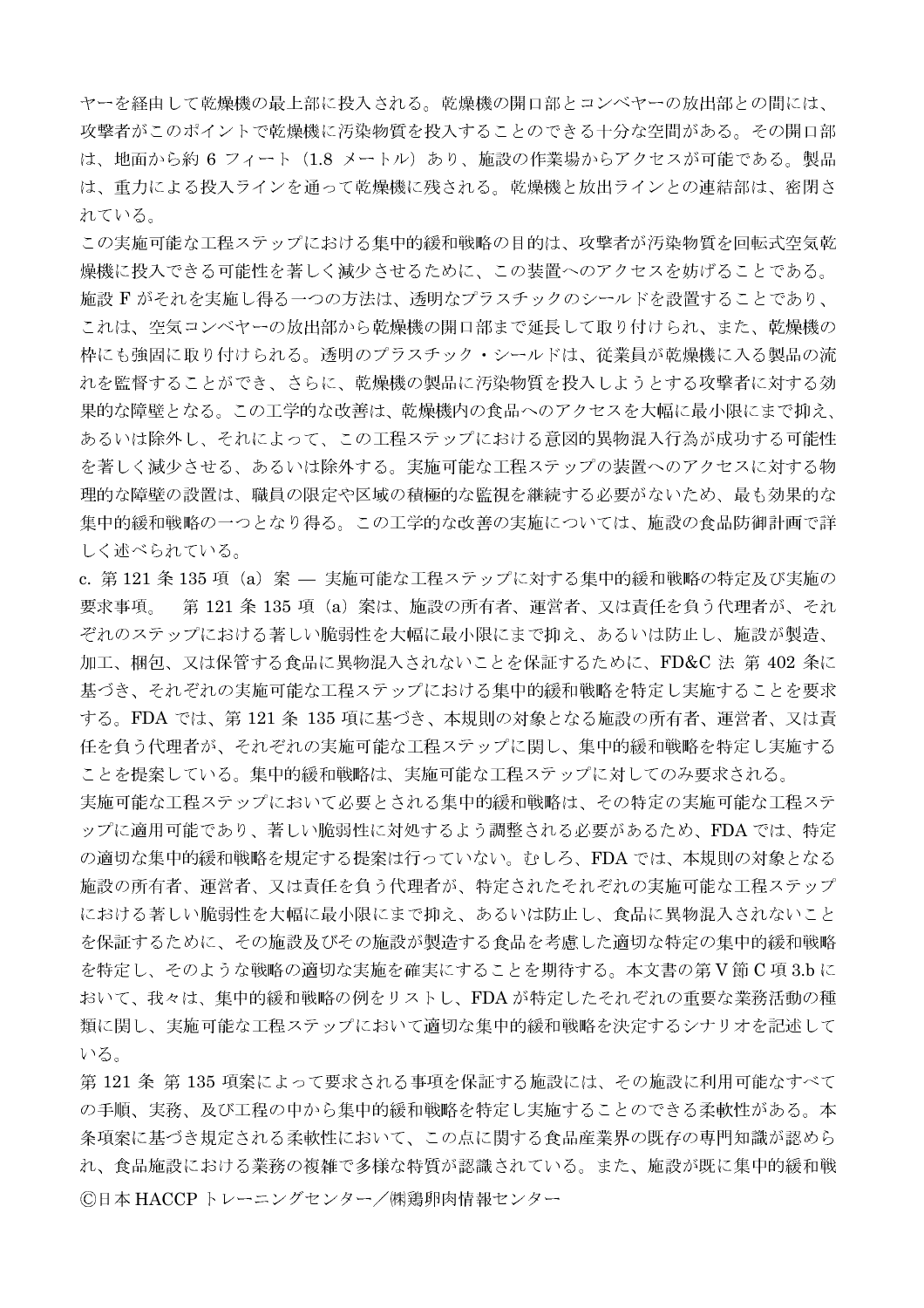ヤーを経由して乾燥機の最上部に投入される。乾燥機の開口部とコンベヤーの放出部との間には、攻撃者がこのポイントで乾燥機に汚染物質を投入することのできる十分な空間がある。その開口部は、地面から約 6 フィート（1.8 メートル）あり、施設の作業場からアクセスが可能である。製品は、重力による投入ラインを通って乾燥機に残される。乾燥機と放出ラインとの連結部は、密閉されている。

この実施可能な工程ステップにおける集中的緩和戦略の目的は、攻撃者が汚染物質を回転式空気乾燥機に投入できる可能性を著しく減少させるために、この装置へのアクセスを妨げることである。施設 F がそれを実施し得る一つの方法は、透明なプラスチックのシールドを設置することであり、これは、空気コンベヤーの放出部から乾燥機の開口部まで延長して取り付けられ、また、乾燥機の枠にも強固に取り付けられる。透明のプラスチック・シールドは、従業員が乾燥機に入る製品の流れを監督することができ、さらに、乾燥機の製品に汚染物質を投入しようとする攻撃者に対する効果的な障壁となる。この工学的な改善は、乾燥機内の食品へのアクセスを大幅に最小限にまで抑え、あるいは除外し、それによって、この工程ステップにおける意図的異物混入行為が成功する可能性を著しく減少させる、あるいは除外する。実施可能な工程ステップの装置へのアクセスに対する物理的な障壁の設置は、職員の限定や区域の積極的な監視を継続する必要がないため、最も効果的な集中的緩和戦略の一つとなり得る。この工学的な改善の実施については、施設の食品防御計画で詳しく述べられている。

c. 第 121 条 135 項（a）案 ― 実施可能な工程ステップに対する集中的緩和戦略の特定及び実施の要求事項。　第 121 条 135 項（a）案は、施設の所有者、運営者、又は責任を負う代理者が、それぞれのステップにおける著しい脆弱性を大幅に最小限にまで抑え、あるいは防止し、施設が製造、加工、梱包、又は保管する食品に異物混入されないことを保証するために、FD&C 法 第 402 条に基づき、それぞれの実施可能な工程ステップにおける集中的緩和戦略を特定し実施することを要求する。FDA では、第 121 条 135 項に基づき、本規則の対象となる施設の所有者、運営者、又は責任を負う代理者が、それぞれの実施可能な工程ステップに関し、集中的緩和戦略を特定し実施することを提案している。集中的緩和戦略は、実施可能な工程ステップに対してのみ要求される。

実施可能な工程ステップにおいて必要とされる集中的緩和戦略は、その特定の実施可能な工程ステップに適用可能であり、著しい脆弱性に対処するよう調整される必要があるため、FDA では、特定の適切な集中的緩和戦略を規定する提案は行っていない。むしろ、FDA では、本規則の対象となる施設の所有者、運営者、又は責任を負う代理者が、特定されたそれぞれの実施可能な工程ステップにおける著しい脆弱性を大幅に最小限にまで抑え、あるいは防止し、食品に異物混入されないことを保証するために、その施設及びその施設が製造する食品を考慮した適切な特定の集中的緩和戦略を特定し、そのような戦略の適切な実施を確実にすることを期待する。本文書の第 V 節 C 項 3.b において、我々は、集中的緩和戦略の例をリストし、FDA が特定したそれぞれの重要な業務活動の種類に関し、実施可能な工程ステップにおいて適切な集中的緩和戦略を決定するシナリオを記述している。

第 121 条 第 135 項案によって要求される事項を保証する施設には、その施設に利用可能なすべての手順、実務、及び工程の中から集中的緩和戦略を特定し実施することのできる柔軟性がある。本条項案に基づき規定される柔軟性において、この点に関する食品産業界の既存の専門知識が認められ、食品施設における業務の複雑で多様な特質が認識されている。また、施設が既に集中的緩和戦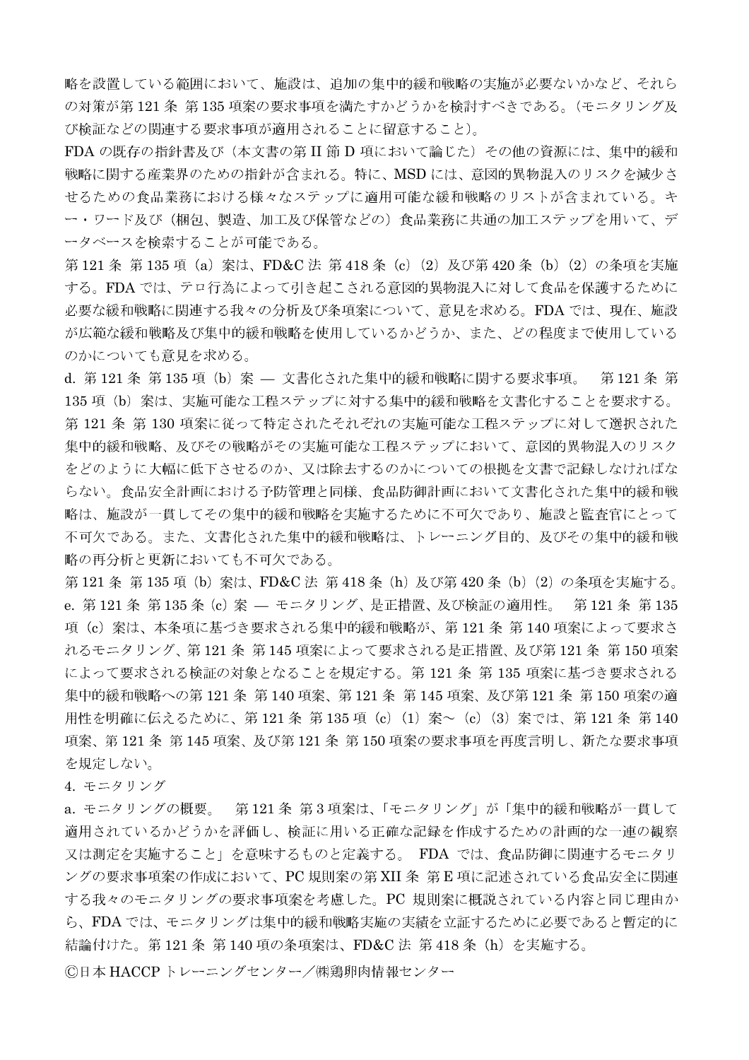略を設置している範囲において、施設は、追加の集中的緩和戦略の実施が必要ないかなど、それらの対策が第 121 条 第 135 項案の要求事項を満たすかどうかを検討すべきである。（モニタリング及び検証などの関連する要求事項が適用されることに留意すること）。

FDA の既存の指針書及び（本文書の第 II 節 D 項において論じた）その他の資源には、集中的緩和戦略に関する産業界のための指針が含まれる。特に、MSD には、意図的異物混入のリスクを減少させるための食品業務における様々なステップに適用可能な緩和戦略のリストが含まれている。キー・ワード及び（梱包、製造、加工及び保管などの）食品業務に共通の加工ステップを用いて、データベースを検索することが可能である。

第 121 条 第 135 項（a）案は、FD&C 法 第 418 条（c）（2）及び第 420 条（b）（2）の条項を実施する。FDA では、テロ行為によって引き起こされる意図的異物混入に対して食品を保護するために必要な緩和戦略に関連する我々の分析及び条項案について、意見を求める。FDA では、現在、施設が広範な緩和戦略及び集中的緩和戦略を使用しているかどうか、また、どの程度まで使用しているのかについても意見を求める。

d. 第 121 条 第 135 項（b）案 — 文書化された集中的緩和戦略に関する要求事項。　第 121 条 第 135 項（b）案は、実施可能な工程ステップに対する集中的緩和戦略を文書化することを要求する。第 121 条 第 130 項案に従って特定されたそれぞれの実施可能な工程ステップに対して選択された集中的緩和戦略、及びその戦略がその実施可能な工程ステップにおいて、意図的異物混入のリスクをどのように大幅に低下させるのか、又は除去するのかについての根拠を文書で記録しなければならない。食品安全計画における予防管理と同様、食品防御計画において文書化された集中的緩和戦略は、施設が一貫してその集中的緩和戦略を実施するために不可欠であり、施設と監査官にとって不可欠である。また、文書化された集中的緩和戦略は、トレーニング目的、及びその集中的緩和戦略の再分析と更新においても不可欠である。

第 121 条 第 135 項（b）案は、FD&C 法 第 418 条（h）及び第 420 条（b）（2）の条項を実施する。

e. 第 121 条 第 135 条（c）案 — モニタリング、是正措置、及び検証の適用性。　第 121 条 第 135 項（c）案は、本条項に基づき要求される集中的緩和戦略が、第 121 条 第 140 項案によって要求されるモニタリング、第 121 条 第 145 項案によって要求される是正措置、及び第 121 条 第 150 項案によって要求される検証の対象となることを規定する。第 121 条 第 135 項案に基づき要求される集中的緩和戦略への第 121 条 第 140 項案、第 121 条 第 145 項案、及び第 121 条 第 150 項案の適用性を明確に伝えるために、第 121 条 第 135 項（c）（1）案～（c）（3）案では、第 121 条 第 140 項案、第 121 条 第 145 項案、及び第 121 条 第 150 項案の要求事項を再度言明し、新たな要求事項を規定しない。

4. モニタリング

a. モニタリングの概要。　第 121 条 第 3 項案は、「モニタリング」が「集中的緩和戦略が一貫して適用されているかどうかを評価し、検証に用いる正確な記録を作成するための計画的な一連の観察又は測定を実施すること」を意味するものと定義する。 FDA では、食品防御に関連するモニタリングの要求事項案の作成において、PC 規則案の第 XII 条 第 E 項に記述されている食品安全に関連する我々のモニタリングの要求事項案を考慮した。PC 規則案に概説されている内容と同じ理由から、FDA では、モニタリングは集中的緩和戦略実施の実績を立証するために必要であると暫定的に結論付けた。第 121 条 第 140 項の条項案は、FD&C 法 第 418 条（h）を実施する。

Ⓒ日本 HACCP トレーニングセンター／㈱鶏卵肉情報センター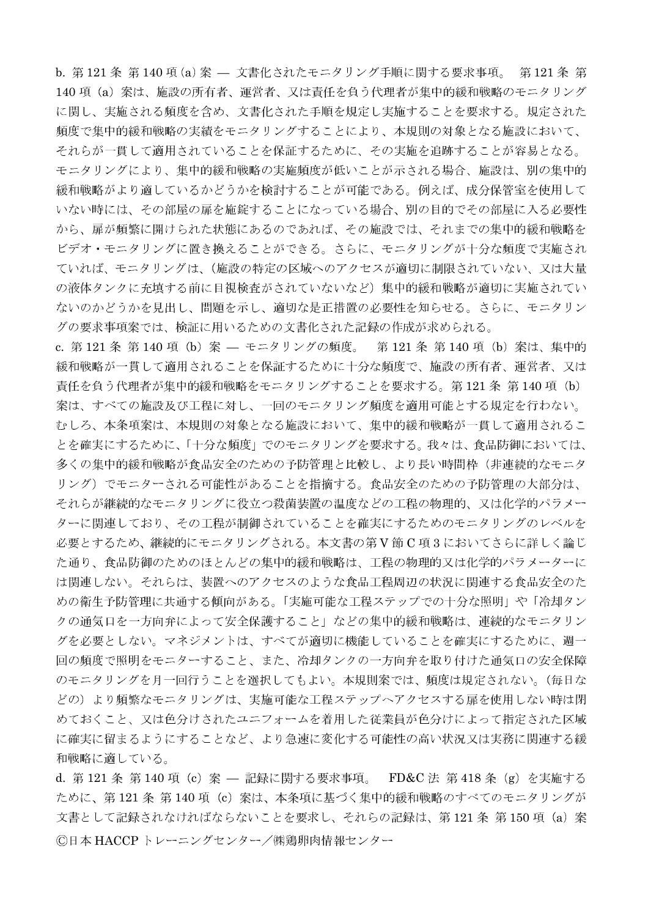b. 第 121 条 第 140 項 (a) 案 ― 文書化されたモニタリング手順に関する要求事項。 第 121 条 第 140 項（a）案は、施設の所有者、運営者、又は責任を負う代理者が集中的緩和戦略のモニタリングに関し、実施される頻度を含め、文書化された手順を規定し実施することを要求する。規定された頻度で集中的緩和戦略の実績をモニタリングすることにより、本規則の対象となる施設において、それらが一貫して適用されていることを保証するために、その実施を追跡することが容易となる。モニタリングにより、集中的緩和戦略の実施頻度が低いことが示される場合、施設は、別の集中的緩和戦略がより適しているかどうかを検討することが可能である。例えば、成分保管室を使用していない時には、その部屋の扉を施錠することになっている場合、別の目的でその部屋に入る必要性から、扉が頻繁に開けられた状態にあるのであれば、その施設では、それまでの集中的緩和戦略をビデオ・モニタリングに置き換えることができる。さらに、モニタリングが十分な頻度で実施されていれば、モニタリングは、（施設の特定の区域へのアクセスが適切に制限されていない、又は大量の液体タンクに充填する前に目視検査がされていないなど）集中的緩和戦略が適切に実施されていないのかどうかを見出し、問題を示し、適切な是正措置の必要性を知らせる。さらに、モニタリングの要求事項案では、検証に用いるための文書化された記録の作成が求められる。

c. 第 121 条 第 140 項（b）案 ― モニタリングの頻度。 第 121 条 第 140 項（b）案は、集中的緩和戦略が一貫して適用されることを保証するために十分な頻度で、施設の所有者、運営者、又は責任を負う代理者が集中的緩和戦略をモニタリングすることを要求する。第 121 条 第 140 項（b）案は、すべての施設及び工程に対し、一回のモニタリング頻度を適用可能とする規定を行わない。むしろ、本条項案は、本規則の対象となる施設において、集中的緩和戦略が一貫して適用されることを確実にするために、「十分な頻度」でのモニタリングを要求する。我々は、食品防御においては、多くの集中的緩和戦略が食品安全のための予防管理と比較し、より長い時間枠（非連続的なモニタリング）でモニターされる可能性があることを指摘する。食品安全のための予防管理の大部分は、それらが継続的なモニタリングに役立つ殺菌装置の温度などの工程の物理的、又は化学的パラメーターに関連しており、その工程が制御されていることを確実にするためのモニタリングのレベルを必要とするため、継続的にモニタリングされる。本文書の第Ⅴ節 C 項 3 においてさらに詳しく論じた通り、食品防御のためのほとんどの集中的緩和戦略は、工程の物理的又は化学的パラメーターには関連しない。それらは、装置へのアクセスのような食品工程周辺の状況に関連する食品安全のための衛生予防管理に共通する傾向がある。「実施可能な工程ステップでの十分な照明」や「冷却タンクの通気口を一方向弁によって安全保護すること」などの集中的緩和戦略は、連続的なモニタリングを必要としない。マネジメントは、すべてが適切に機能していることを確実にするために、週一回の頻度で照明をモニターすること、また、冷却タンクの一方向弁を取り付けた通気口の安全保障のモニタリングを月一回行うことを選択してもよい。本規則案では、頻度は規定されない。（毎日などの）より頻繁なモニタリングは、実施可能な工程ステップへアクセスする扉を使用しない時は閉めておくこと、又は色分けされたユニフォームを着用した従業員が色分けによって指定された区域に確実に留まるようにすることなど、より急速に変化する可能性の高い状況又は実務に関連する緩和戦略に適している。

d. 第 121 条 第 140 項（c）案 ― 記録に関する要求事項。 FD&C 法 第 418 条（g）を実施するために、第 121 条 第 140 項（c）案は、本条項に基づく集中的緩和戦略のすべてのモニタリングが文書として記録されなければならないことを要求し、それらの記録は、第 121 条 第 150 項（a）案

Ⓒ日本 HACCP トレーニングセンター／㈱鶏卵肉情報センター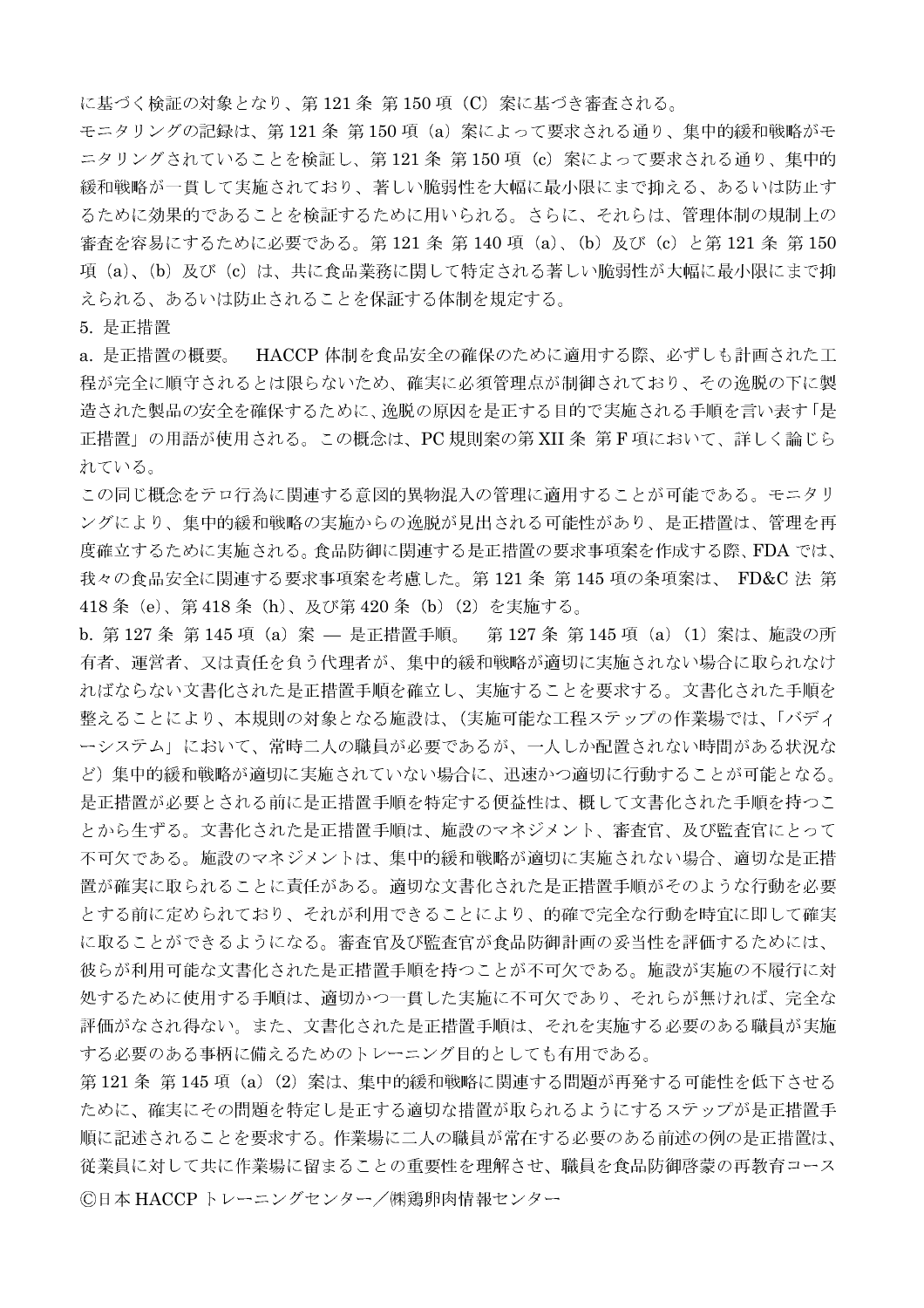に基づく検証の対象となり、第 121 条 第 150 項（C）案に基づき審査される。

モニタリングの記録は、第 121 条 第 150 項（a）案によって要求される通り、集中的緩和戦略がモニタリングされていることを検証し、第 121 条 第 150 項（c）案によって要求される通り、集中的緩和戦略が一貫して実施されており、著しい脆弱性を大幅に最小限にまで抑える、あるいは防止するために効果的であることを検証するために用いられる。さらに、それらは、管理体制の規制上の審査を容易にするために必要である。第 121 条 第 140 項（a）、（b）及び（c）と第 121 条 第 150 項（a）、（b）及び（c）は、共に食品業務に関して特定される著しい脆弱性が大幅に最小限にまで抑えられる、あるいは防止されることを保証する体制を規定する。

5. 是正措置

a. 是正措置の概要。　HACCP 体制を食品安全の確保のために適用する際、必ずしも計画された工程が完全に順守されるとは限らないため、確実に必須管理点が制御されており、その逸脱の下に製造された製品の安全を確保するために、逸脱の原因を是正する目的で実施される手順を言い表す「是正措置」の用語が使用される。この概念は、PC 規則案の第 XII 条 第 F 項において、詳しく論じられている。

この同じ概念をテロ行為に関連する意図的異物混入の管理に適用することが可能である。モニタリングにより、集中的緩和戦略の実施からの逸脱が見出される可能性があり、是正措置は、管理を再度確立するために実施される。食品防御に関連する是正措置の要求事項案を作成する際、FDA では、我々の食品安全に関連する要求事項案を考慮した。第 121 条 第 145 項の条項案は、 FD&C 法 第 418 条（e）、第 418 条（h）、及び第 420 条（b）（2）を実施する。

b. 第 127 条 第 145 項（a）案 — 是正措置手順。　第 127 条 第 145 項（a）（1）案は、施設の所有者、運営者、又は責任を負う代理者が、集中的緩和戦略が適切に実施されない場合に取られなければならない文書化された是正措置手順を確立し、実施することを要求する。文書化された手順を整えることにより、本規則の対象となる施設は、（実施可能な工程ステップの作業場では、「バディーシステム」において、常時二人の職員が必要であるが、一人しか配置されない時間がある状況など）集中的緩和戦略が適切に実施されていない場合に、迅速かつ適切に行動することが可能となる。是正措置が必要とされる前に是正措置手順を特定する便益性は、概して文書化された手順を持つことから生ずる。文書化された是正措置手順は、施設のマネジメント、審査官、及び監査官にとって不可欠である。施設のマネジメントは、集中的緩和戦略が適切に実施されない場合、適切な是正措置が確実に取られることに責任がある。適切な文書化された是正措置手順がそのような行動を必要とする前に定められており、それが利用できることにより、的確で完全な行動を時宜に即して確実に取ることができるようになる。審査官及び監査官が食品防御計画の妥当性を評価するためには、彼らが利用可能な文書化された是正措置手順を持つことが不可欠である。施設が実施の不履行に対処するために使用する手順は、適切かつ一貫した実施に不可欠であり、それらが無ければ、完全な評価がなされ得ない。また、文書化された是正措置手順は、それを実施する必要のある職員が実施する必要のある事柄に備えるためのトレーニング目的としても有用である。

第 121 条 第 145 項（a）（2）案は、集中的緩和戦略に関連する問題が再発する可能性を低下させるために、確実にその問題を特定し是正する適切な措置が取られるようにするステップが是正措置手順に記述されることを要求する。作業場に二人の職員が常在する必要のある前述の例の是正措置は、従業員に対して共に作業場に留まることの重要性を理解させ、職員を食品防御啓蒙の再教育コース

Ⓒ日本 HACCP トレーニングセンター／㈱鶏卵肉情報センター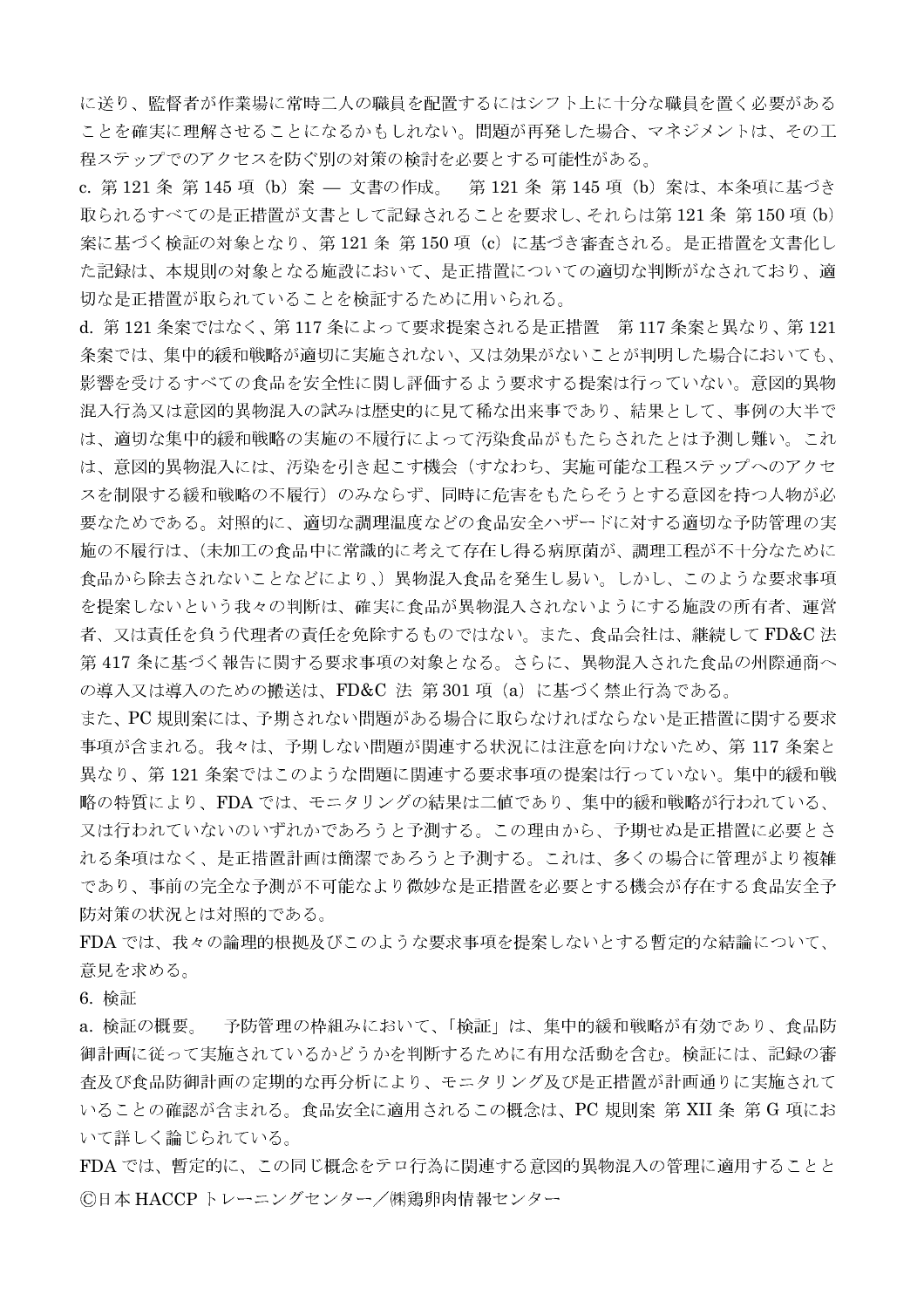に送り、監督者が作業場に常時二人の職員を配置するにはシフト上に十分な職員を置く必要があることを確実に理解させることになるかもしれない。問題が再発した場合、マネジメントは、その工程ステップでのアクセスを防ぐ別の対策の検討を必要とする可能性がある。

c. 第 121 条 第 145 項（b）案 ― 文書の作成。　第 121 条 第 145 項（b）案は、本条項に基づき取られるすべての是正措置が文書として記録されることを要求し、それらは第 121 条 第 150 項（b）案に基づく検証の対象となり、第 121 条 第 150 項（c）に基づき審査される。是正措置を文書化した記録は、本規則の対象となる施設において、是正措置についての適切な判断がなされており、適切な是正措置が取られていることを検証するために用いられる。

d. 第 121 条案ではなく、第 117 条によって要求提案される是正措置　第 117 条案と異なり、第 121 条案では、集中的緩和戦略が適切に実施されない、又は効果がないことが判明した場合においても、影響を受けるすべての食品を安全性に関し評価するよう要求する提案は行っていない。意図的異物混入行為又は意図的異物混入の試みは歴史的に見て稀な出来事であり、結果として、事例の大半では、適切な集中的緩和戦略の実施の不履行によって汚染食品がもたらされたとは予測し難い。これは、意図的異物混入には、汚染を引き起こす機会（すなわち、実施可能な工程ステップへのアクセスを制限する緩和戦略の不履行）のみならず、同時に危害をもたらそうとする意図を持つ人物が必要なためである。対照的に、適切な調理温度などの食品安全ハザードに対する適切な予防管理の実施の不履行は、（未加工の食品中に常識的に考えて存在し得る病原菌が、調理工程が不十分なために食品から除去されないことなどにより、）異物混入食品を発生し易い。しかし、このような要求事項を提案しないという我々の判断は、確実に食品が異物混入されないようにする施設の所有者、運営者、又は責任を負う代理者の責任を免除するものではない。また、食品会社は、継続して FD&C 法 第 417 条に基づく報告に関する要求事項の対象となる。さらに、異物混入された食品の州際通商への導入又は導入のための搬送は、FD&C 法 第 301 項（a）に基づく禁止行為である。

また、PC 規則案には、予期されない問題がある場合に取らなければならない是正措置に関する要求事項が含まれる。我々は、予期しない問題が関連する状況には注意を向けないため、第 117 条案と異なり、第 121 条案ではこのような問題に関連する要求事項の提案は行っていない。集中的緩和戦略の特質により、FDA では、モニタリングの結果は二値であり、集中的緩和戦略が行われている、又は行われていないのいずれかであろうと予測する。この理由から、予期せぬ是正措置に必要とされる条項はなく、是正措置計画は簡潔であろうと予測する。これは、多くの場合に管理がより複雑であり、事前の完全な予測が不可能なより微妙な是正措置を必要とする機会が存在する食品安全予防対策の状況とは対照的である。

FDA では、我々の論理的根拠及びこのような要求事項を提案しないとする暫定的な結論について、意見を求める。

6. 検証

a. 検証の概要。　予防管理の枠組みにおいて、「検証」は、集中的緩和戦略が有効であり、食品防御計画に従って実施されているかどうかを判断するために有用な活動を含む。検証には、記録の審査及び食品防御計画の定期的な再分析により、モニタリング及び是正措置が計画通りに実施されていることの確認が含まれる。食品安全に適用されるこの概念は、PC 規則案 第 XII 条 第 G 項において詳しく論じられている。

FDA では、暫定的に、この同じ概念をテロ行為に関連する意図的異物混入の管理に適用することと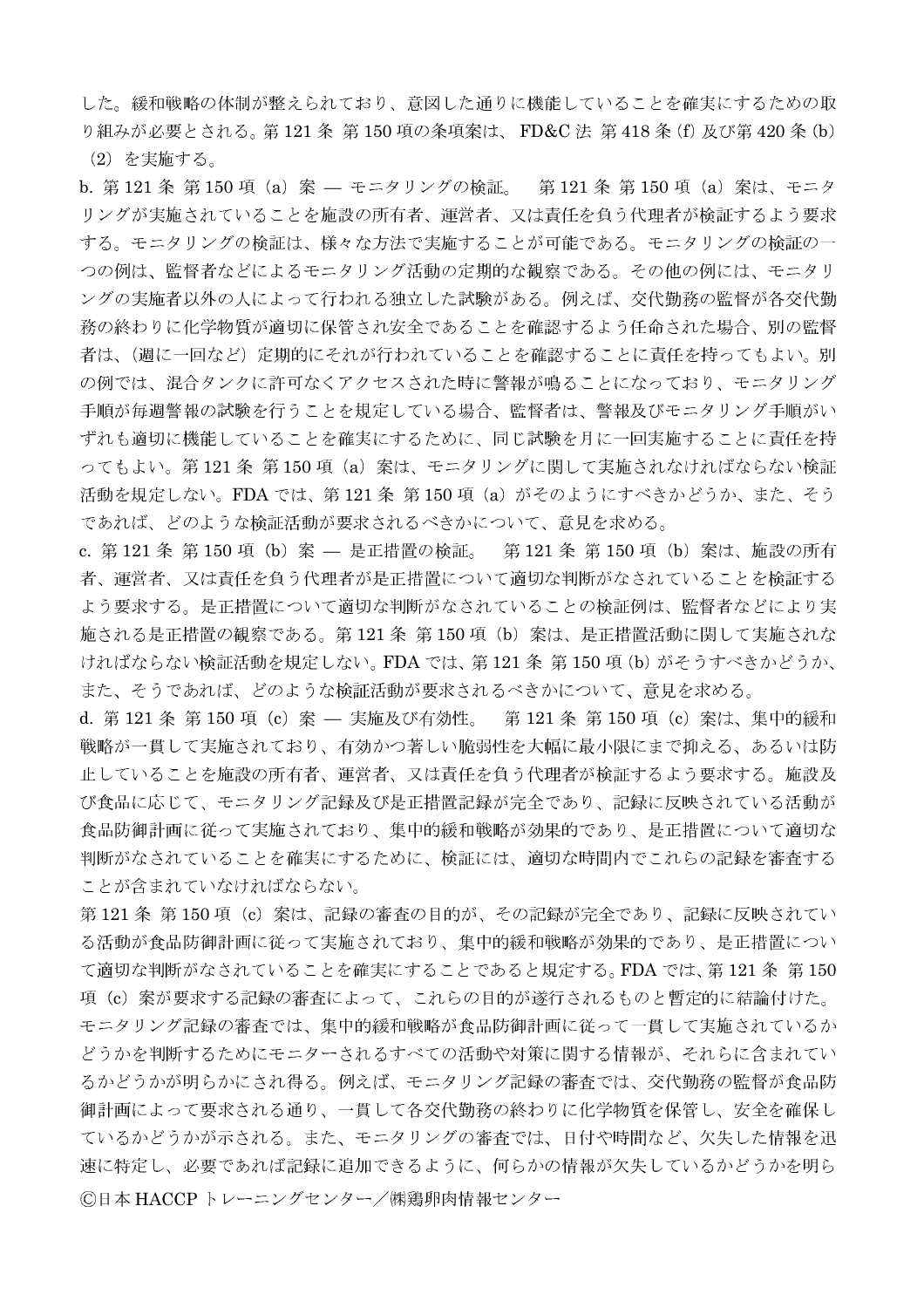した。緩和戦略の体制が整えられており、意図した通りに機能していることを確実にするための取り組みが必要とされる。第 121 条 第 150 項の条項案は、 FD&C 法 第 418 条 (f) 及び第 420 条 (b)（2） を実施する。

b. 第 121 条 第 150 項（a）案 ― モニタリングの検証。　第 121 条 第 150 項（a）案は、モニタリングが実施されていることを施設の所有者、運営者、又は責任を負う代理者が検証するよう要求する。モニタリングの検証は、様々な方法で実施することが可能である。モニタリングの検証の一つの例は、監督者などによるモニタリング活動の定期的な観察である。その他の例には、モニタリングの実施者以外の人によって行われる独立した試験がある。例えば、交代勤務の監督が各交代勤務の終わりに化学物質が適切に保管され安全であることを確認するよう任命された場合、別の監督者は、(週に一回など) 定期的にそれが行われていることを確認することに責任を持ってもよい。別の例では、混合タンクに許可なくアクセスされた時に警報が鳴ることになっており、モニタリング手順が毎週警報の試験を行うことを規定している場合、監督者は、警報及びモニタリング手順がいずれも適切に機能していることを確実にするために、同じ試験を月に一回実施することに責任を持ってもよい。第 121 条 第 150 項（a）案は、モニタリングに関して実施されなければならない検証活動を規定しない。FDA では、第 121 条 第 150 項（a）がそのようにすべきかどうか、また、そうであれば、どのような検証活動が要求されるべきかについて、意見を求める。

c. 第 121 条 第 150 項（b）案 ― 是正措置の検証。　第 121 条 第 150 項（b）案は、施設の所有者、運営者、又は責任を負う代理者が是正措置について適切な判断がなされていることを検証するよう要求する。是正措置について適切な判断がなされていることの検証例は、監督者などにより実施される是正措置の観察である。第 121 条 第 150 項（b）案は、是正措置活動に関して実施されなければならない検証活動を規定しない。FDA では、第 121 条 第 150 項 (b) がそうすべきかどうか、また、そうであれば、どのような検証活動が要求されるべきかについて、意見を求める。

d. 第 121 条 第 150 項（c）案 ― 実施及び有効性。　第 121 条 第 150 項（c）案は、集中的緩和戦略が一貫して実施されており、有効かつ著しい脆弱性を大幅に最小限にまで抑える、あるいは防止していることを施設の所有者、運営者、又は責任を負う代理者が検証するよう要求する。施設及び食品に応じて、モニタリング記録及び是正措置記録が完全であり、記録に反映されている活動が食品防御計画に従って実施されており、集中的緩和戦略が効果的であり、是正措置について適切な判断がなされていることを確実にするために、検証には、適切な時間内でこれらの記録を審査することが含まれていなければならない。

第 121 条 第 150 項（c）案は、記録の審査の目的が、その記録が完全であり、記録に反映されている活動が食品防御計画に従って実施されており、集中的緩和戦略が効果的であり、是正措置について適切な判断がなされていることを確実にすることであると規定する。FDA では、第 121 条 第 150 項（c）案が要求する記録の審査によって、これらの目的が遂行されるものと暫定的に結論付けた。モニタリング記録の審査では、集中的緩和戦略が食品防御計画に従って一貫して実施されているかどうかを判断するためにモニターされるすべての活動や対策に関する情報が、それらに含まれているかどうかが明らかにされ得る。例えば、モニタリング記録の審査では、交代勤務の監督が食品防御計画によって要求される通り、一貫して各交代勤務の終わりに化学物質を保管し、安全を確保しているかどうかが示される。また、モニタリングの審査では、日付や時間など、欠失した情報を迅速に特定し、必要であれば記録に追加できるように、何らかの情報が欠失しているかどうかを明ら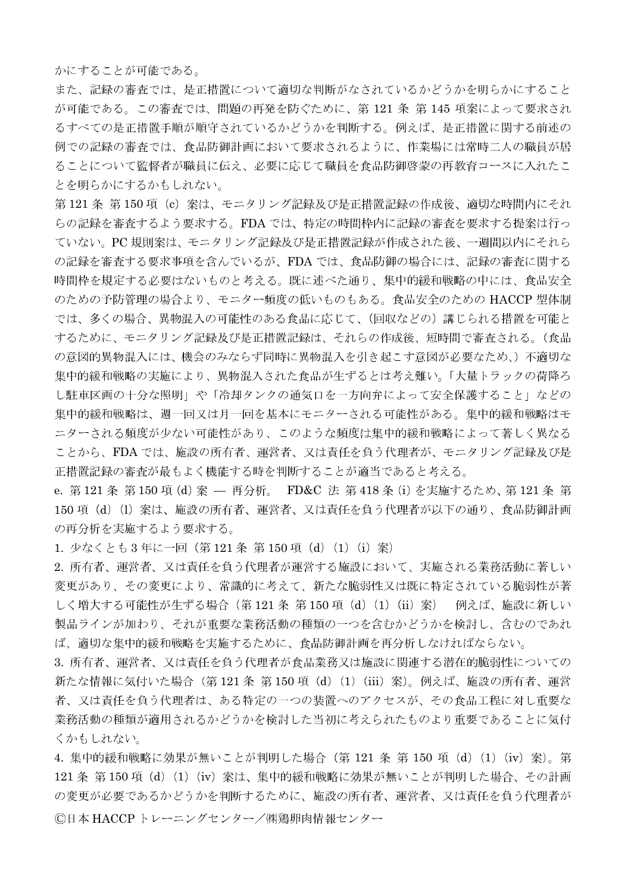かにすることが可能である。

また、記録の審査では、是正措置について適切な判断がなされているかどうかを明らかにすることが可能である。この審査では、問題の再発を防ぐために、第 121 条 第 145 項案によって要求されるすべての是正措置手順が順守されているかどうかを判断する。例えば、是正措置に関する前述の例での記録の審査では、食品防御計画において要求されるように、作業場には常時二人の職員が居ることについて監督者が職員に伝え、必要に応じて職員を食品防御啓蒙の再教育コースに入れたことを明らかにするかもしれない。

第 121 条 第 150 項（c）案は、モニタリング記録及び是正措置記録の作成後、適切な時間内にそれらの記録を審査するよう要求する。FDA では、特定の時間枠内に記録の審査を要求する提案は行っていない。PC 規則案は、モニタリング記録及び是正措置記録が作成された後、一週間以内にそれらの記録を審査する要求事項を含んでいるが、FDA では、食品防御の場合には、記録の審査に関する時間枠を規定する必要はないものと考える。既に述べた通り、集中的緩和戦略の中には、食品安全のための予防管理の場合より、モニター頻度の低いものもある。食品安全のための HACCP 型体制では、多くの場合、異物混入の可能性のある食品に応じて、（回収などの）講じられる措置を可能とするために、モニタリング記録及び是正措置記録は、それらの作成後、短時間で審査される。（食品の意図的異物混入には、機会のみならず同時に異物混入を引き起こす意図が必要なため、）不適切な集中的緩和戦略の実施により、異物混入された食品が生ずるとは考え難い。「大量トラックの荷降ろし駐車区画の十分な照明」や「冷却タンクの通気口を一方向弁によって安全保護すること」などの集中的緩和戦略は、週一回又は月一回を基本にモニターされる可能性がある。集中的緩和戦略はモニターされる頻度が少ない可能性があり、このような頻度は集中的緩和戦略によって著しく異なることから、FDA では、施設の所有者、運営者、又は責任を負う代理者が、モニタリング記録及び是正措置記録の審査が最もよく機能する時を判断することが適当であると考える。

e. 第 121 条 第 150 項 (d) 案 ― 再分析。　FD&C 法 第 418 条 (i) を実施するため、第 121 条 第 150 項（d）（l）案は、施設の所有者、運営者、又は責任を負う代理者が以下の通り、食品防御計画の再分析を実施するよう要求する。

1. 少なくとも 3 年に一回（第 121 条 第 150 項（d）（1）（i）案）
2. 所有者、運営者、又は責任を負う代理者が運営する施設において、実施される業務活動に著しい変更があり、その変更により、常識的に考えて、新たな脆弱性又は既に特定されている脆弱性が著しく増大する可能性が生ずる場合（第 121 条 第 150 項（d）（1）（ii）案）　例えば、施設に新しい製品ラインが加わり、それが重要な業務活動の種類の一つを含むかどうかを検討し、含むのであれば、適切な集中的緩和戦略を実施するために、食品防御計画を再分析しなければならない。
3. 所有者、運営者、又は責任を負う代理者が食品業務又は施設に関連する潜在的脆弱性についての新たな情報に気付いた場合（第 121 条 第 150 項（d）（1）（iii）案）。例えば、施設の所有者、運営者、又は責任を負う代理者は、ある特定の一つの装置へのアクセスが、その食品工程に対し重要な業務活動の種類が適用されるかどうかを検討した当初に考えられたものより重要であることに気付くかもしれない。
4. 集中的緩和戦略に効果が無いことが判明した場合（第 121 条 第 150 項（d）（1）（iv）案）。第 121 条 第 150 項（d）（1）（iv）案は、集中的緩和戦略に効果が無いことが判明した場合、その計画の変更が必要であるかどうかを判断するために、施設の所有者、運営者、又は責任を負う代理者が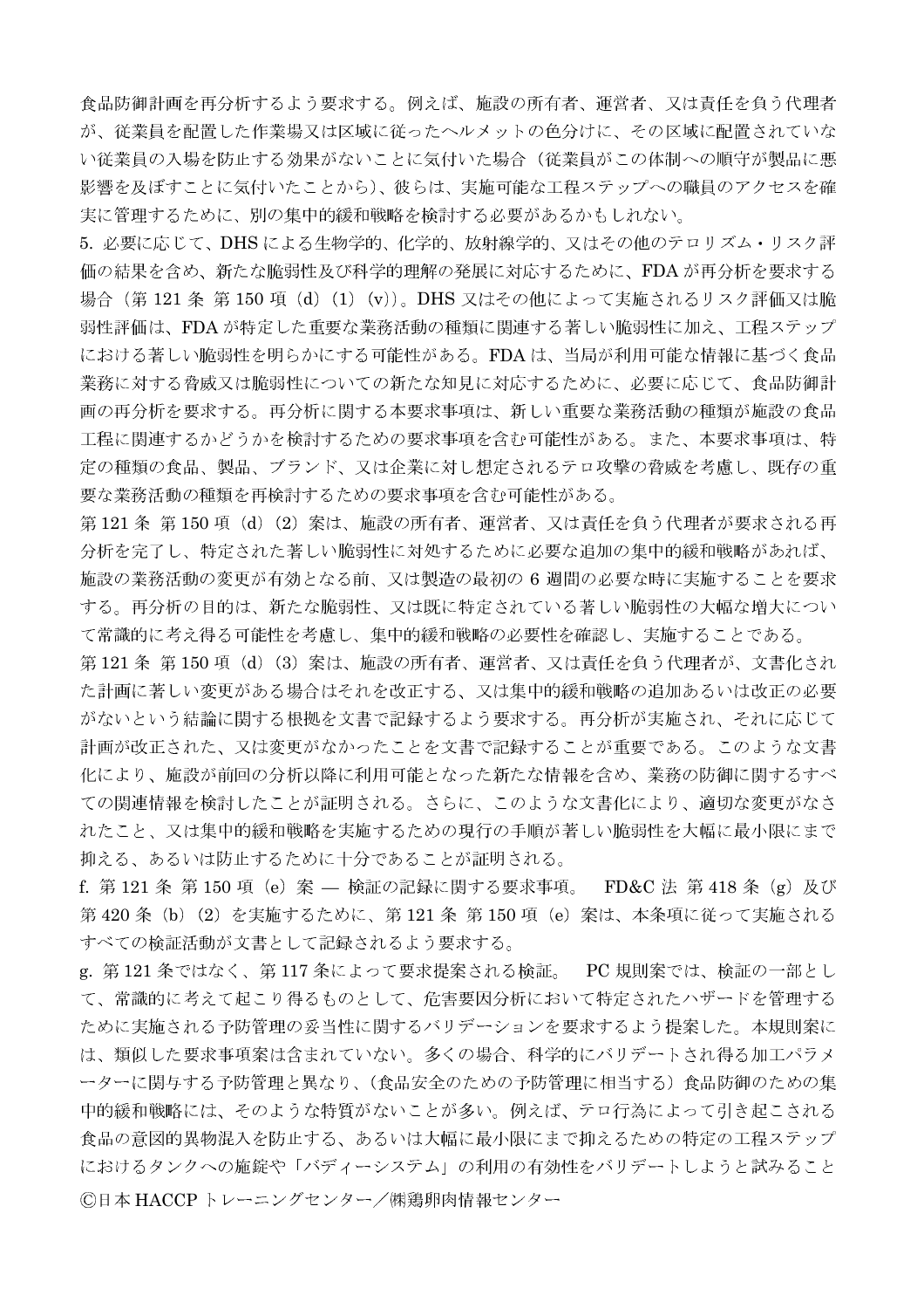食品防御計画を再分析するよう要求する。例えば、施設の所有者、運営者、又は責任を負う代理者が、従業員を配置した作業場又は区域に従ったヘルメットの色分けに、その区域に配置されていない従業員の入場を防止する効果がないことに気付いた場合（従業員がこの体制への順守が製品に悪影響を及ぼすことに気付いたことから）、彼らは、実施可能な工程ステップへの職員のアクセスを確実に管理するために、別の集中的緩和戦略を検討する必要があるかもしれない。

5. 必要に応じて、DHS による生物学的、化学的、放射線学的、又はその他のテロリズム・リスク評価の結果を含め、新たな脆弱性及び科学的理解の発展に対応するために、FDA が再分析を要求する場合（第 121 条 第 150 項（d）（1）（v））。DHS 又はその他によって実施されるリスク評価又は脆弱性評価は、FDA が特定した重要な業務活動の種類に関連する著しい脆弱性に加え、工程ステップにおける著しい脆弱性を明らかにする可能性がある。FDA は、当局が利用可能な情報に基づく食品業務に対する脅威又は脆弱性についての新たな知見に対応するために、必要に応じて、食品防御計画の再分析を要求する。再分析に関する本要求事項は、新しい重要な業務活動の種類が施設の食品工程に関連するかどうかを検討するための要求事項を含む可能性がある。また、本要求事項は、特定の種類の食品、製品、ブランド、又は企業に対し想定されるテロ攻撃の脅威を考慮し、既存の重要な業務活動の種類を再検討するための要求事項を含む可能性がある。

第 121 条 第 150 項（d）（2）案は、施設の所有者、運営者、又は責任を負う代理者が要求される再分析を完了し、特定された著しい脆弱性に対処するために必要な追加の集中的緩和戦略があれば、施設の業務活動の変更が有効となる前、又は製造の最初の 6 週間の必要な時に実施することを要求する。再分析の目的は、新たな脆弱性、又は既に特定されている著しい脆弱性の大幅な増大について常識的に考え得る可能性を考慮し、集中的緩和戦略の必要性を確認し、実施することである。

第 121 条 第 150 項（d）（3）案は、施設の所有者、運営者、又は責任を負う代理者が、文書化された計画に著しい変更がある場合はそれを改正する、又は集中的緩和戦略の追加あるいは改正の必要がないという結論に関する根拠を文書で記録するよう要求する。再分析が実施され、それに応じて計画が改正された、又は変更がなかったことを文書で記録することが重要である。このような文書化により、施設が前回の分析以降に利用可能となった新たな情報を含め、業務の防御に関するすべての関連情報を検討したことが証明される。さらに、このような文書化により、適切な変更がなされたこと、又は集中的緩和戦略を実施するための現行の手順が著しい脆弱性を大幅に最小限にまで抑える、あるいは防止するために十分であることが証明される。

f. 第 121 条 第 150 項（e）案 ― 検証の記録に関する要求事項。　FD&C 法 第 418 条（g）及び第 420 条（b）（2）を実施するために、第 121 条 第 150 項（e）案は、本条項に従って実施されるすべての検証活動が文書として記録されるよう要求する。

g. 第 121 条ではなく、第 117 条によって要求提案される検証。　PC 規則案では、検証の一部として、常識的に考えて起こり得るものとして、危害要因分析において特定されたハザードを管理するために実施される予防管理の妥当性に関するバリデーションを要求するよう提案した。本規則案には、類似した要求事項案は含まれていない。多くの場合、科学的にバリデートされ得る加工パラメーターに関与する予防管理と異なり、（食品安全のための予防管理に相当する）食品防御のための集中的緩和戦略には、そのような特質がないことが多い。例えば、テロ行為によって引き起こされる食品の意図的異物混入を防止する、あるいは大幅に最小限にまで抑えるための特定の工程ステップにおけるタンクへの施錠や「バディーシステム」の利用の有効性をバリデートしようと試みること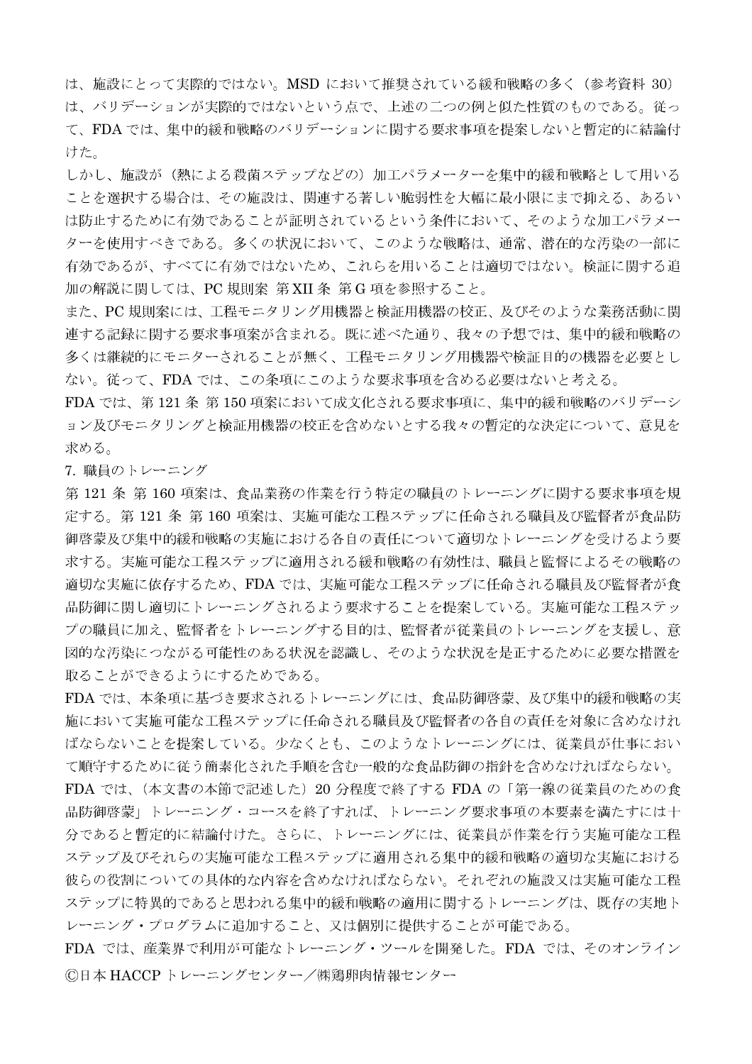は、施設にとって実際的ではない。MSD において推奨されている緩和戦略の多く（参考資料 30）は、バリデーションが実際的ではないという点で、上述の二つの例と似た性質のものである。従って、FDA では、集中的緩和戦略のバリデーションに関する要求事項を提案しないと暫定的に結論付けた。

しかし、施設が（熱による殺菌ステップなどの）加工パラメーターを集中的緩和戦略として用いることを選択する場合は、その施設は、関連する著しい脆弱性を大幅に最小限にまで抑える、あるいは防止するために有効であることが証明されているという条件において、そのような加工パラメーターを使用すべきである。多くの状況において、このような戦略は、通常、潜在的な汚染の一部に有効であるが、すべてに有効ではないため、これらを用いることは適切ではない。検証に関する追加の解説に関しては、PC 規則案 第 XII 条 第 G 項を参照すること。

また、PC 規則案には、工程モニタリング用機器と検証用機器の校正、及びそのような業務活動に関連する記録に関する要求事項案が含まれる。既に述べた通り、我々の予想では、集中的緩和戦略の多くは継続的にモニターされることが無く、工程モニタリング用機器や検証目的の機器を必要としない。従って、FDA では、この条項にこのような要求事項を含める必要はないと考える。

FDA では、第 121 条 第 150 項案において成文化される要求事項に、集中的緩和戦略のバリデーション及びモニタリングと検証用機器の校正を含めないとする我々の暫定的な決定について、意見を求める。

7. 職員のトレーニング

第 121 条 第 160 項案は、食品業務の作業を行う特定の職員のトレーニングに関する要求事項を規定する。第 121 条 第 160 項案は、実施可能な工程ステップに任命される職員及び監督者が食品防御啓蒙及び集中的緩和戦略の実施における各自の責任について適切なトレーニングを受けるよう要求する。実施可能な工程ステップに適用される緩和戦略の有効性は、職員と監督によるその戦略の適切な実施に依存するため、FDA では、実施可能な工程ステップに任命される職員及び監督者が食品防御に関し適切にトレーニングされるよう要求することを提案している。実施可能な工程ステップの職員に加え、監督者をトレーニングする目的は、監督者が従業員のトレーニングを支援し、意図的な汚染につながる可能性のある状況を認識し、そのような状況を是正するために必要な措置を取ることができるようにするためである。

FDA では、本条項に基づき要求されるトレーニングには、食品防御啓蒙、及び集中的緩和戦略の実施において実施可能な工程ステップに任命される職員及び監督者の各自の責任を対象に含めなければならないことを提案している。少なくとも、このようなトレーニングには、従業員が仕事において順守するために従う簡素化された手順を含む一般的な食品防御の指針を含めなければならない。

FDA では、（本文書の本節で記述した）20 分程度で終了する FDA の「第一線の従業員のための食品防御啓蒙」トレーニング・コースを終了すれば、トレーニング要求事項の本要素を満たすには十分であると暫定的に結論付けた。さらに、トレーニングには、従業員が作業を行う実施可能な工程ステップ及びそれらの実施可能な工程ステップに適用される集中的緩和戦略の適切な実施における彼らの役割についての具体的な内容を含めなければならない。それぞれの施設又は実施可能な工程ステップに特異的であると思われる集中的緩和戦略の適用に関するトレーニングは、既存の実地トレーニング・プログラムに追加すること、又は個別に提供することが可能である。

FDA では、産業界で利用が可能なトレーニング・ツールを開発した。FDA では、そのオンライン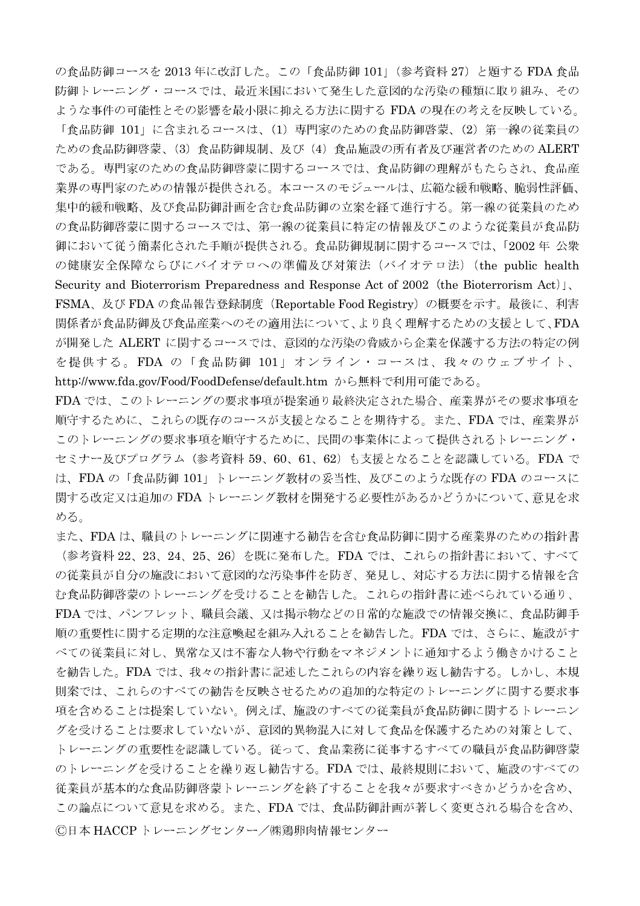の食品防御コースを 2013 年に改訂した。この「食品防御 101」（参考資料 27）と題する FDA 食品防御トレーニング・コースでは、最近米国において発生した意図的な汚染の種類に取り組み、そのような事件の可能性とその影響を最小限に抑える方法に関する FDA の現在の考えを反映している。「食品防御 101」に含まれるコースは、（1）専門家のための食品防御啓蒙、（2）第一線の従業員のための食品防御啓蒙、（3）食品防御規制、及び（4）食品施設の所有者及び運営者のための ALERT である。専門家のための食品防御啓蒙に関するコースでは、食品防御の理解がもたらされ、食品産業界の専門家のための情報が提供される。本コースのモジュールは、広範な緩和戦略、脆弱性評価、集中的緩和戦略、及び食品防御計画を含む食品防御の立案を経て進行する。第一線の従業員のための食品防御啓蒙に関するコースでは、第一線の従業員に特定の情報及びこのような従業員が食品防御において従う簡素化された手順が提供される。食品防御規制に関するコースでは、「2002 年 公衆の健康安全保障ならびにバイオテロへの準備及び対策法（バイオテロ法）（the public health Security and Bioterrorism Preparedness and Response Act of 2002（the Bioterrorism Act）」、FSMA、及び FDA の食品報告登録制度（Reportable Food Registry）の概要を示す。最後に、利害関係者が食品防御及び食品産業へのその適用法について、より良く理解するための支援として、FDA が開発した ALERT に関するコースでは、意図的な汚染の脅威から企業を保護する方法の特定の例を提供する。FDA の「食品防御 101」オンライン・コースは、我々のウェブサイト、http://www.fda.gov/Food/FoodDefense/default.htm から無料で利用可能である。

FDA では、このトレーニングの要求事項が提案通り最終決定された場合、産業界がその要求事項を順守するために、これらの既存のコースが支援となることを期待する。また、FDA では、産業界がこのトレーニングの要求事項を順守するために、民間の事業体によって提供されるトレーニング・セミナー及びプログラム（参考資料 59、60、61、62）も支援となることを認識している。FDA では、FDA の「食品防御 101」トレーニング教材の妥当性、及びこのような既存の FDA のコースに関する改定又は追加の FDA トレーニング教材を開発する必要性があるかどうかについて、意見を求める。

また、FDA は、職員のトレーニングに関連する勧告を含む食品防御に関する産業界のための指針書（参考資料 22、23、24、25、26）を既に発布した。FDA では、これらの指針書において、すべての従業員が自分の施設において意図的な汚染事件を防ぎ、発見し、対応する方法に関する情報を含む食品防御啓蒙のトレーニングを受けることを勧告した。これらの指針書に述べられている通り、FDA では、パンフレット、職員会議、又は掲示物などの日常的な施設での情報交換に、食品防御手順の重要性に関する定期的な注意喚起を組み入れることを勧告した。FDA では、さらに、施設がすべての従業員に対し、異常な又は不審な人物や行動をマネジメントに通知するよう働きかけることを勧告した。FDA では、我々の指針書に記述したこれらの内容を繰り返し勧告する。しかし、本規則案では、これらのすべての勧告を反映させるための追加的な特定のトレーニングに関する要求事項を含めることは提案していない。例えば、施設のすべての従業員が食品防御に関するトレーニングを受けることは要求していないが、意図的異物混入に対して食品を保護するための対策として、トレーニングの重要性を認識している。従って、食品業務に従事するすべての職員が食品防御啓蒙のトレーニングを受けることを繰り返し勧告する。FDA では、最終規則において、施設のすべての従業員が基本的な食品防御啓蒙トレーニングを終了することを我々が要求すべきかどうかを含め、この論点について意見を求める。また、FDA では、食品防御計画が著しく変更される場合を含め、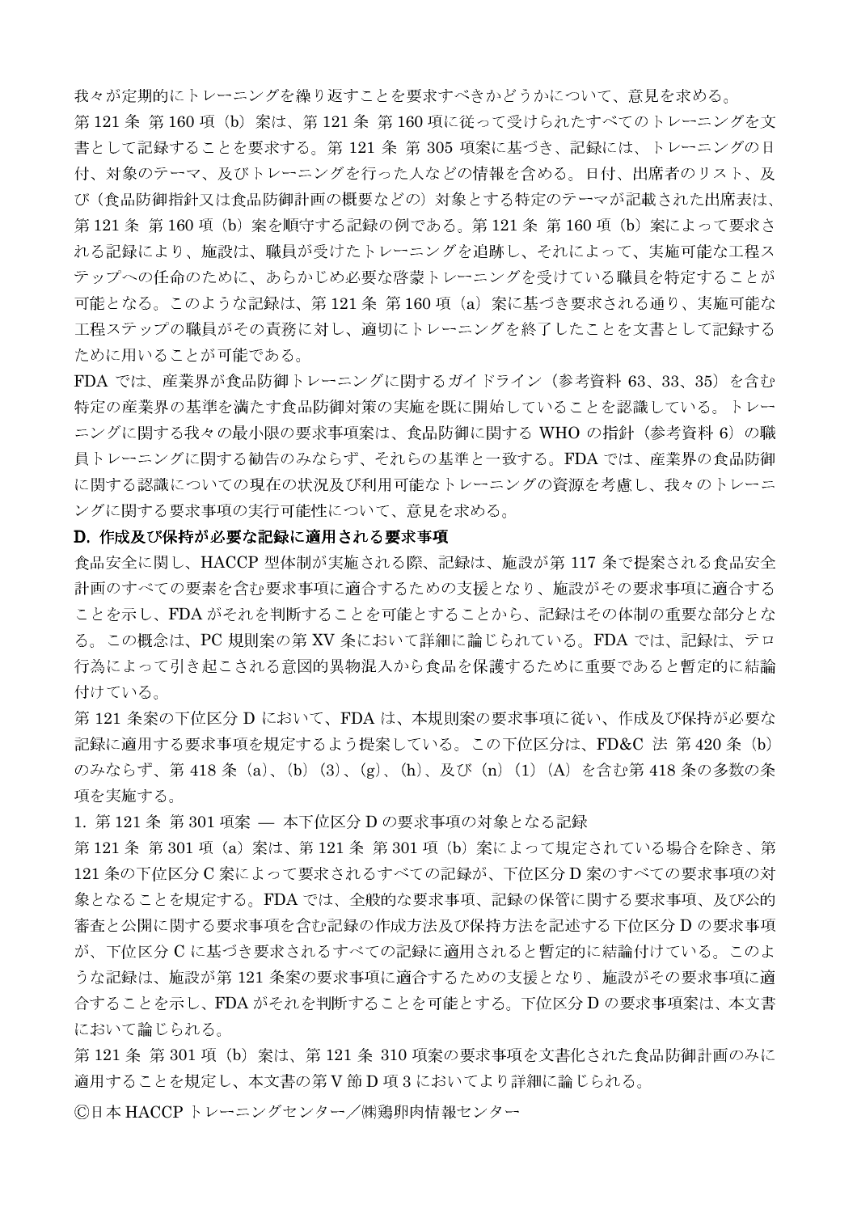我々が定期的にトレーニングを繰り返すことを要求すべきかどうかについて、意見を求める。

第 121 条 第 160 項（b）案は、第 121 条 第 160 項に従って受けられたすべてのトレーニングを文書として記録することを要求する。第 121 条 第 305 項案に基づき、記録には、トレーニングの日付、対象のテーマ、及びトレーニングを行った人などの情報を含める。日付、出席者のリスト、及び（食品防御指針又は食品防御計画の概要などの）対象とする特定のテーマが記載された出席表は、第 121 条 第 160 項（b）案を順守する記録の例である。第 121 条 第 160 項（b）案によって要求される記録により、施設は、職員が受けたトレーニングを追跡し、それによって、実施可能な工程ステップへの任命のために、あらかじめ必要な啓蒙トレーニングを受けている職員を特定することが可能となる。このような記録は、第 121 条 第 160 項（a）案に基づき要求される通り、実施可能な工程ステップの職員がその責務に対し、適切にトレーニングを終了したことを文書として記録するために用いることが可能である。

FDA では、産業界が食品防御トレーニングに関するガイドライン（参考資料 63、33、35）を含む特定の産業界の基準を満たす食品防御対策の実施を既に開始していることを認識している。トレーニングに関する我々の最小限の要求事項案は、食品防御に関する WHO の指針（参考資料 6）の職員トレーニングに関する勧告のみならず、それらの基準と一致する。FDA では、産業界の食品防御に関する認識についての現在の状況及び利用可能なトレーニングの資源を考慮し、我々のトレーニングに関する要求事項の実行可能性について、意見を求める。

**D. 作成及び保持が必要な記録に適用される要求事項**

食品安全に関し、HACCP 型体制が実施される際、記録は、施設が第 117 条で提案される食品安全計画のすべての要素を含む要求事項に適合するための支援となり、施設がその要求事項に適合することを示し、FDA がそれを判断することを可能とすることから、記録はその体制の重要な部分となる。この概念は、PC 規則案の第 XV 条において詳細に論じられている。FDA では、記録は、テロ行為によって引き起こされる意図的異物混入から食品を保護するために重要であると暫定的に結論付けている。

第 121 条案の下位区分 D において、FDA は、本規則案の要求事項に従い、作成及び保持が必要な記録に適用する要求事項を規定するよう提案している。この下位区分は、FD&C 法 第 420 条（b）のみならず、第 418 条（a）、（b）（3）、（g）、（h）、及び（n）（1）（A）を含む第 418 条の多数の条項を実施する。

1. 第 121 条 第 301 項案 ― 本下位区分 D の要求事項の対象となる記録

第 121 条 第 301 項（a）案は、第 121 条 第 301 項（b）案によって規定されている場合を除き、第 121 条の下位区分 C 案によって要求されるすべての記録が、下位区分 D 案のすべての要求事項の対象となることを規定する。FDA では、全般的な要求事項、記録の保管に関する要求事項、及び公的審査と公開に関する要求事項を含む記録の作成方法及び保持方法を記述する下位区分 D の要求事項が、下位区分 C に基づき要求されるすべての記録に適用されると暫定的に結論付けている。このような記録は、施設が第 121 条案の要求事項に適合するための支援となり、施設がその要求事項に適合することを示し、FDA がそれを判断することを可能とする。下位区分 D の要求事項案は、本文書において論じられる。

第 121 条 第 301 項（b）案は、第 121 条 310 項案の要求事項を文書化された食品防御計画のみに適用することを規定し、本文書の第 V 節 D 項 3 においてより詳細に論じられる。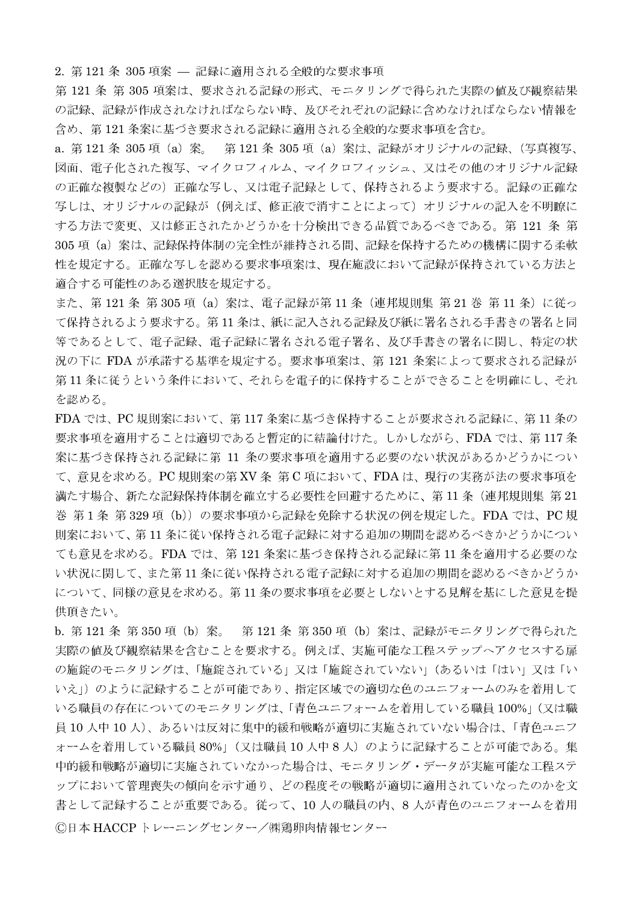2. 第 121 条 305 項案 ― 記録に適用される全般的な要求事項

第 121 条 第 305 項案は、要求される記録の形式、モニタリングで得られた実際の値及び観察結果の記録、記録が作成されなければならない時、及びそれぞれの記録に含めなければならない情報を含め、第 121 条案に基づき要求される記録に適用される全般的な要求事項を含む。

a. 第 121 条 305 項（a）案。　第 121 条 305 項（a）案は、記録がオリジナルの記録、（写真複写、図面、電子化された複写、マイクロフィルム、マイクロフィッシュ、又はその他のオリジナル記録の正確な複製などの）正確な写し、又は電子記録として、保持されるよう要求する。記録の正確な写しは、オリジナルの記録が（例えば、修正液で消すことによって）オリジナルの記入を不明瞭にする方法で変更、又は修正されたかどうかを十分検出できる品質であるべきである。第 121 条 第 305 項（a）案は、記録保持体制の完全性が維持される間、記録を保持するための機構に関する柔軟性を規定する。正確な写しを認める要求事項案は、現在施設において記録が保持されている方法と適合する可能性のある選択肢を規定する。

また、第 121 条 第 305 項（a）案は、電子記録が第 11 条（連邦規則集 第 21 巻 第 11 条）に従って保持されるよう要求する。第 11 条は、紙に記入される記録及び紙に署名される手書きの署名と同等であるとして、電子記録、電子記録に署名される電子署名、及び手書きの署名に関し、特定の状況の下に FDA が承諾する基準を規定する。要求事項案は、第 121 条案によって要求される記録が第 11 条に従うという条件において、それらを電子的に保持することができることを明確にし、それを認める。

FDA では、PC 規則案において、第 117 条案に基づき保持することが要求される記録に、第 11 条の要求事項を適用することは適切であると暫定的に結論付けた。しかしながら、FDA では、第 117 条案に基づき保持される記録に第 11 条の要求事項を適用する必要のない状況があるかどうかについて、意見を求める。PC 規則案の第 XV 条 第 C 項において、FDA は、現行の実務が法の要求事項を満たす場合、新たな記録保持体制を確立する必要性を回避するために、第 11 条（連邦規則集 第 21 巻 第 1 条 第 329 項（b））の要求事項から記録を免除する状況の例を規定した。FDA では、PC 規則案において、第 11 条に従い保持される電子記録に対する追加の期間を認めるべきかどうかについても意見を求める。FDA では、第 121 条案に基づき保持される記録に第 11 条を適用する必要のない状況に関して、また第 11 条に従い保持される電子記録に対する追加の期間を認めるべきかどうかについて、同様の意見を求める。第 11 条の要求事項を必要としないとする見解を基にした意見を提供頂きたい。

b. 第 121 条 第 350 項（b）案。　第 121 条 第 350 項（b）案は、記録がモニタリングで得られた実際の値及び観察結果を含むことを要求する。例えば、実施可能な工程ステップへアクセスする扉の施錠のモニタリングは、「施錠されている」又は「施錠されていない」（あるいは「はい」又は「いいえ」）のように記録することが可能であり、指定区域での適切な色のユニフォームのみを着用している職員の存在についてのモニタリングは、「青色ユニフォームを着用している職員 100%」（又は職員 10 人中 10 人）、あるいは反対に集中的緩和戦略が適切に実施されていない場合は、「青色ユニフォームを着用している職員 80%」（又は職員 10 人中 8 人）のように記録することが可能である。集中的緩和戦略が適切に実施されていなかった場合は、モニタリング・データが実施可能な工程ステップにおいて管理喪失の傾向を示す通り、どの程度その戦略が適切に適用されていなったのかを文書として記録することが重要である。従って、10 人の職員の内、8 人が青色のユニフォームを着用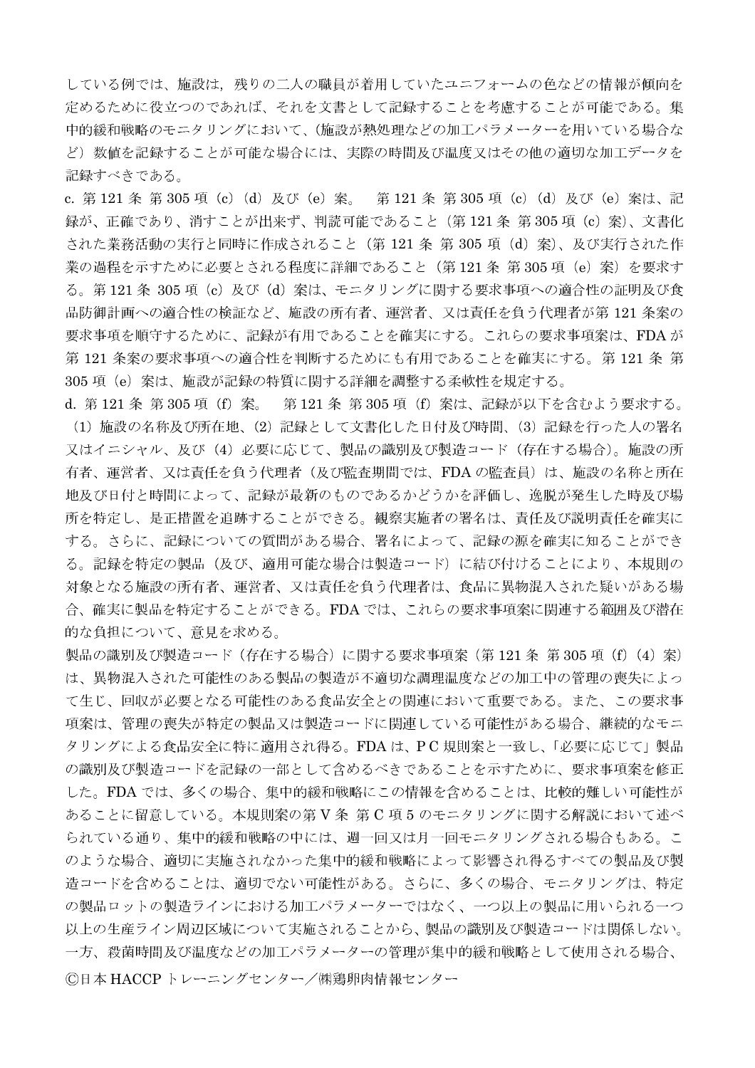している例では、施設は，残りの二人の職員が着用していたユニフォームの色などの情報が傾向を定めるために役立つのであれば、それを文書として記録することを考慮することが可能である。集中的緩和戦略のモニタリングにおいて、（施設が熱処理などの加工パラメーターを用いている場合など）数値を記録することが可能な場合には、実際の時間及び温度又はその他の適切な加工データを記録すべきである。

c. 第 121 条 第 305 項（c）（d）及び（e）案。　第 121 条 第 305 項（c）（d）及び（e）案は、記録が、正確であり、消すことが出来ず、判読可能であること（第 121 条 第 305 項（c）案）、文書化された業務活動の実行と同時に作成されること（第 121 条 第 305 項（d）案）、及び実行された作業の過程を示すために必要とされる程度に詳細であること（第 121 条 第 305 項（e）案）を要求する。第 121 条 305 項（c）及び（d）案は、モニタリングに関する要求事項への適合性の証明及び食品防御計画への適合性の検証など、施設の所有者、運営者、又は責任を負う代理者が第 121 条案の要求事項を順守するために、記録が有用であることを確実にする。これらの要求事項案は、FDA が第 121 条案の要求事項への適合性を判断するためにも有用であることを確実にする。第 121 条 第 305 項（e）案は、施設が記録の特質に関する詳細を調整する柔軟性を規定する。

d. 第 121 条 第 305 項（f）案。　第 121 条 第 305 項（f）案は、記録が以下を含むよう要求する。（1）施設の名称及び所在地、（2）記録として文書化した日付及び時間、（3）記録を行った人の署名又はイニシャル、及び（4）必要に応じて、製品の識別及び製造コード（存在する場合）。施設の所有者、運営者、又は責任を負う代理者（及び監査期間では、FDA の監査員）は、施設の名称と所在地及び日付と時間によって、記録が最新のものであるかどうかを評価し、逸脱が発生した時及び場所を特定し、是正措置を追跡することができる。観察実施者の署名は、責任及び説明責任を確実にする。さらに、記録についての質問がある場合、署名によって、記録の源を確実に知ることができる。記録を特定の製品（及び、適用可能な場合は製造コード）に結び付けることにより、本規則の対象となる施設の所有者、運営者、又は責任を負う代理者は、食品に異物混入された疑いがある場合、確実に製品を特定することができる。FDA では、これらの要求事項案に関連する範囲及び潜在的な負担について、意見を求める。

製品の識別及び製造コード（存在する場合）に関する要求事項案（第 121 条 第 305 項（f）（4）案）は、異物混入された可能性のある製品の製造が不適切な調理温度などの加工中の管理の喪失によって生じ、回収が必要となる可能性のある食品安全との関連において重要である。また、この要求事項案は、管理の喪失が特定の製品又は製造コードに関連している可能性がある場合、継続的なモニタリングによる食品安全に特に適用され得る。FDA は、P C 規則案と一致し、「必要に応じて」製品の識別及び製造コードを記録の一部として含めるべきであることを示すために、要求事項案を修正した。FDA では、多くの場合、集中的緩和戦略にこの情報を含めることは、比較的難しい可能性があることに留意している。本規則案の第Ⅴ条 第 C 項 5 のモニタリングに関する解説において述べられている通り、集中的緩和戦略の中には、週一回又は月一回モニタリングされる場合もある。このような場合、適切に実施されなかった集中的緩和戦略によって影響され得るすべての製品及び製造コードを含めることは、適切でない可能性がある。さらに、多くの場合、モニタリングは、特定の製品ロットの製造ラインにおける加工パラメーターではなく、一つ以上の製品に用いられる一つ以上の生産ライン周辺区域について実施されることから、製品の識別及び製造コードは関係しない。一方、殺菌時間及び温度などの加工パラメーターの管理が集中的緩和戦略として使用される場合、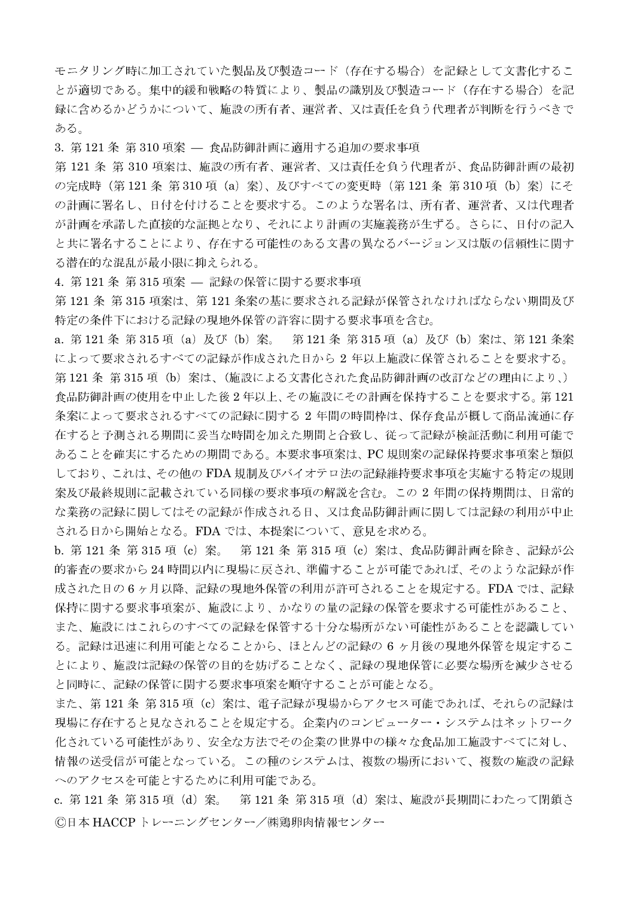モニタリング時に加工されていた製品及び製造コード（存在する場合）を記録として文書化することが適切である。集中的緩和戦略の特質により、製品の識別及び製造コード（存在する場合）を記録に含めるかどうかについて、施設の所有者、運営者、又は責任を負う代理者が判断を行うべきである。

3. 第 121 条 第 310 項案 — 食品防御計画に適用する追加の要求事項

第 121 条 第 310 項案は、施設の所有者、運営者、又は責任を負う代理者が、食品防御計画の最初の完成時（第 121 条 第 310 項（a）案）、及びすべての変更時（第 121 条 第 310 項（b）案）にその計画に署名し、日付を付けることを要求する。このような署名は、所有者、運営者、又は代理者が計画を承諾した直接的な証拠となり、それにより計画の実施義務が生ずる。さらに、日付の記入と共に署名することにより、存在する可能性のある文書の異なるバージョン又は版の信頼性に関する潜在的な混乱が最小限に抑えられる。

4. 第 121 条 第 315 項案 — 記録の保管に関する要求事項

第 121 条 第 315 項案は、第 121 条案の基に要求される記録が保管されなければならない期間及び特定の条件下における記録の現地外保管の許容に関する要求事項を含む。

a. 第 121 条 第 315 項（a）及び（b）案。　第 121 条 第 315 項（a）及び（b）案は、第 121 条案によって要求されるすべての記録が作成された日から 2 年以上施設に保管されることを要求する。第 121 条 第 315 項（b）案は、（施設による文書化された食品防御計画の改訂などの理由により、）食品防御計画の使用を中止した後 2 年以上、その施設にその計画を保持することを要求する。第 121 条案によって要求されるすべての記録に関する 2 年間の時間枠は、保存食品が概して商品流通に存在すると予測される期間に妥当な時間を加えた期間と合致し、従って記録が検証活動に利用可能であることを確実にするための期間である。本要求事項案は、PC 規則案の記録保持要求事項案と類似しており、これは、その他の FDA 規制及びバイオテロ法の記録維持要求事項を実施する特定の規則案及び最終規則に記載されている同様の要求事項の解説を含む。この 2 年間の保持期間は、日常的な業務の記録に関してはその記録が作成される日、又は食品防御計画に関しては記録の利用が中止される日から開始となる。FDA では、本提案について、意見を求める。

b. 第 121 条 第 315 項（c）案。　第 121 条 第 315 項（c）案は、食品防御計画を除き、記録が公的審査の要求から 24 時間以内に現場に戻され、準備することが可能であれば、そのような記録が作成された日の 6 ヶ月以降、記録の現地外保管の利用が許可されることを規定する。FDA では、記録保持に関する要求事項案が、施設により、かなりの量の記録の保管を要求する可能性があること、また、施設にはこれらのすべての記録を保管する十分な場所がない可能性があることを認識している。記録は迅速に利用可能となることから、ほとんどの記録の 6 ヶ月後の現地外保管を規定することにより、施設は記録の保管の目的を妨げることなく、記録の現地保管に必要な場所を減少させると同時に、記録の保管に関する要求事項案を順守することが可能となる。

また、第 121 条 第 315 項（c）案は、電子記録が現場からアクセス可能であれば、それらの記録は現場に存在すると見なされることを規定する。企業内のコンピューター・システムはネットワーク化されている可能性があり、安全な方法でその企業の世界中の様々な食品加工施設すべてに対し、情報の送受信が可能となっている。この種のシステムは、複数の場所において、複数の施設の記録へのアクセスを可能とするために利用可能である。

c. 第 121 条 第 315 項（d）案。　第 121 条 第 315 項（d）案は、施設が長期間にわたって閉鎖さ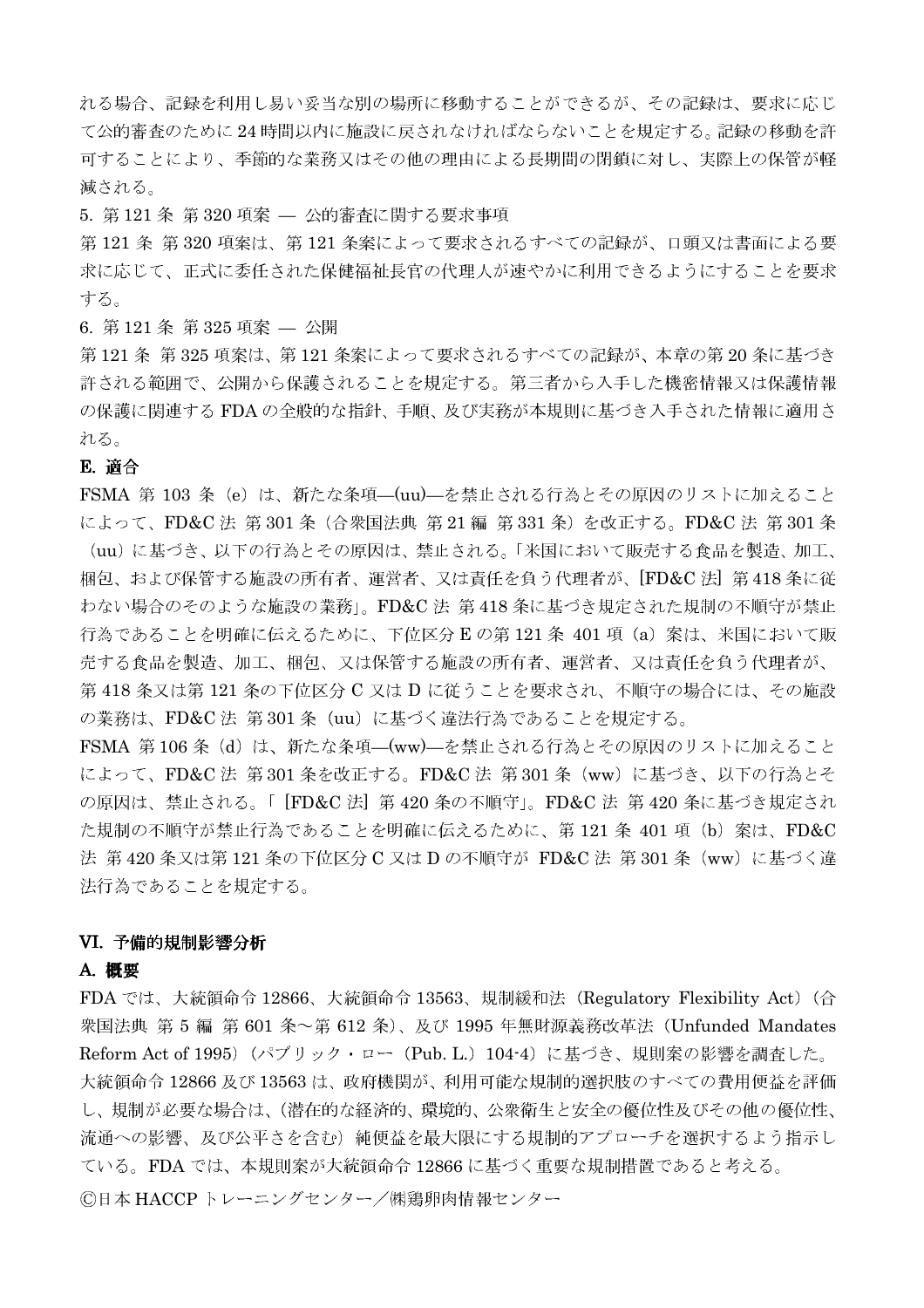れる場合、記録を利用し易い妥当な別の場所に移動することができるが、その記録は、要求に応じて公的審査のために24時間以内に施設に戻されなければならないことを規定する。記録の移動を許可することにより、季節的な業務又はその他の理由による長期間の閉鎖に対し、実際上の保管が軽減される。

5. 第121条 第320項案 — 公的審査に関する要求事項

第121条 第320項案は、第121条案によって要求されるすべての記録が、口頭又は書面による要求に応じて、正式に委任された保健福祉長官の代理人が速やかに利用できるようにすることを要求する。

6. 第121条 第325項案 — 公開

第121条 第325項案は、第121条案によって要求されるすべての記録が、本章の第20条に基づき許される範囲で、公開から保護されることを規定する。第三者から入手した機密情報又は保護情報の保護に関連するFDAの全般的な指針、手順、及び実務が本規則に基づき入手された情報に適用される。

### E. 適合

FSMA 第103条（e）は、新たな条項—(uu)—を禁止される行為とその原因のリストに加えることによって、FD&C法 第301条（合衆国法典 第21編 第331条）を改正する。FD&C法 第301条（uu）に基づき、以下の行為とその原因は、禁止される。「米国において販売する食品を製造、加工、梱包、および保管する施設の所有者、運営者、又は責任を負う代理者が、[FD&C法] 第418条に従わない場合のそのような施設の業務」。FD&C法 第418条に基づき規定された規制の不順守が禁止行為であることを明確に伝えるために、下位区分Eの第121条 401項（a）案は、米国において販売する食品を製造、加工、梱包、又は保管する施設の所有者、運営者、又は責任を負う代理者が、第418条又は第121条の下位区分C又はDに従うことを要求され、不順守の場合には、その施設の業務は、FD&C法 第301条（uu）に基づく違法行為であることを規定する。

FSMA 第106条（d）は、新たな条項—(ww)—を禁止される行為とその原因のリストに加えることによって、FD&C法 第301条を改正する。FD&C法 第301条（ww）に基づき、以下の行為とその原因は、禁止される。「[FD&C法] 第420条の不順守」。FD&C法 第420条に基づき規定された規制の不順守が禁止行為であることを明確に伝えるために、第121条 401項（b）案は、FD&C法 第420条又は第121条の下位区分C又はDの不順守が FD&C法 第301条（ww）に基づく違法行為であることを規定する。

## VI. 予備的規制影響分析

### A. 概要

FDAでは、大統領命令12866、大統領命令13563、規制緩和法（Regulatory Flexibility Act）（合衆国法典 第5編 第601条～第612条）、及び1995年無財源義務改革法（Unfunded Mandates Reform Act of 1995）（パブリック・ロー（Pub. L.）104-4）に基づき、規則案の影響を調査した。大統領命令12866及び13563は、政府機関が、利用可能な規制的選択肢のすべての費用便益を評価し、規制が必要な場合は、（潜在的な経済的、環境的、公衆衛生と安全の優位性及びその他の優位性、流通への影響、及び公平さを含む）純便益を最大限にする規制的アプローチを選択するよう指示している。FDAでは、本規則案が大統領命令12866に基づく重要な規制措置であると考える。

Ⓒ日本HACCPトレーニングセンター／㈱鶏卵肉情報センター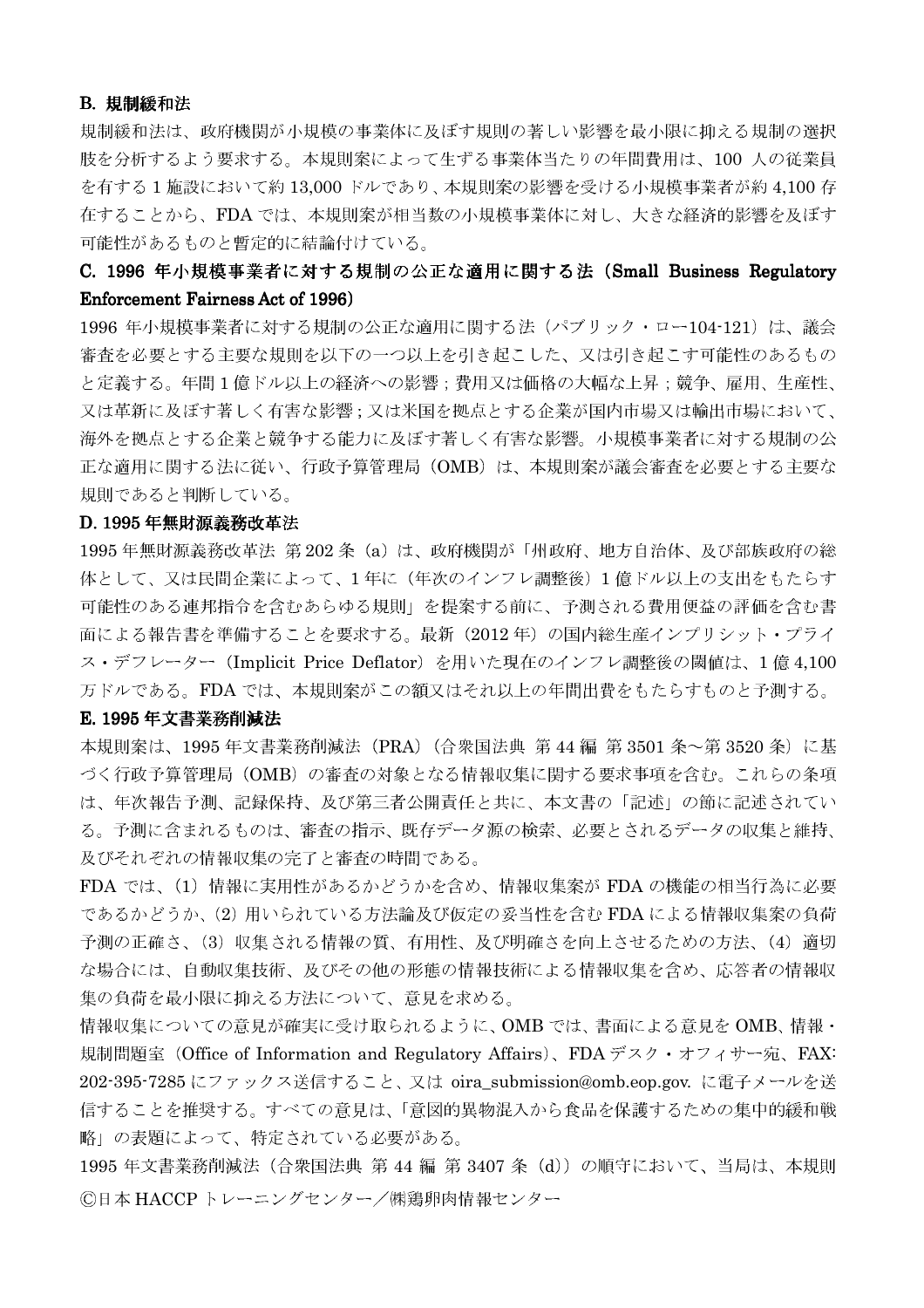### B. 規制緩和法

規制緩和法は、政府機関が小規模の事業体に及ぼす規則の著しい影響を最小限に抑える規制の選択肢を分析するよう要求する。本規則案によって生ずる事業体当たりの年間費用は、100 人の従業員を有する 1 施設において約 13,000 ドルであり、本規則案の影響を受ける小規模事業者が約 4,100 存在することから、FDA では、本規則案が相当数の小規模事業体に対し、大きな経済的影響を及ぼす可能性があるものと暫定的に結論付けている。

### C. 1996 年小規模事業者に対する規制の公正な適用に関する法（Small Business Regulatory Enforcement Fairness Act of 1996）

1996 年小規模事業者に対する規制の公正な適用に関する法（パブリック・ロー104-121）は、議会審査を必要とする主要な規則を以下の一つ以上を引き起こした、又は引き起こす可能性のあるものと定義する。年間 1 億ドル以上の経済への影響；費用又は価格の大幅な上昇；競争、雇用、生産性、又は革新に及ぼす著しく有害な影響；又は米国を拠点とする企業が国内市場又は輸出市場において、海外を拠点とする企業と競争する能力に及ぼす著しく有害な影響。小規模事業者に対する規制の公正な適用に関する法に従い、行政予算管理局（OMB）は、本規則案が議会審査を必要とする主要な規則であると判断している。

### D. 1995 年無財源義務改革法

1995 年無財源義務改革法 第 202 条（a）は、政府機関が「州政府、地方自治体、及び部族政府の総体として、又は民間企業によって、1 年に（年次のインフレ調整後）1 億ドル以上の支出をもたらす可能性のある連邦指令を含むあらゆる規則」を提案する前に、予測される費用便益の評価を含む書面による報告書を準備することを要求する。最新（2012 年）の国内総生産インプリシット・プライス・デフレーター（Implicit Price Deflator）を用いた現在のインフレ調整後の閾値は、1 億 4,100 万ドルである。FDA では、本規則案がこの額又はそれ以上の年間出費をもたらすものと予測する。

### E. 1995 年文書業務削減法

本規則案は、1995 年文書業務削減法（PRA）（合衆国法典 第 44 編 第 3501 条～第 3520 条）に基づく行政予算管理局（OMB）の審査の対象となる情報収集に関する要求事項を含む。これらの条項は、年次報告予測、記録保持、及び第三者公開責任と共に、本文書の「記述」の節に記述されている。予測に含まれるものは、審査の指示、既存データ源の検索、必要とされるデータの収集と維持、及びそれぞれの情報収集の完了と審査の時間である。

FDA では、（1）情報に実用性があるかどうかを含め、情報収集案が FDA の機能の相当行為に必要であるかどうか、（2）用いられている方法論及び仮定の妥当性を含む FDA による情報収集案の負荷予測の正確さ、（3）収集される情報の質、有用性、及び明確さを向上させるための方法、（4）適切な場合には、自動収集技術、及びその他の形態の情報技術による情報収集を含め、応答者の情報収集の負荷を最小限に抑える方法について、意見を求める。

情報収集についての意見が確実に受け取られるように、OMB では、書面による意見を OMB、情報・規制問題室（Office of Information and Regulatory Affairs）、FDA デスク・オフィサー宛、FAX: 202-395-7285 にファックス送信すること、又は oira_submission@omb.eop.gov. に電子メールを送信することを推奨する。すべての意見は、「意図的異物混入から食品を保護するための集中的緩和戦略」の表題によって、特定されている必要がある。

1995 年文書業務削減法（合衆国法典 第 44 編 第 3407 条（d））の順守において、当局は、本規則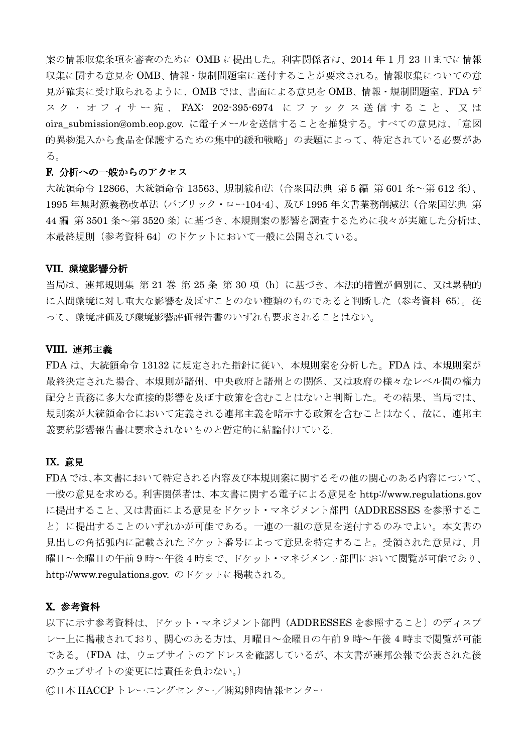案の情報収集条項を審査のためにOMBに提出した。利害関係者は、2014年1月23日までに情報収集に関する意見をOMB、情報・規制問題室に送付することが要求される。情報収集についての意見が確実に受け取られるように、OMBでは、書面による意見をOMB、情報・規制問題室、FDAデスク・オフィサー宛、FAX: 202-395-6974にファックス送信すること、又はoira_submission@omb.eop.gov. に電子メールを送信することを推奨する。すべての意見は、「意図的異物混入から食品を保護するための集中的緩和戦略」の表題によって、特定されている必要がある。

**F. 分析への一般からのアクセス**

大統領命令12866、大統領命令13563、規制緩和法（合衆国法典 第5編 第601条～第612条）、1995年無財源義務改革法（パブリック・ロー104-4）、及び1995年文書業務削減法（合衆国法典 第44編 第3501条～第3520条）に基づき、本規則案の影響を調査するために我々が実施した分析は、本最終規則（参考資料64）のドケットにおいて一般に公開されている。

## VII. 環境影響分析

当局は、連邦規則集 第21巻 第25条 第30項（h）に基づき、本法的措置が個別に、又は累積的に人間環境に対し重大な影響を及ぼすことのない種類のものであると判断した（参考資料65）。従って、環境評価及び環境影響評価報告書のいずれも要求されることはない。

## VIII. 連邦主義

FDAは、大統領命令13132に規定された指針に従い、本規則案を分析した。FDAは、本規則案が最終決定された場合、本規則が諸州、中央政府と諸州との関係、又は政府の様々なレベル間の権力配分と責務に多大な直接的影響を及ぼす政策を含むことはないと判断した。その結果、当局では、規則案が大統領命令において定義される連邦主義を暗示する政策を含むことはなく、故に、連邦主義要約影響報告書は要求されないものと暫定的に結論付けている。

## IX. 意見

FDAでは、本文書において特定される内容及び本規則案に関するその他の関心のある内容について、一般の意見を求める。利害関係者は、本文書に関する電子による意見をhttp://www.regulations.govに提出すること、又は書面による意見をドケット・マネジメント部門（ADDRESSESを参照すること）に提出することのいずれかが可能である。一連の一組の意見を送付するのみでよい。本文書の見出しの角括弧内に記載されたドケット番号によって意見を特定すること。受領された意見は、月曜日～金曜日の午前9時～午後4時まで、ドケット・マネジメント部門において閲覧が可能であり、http://www.regulations.gov. のドケットに掲載される。

## X. 参考資料

以下に示す参考資料は、ドケット・マネジメント部門（ADDRESSESを参照すること）のディスプレー上に掲載されており、関心のある方は、月曜日～金曜日の午前9時～午後4時まで閲覧が可能である。（FDAは、ウェブサイトのアドレスを確認しているが、本文書が連邦公報で公表された後のウェブサイトの変更には責任を負わない。）

Ⓒ日本HACCPトレーニングセンター／㈱鶏卵肉情報センター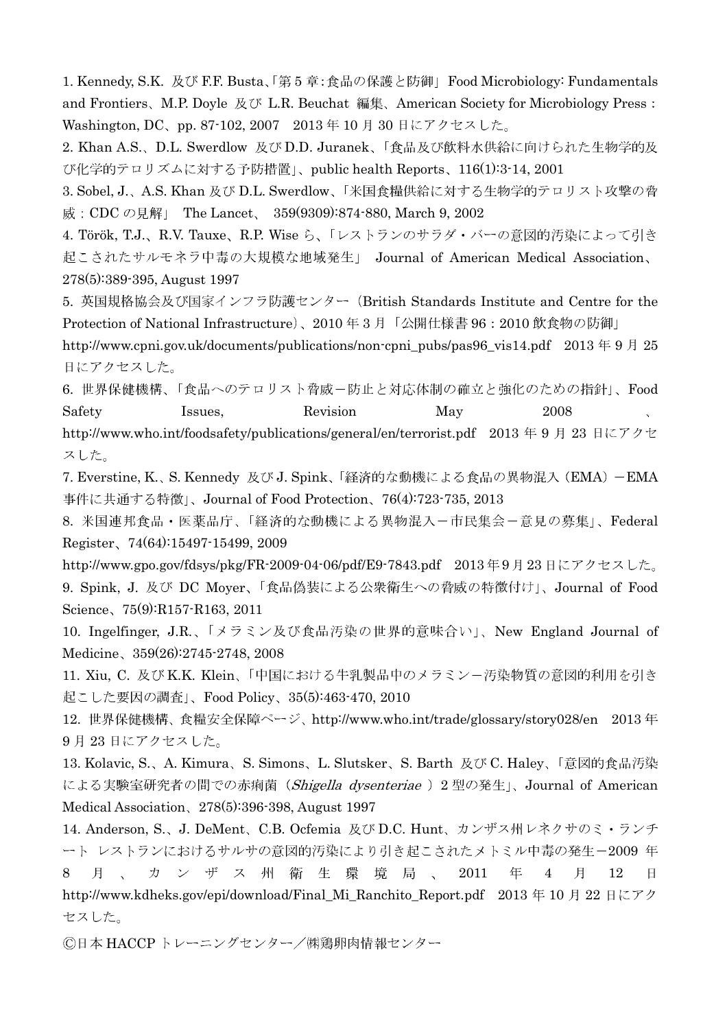1. Kennedy, S.K. 及び F.F. Busta、「第 5 章：食品の保護と防御」 Food Microbiology: Fundamentals and Frontiers、M.P. Doyle 及び L.R. Beuchat 編集、American Society for Microbiology Press：Washington, DC、pp. 87-102, 2007 2013 年 10 月 30 日にアクセスした。

2. Khan A.S.、D.L. Swerdlow 及び D.D. Juranek、「食品及び飲料水供給に向けられた生物学的及び化学的テロリズムに対する予防措置」、public health Reports、116(1):3-14, 2001

3. Sobel, J.、A.S. Khan 及び D.L. Swerdlow、「米国食糧供給に対する生物学的テロリスト攻撃の脅威：CDC の見解」 The Lancet、 359(9309):874-880, March 9, 2002

4. Török, T.J.、R.V. Tauxe、R.P. Wise ら、「レストランのサラダ・バーの意図的汚染によって引き起こされたサルモネラ中毒の大規模な地域発生」 Journal of American Medical Association、278(5):389-395, August 1997

5. 英国規格協会及び国家インフラ防護センター（British Standards Institute and Centre for the Protection of National Infrastructure）、2010 年 3 月「公開仕様書 96：2010 飲食物の防御」 http://www.cpni.gov.uk/documents/publications/non-cpni_pubs/pas96_vis14.pdf 2013 年 9 月 25 日にアクセスした。

6. 世界保健機構、「食品へのテロリスト脅威－防止と対応体制の確立と強化のための指針」、Food Safety Issues, Revision May 2008 、 http://www.who.int/foodsafety/publications/general/en/terrorist.pdf 2013 年 9 月 23 日にアクセスした。

7. Everstine, K.、S. Kennedy 及び J. Spink、「経済的な動機による食品の異物混入（EMA）－EMA 事件に共通する特徴」、Journal of Food Protection、76(4):723-735, 2013

8. 米国連邦食品・医薬品庁、「経済的な動機による異物混入－市民集会－意見の募集」、Federal Register、74(64):15497-15499, 2009 http://www.gpo.gov/fdsys/pkg/FR-2009-04-06/pdf/E9-7843.pdf 2013 年 9 月 23 日にアクセスした。

9. Spink, J. 及び DC Moyer、「食品偽装による公衆衛生への脅威の特徴付け」、Journal of Food Science、75(9):R157-R163, 2011

10. Ingelfinger, J.R.、「メラミン及び食品汚染の世界的意味合い」、New England Journal of Medicine、359(26):2745-2748, 2008

11. Xiu, C. 及び K.K. Klein、「中国における牛乳製品中のメラミン－汚染物質の意図的利用を引き起こした要因の調査」、Food Policy、35(5):463-470, 2010

12. 世界保健機構、食糧安全保障ページ、http://www.who.int/trade/glossary/story028/en 2013 年 9 月 23 日にアクセスした。

13. Kolavic, S.、A. Kimura、S. Simons、L. Slutsker、S. Barth 及び C. Haley、「意図的食品汚染による実験室研究者の間での赤痢菌（*Shigella dysenteriae* ）2 型の発生」、Journal of American Medical Association、278(5):396-398, August 1997

14. Anderson, S.、J. DeMent、C.B. Ocfemia 及び D.C. Hunt、カンザス州レネクサのミ・ランチート レストランにおけるサルサの意図的汚染により引き起こされたメトミル中毒の発生－2009 年 8 月 、 カンザス州衛生環境局 、 2011 年 4 月 12 日 http://www.kdheks.gov/epi/download/Final_Mi_Ranchito_Report.pdf 2013 年 10 月 22 日にアクセスした。

©日本 HACCP トレーニングセンター／㈱鶏卵肉情報センター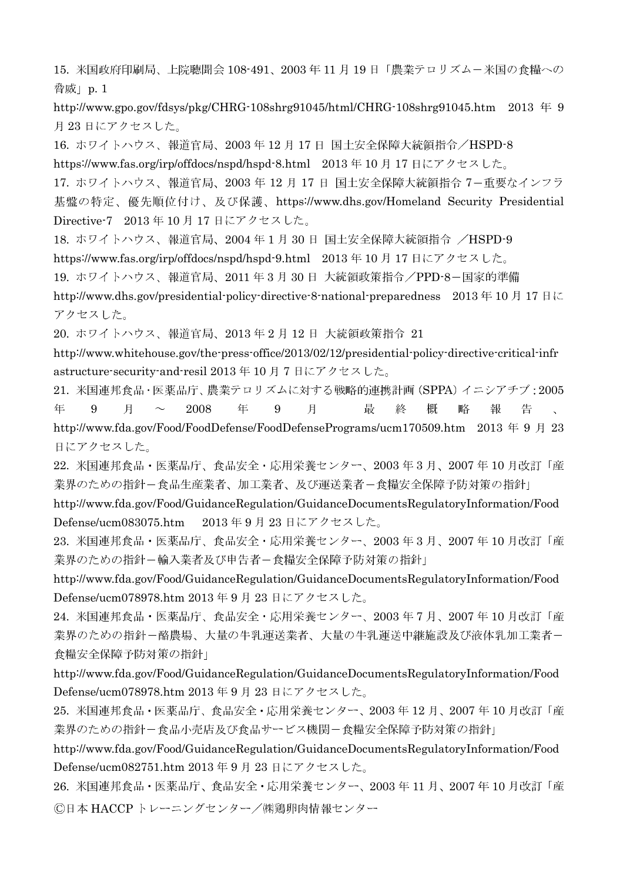15. 米国政府印刷局、上院聴聞会 108-491、2003 年 11 月 19 日「農業テロリズム－米国の食糧への脅威」p. 1

http://www.gpo.gov/fdsys/pkg/CHRG-108shrg91045/html/CHRG-108shrg91045.htm 2013 年 9 月 23 日にアクセスした。

16. ホワイトハウス、報道官局、2003 年 12 月 17 日 国土安全保障大統領指令／HSPD-8

https://www.fas.org/irp/offdocs/nspd/hspd-8.html 2013 年 10 月 17 日にアクセスした。

17. ホワイトハウス、報道官局、2003 年 12 月 17 日 国土安全保障大統領指令 7－重要なインフラ基盤の特定、優先順位付け、及び保護、https://www.dhs.gov/Homeland Security Presidential Directive-7 2013 年 10 月 17 日にアクセスした。

18. ホワイトハウス、報道官局、2004 年 1 月 30 日 国土安全保障大統領指令 ／HSPD-9

https://www.fas.org/irp/offdocs/nspd/hspd-9.html 2013 年 10 月 17 日にアクセスした。

19. ホワイトハウス、報道官局、2011 年 3 月 30 日 大統領政策指令／PPD-8－国家的準備

http://www.dhs.gov/presidential-policy-directive-8-national-preparedness 2013 年 10 月 17 日にアクセスした。

20. ホワイトハウス、報道官局、2013 年 2 月 12 日 大統領政策指令 21

http://www.whitehouse.gov/the-press-office/2013/02/12/presidential-policy-directive-critical-infrastructure-security-and-resil 2013 年 10 月 7 日にアクセスした。

21. 米国連邦食品・医薬品庁、農業テロリズムに対する戦略的連携計画（SPPA）イニシアチブ：2005 年 9 月 ～ 2008 年 9 月 最終概略報告、http://www.fda.gov/Food/FoodDefense/FoodDefensePrograms/ucm170509.htm 2013 年 9 月 23 日にアクセスした。

22. 米国連邦食品・医薬品庁、食品安全・応用栄養センター、2003 年 3 月、2007 年 10 月改訂「産業界のための指針－食品生産業者、加工業者、及び運送業者－食糧安全保障予防対策の指針」

http://www.fda.gov/Food/GuidanceRegulation/GuidanceDocumentsRegulatoryInformation/FoodDefense/ucm083075.htm 2013 年 9 月 23 日にアクセスした。

23. 米国連邦食品・医薬品庁、食品安全・応用栄養センター、2003 年 3 月、2007 年 10 月改訂「産業界のための指針－輸入業者及び申告者－食糧安全保障予防対策の指針」

http://www.fda.gov/Food/GuidanceRegulation/GuidanceDocumentsRegulatoryInformation/FoodDefense/ucm078978.htm 2013 年 9 月 23 日にアクセスした。

24. 米国連邦食品・医薬品庁、食品安全・応用栄養センター、2003 年 7 月、2007 年 10 月改訂「産業界のための指針－酪農場、大量の牛乳運送業者、大量の牛乳運送中継施設及び液体乳加工業者－食糧安全保障予防対策の指針」

http://www.fda.gov/Food/GuidanceRegulation/GuidanceDocumentsRegulatoryInformation/FoodDefense/ucm078978.htm 2013 年 9 月 23 日にアクセスした。

25. 米国連邦食品・医薬品庁、食品安全・応用栄養センター、2003 年 12 月、2007 年 10 月改訂「産業界のための指針－食品小売店及び食品サービス機関－食糧安全保障予防対策の指針」

http://www.fda.gov/Food/GuidanceRegulation/GuidanceDocumentsRegulatoryInformation/FoodDefense/ucm082751.htm 2013 年 9 月 23 日にアクセスした。

26. 米国連邦食品・医薬品庁、食品安全・応用栄養センター、2003 年 11 月、2007 年 10 月改訂「産

©日本 HACCP トレーニングセンター／㈱鶏卵肉情報センター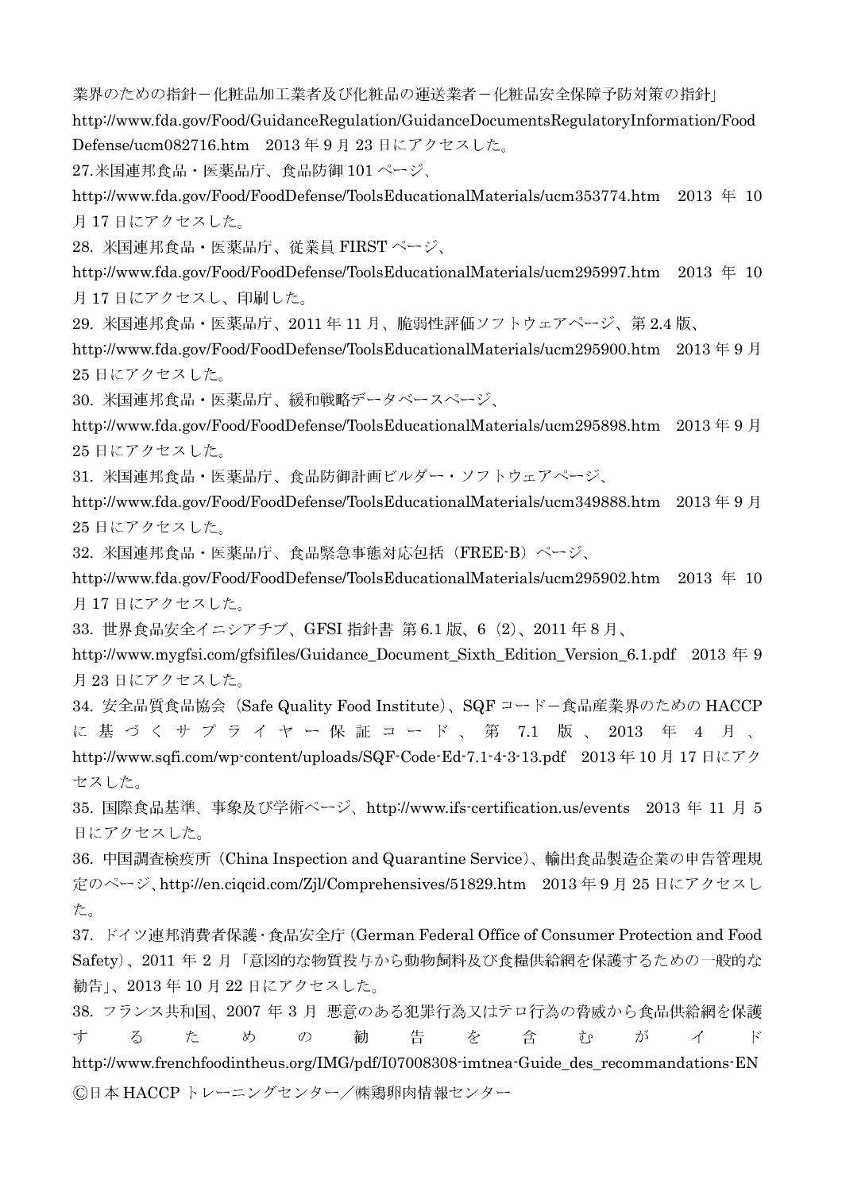業界のための指針－化粧品加工業者及び化粧品の運送業者－化粧品安全保障予防対策の指針」
http://www.fda.gov/Food/GuidanceRegulation/GuidanceDocumentsRegulatoryInformation/FoodDefense/ucm082716.htm　2013 年 9 月 23 日にアクセスした。

27.米国連邦食品・医薬品庁、食品防御 101 ページ、
http://www.fda.gov/Food/FoodDefense/ToolsEducationalMaterials/ucm353774.htm　2013 年 10 月 17 日にアクセスした。

28. 米国連邦食品・医薬品庁、従業員 FIRST ページ、
http://www.fda.gov/Food/FoodDefense/ToolsEducationalMaterials/ucm295997.htm　2013 年 10 月 17 日にアクセスし、印刷した。

29. 米国連邦食品・医薬品庁、2011 年 11 月、脆弱性評価ソフトウェアページ、第 2.4 版、
http://www.fda.gov/Food/FoodDefense/ToolsEducationalMaterials/ucm295900.htm　2013 年 9 月 25 日にアクセスした。

30. 米国連邦食品・医薬品庁、緩和戦略データベースページ、
http://www.fda.gov/Food/FoodDefense/ToolsEducationalMaterials/ucm295898.htm　2013 年 9 月 25 日にアクセスした。

31. 米国連邦食品・医薬品庁、食品防御計画ビルダー・ソフトウェアページ、
http://www.fda.gov/Food/FoodDefense/ToolsEducationalMaterials/ucm349888.htm　2013 年 9 月 25 日にアクセスした。

32. 米国連邦食品・医薬品庁、食品緊急事態対応包括（FREE-B）ページ、
http://www.fda.gov/Food/FoodDefense/ToolsEducationalMaterials/ucm295902.htm　2013 年 10 月 17 日にアクセスした。

33. 世界食品安全イニシアチブ、GFSI 指針書 第 6.1 版、6（2）、2011 年 8 月、
http://www.mygfsi.com/gfsifiles/Guidance_Document_Sixth_Edition_Version_6.1.pdf　2013 年 9 月 23 日にアクセスした。

34. 安全品質食品協会（Safe Quality Food Institute）、SQF コード－食品産業界のための HACCP に基づくサプライヤー保証コード、第 7.1 版、2013 年 4 月、
http://www.sqfi.com/wp-content/uploads/SQF-Code-Ed-7.1-4-3-13.pdf　2013 年 10 月 17 日にアクセスした。

35. 国際食品基準、事象及び学術ページ、http://www.ifs-certification.us/events　2013 年 11 月 5 日にアクセスした。

36. 中国調査検疫所（China Inspection and Quarantine Service）、輸出食品製造企業の申告管理規定のページ、http://en.ciqcid.com/Zjl/Comprehensives/51829.htm　2013 年 9 月 25 日にアクセスした。

37. ドイツ連邦消費者保護・食品安全庁（German Federal Office of Consumer Protection and Food Safety）、2011 年 2 月「意図的な物質投与から動物飼料及び食糧供給網を保護するための一般的な勧告」、2013 年 10 月 22 日にアクセスした。

38. フランス共和国、2007 年 3 月 悪意のある犯罪行為又はテロ行為の脅威から食品供給網を保護するための勧告を含むガイド
http://www.frenchfoodintheus.org/IMG/pdf/I07008308-imtnea-Guide_des_recommandations-EN

©日本 HACCP トレーニングセンター／㈱鶏卵肉情報センター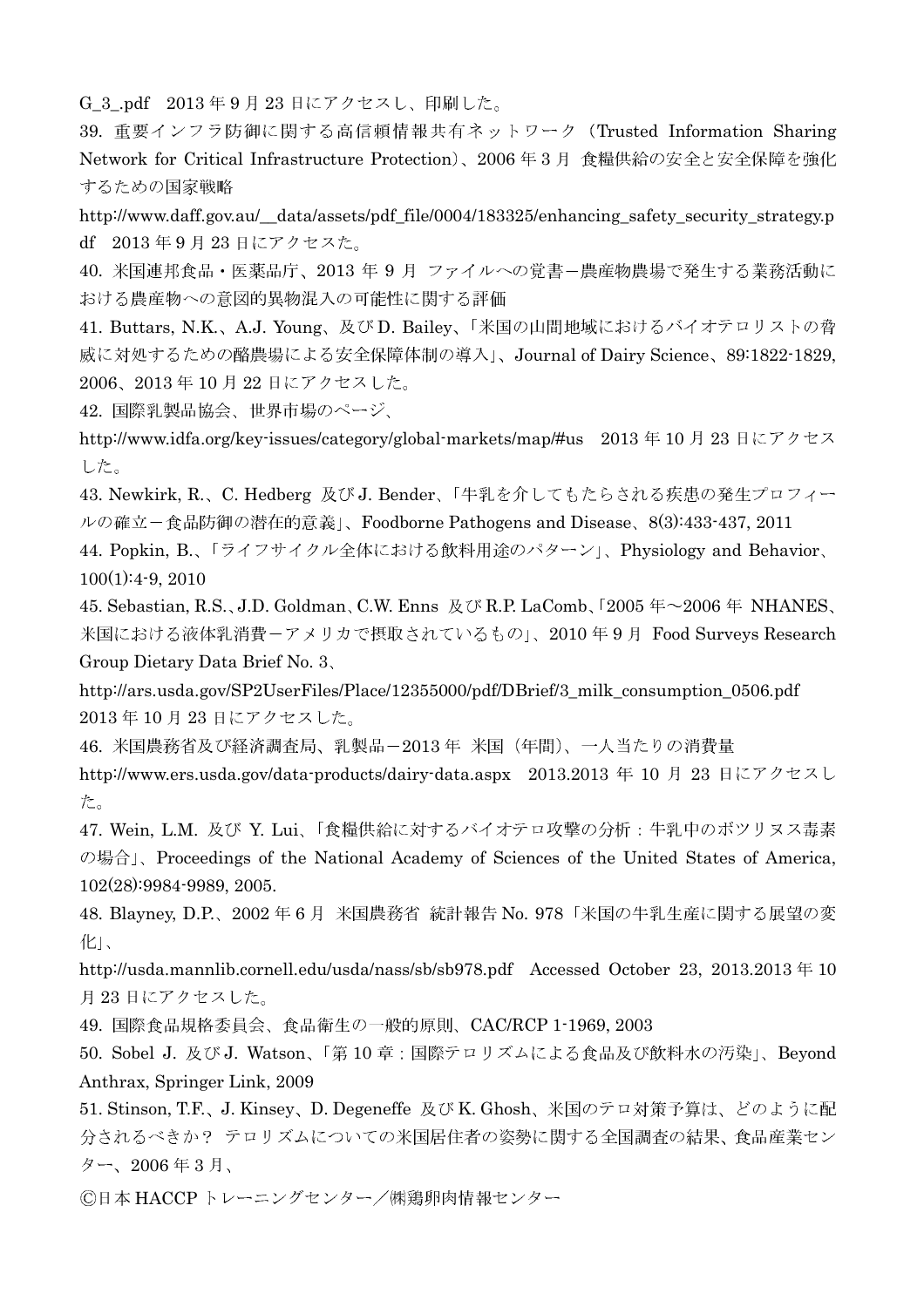G_3_.pdf　2013 年 9 月 23 日にアクセスし、印刷した。

39. 重要インフラ防御に関する高信頼情報共有ネットワーク（Trusted Information Sharing Network for Critical Infrastructure Protection）、2006 年 3 月　食糧供給の安全と安全保障を強化するための国家戦略
http://www.daff.gov.au/__data/assets/pdf_file/0004/183325/enhancing_safety_security_strategy.pdf　2013 年 9 月 23 日にアクセスた。

40. 米国連邦食品・医薬品庁、2013 年 9 月　ファイルへの覚書－農産物農場で発生する業務活動における農産物への意図的異物混入の可能性に関する評価

41. Buttars, N.K.、A.J. Young、及び D. Bailey、「米国の山間地域におけるバイオテロリストの脅威に対処するための酪農場による安全保障体制の導入」、Journal of Dairy Science、89:1822-1829, 2006、2013 年 10 月 22 日にアクセスした。

42. 国際乳製品協会、世界市場のページ、
http://www.idfa.org/key-issues/category/global-markets/map/#us　2013 年 10 月 23 日にアクセスした。

43. Newkirk, R.、C. Hedberg　及び J. Bender、「牛乳を介してもたらされる疾患の発生プロフィールの確立－食品防御の潜在的意義」、Foodborne Pathogens and Disease、8(3):433-437, 2011

44. Popkin, B.、「ライフサイクル全体における飲料用途のパターン」、Physiology and Behavior、100(1):4-9, 2010

45. Sebastian, R.S.、J.D. Goldman、C.W. Enns　及び R.P. LaComb、「2005 年～2006 年　NHANES、米国における液体乳消費－アメリカで摂取されているもの」、2010 年 9 月　Food Surveys Research Group Dietary Data Brief No. 3、
http://ars.usda.gov/SP2UserFiles/Place/12355000/pdf/DBrief/3_milk_consumption_0506.pdf
2013 年 10 月 23 日にアクセスした。

46. 米国農務省及び経済調査局、乳製品－2013 年　米国（年間）、一人当たりの消費量
http://www.ers.usda.gov/data-products/dairy-data.aspx　2013.2013 年 10 月 23 日にアクセスした。

47. Wein, L.M. 及び Y. Lui、「食糧供給に対するバイオテロ攻撃の分析：牛乳中のボツリヌス毒素の場合」、Proceedings of the National Academy of Sciences of the United States of America, 102(28):9984-9989, 2005.

48. Blayney, D.P.、2002 年 6 月　米国農務省　統計報告 No. 978「米国の牛乳生産に関する展望の変化」、
http://usda.mannlib.cornell.edu/usda/nass/sb/sb978.pdf　Accessed October 23, 2013.2013 年 10 月 23 日にアクセスした。

49. 国際食品規格委員会、食品衛生の一般的原則、CAC/RCP 1-1969, 2003

50. Sobel J. 及び J. Watson、「第 10 章：国際テロリズムによる食品及び飲料水の汚染」、Beyond Anthrax, Springer Link, 2009

51. Stinson, T.F.、J. Kinsey、D. Degeneffe　及び K. Ghosh、米国のテロ対策予算は、どのように配分されるべきか？　テロリズムについての米国居住者の姿勢に関する全国調査の結果、食品産業センター、2006 年 3 月、

Ⓒ日本 HACCP トレーニングセンター／㈱鶏卵肉情報センター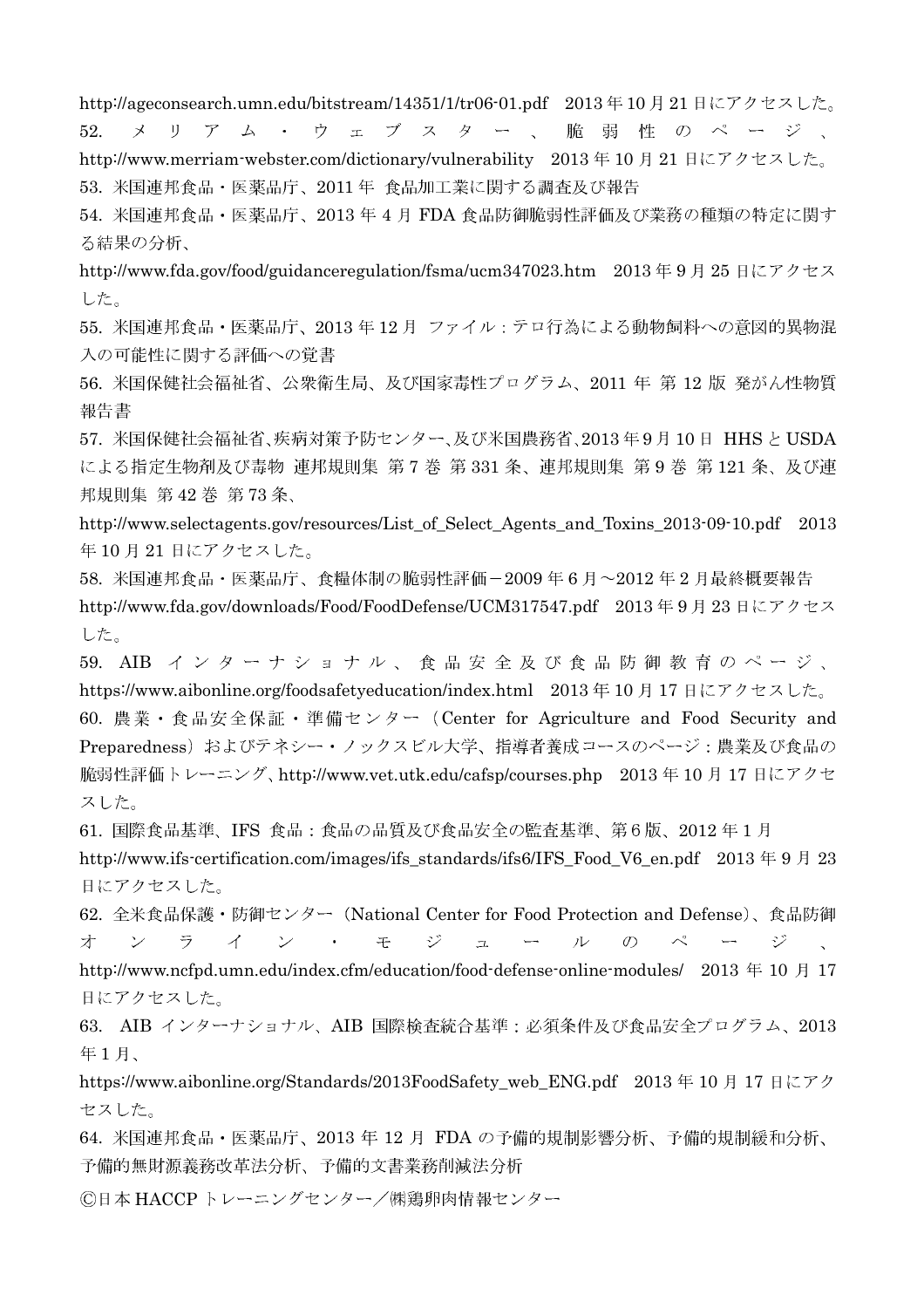http://ageconsearch.umn.edu/bitstream/14351/1/tr06-01.pdf　2013 年 10 月 21 日にアクセスした。

52. メリアム・ウェブスター、脆弱性のページ、http://www.merriam-webster.com/dictionary/vulnerability　2013 年 10 月 21 日にアクセスした。

53. 米国連邦食品・医薬品庁、2011 年 食品加工業に関する調査及び報告

54. 米国連邦食品・医薬品庁、2013 年 4 月 FDA 食品防御脆弱性評価及び業務の種類の特定に関する結果の分析、
http://www.fda.gov/food/guidanceregulation/fsma/ucm347023.htm　2013 年 9 月 25 日にアクセスした。

55. 米国連邦食品・医薬品庁、2013 年 12 月 ファイル：テロ行為による動物飼料への意図的異物混入の可能性に関する評価への覚書

56. 米国保健社会福祉省、公衆衛生局、及び国家毒性プログラム、2011 年 第 12 版 発がん性物質報告書

57. 米国保健社会福祉省、疾病対策予防センター、及び米国農務省、2013 年 9 月 10 日 HHS と USDA による指定生物剤及び毒物 連邦規則集 第 7 巻 第 331 条、連邦規則集 第 9 巻 第 121 条、及び連邦規則集 第 42 巻 第 73 条、
http://www.selectagents.gov/resources/List_of_Select_Agents_and_Toxins_2013-09-10.pdf　2013 年 10 月 21 日にアクセスした。

58. 米国連邦食品・医薬品庁、食糧体制の脆弱性評価－2009 年 6 月～2012 年 2 月最終概要報告
http://www.fda.gov/downloads/Food/FoodDefense/UCM317547.pdf　2013 年 9 月 23 日にアクセスした。

59. AIB インターナショナル、食品安全及び食品防御教育のページ、https://www.aibonline.org/foodsafetyeducation/index.html　2013 年 10 月 17 日にアクセスした。

60. 農業・食品安全保証・準備センター（Center for Agriculture and Food Security and Preparedness）およびテネシー・ノックスビル大学、指導者養成コースのページ：農業及び食品の脆弱性評価トレーニング、http://www.vet.utk.edu/cafsp/courses.php　2013 年 10 月 17 日にアクセスした。

61. 国際食品基準、IFS 食品：食品の品質及び食品安全の監査基準、第 6 版、2012 年 1 月
http://www.ifs-certification.com/images/ifs_standards/ifs6/IFS_Food_V6_en.pdf　2013 年 9 月 23 日にアクセスした。

62. 全米食品保護・防御センター（National Center for Food Protection and Defense）、食品防御オンライン・モジュールのページ、http://www.ncfpd.umn.edu/index.cfm/education/food-defense-online-modules/　2013 年 10 月 17 日にアクセスした。

63. AIB インターナショナル、AIB 国際検査統合基準：必須条件及び食品安全プログラム、2013 年 1 月、
https://www.aibonline.org/Standards/2013FoodSafety_web_ENG.pdf　2013 年 10 月 17 日にアクセスした。

64. 米国連邦食品・医薬品庁、2013 年 12 月 FDA の予備的規制影響分析、予備的規制緩和分析、予備的無財源義務改革法分析、予備的文書業務削減法分析

Ⓒ日本 HACCP トレーニングセンター／㈱鶏卵肉情報センター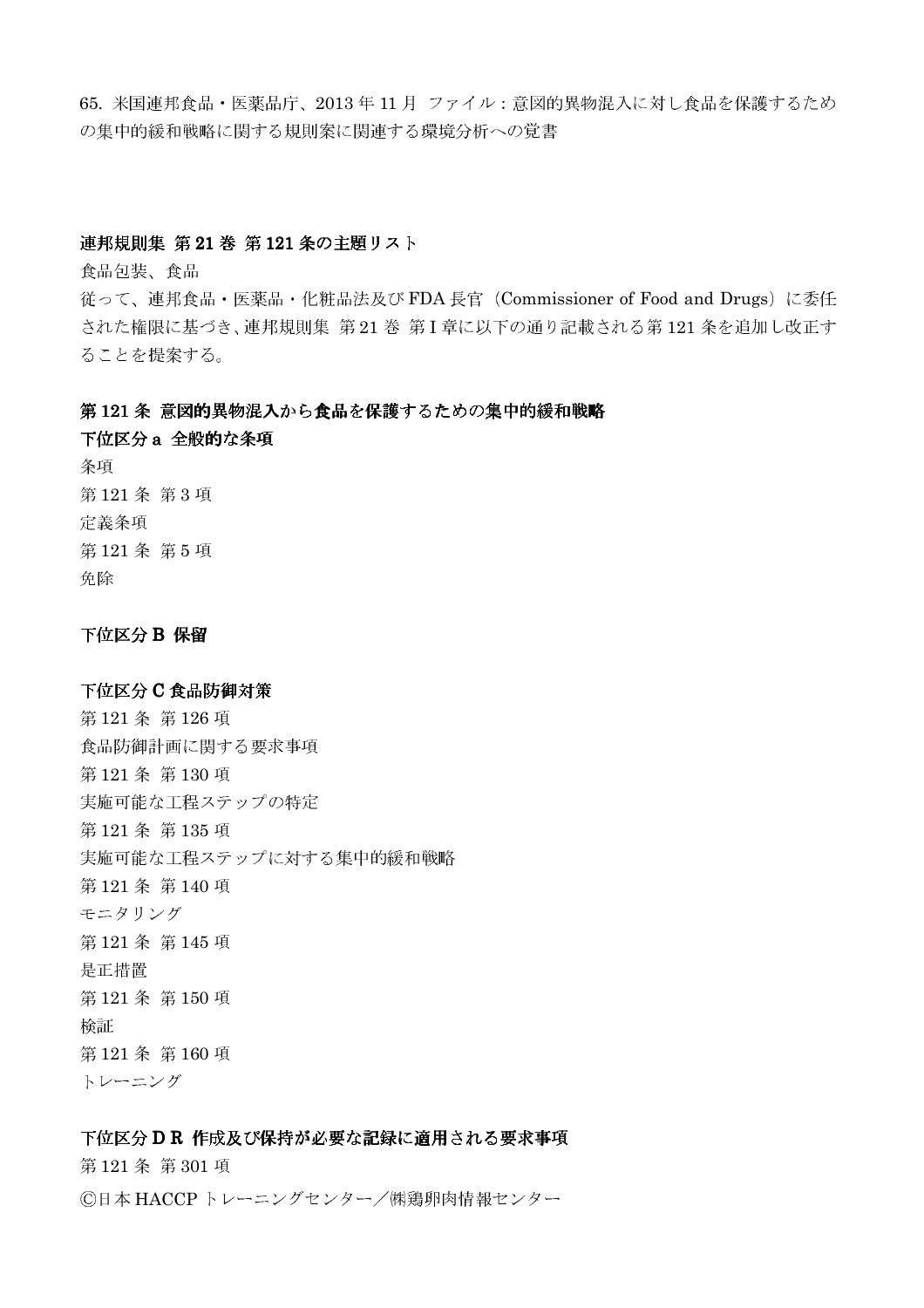65. 米国連邦食品・医薬品庁、2013 年 11 月 ファイル：意図的異物混入に対し食品を保護するための集中的緩和戦略に関する規則案に関連する環境分析への覚書

**連邦規則集 第 21 巻 第 121 条の主題リスト**

食品包装、食品

従って、連邦食品・医薬品・化粧品法及び FDA 長官（Commissioner of Food and Drugs）に委任された権限に基づき、連邦規則集 第 21 巻 第 I 章に以下の通り記載される第 121 条を追加し改正することを提案する。

**第 121 条 意図的異物混入から食品を保護するための集中的緩和戦略**

**下位区分 a 全般的な条項**

条項

第 121 条 第 3 項

定義条項

第 121 条 第 5 項

免除

**下位区分 B 保留**

**下位区分 C 食品防御対策**

第 121 条 第 126 項

食品防御計画に関する要求事項

第 121 条 第 130 項

実施可能な工程ステップの特定

第 121 条 第 135 項

実施可能な工程ステップに対する集中的緩和戦略

第 121 条 第 140 項

モニタリング

第 121 条 第 145 項

是正措置

第 121 条 第 150 項

検証

第 121 条 第 160 項

トレーニング

**下位区分 D R 作成及び保持が必要な記録に適用される要求事項**

第 121 条 第 301 項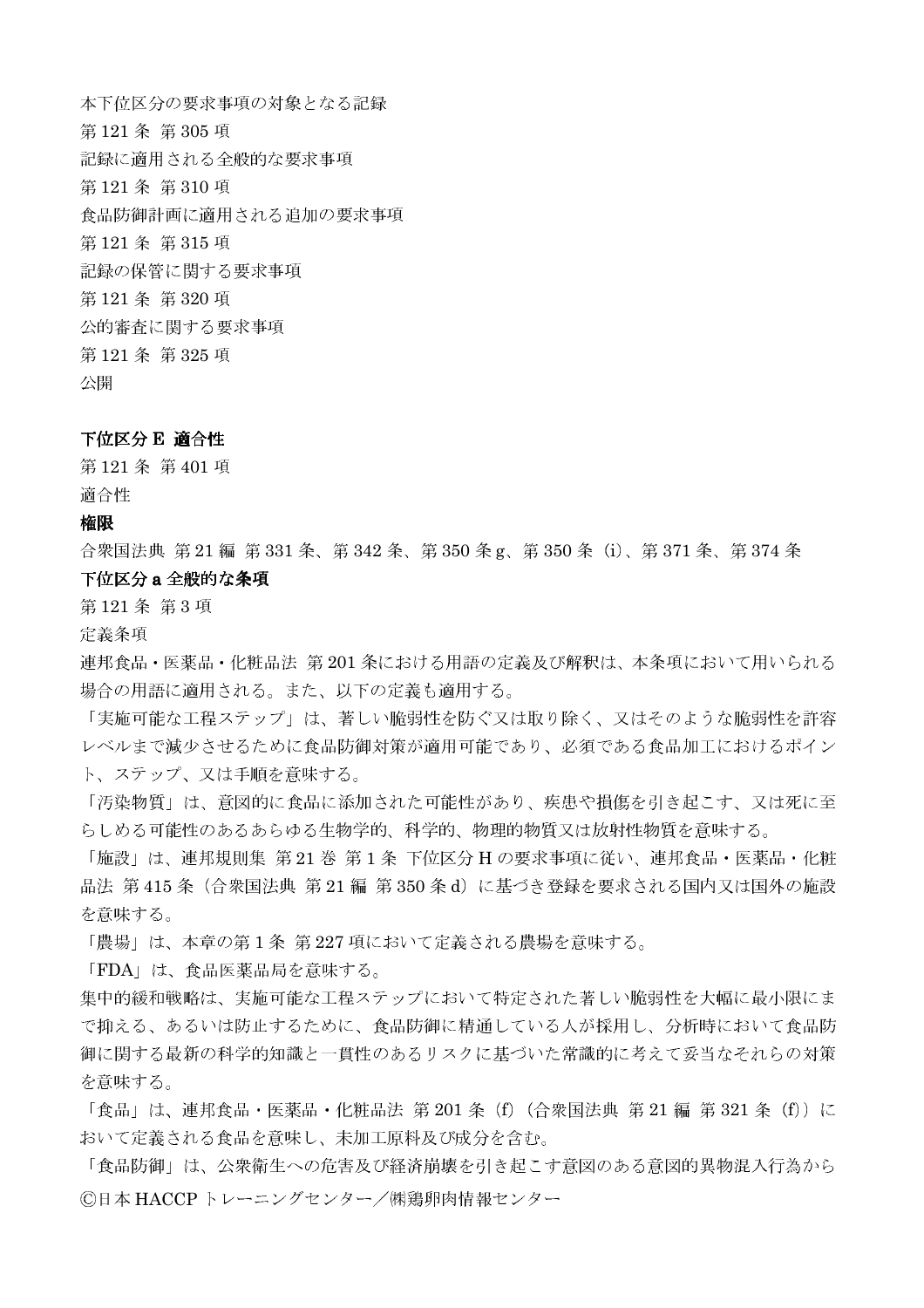本下位区分の要求事項の対象となる記録

第 121 条 第 305 項

記録に適用される全般的な要求事項

第 121 条 第 310 項

食品防御計画に適用される追加の要求事項

第 121 条 第 315 項

記録の保管に関する要求事項

第 121 条 第 320 項

公的審査に関する要求事項

第 121 条 第 325 項

公開

**下位区分 E 適合性**

第 121 条 第 401 項

適合性

**権限**

合衆国法典 第 21 編 第 331 条、第 342 条、第 350 条 g、第 350 条（i）、第 371 条、第 374 条

**下位区分 a 全般的な条項**

第 121 条 第 3 項

定義条項

連邦食品・医薬品・化粧品法 第 201 条における用語の定義及び解釈は、本条項において用いられる場合の用語に適用される。また、以下の定義も適用する。

「実施可能な工程ステップ」は、著しい脆弱性を防ぐ又は取り除く、又はそのような脆弱性を許容レベルまで減少させるために食品防御対策が適用可能であり、必須である食品加工におけるポイント、ステップ、又は手順を意味する。

「汚染物質」は、意図的に食品に添加された可能性があり、疾患や損傷を引き起こす、又は死に至らしめる可能性のあるあらゆる生物学的、科学的、物理的物質又は放射性物質を意味する。

「施設」は、連邦規則集 第 21 巻 第 1 条 下位区分 H の要求事項に従い、連邦食品・医薬品・化粧品法 第 415 条（合衆国法典 第 21 編 第 350 条 d）に基づき登録を要求される国内又は国外の施設を意味する。

「農場」は、本章の第 1 条 第 227 項において定義される農場を意味する。

「FDA」は、食品医薬品局を意味する。

集中的緩和戦略は、実施可能な工程ステップにおいて特定された著しい脆弱性を大幅に最小限にまで抑える、あるいは防止するために、食品防御に精通している人が採用し、分析時において食品防御に関する最新の科学的知識と一貫性のあるリスクに基づいた常識的に考えて妥当なそれらの対策を意味する。

「食品」は、連邦食品・医薬品・化粧品法 第 201 条（f）（合衆国法典 第 21 編 第 321 条（f））において定義される食品を意味し、未加工原料及び成分を含む。

「食品防御」は、公衆衛生への危害及び経済崩壊を引き起こす意図のある意図的異物混入行為から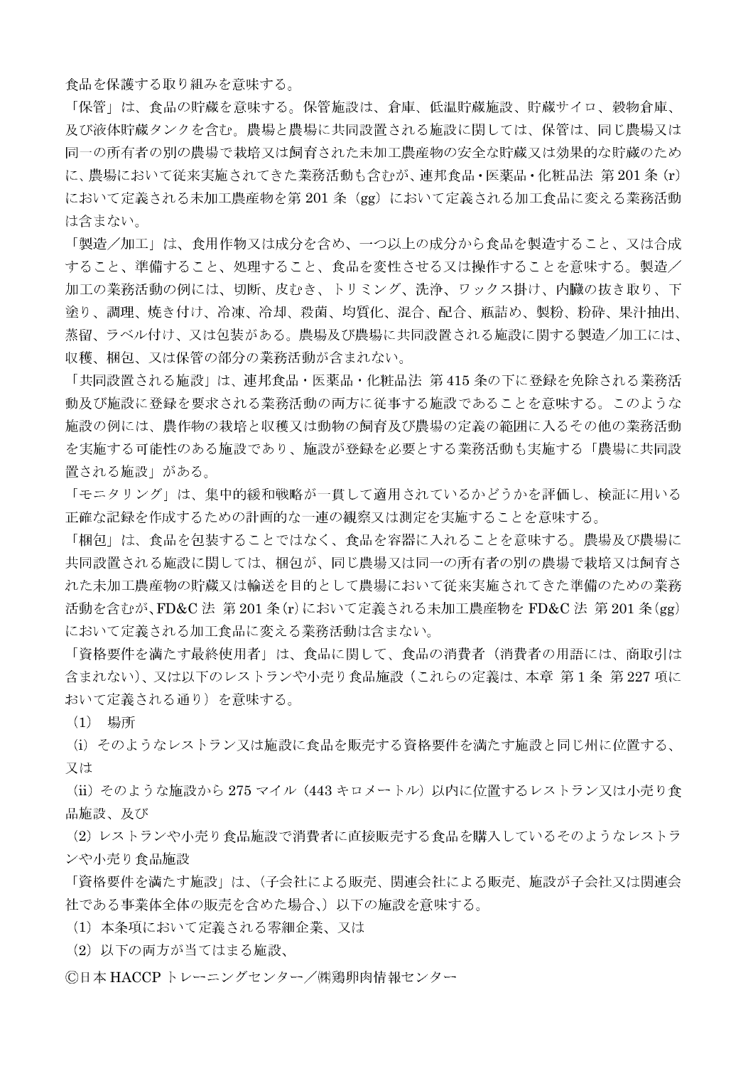食品を保護する取り組みを意味する。

「保管」は、食品の貯蔵を意味する。保管施設は、倉庫、低温貯蔵施設、貯蔵サイロ、穀物倉庫、及び液体貯蔵タンクを含む。農場と農場に共同設置される施設に関しては、保管は、同じ農場又は同一の所有者の別の農場で栽培又は飼育された未加工農産物の安全な貯蔵又は効果的な貯蔵のために、農場において従来実施されてきた業務活動も含むが、連邦食品・医薬品・化粧品法 第 201 条（r）において定義される未加工農産物を第 201 条（gg）において定義される加工食品に変える業務活動は含まない。

「製造／加工」は、食用作物又は成分を含め、一つ以上の成分から食品を製造すること、又は合成すること、準備すること、処理すること、食品を変性させる又は操作することを意味する。製造／加工の業務活動の例には、切断、皮むき、トリミング、洗浄、ワックス掛け、内臓の抜き取り、下塗り、調理、焼き付け、冷凍、冷却、殺菌、均質化、混合、配合、瓶詰め、製粉、粉砕、果汁抽出、蒸留、ラベル付け、又は包装がある。農場及び農場に共同設置される施設に関する製造／加工には、収穫、梱包、又は保管の部分の業務活動が含まれない。

「共同設置される施設」は、連邦食品・医薬品・化粧品法 第 415 条の下に登録を免除される業務活動及び施設に登録を要求される業務活動の両方に従事する施設であることを意味する。このような施設の例には、農作物の栽培と収穫又は動物の飼育及び農場の定義の範囲に入るその他の業務活動を実施する可能性のある施設であり、施設が登録を必要とする業務活動も実施する「農場に共同設置される施設」がある。

「モニタリング」は、集中的緩和戦略が一貫して適用されているかどうかを評価し、検証に用いる正確な記録を作成するための計画的な一連の観察又は測定を実施することを意味する。

「梱包」は、食品を包装することではなく、食品を容器に入れることを意味する。農場及び農場に共同設置される施設に関しては、梱包が、同じ農場又は同一の所有者の別の農場で栽培又は飼育された未加工農産物の貯蔵又は輸送を目的として農場において従来実施されてきた準備のための業務活動を含むが、FD&C 法 第 201 条(r)において定義される未加工農産物を FD&C 法 第 201 条(gg)において定義される加工食品に変える業務活動は含まない。

「資格要件を満たす最終使用者」は、食品に関して、食品の消費者（消費者の用語には、商取引は含まれない）、又は以下のレストランや小売り食品施設（これらの定義は、本章 第 1 条 第 227 項において定義される通り）を意味する。

（1） 場所

（i）そのようなレストラン又は施設に食品を販売する資格要件を満たす施設と同じ州に位置する、又は

（ii）そのような施設から 275 マイル（443 キロメートル）以内に位置するレストラン又は小売り食品施設、及び

（2）レストランや小売り食品施設で消費者に直接販売する食品を購入しているそのようなレストランや小売り食品施設

「資格要件を満たす施設」は、（子会社による販売、関連会社による販売、施設が子会社又は関連会社である事業体全体の販売を含めた場合、）以下の施設を意味する。

（1）本条項において定義される零細企業、又は

（2）以下の両方が当てはまる施設、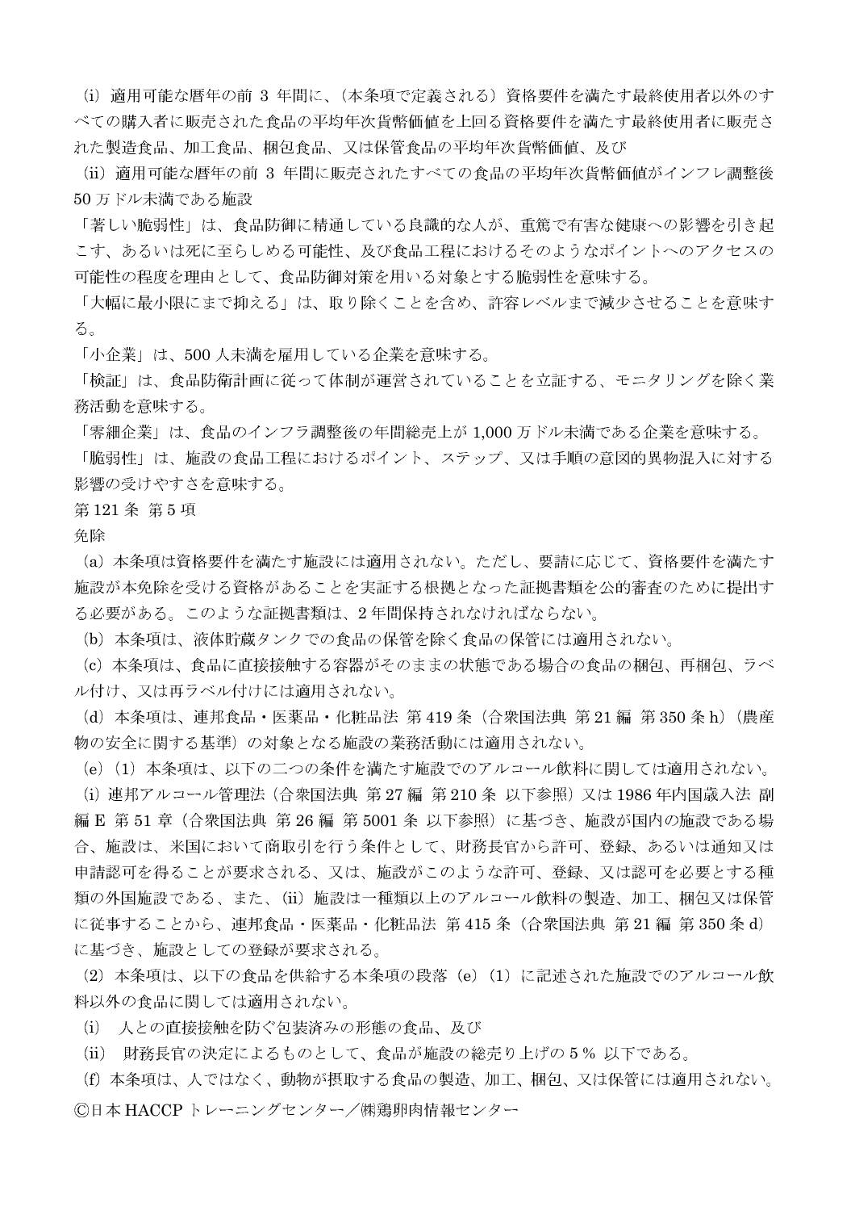（i）適用可能な暦年の前 3 年間に、（本条項で定義される）資格要件を満たす最終使用者以外のすべての購入者に販売された食品の平均年次貨幣価値を上回る資格要件を満たす最終使用者に販売された製造食品、加工食品、梱包食品、又は保管食品の平均年次貨幣価値、及び

（ii）適用可能な暦年の前 3 年間に販売されたすべての食品の平均年次貨幣価値がインフレ調整後 50 万ドル未満である施設

「著しい脆弱性」は、食品防御に精通している良識的な人が、重篤で有害な健康への影響を引き起こす、あるいは死に至らしめる可能性、及び食品工程におけるそのようなポイントへのアクセスの可能性の程度を理由として、食品防御対策を用いる対象とする脆弱性を意味する。

「大幅に最小限にまで抑える」は、取り除くことを含め、許容レベルまで減少させることを意味する。

「小企業」は、500 人未満を雇用している企業を意味する。

「検証」は、食品防衛計画に従って体制が運営されていることを立証する、モニタリングを除く業務活動を意味する。

「零細企業」は、食品のインフラ調整後の年間総売上が 1,000 万ドル未満である企業を意味する。

「脆弱性」は、施設の食品工程におけるポイント、ステップ、又は手順の意図的異物混入に対する影響の受けやすさを意味する。

第 121 条 第 5 項

免除

（a）本条項は資格要件を満たす施設には適用されない。ただし、要請に応じて、資格要件を満たす施設が本免除を受ける資格があることを実証する根拠となった証拠書類を公的審査のために提出する必要がある。このような証拠書類は、2 年間保持されなければならない。

（b）本条項は、液体貯蔵タンクでの食品の保管を除く食品の保管には適用されない。

（c）本条項は、食品に直接接触する容器がそのままの状態である場合の食品の梱包、再梱包、ラベル付け、又は再ラベル付けには適用されない。

（d）本条項は、連邦食品・医薬品・化粧品法 第 419 条（合衆国法典 第 21 編 第 350 条 h）（農産物の安全に関する基準）の対象となる施設の業務活動には適用されない。

（e）（1）本条項は、以下の二つの条件を満たす施設でのアルコール飲料に関しては適用されない。

（i）連邦アルコール管理法（合衆国法典 第 27 編 第 210 条 以下参照）又は 1986 年内国歳入法 副編 E 第 51 章（合衆国法典 第 26 編 第 5001 条 以下参照）に基づき、施設が国内の施設である場合、施設は、米国において商取引を行う条件として、財務長官から許可、登録、あるいは通知又は申請認可を得ることが要求される、又は、施設がこのような許可、登録、又は認可を必要とする種類の外国施設である、また、（ii）施設は一種類以上のアルコール飲料の製造、加工、梱包又は保管に従事することから、連邦食品・医薬品・化粧品法 第 415 条（合衆国法典 第 21 編 第 350 条 d）に基づき、施設としての登録が要求される。

（2）本条項は、以下の食品を供給する本条項の段落（e）（1）に記述された施設でのアルコール飲料以外の食品に関しては適用されない。

（i）人との直接接触を防ぐ包装済みの形態の食品、及び

（ii）財務長官の決定によるものとして、食品が施設の総売り上げの 5％ 以下である。

（f）本条項は、人ではなく、動物が摂取する食品の製造、加工、梱包、又は保管には適用されない。

Ⓒ日本 HACCP トレーニングセンター／㈱鶏卵肉情報センター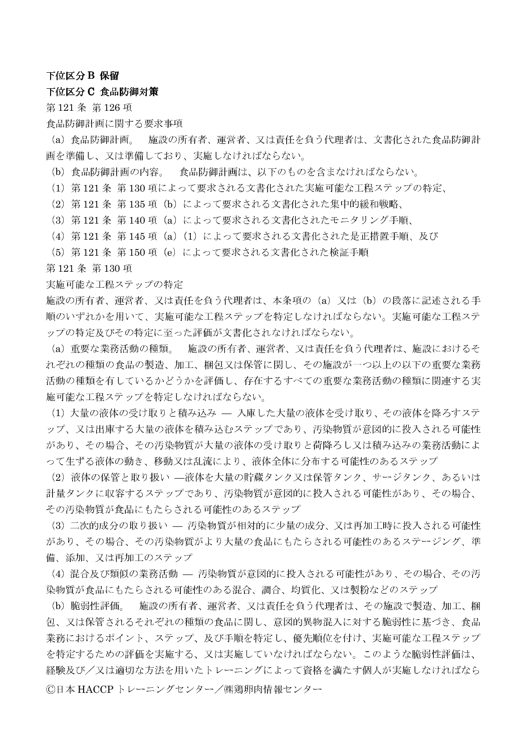**下位区分 B 保留**

**下位区分 C 食品防御対策**

第 121 条 第 126 項

食品防御計画に関する要求事項

（a）食品防御計画。　施設の所有者、運営者、又は責任を負う代理者は、文書化された食品防御計画を準備し、又は準備しており、実施しなければならない。

（b）食品防御計画の内容。　食品防御計画は、以下のものを含まなければならない。

（1）第 121 条 第 130 項によって要求される文書化された実施可能な工程ステップの特定、

（2）第 121 条 第 135 項（b）によって要求される文書化された集中的緩和戦略、

（3）第 121 条 第 140 項（a）によって要求される文書化されたモニタリング手順、

（4）第 121 条 第 145 項（a）（1）によって要求される文書化された是正措置手順、及び

（5）第 121 条 第 150 項（e）によって要求される文書化された検証手順

第 121 条 第 130 項

実施可能な工程ステップの特定

施設の所有者、運営者、又は責任を負う代理者は、本条項の（a）又は（b）の段落に記述される手順のいずれかを用いて、実施可能な工程ステップを特定しなければならない。実施可能な工程ステップの特定及びその特定に至った評価が文書化されなければならない。

（a）重要な業務活動の種類。　施設の所有者、運営者、又は責任を負う代理者は、施設におけるそれぞれの種類の食品の製造、加工、梱包又は保管に関し、その施設が一つ以上の以下の重要な業務活動の種類を有しているかどうかを評価し、存在するすべての重要な業務活動の種類に関連する実施可能な工程ステップを特定しなければならない。

（1）大量の液体の受け取りと積み込み ― 入庫した大量の液体を受け取り、その液体を降ろすステップ、又は出庫する大量の液体を積み込むステップであり、汚染物質が意図的に投入される可能性があり、その場合、その汚染物質が大量の液体の受け取りと荷降ろし又は積み込みの業務活動によって生ずる液体の動き、移動又は乱流により、液体全体に分布する可能性のあるステップ

（2）液体の保管と取り扱い ―液体を大量の貯蔵タンク又は保管タンク、サージタンク、あるいは計量タンクに収容するステップであり、汚染物質が意図的に投入される可能性があり、その場合、その汚染物質が食品にもたらされる可能性のあるステップ

（3）二次的成分の取り扱い ― 汚染物質が相対的に少量の成分、又は再加工時に投入される可能性があり、その場合、その汚染物質がより大量の食品にもたらされる可能性のあるステージング、準備、添加、又は再加工のステップ

（4）混合及び類似の業務活動 ― 汚染物質が意図的に投入される可能性があり、その場合、その汚染物質が食品にもたらされる可能性のある混合、調合、均質化、又は製粉などのステップ

（b）脆弱性評価。　施設の所有者、運営者、又は責任を負う代理者は、その施設で製造、加工、梱包、又は保管されるそれぞれの種類の食品に関し、意図的異物混入に対する脆弱性に基づき、食品業務におけるポイント、ステップ、及び手順を特定し、優先順位を付け、実施可能な工程ステップを特定するための評価を実施する、又は実施していなければならない。このような脆弱性評価は、経験及び／又は適切な方法を用いたトレーニングによって資格を満たす個人が実施しなければなら

Ⓒ日本 HACCP トレーニングセンター／㈱鶏卵肉情報センター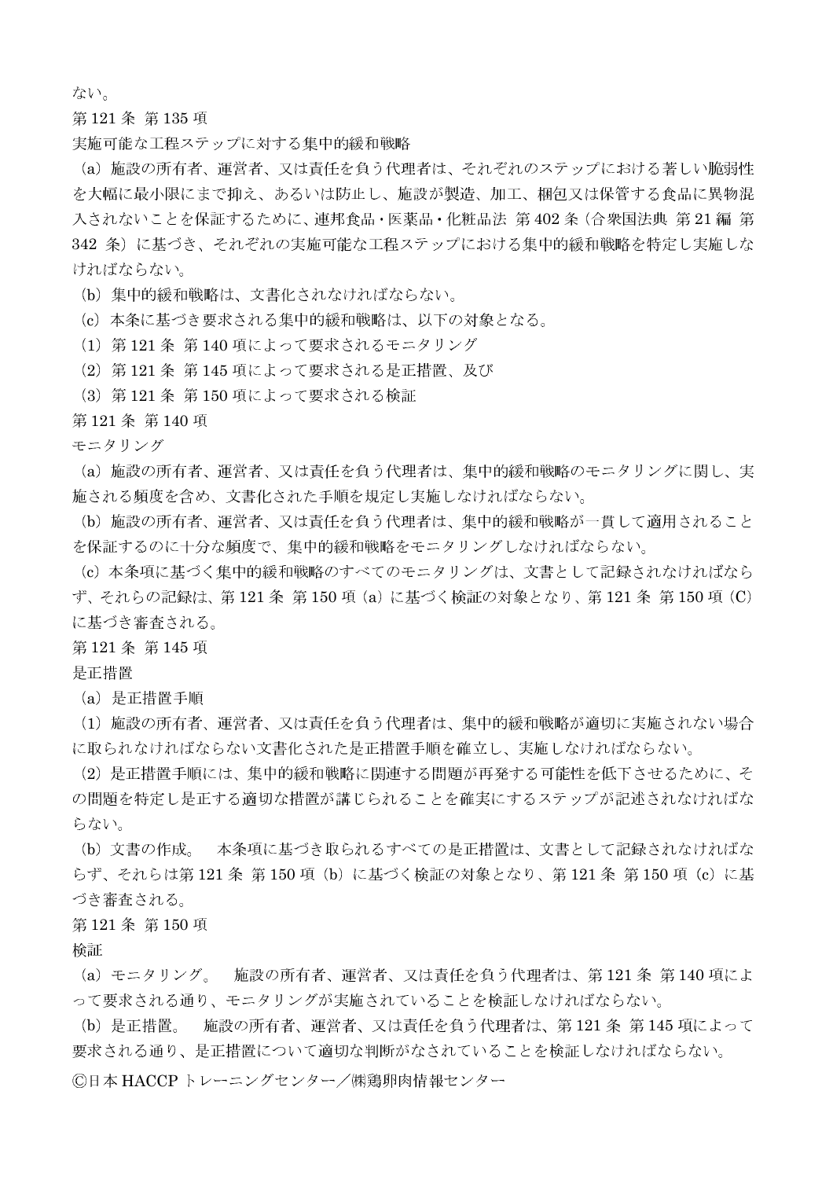ない。

第121条 第135項

実施可能な工程ステップに対する集中的緩和戦略

（a）施設の所有者、運営者、又は責任を負う代理者は、それぞれのステップにおける著しい脆弱性を大幅に最小限にまで抑え、あるいは防止し、施設が製造、加工、梱包又は保管する食品に異物混入されないことを保証するために、連邦食品・医薬品・化粧品法 第402条（合衆国法典 第21編 第342条）に基づき、それぞれの実施可能な工程ステップにおける集中的緩和戦略を特定し実施しなければならない。

（b）集中的緩和戦略は、文書化されなければならない。

（c）本条に基づき要求される集中的緩和戦略は、以下の対象となる。

（1）第121条 第140項によって要求されるモニタリング

（2）第121条 第145項によって要求される是正措置、及び

（3）第121条 第150項によって要求される検証

第121条 第140項

モニタリング

（a）施設の所有者、運営者、又は責任を負う代理者は、集中的緩和戦略のモニタリングに関し、実施される頻度を含め、文書化された手順を規定し実施しなければならない。

（b）施設の所有者、運営者、又は責任を負う代理者は、集中的緩和戦略が一貫して適用されることを保証するのに十分な頻度で、集中的緩和戦略をモニタリングしなければならない。

（c）本条項に基づく集中的緩和戦略のすべてのモニタリングは、文書として記録されなければならず、それらの記録は、第121条 第150項（a）に基づく検証の対象となり、第121条 第150項（C）に基づき審査される。

第121条 第145項

是正措置

（a）是正措置手順

（1）施設の所有者、運営者、又は責任を負う代理者は、集中的緩和戦略が適切に実施されない場合に取られなければならない文書化された是正措置手順を確立し、実施しなければならない。

（2）是正措置手順には、集中的緩和戦略に関連する問題が再発する可能性を低下させるために、その問題を特定し是正する適切な措置が講じられることを確実にするステップが記述されなければならない。

（b）文書の作成。　本条項に基づき取られるすべての是正措置は、文書として記録されなければならず、それらは第121条 第150項（b）に基づく検証の対象となり、第121条 第150項（c）に基づき審査される。

第121条 第150項

検証

（a）モニタリング。　施設の所有者、運営者、又は責任を負う代理者は、第121条 第140項によって要求される通り、モニタリングが実施されていることを検証しなければならない。

（b）是正措置。　施設の所有者、運営者、又は責任を負う代理者は、第121条 第145項によって要求される通り、是正措置について適切な判断がなされていることを検証しなければならない。

Ⓒ日本HACCPトレーニングセンター／㈱鶏卵肉情報センター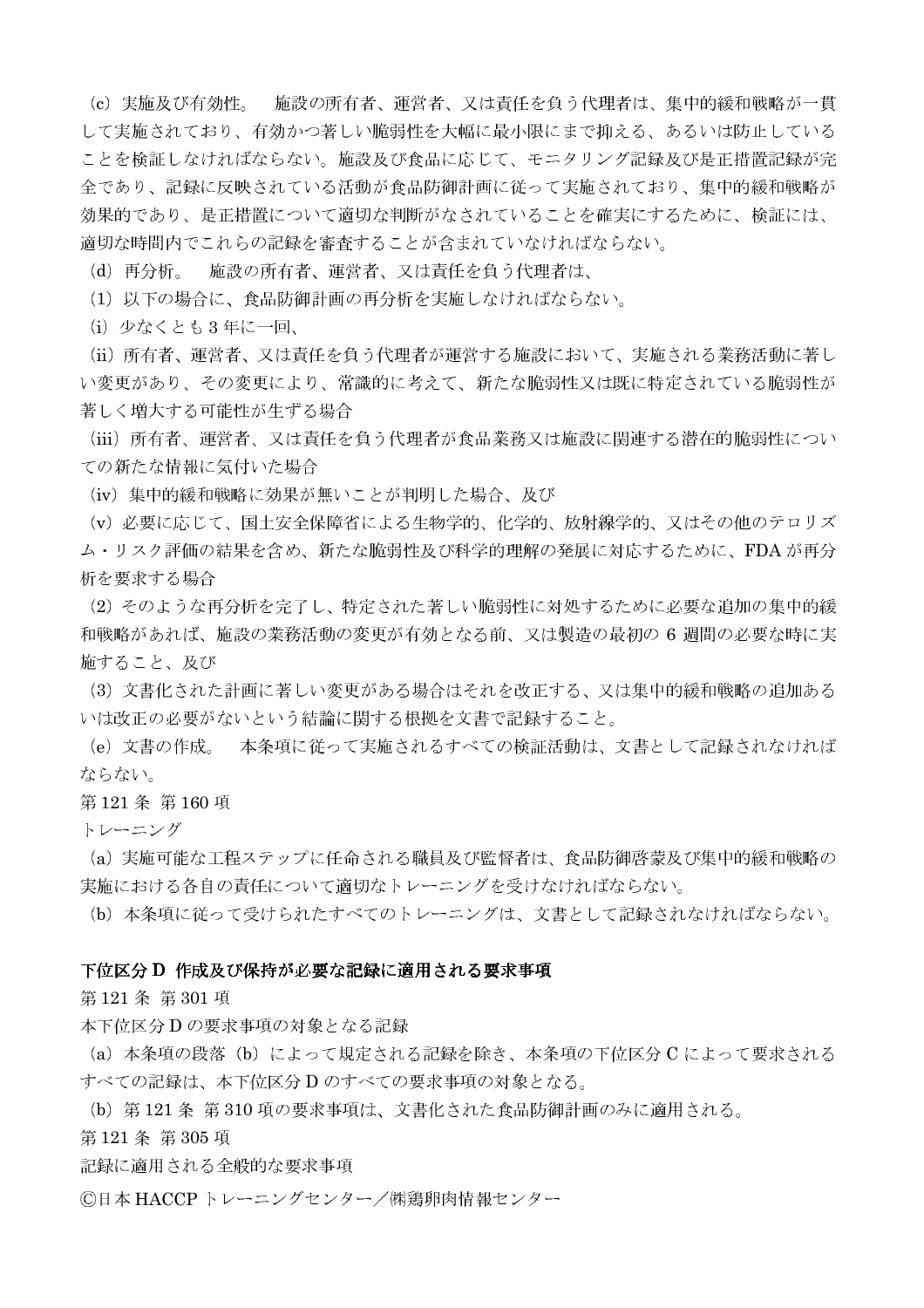（c）実施及び有効性。　施設の所有者、運営者、又は責任を負う代理者は、集中的緩和戦略が一貫して実施されており、有効かつ著しい脆弱性を大幅に最小限にまで抑える、あるいは防止していることを検証しなければならない。施設及び食品に応じて、モニタリング記録及び是正措置記録が完全であり、記録に反映されている活動が食品防御計画に従って実施されており、集中的緩和戦略が効果的であり、是正措置について適切な判断がなされていることを確実にするために、検証には、適切な時間内でこれらの記録を審査することが含まれていなければならない。

（d）再分析。　施設の所有者、運営者、又は責任を負う代理者は、

（1）以下の場合に、食品防御計画の再分析を実施しなければならない。

（i）少なくとも3年に一回、

（ii）所有者、運営者、又は責任を負う代理者が運営する施設において、実施される業務活動に著しい変更があり、その変更により、常識的に考えて、新たな脆弱性又は既に特定されている脆弱性が著しく増大する可能性が生ずる場合

（iii）所有者、運営者、又は責任を負う代理者が食品業務又は施設に関連する潜在的脆弱性についての新たな情報に気付いた場合

（iv）集中的緩和戦略に効果が無いことが判明した場合、及び

（v）必要に応じて、国土安全保障省による生物学的、化学的、放射線学的、又はその他のテロリズム・リスク評価の結果を含め、新たな脆弱性及び科学的理解の発展に対応するために、FDAが再分析を要求する場合

（2）そのような再分析を完了し、特定された著しい脆弱性に対処するために必要な追加の集中的緩和戦略があれば、施設の業務活動の変更が有効となる前、又は製造の最初の6週間の必要な時に実施すること、及び

（3）文書化された計画に著しい変更がある場合はそれを改正する、又は集中的緩和戦略の追加あるいは改正の必要がないという結論に関する根拠を文書で記録すること。

（e）文書の作成。　本条項に従って実施されるすべての検証活動は、文書として記録されなければならない。

第121条 第160項

トレーニング

（a）実施可能な工程ステップに任命される職員及び監督者は、食品防御啓蒙及び集中的緩和戦略の実施における各自の責任について適切なトレーニングを受けなければならない。

（b）本条項に従って受けられたすべてのトレーニングは、文書として記録されなければならない。

**下位区分D 作成及び保持が必要な記録に適用される要求事項**

第121条 第301項

本下位区分Dの要求事項の対象となる記録

（a）本条項の段落（b）によって規定される記録を除き、本条項の下位区分Cによって要求されるすべての記録は、本下位区分Dのすべての要求事項の対象となる。

（b）第121条 第310項の要求事項は、文書化された食品防御計画のみに適用される。

第121条 第305項

記録に適用される全般的な要求事項

Ⓒ日本HACCPトレーニングセンター／㈱鶏卵肉情報センター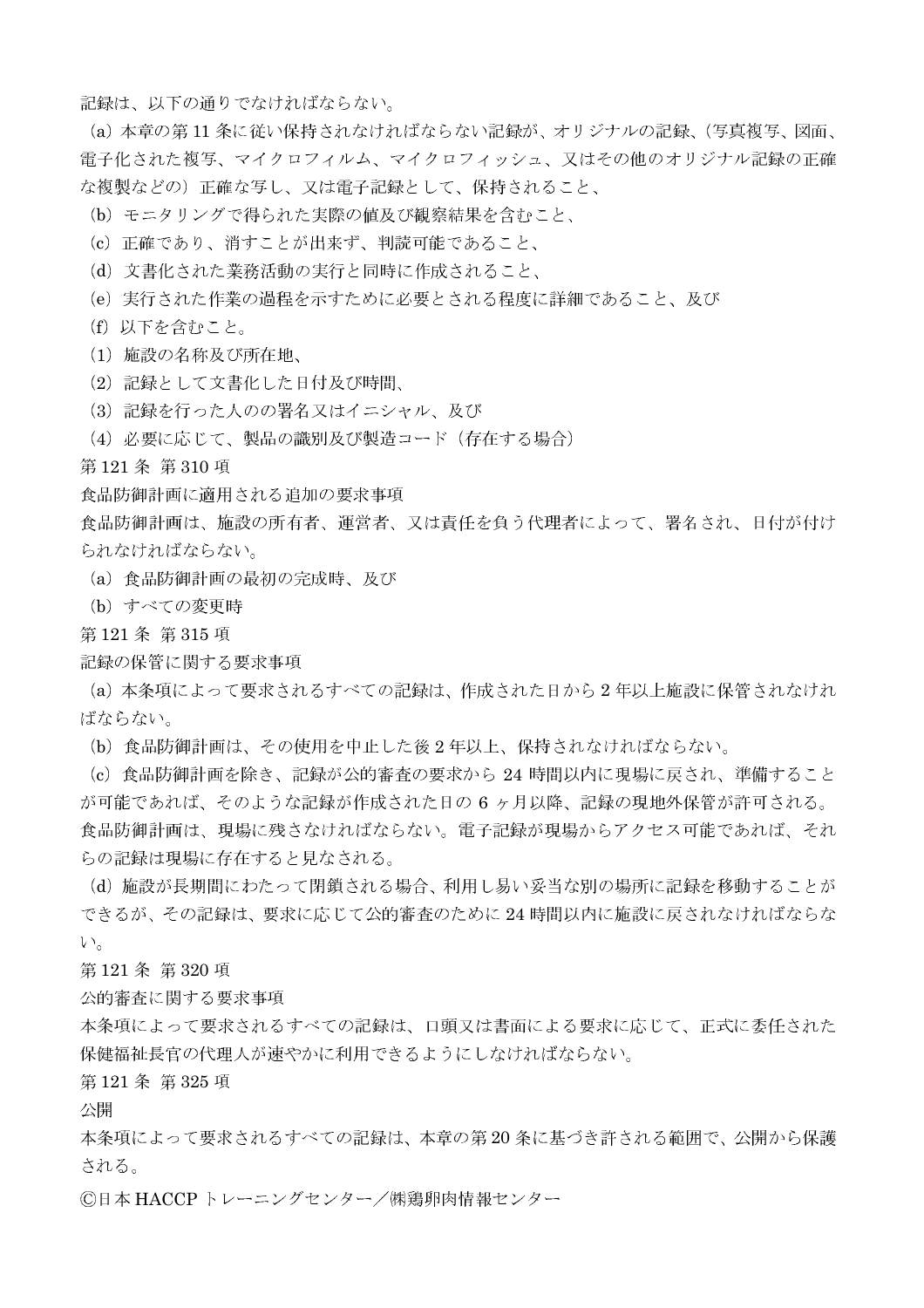記録は、以下の通りでなければならない。

（a）本章の第 11 条に従い保持されなければならない記録が、オリジナルの記録、（写真複写、図面、電子化された複写、マイクロフィルム、マイクロフィッシュ、又はその他のオリジナル記録の正確な複製などの）正確な写し、又は電子記録として、保持されること、

（b）モニタリングで得られた実際の値及び観察結果を含むこと、

（c）正確であり、消すことが出来ず、判読可能であること、

（d）文書化された業務活動の実行と同時に作成されること、

（e）実行された作業の過程を示すために必要とされる程度に詳細であること、及び

（f）以下を含むこと。

（1）施設の名称及び所在地、

（2）記録として文書化した日付及び時間、

（3）記録を行った人のの署名又はイニシャル、及び

（4）必要に応じて、製品の識別及び製造コード（存在する場合）

第 121 条 第 310 項

食品防御計画に適用される追加の要求事項

食品防御計画は、施設の所有者、運営者、又は責任を負う代理者によって、署名され、日付が付けられなければならない。

（a）食品防御計画の最初の完成時、及び

（b）すべての変更時

第 121 条 第 315 項

記録の保管に関する要求事項

（a）本条項によって要求されるすべての記録は、作成された日から 2 年以上施設に保管されなければならない。

（b）食品防御計画は、その使用を中止した後 2 年以上、保持されなければならない。

（c）食品防御計画を除き、記録が公的審査の要求から 24 時間以内に現場に戻され、準備することが可能であれば、そのような記録が作成された日の 6 ヶ月以降、記録の現地外保管が許可される。食品防御計画は、現場に残さなければならない。電子記録が現場からアクセス可能であれば、それらの記録は現場に存在すると見なされる。

（d）施設が長期間にわたって閉鎖される場合、利用し易い妥当な別の場所に記録を移動することができるが、その記録は、要求に応じて公的審査のために 24 時間以内に施設に戻されなければならない。

第 121 条 第 320 項

公的審査に関する要求事項

本条項によって要求されるすべての記録は、口頭又は書面による要求に応じて、正式に委任された保健福祉長官の代理人が速やかに利用できるようにしなければならない。

第 121 条 第 325 項

公開

本条項によって要求されるすべての記録は、本章の第 20 条に基づき許される範囲で、公開から保護される。

Ⓒ日本 HACCP トレーニングセンター／㈱鶏卵肉情報センター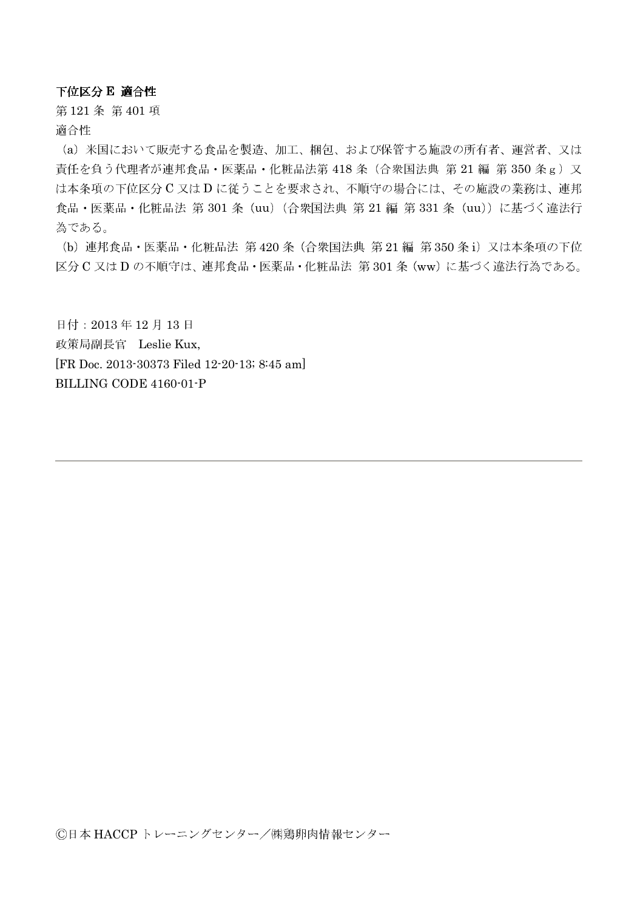**下位区分 E 適合性**

第 121 条 第 401 項

適合性

（a）米国において販売する食品を製造、加工、梱包、および保管する施設の所有者、運営者、又は責任を負う代理者が連邦食品・医薬品・化粧品法第 418 条（合衆国法典 第 21 編 第 350 条 g）又は本条項の下位区分 C 又は D に従うことを要求され、不順守の場合には、その施設の業務は、連邦食品・医薬品・化粧品法 第 301 条（uu）（合衆国法典 第 21 編 第 331 条（uu））に基づく違法行為である。

（b）連邦食品・医薬品・化粧品法 第 420 条（合衆国法典 第 21 編 第 350 条 i）又は本条項の下位区分 C 又は D の不順守は、連邦食品・医薬品・化粧品法 第 301 条（ww）に基づく違法行為である。

日付：2013 年 12 月 13 日

政策局副長官　Leslie Kux,

[FR Doc. 2013-30373 Filed 12-20-13; 8:45 am]

BILLING CODE 4160-01-P

---

Ⓒ日本 HACCP トレーニングセンター／㈱鶏卵肉情報センター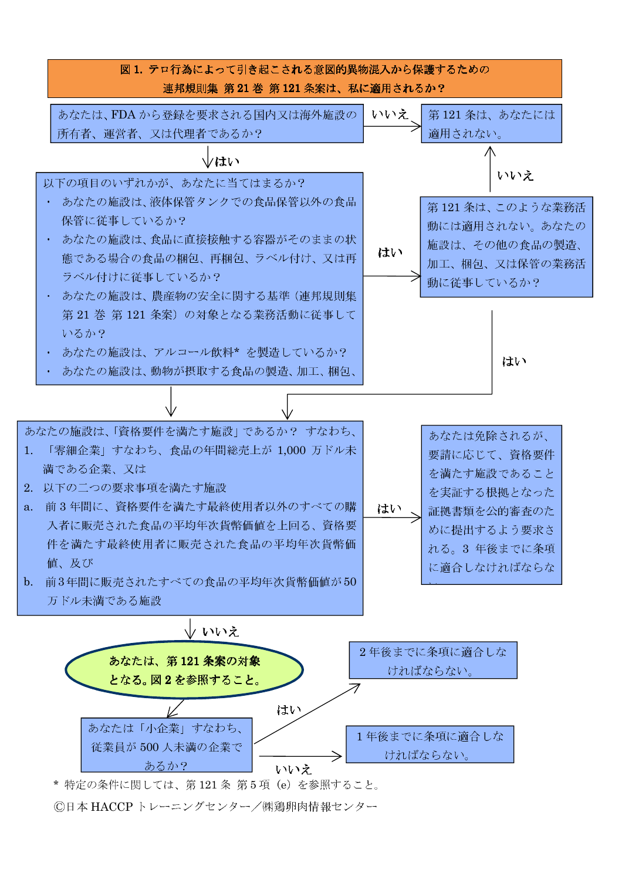**図 1. テロ行為によって引き起こされる意図的異物混入から保護するための連邦規則集 第 21 巻 第 121 条案は、私に適用されるか？**

あなたは、FDA から登録を要求される国内又は海外施設の所有者、運営者、又は代理者であるか？

- いいえ → 第 121 条は、あなたには適用されない。
- はい ↓

以下の項目のいずれかが、あなたに当てはまるか？

- あなたの施設は、液体保管タンクでの食品保管以外の食品保管に従事しているか？
- あなたの施設は、食品に直接接触する容器がそのままの状態である場合の食品の梱包、再梱包、ラベル付け、又は再ラベル付けに従事しているか？
- あなたの施設は、農産物の安全に関する基準（連邦規則集 第 21 巻 第 121 条案）の対象となる業務活動に従事しているか？
- あなたの施設は、アルコール飲料* を製造しているか？
- あなたの施設は、動物が摂取する食品の製造、加工、梱包、

- はい → 第 121 条は、このような業務活動には適用されない。あなたの施設は、その他の食品の製造、加工、梱包、又は保管の業務活動に従事しているか？
  - いいえ → 第 121 条は、あなたには適用されない。
  - はい ↓（下の質問へ）
- （いいえ）↓

あなたの施設は、「資格要件を満たす施設」であるか？ すなわち、

1. 「零細企業」すなわち、食品の年間総売上が 1,000 万ドル未満である企業、又は
2. 以下の二つの要求事項を満たす施設

a. 前 3 年間に、資格要件を満たす最終使用者以外のすべての購入者に販売された食品の平均年次貨幣価値を上回る、資格要件を満たす最終使用者に販売された食品の平均年次貨幣価値、及び

b. 前 3 年間に販売されたすべての食品の平均年次貨幣価値が 50 万ドル未満である施設

- はい → あなたは免除されるが、要請に応じて、資格要件を満たす施設であることを実証する根拠となった証拠書類を公的審査のために提出するよう要求される。3 年後までに条項に適合しなければならない。
- いいえ ↓

**あなたは、第 121 条案の対象となる。図 2 を参照すること。**

あなたは「小企業」すなわち、従業員が 500 人未満の企業であるか？

- はい → 2 年後までに条項に適合しなければならない。
- いいえ → 1 年後までに条項に適合しなければならない。

\* 特定の条件に関しては、第 121 条 第 5 項（e）を参照すること。

Ⓒ日本 HACCP トレーニングセンター／㈱鶏卵肉情報センター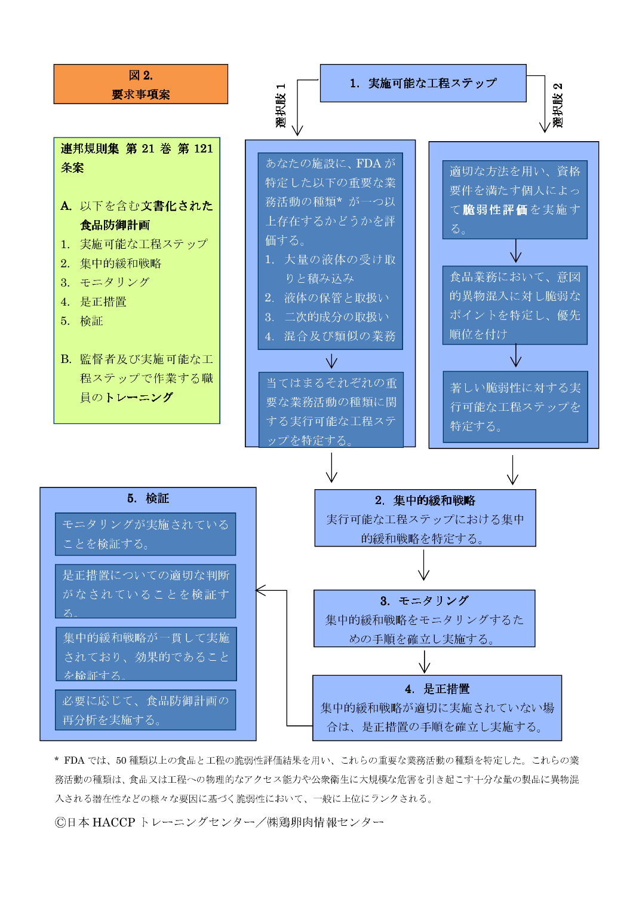**図 2.**
**要求事項案**

**連邦規則集 第 21 巻 第 121 条案**

A. 以下を含む**文書化された食品防御計画**
1. 実施可能な工程ステップ
2. 集中的緩和戦略
3. モニタリング
4. 是正措置
5. 検証

B. 監督者及び実施可能な工程ステップで作業する職員の**トレーニング**

**1. 実施可能な工程ステップ**

選択肢 1

あなたの施設に、FDA が特定した以下の重要な業務活動の種類* が一つ以上存在するかどうかを評価する。
1. 大量の液体の受け取りと積み込み
2. 液体の保管と取扱い
3. 二次的成分の取扱い
4. 混合及び類似の業務

↓

当てはまるそれぞれの重要な業務活動の種類に関する実行可能な工程ステップを特定する。

選択肢 2

適切な方法を用い、資格要件を満たす個人によって**脆弱性評価**を実施する。

↓

食品業務において、意図的異物混入に対し脆弱なポイントを特定し、優先順位を付け

↓

著しい脆弱性に対する実行可能な工程ステップを特定する。

**2. 集中的緩和戦略**
実行可能な工程ステップにおける集中的緩和戦略を特定する。

↓

**3. モニタリング**
集中的緩和戦略をモニタリングするための手順を確立し実施する。

↓

**4. 是正措置**
集中的緩和戦略が適切に実施されていない場合は、是正措置の手順を確立し実施する。

**5. 検証**
- モニタリングが実施されていることを検証する。
- 是正措置についての適切な判断がなされていることを検証する。
- 集中的緩和戦略が一貫して実施されており、効果的であることを検証する。
- 必要に応じて、食品防御計画の再分析を実施する。

\* FDA では、50 種類以上の食品と工程の脆弱性評価結果を用い、これらの重要な業務活動の種類を特定した。これらの業務活動の種類は、食品又は工程への物理的なアクセス能力や公衆衛生に大規模な危害を引き起こす十分な量の製品に異物混入される潜在性などの様々な要因に基づく脆弱性において、一般に上位にランクされる。

Ⓒ日本 HACCP トレーニングセンター／㈱鶏卵肉情報センター